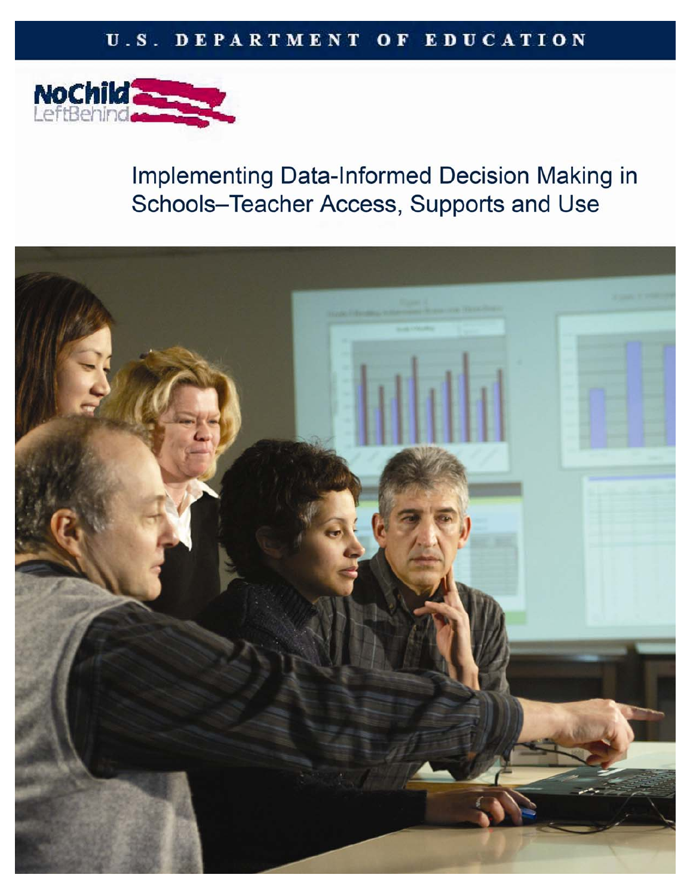U.S. DEPARTMENT OF EDUCATION

No Child Left Behind

# Implementing Data-Informed Decision Making in Schools–Teacher Access, Supports and Use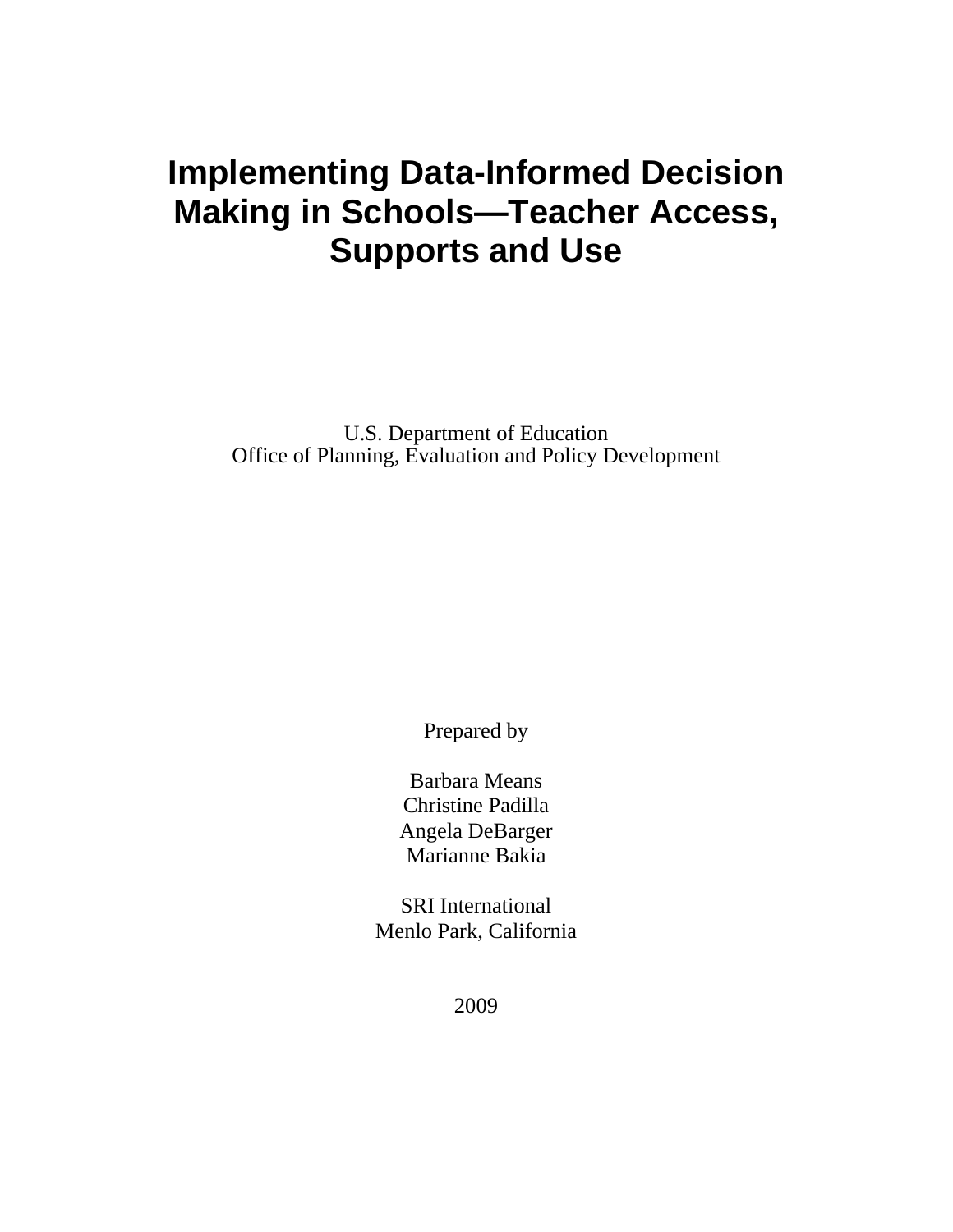# Implementing Data-Informed Decision Making in Schools—Teacher Access, Supports and Use

U.S. Department of Education
Office of Planning, Evaluation and Policy Development

Prepared by

Barbara Means
Christine Padilla
Angela DeBarger
Marianne Bakia

SRI International
Menlo Park, California

2009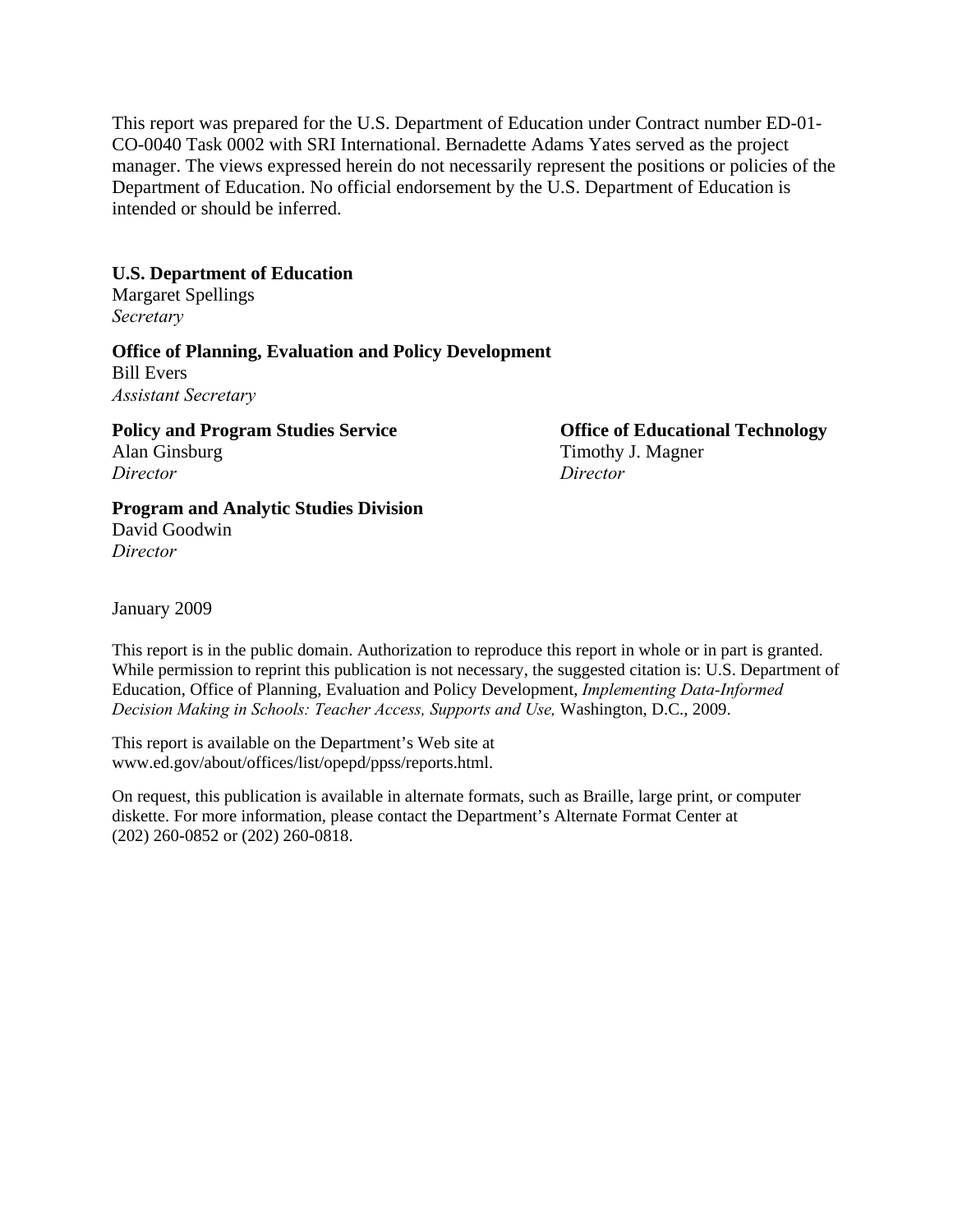This report was prepared for the U.S. Department of Education under Contract number ED-01-CO-0040 Task 0002 with SRI International. Bernadette Adams Yates served as the project manager. The views expressed herein do not necessarily represent the positions or policies of the Department of Education. No official endorsement by the U.S. Department of Education is intended or should be inferred.

**U.S. Department of Education**
Margaret Spellings
*Secretary*

**Office of Planning, Evaluation and Policy Development**
Bill Evers
*Assistant Secretary*

**Policy and Program Studies Service**
Alan Ginsburg
*Director*

**Office of Educational Technology**
Timothy J. Magner
*Director*

**Program and Analytic Studies Division**
David Goodwin
*Director*

January 2009

This report is in the public domain. Authorization to reproduce this report in whole or in part is granted. While permission to reprint this publication is not necessary, the suggested citation is: U.S. Department of Education, Office of Planning, Evaluation and Policy Development, *Implementing Data-Informed Decision Making in Schools: Teacher Access, Supports and Use,* Washington, D.C., 2009.

This report is available on the Department's Web site at www.ed.gov/about/offices/list/opepd/ppss/reports.html.

On request, this publication is available in alternate formats, such as Braille, large print, or computer diskette. For more information, please contact the Department's Alternate Format Center at (202) 260-0852 or (202) 260-0818.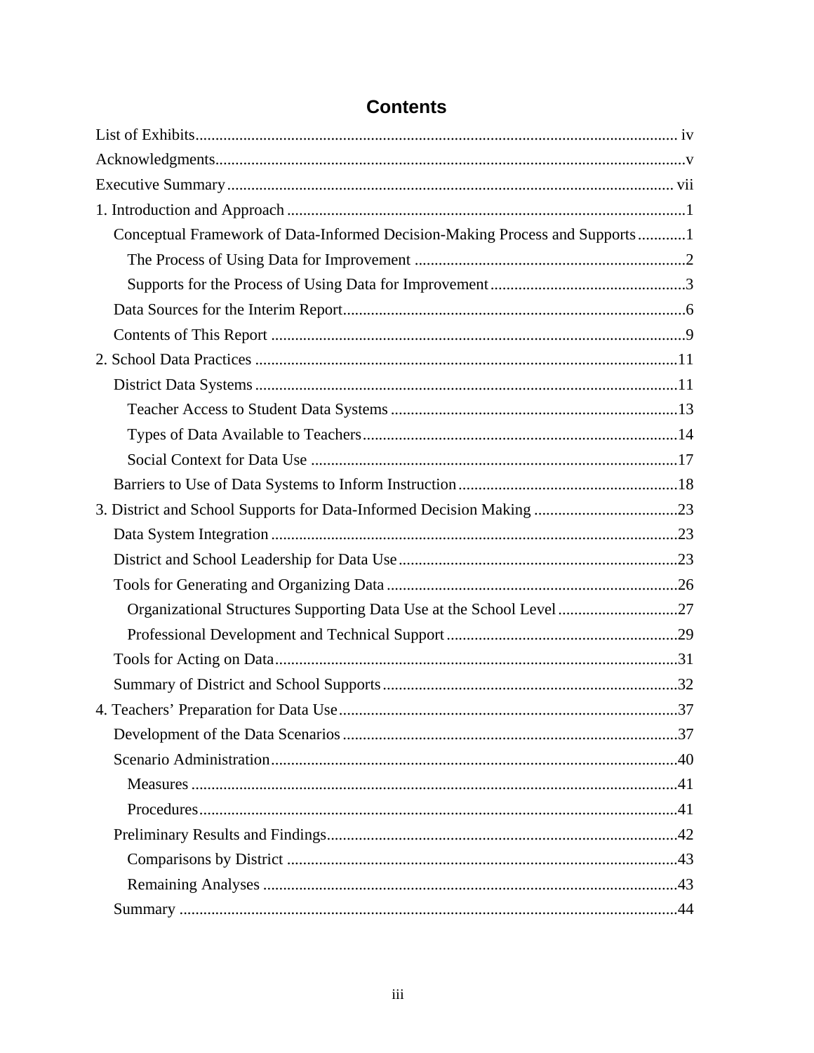# Contents

List of Exhibits ........ iv

Acknowledgments ........ v

Executive Summary ........ vii

1. Introduction and Approach ........ 1
   - Conceptual Framework of Data-Informed Decision-Making Process and Supports ........ 1
     - The Process of Using Data for Improvement ........ 2
     - Supports for the Process of Using Data for Improvement ........ 3
   - Data Sources for the Interim Report ........ 6
   - Contents of This Report ........ 9
2. School Data Practices ........ 11
   - District Data Systems ........ 11
     - Teacher Access to Student Data Systems ........ 13
     - Types of Data Available to Teachers ........ 14
     - Social Context for Data Use ........ 17
   - Barriers to Use of Data Systems to Inform Instruction ........ 18
3. District and School Supports for Data-Informed Decision Making ........ 23
   - Data System Integration ........ 23
   - District and School Leadership for Data Use ........ 23
   - Tools for Generating and Organizing Data ........ 26
     - Organizational Structures Supporting Data Use at the School Level ........ 27
     - Professional Development and Technical Support ........ 29
   - Tools for Acting on Data ........ 31
   - Summary of District and School Supports ........ 32
4. Teachers' Preparation for Data Use ........ 37
   - Development of the Data Scenarios ........ 37
   - Scenario Administration ........ 40
     - Measures ........ 41
     - Procedures ........ 41
   - Preliminary Results and Findings ........ 42
     - Comparisons by District ........ 43
     - Remaining Analyses ........ 43
   - Summary ........ 44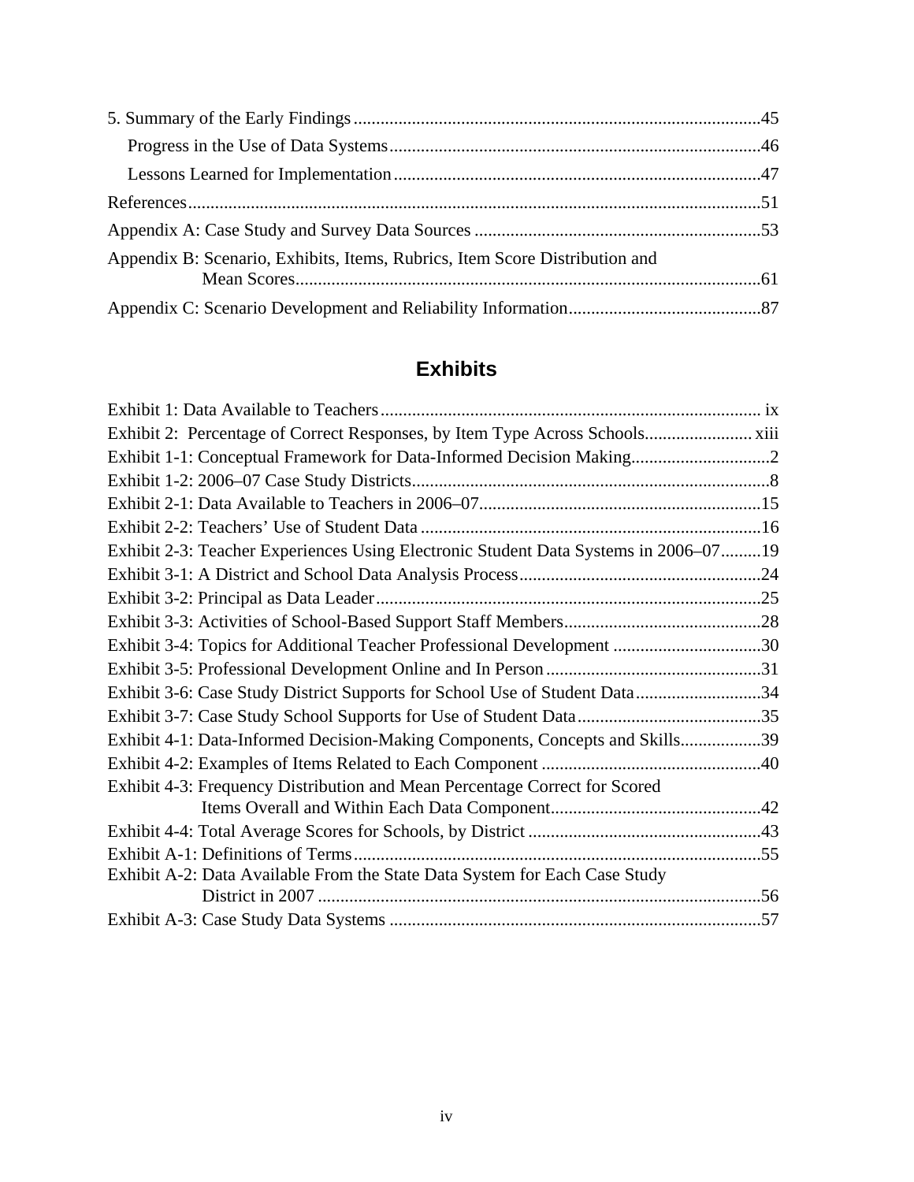5. Summary of the Early Findings ..........................................................................................45

Progress in the Use of Data Systems ..................................................................................46

Lessons Learned for Implementation .................................................................................47

References ................................................................................................................................51

Appendix A: Case Study and Survey Data Sources ................................................................53

Appendix B: Scenario, Exhibits, Items, Rubrics, Item Score Distribution and Mean Scores ........................................................................................................61

Appendix C: Scenario Development and Reliability Information ...........................................87

## Exhibits

Exhibit 1: Data Available to Teachers .................................................................................... ix

Exhibit 2: Percentage of Correct Responses, by Item Type Across Schools........................ xiii

Exhibit 1-1: Conceptual Framework for Data-Informed Decision Making...............................2

Exhibit 1-2: 2006–07 Case Study Districts................................................................................8

Exhibit 2-1: Data Available to Teachers in 2006–07...............................................................15

Exhibit 2-2: Teachers' Use of Student Data ............................................................................16

Exhibit 2-3: Teacher Experiences Using Electronic Student Data Systems in 2006–07.........19

Exhibit 3-1: A District and School Data Analysis Process......................................................24

Exhibit 3-2: Principal as Data Leader......................................................................................25

Exhibit 3-3: Activities of School-Based Support Staff Members............................................28

Exhibit 3-4: Topics for Additional Teacher Professional Development .................................30

Exhibit 3-5: Professional Development Online and In Person ................................................31

Exhibit 3-6: Case Study District Supports for School Use of Student Data............................34

Exhibit 3-7: Case Study School Supports for Use of Student Data.........................................35

Exhibit 4-1: Data-Informed Decision-Making Components, Concepts and Skills..................39

Exhibit 4-2: Examples of Items Related to Each Component .................................................40

Exhibit 4-3: Frequency Distribution and Mean Percentage Correct for Scored Items Overall and Within Each Data Component...............................................42

Exhibit 4-4: Total Average Scores for Schools, by District ....................................................43

Exhibit A-1: Definitions of Terms...........................................................................................55

Exhibit A-2: Data Available From the State Data System for Each Case Study District in 2007 ..................................................................................................56

Exhibit A-3: Case Study Data Systems ...................................................................................57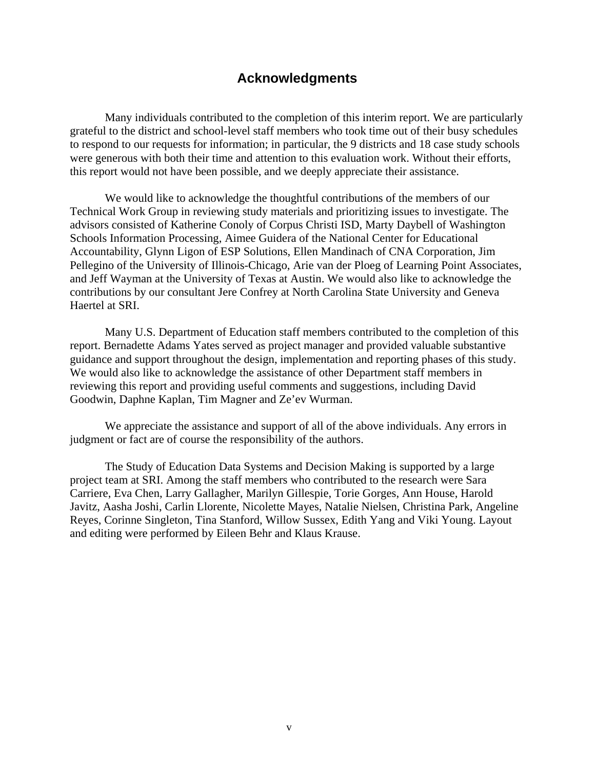# Acknowledgments

Many individuals contributed to the completion of this interim report. We are particularly grateful to the district and school-level staff members who took time out of their busy schedules to respond to our requests for information; in particular, the 9 districts and 18 case study schools were generous with both their time and attention to this evaluation work. Without their efforts, this report would not have been possible, and we deeply appreciate their assistance.

We would like to acknowledge the thoughtful contributions of the members of our Technical Work Group in reviewing study materials and prioritizing issues to investigate. The advisors consisted of Katherine Conoly of Corpus Christi ISD, Marty Daybell of Washington Schools Information Processing, Aimee Guidera of the National Center for Educational Accountability, Glynn Ligon of ESP Solutions, Ellen Mandinach of CNA Corporation, Jim Pellegino of the University of Illinois-Chicago, Arie van der Ploeg of Learning Point Associates, and Jeff Wayman at the University of Texas at Austin. We would also like to acknowledge the contributions by our consultant Jere Confrey at North Carolina State University and Geneva Haertel at SRI.

Many U.S. Department of Education staff members contributed to the completion of this report. Bernadette Adams Yates served as project manager and provided valuable substantive guidance and support throughout the design, implementation and reporting phases of this study. We would also like to acknowledge the assistance of other Department staff members in reviewing this report and providing useful comments and suggestions, including David Goodwin, Daphne Kaplan, Tim Magner and Ze'ev Wurman.

We appreciate the assistance and support of all of the above individuals. Any errors in judgment or fact are of course the responsibility of the authors.

The Study of Education Data Systems and Decision Making is supported by a large project team at SRI. Among the staff members who contributed to the research were Sara Carriere, Eva Chen, Larry Gallagher, Marilyn Gillespie, Torie Gorges, Ann House, Harold Javitz, Aasha Joshi, Carlin Llorente, Nicolette Mayes, Natalie Nielsen, Christina Park, Angeline Reyes, Corinne Singleton, Tina Stanford, Willow Sussex, Edith Yang and Viki Young. Layout and editing were performed by Eileen Behr and Klaus Krause.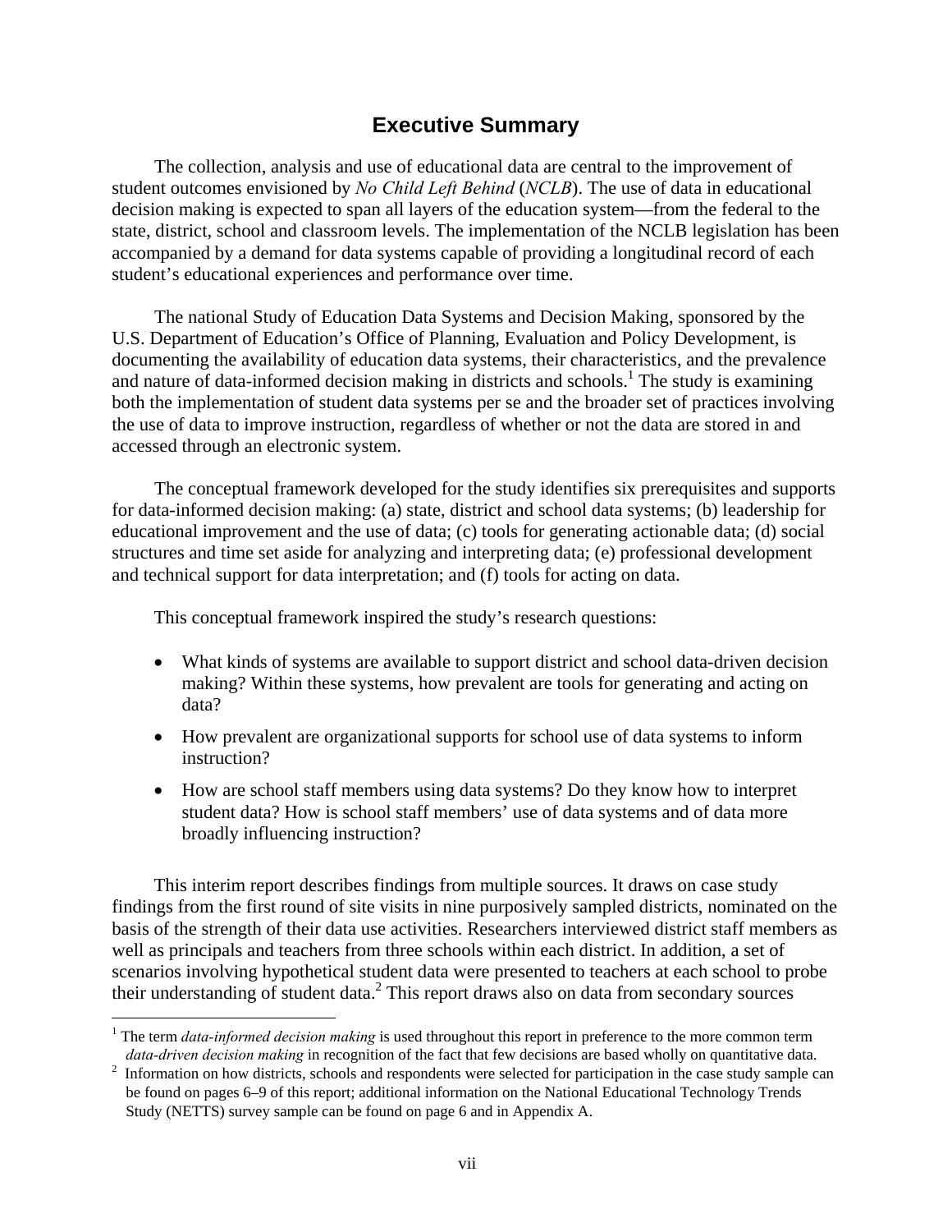## Executive Summary

The collection, analysis and use of educational data are central to the improvement of student outcomes envisioned by *No Child Left Behind* (*NCLB*). The use of data in educational decision making is expected to span all layers of the education system—from the federal to the state, district, school and classroom levels. The implementation of the NCLB legislation has been accompanied by a demand for data systems capable of providing a longitudinal record of each student's educational experiences and performance over time.

The national Study of Education Data Systems and Decision Making, sponsored by the U.S. Department of Education's Office of Planning, Evaluation and Policy Development, is documenting the availability of education data systems, their characteristics, and the prevalence and nature of data-informed decision making in districts and schools.[1] The study is examining both the implementation of student data systems per se and the broader set of practices involving the use of data to improve instruction, regardless of whether or not the data are stored in and accessed through an electronic system.

The conceptual framework developed for the study identifies six prerequisites and supports for data-informed decision making: (a) state, district and school data systems; (b) leadership for educational improvement and the use of data; (c) tools for generating actionable data; (d) social structures and time set aside for analyzing and interpreting data; (e) professional development and technical support for data interpretation; and (f) tools for acting on data.

This conceptual framework inspired the study's research questions:

- What kinds of systems are available to support district and school data-driven decision making? Within these systems, how prevalent are tools for generating and acting on data?
- How prevalent are organizational supports for school use of data systems to inform instruction?
- How are school staff members using data systems? Do they know how to interpret student data? How is school staff members' use of data systems and of data more broadly influencing instruction?

This interim report describes findings from multiple sources. It draws on case study findings from the first round of site visits in nine purposively sampled districts, nominated on the basis of the strength of their data use activities. Researchers interviewed district staff members as well as principals and teachers from three schools within each district. In addition, a set of scenarios involving hypothetical student data were presented to teachers at each school to probe their understanding of student data.[2] This report draws also on data from secondary sources

[1] The term *data-informed decision making* is used throughout this report in preference to the more common term *data-driven decision making* in recognition of the fact that few decisions are based wholly on quantitative data.

[2] Information on how districts, schools and respondents were selected for participation in the case study sample can be found on pages 6–9 of this report; additional information on the National Educational Technology Trends Study (NETTS) survey sample can be found on page 6 and in Appendix A.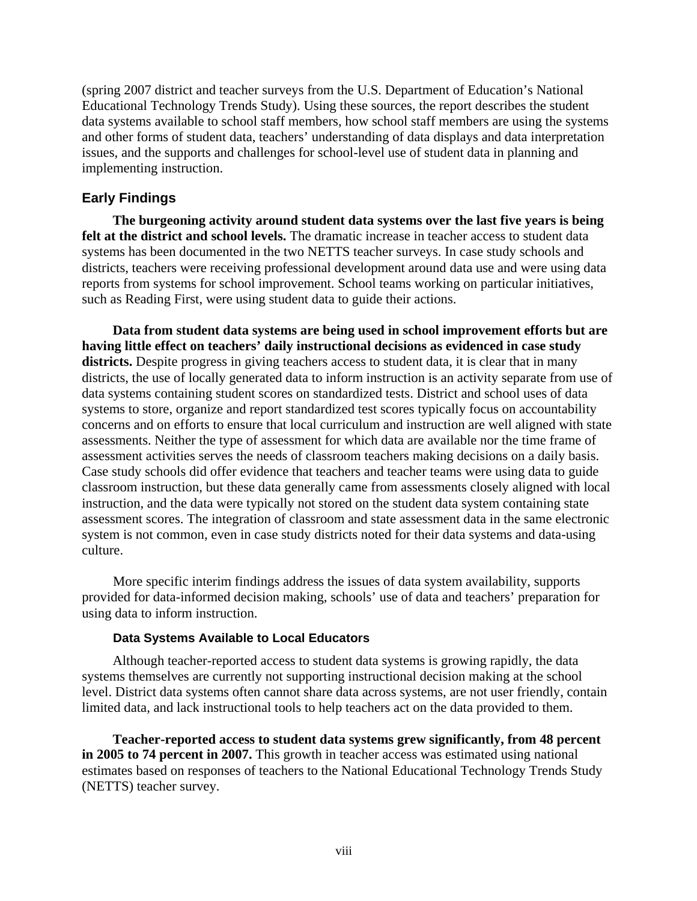(spring 2007 district and teacher surveys from the U.S. Department of Education's National Educational Technology Trends Study). Using these sources, the report describes the student data systems available to school staff members, how school staff members are using the systems and other forms of student data, teachers' understanding of data displays and data interpretation issues, and the supports and challenges for school-level use of student data in planning and implementing instruction.

## Early Findings

**The burgeoning activity around student data systems over the last five years is being felt at the district and school levels.** The dramatic increase in teacher access to student data systems has been documented in the two NETTS teacher surveys. In case study schools and districts, teachers were receiving professional development around data use and were using data reports from systems for school improvement. School teams working on particular initiatives, such as Reading First, were using student data to guide their actions.

**Data from student data systems are being used in school improvement efforts but are having little effect on teachers' daily instructional decisions as evidenced in case study districts.** Despite progress in giving teachers access to student data, it is clear that in many districts, the use of locally generated data to inform instruction is an activity separate from use of data systems containing student scores on standardized tests. District and school uses of data systems to store, organize and report standardized test scores typically focus on accountability concerns and on efforts to ensure that local curriculum and instruction are well aligned with state assessments. Neither the type of assessment for which data are available nor the time frame of assessment activities serves the needs of classroom teachers making decisions on a daily basis. Case study schools did offer evidence that teachers and teacher teams were using data to guide classroom instruction, but these data generally came from assessments closely aligned with local instruction, and the data were typically not stored on the student data system containing state assessment scores. The integration of classroom and state assessment data in the same electronic system is not common, even in case study districts noted for their data systems and data-using culture.

More specific interim findings address the issues of data system availability, supports provided for data-informed decision making, schools' use of data and teachers' preparation for using data to inform instruction.

### Data Systems Available to Local Educators

Although teacher-reported access to student data systems is growing rapidly, the data systems themselves are currently not supporting instructional decision making at the school level. District data systems often cannot share data across systems, are not user friendly, contain limited data, and lack instructional tools to help teachers act on the data provided to them.

**Teacher-reported access to student data systems grew significantly, from 48 percent in 2005 to 74 percent in 2007.** This growth in teacher access was estimated using national estimates based on responses of teachers to the National Educational Technology Trends Study (NETTS) teacher survey.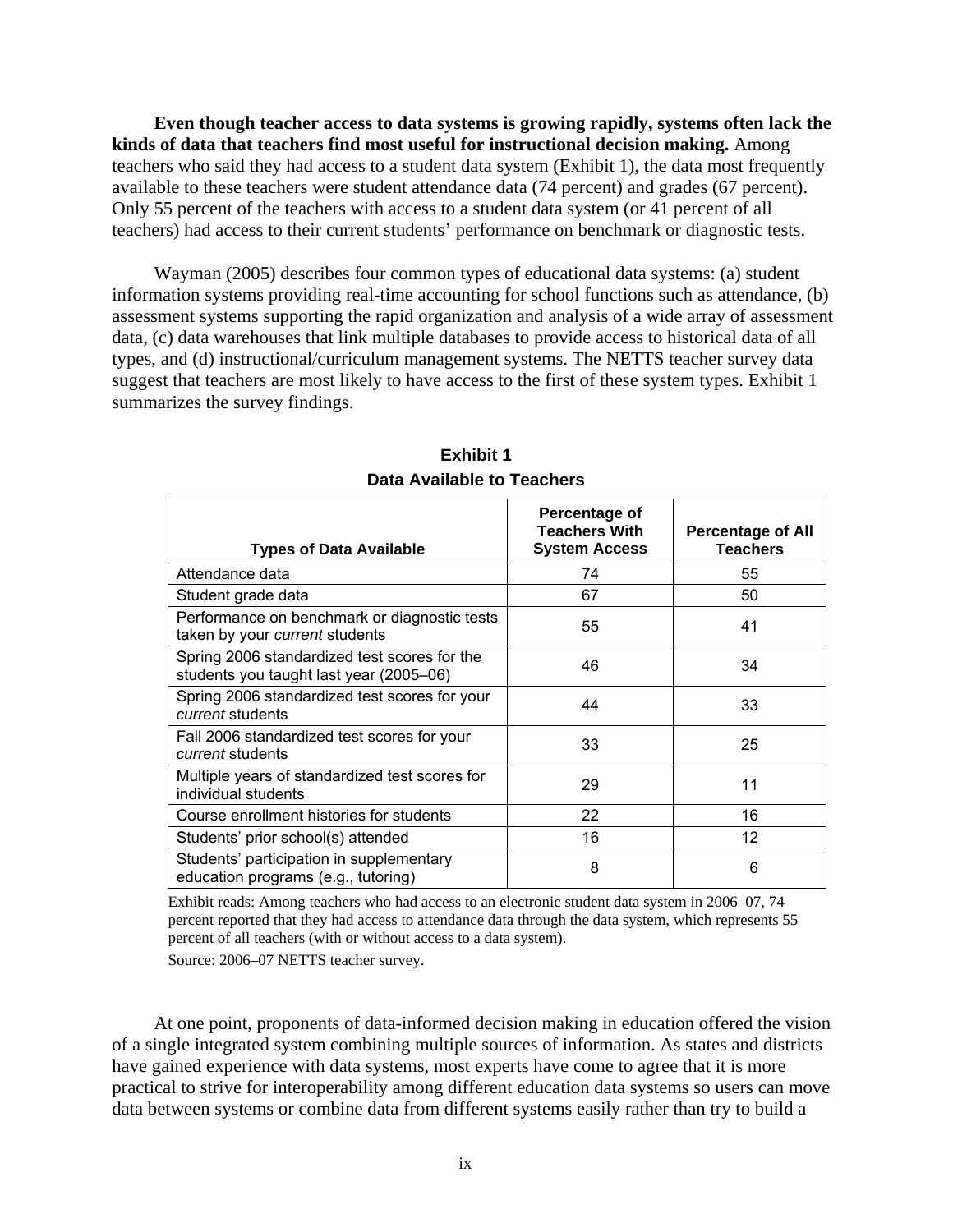**Even though teacher access to data systems is growing rapidly, systems often lack the kinds of data that teachers find most useful for instructional decision making.** Among teachers who said they had access to a student data system (Exhibit 1), the data most frequently available to these teachers were student attendance data (74 percent) and grades (67 percent). Only 55 percent of the teachers with access to a student data system (or 41 percent of all teachers) had access to their current students' performance on benchmark or diagnostic tests.

Wayman (2005) describes four common types of educational data systems: (a) student information systems providing real-time accounting for school functions such as attendance, (b) assessment systems supporting the rapid organization and analysis of a wide array of assessment data, (c) data warehouses that link multiple databases to provide access to historical data of all types, and (d) instructional/curriculum management systems. The NETTS teacher survey data suggest that teachers are most likely to have access to the first of these system types. Exhibit 1 summarizes the survey findings.

**Exhibit 1**
**Data Available to Teachers**

| Types of Data Available | Percentage of Teachers With System Access | Percentage of All Teachers |
|---|---|---|
| Attendance data | 74 | 55 |
| Student grade data | 67 | 50 |
| Performance on benchmark or diagnostic tests taken by your *current* students | 55 | 41 |
| Spring 2006 standardized test scores for the students you taught last year (2005–06) | 46 | 34 |
| Spring 2006 standardized test scores for your *current* students | 44 | 33 |
| Fall 2006 standardized test scores for your *current* students | 33 | 25 |
| Multiple years of standardized test scores for individual students | 29 | 11 |
| Course enrollment histories for students | 22 | 16 |
| Students' prior school(s) attended | 16 | 12 |
| Students' participation in supplementary education programs (e.g., tutoring) | 8 | 6 |

Exhibit reads: Among teachers who had access to an electronic student data system in 2006–07, 74 percent reported that they had access to attendance data through the data system, which represents 55 percent of all teachers (with or without access to a data system).

Source: 2006–07 NETTS teacher survey.

At one point, proponents of data-informed decision making in education offered the vision of a single integrated system combining multiple sources of information. As states and districts have gained experience with data systems, most experts have come to agree that it is more practical to strive for interoperability among different education data systems so users can move data between systems or combine data from different systems easily rather than try to build a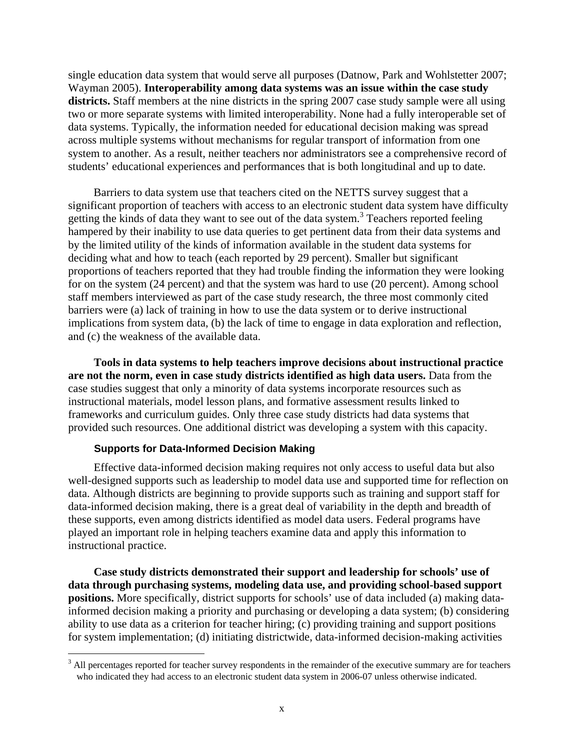single education data system that would serve all purposes (Datnow, Park and Wohlstetter 2007; Wayman 2005). **Interoperability among data systems was an issue within the case study districts.** Staff members at the nine districts in the spring 2007 case study sample were all using two or more separate systems with limited interoperability. None had a fully interoperable set of data systems. Typically, the information needed for educational decision making was spread across multiple systems without mechanisms for regular transport of information from one system to another. As a result, neither teachers nor administrators see a comprehensive record of students' educational experiences and performances that is both longitudinal and up to date.

Barriers to data system use that teachers cited on the NETTS survey suggest that a significant proportion of teachers with access to an electronic student data system have difficulty getting the kinds of data they want to see out of the data system.[3] Teachers reported feeling hampered by their inability to use data queries to get pertinent data from their data systems and by the limited utility of the kinds of information available in the student data systems for deciding what and how to teach (each reported by 29 percent). Smaller but significant proportions of teachers reported that they had trouble finding the information they were looking for on the system (24 percent) and that the system was hard to use (20 percent). Among school staff members interviewed as part of the case study research, the three most commonly cited barriers were (a) lack of training in how to use the data system or to derive instructional implications from system data, (b) the lack of time to engage in data exploration and reflection, and (c) the weakness of the available data.

**Tools in data systems to help teachers improve decisions about instructional practice are not the norm, even in case study districts identified as high data users.** Data from the case studies suggest that only a minority of data systems incorporate resources such as instructional materials, model lesson plans, and formative assessment results linked to frameworks and curriculum guides. Only three case study districts had data systems that provided such resources. One additional district was developing a system with this capacity.

### Supports for Data-Informed Decision Making

Effective data-informed decision making requires not only access to useful data but also well-designed supports such as leadership to model data use and supported time for reflection on data. Although districts are beginning to provide supports such as training and support staff for data-informed decision making, there is a great deal of variability in the depth and breadth of these supports, even among districts identified as model data users. Federal programs have played an important role in helping teachers examine data and apply this information to instructional practice.

**Case study districts demonstrated their support and leadership for schools' use of data through purchasing systems, modeling data use, and providing school-based support positions.** More specifically, district supports for schools' use of data included (a) making data-informed decision making a priority and purchasing or developing a data system; (b) considering ability to use data as a criterion for teacher hiring; (c) providing training and support positions for system implementation; (d) initiating districtwide, data-informed decision-making activities

[3] All percentages reported for teacher survey respondents in the remainder of the executive summary are for teachers who indicated they had access to an electronic student data system in 2006-07 unless otherwise indicated.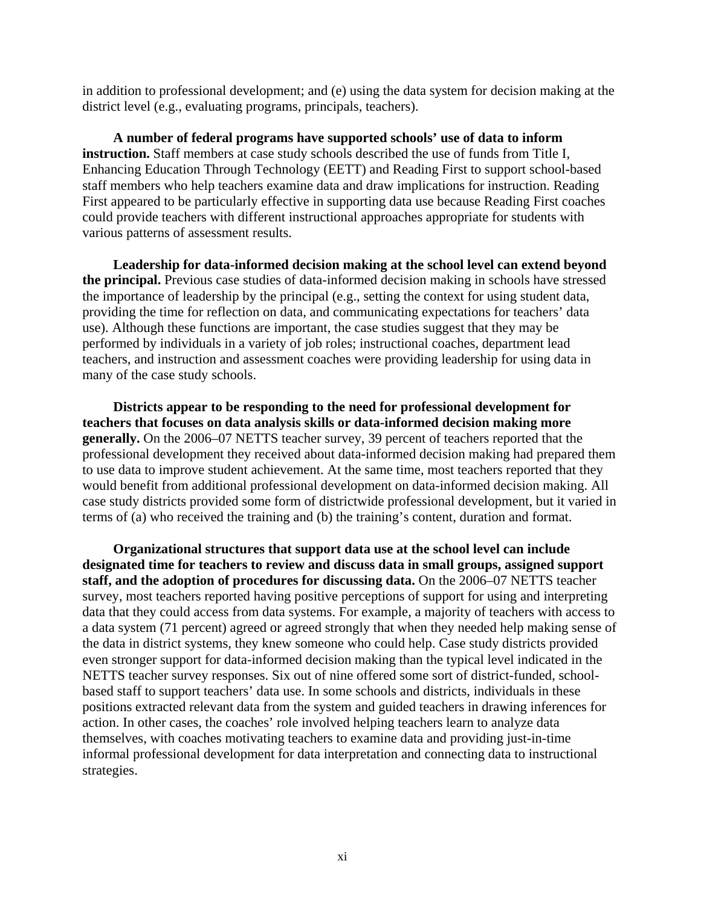in addition to professional development; and (e) using the data system for decision making at the district level (e.g., evaluating programs, principals, teachers).

**A number of federal programs have supported schools' use of data to inform instruction.** Staff members at case study schools described the use of funds from Title I, Enhancing Education Through Technology (EETT) and Reading First to support school-based staff members who help teachers examine data and draw implications for instruction. Reading First appeared to be particularly effective in supporting data use because Reading First coaches could provide teachers with different instructional approaches appropriate for students with various patterns of assessment results.

**Leadership for data-informed decision making at the school level can extend beyond the principal.** Previous case studies of data-informed decision making in schools have stressed the importance of leadership by the principal (e.g., setting the context for using student data, providing the time for reflection on data, and communicating expectations for teachers' data use). Although these functions are important, the case studies suggest that they may be performed by individuals in a variety of job roles; instructional coaches, department lead teachers, and instruction and assessment coaches were providing leadership for using data in many of the case study schools.

**Districts appear to be responding to the need for professional development for teachers that focuses on data analysis skills or data-informed decision making more generally.** On the 2006–07 NETTS teacher survey, 39 percent of teachers reported that the professional development they received about data-informed decision making had prepared them to use data to improve student achievement. At the same time, most teachers reported that they would benefit from additional professional development on data-informed decision making. All case study districts provided some form of districtwide professional development, but it varied in terms of (a) who received the training and (b) the training's content, duration and format.

**Organizational structures that support data use at the school level can include designated time for teachers to review and discuss data in small groups, assigned support staff, and the adoption of procedures for discussing data.** On the 2006–07 NETTS teacher survey, most teachers reported having positive perceptions of support for using and interpreting data that they could access from data systems. For example, a majority of teachers with access to a data system (71 percent) agreed or agreed strongly that when they needed help making sense of the data in district systems, they knew someone who could help. Case study districts provided even stronger support for data-informed decision making than the typical level indicated in the NETTS teacher survey responses. Six out of nine offered some sort of district-funded, school-based staff to support teachers' data use. In some schools and districts, individuals in these positions extracted relevant data from the system and guided teachers in drawing inferences for action. In other cases, the coaches' role involved helping teachers learn to analyze data themselves, with coaches motivating teachers to examine data and providing just-in-time informal professional development for data interpretation and connecting data to instructional strategies.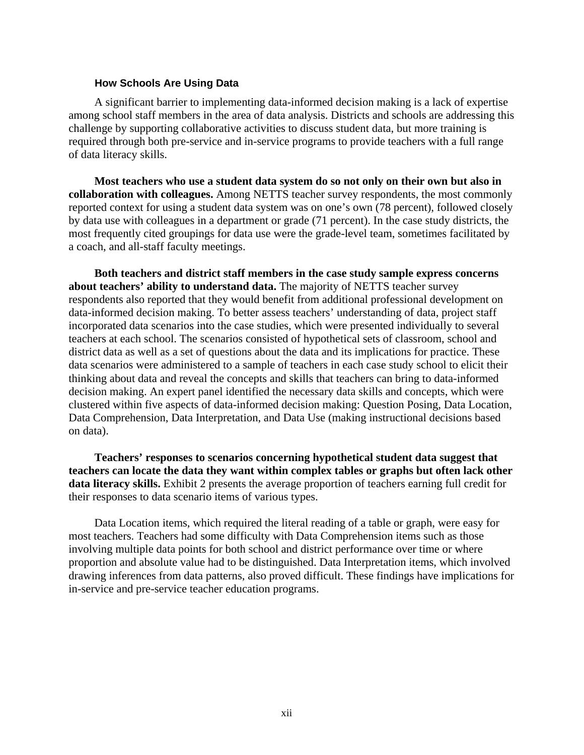### How Schools Are Using Data

A significant barrier to implementing data-informed decision making is a lack of expertise among school staff members in the area of data analysis. Districts and schools are addressing this challenge by supporting collaborative activities to discuss student data, but more training is required through both pre-service and in-service programs to provide teachers with a full range of data literacy skills.

**Most teachers who use a student data system do so not only on their own but also in collaboration with colleagues.** Among NETTS teacher survey respondents, the most commonly reported context for using a student data system was on one's own (78 percent), followed closely by data use with colleagues in a department or grade (71 percent). In the case study districts, the most frequently cited groupings for data use were the grade-level team, sometimes facilitated by a coach, and all-staff faculty meetings.

**Both teachers and district staff members in the case study sample express concerns about teachers' ability to understand data.** The majority of NETTS teacher survey respondents also reported that they would benefit from additional professional development on data-informed decision making. To better assess teachers' understanding of data, project staff incorporated data scenarios into the case studies, which were presented individually to several teachers at each school. The scenarios consisted of hypothetical sets of classroom, school and district data as well as a set of questions about the data and its implications for practice. These data scenarios were administered to a sample of teachers in each case study school to elicit their thinking about data and reveal the concepts and skills that teachers can bring to data-informed decision making. An expert panel identified the necessary data skills and concepts, which were clustered within five aspects of data-informed decision making: Question Posing, Data Location, Data Comprehension, Data Interpretation, and Data Use (making instructional decisions based on data).

**Teachers' responses to scenarios concerning hypothetical student data suggest that teachers can locate the data they want within complex tables or graphs but often lack other data literacy skills.** Exhibit 2 presents the average proportion of teachers earning full credit for their responses to data scenario items of various types.

Data Location items, which required the literal reading of a table or graph, were easy for most teachers. Teachers had some difficulty with Data Comprehension items such as those involving multiple data points for both school and district performance over time or where proportion and absolute value had to be distinguished. Data Interpretation items, which involved drawing inferences from data patterns, also proved difficult. These findings have implications for in-service and pre-service teacher education programs.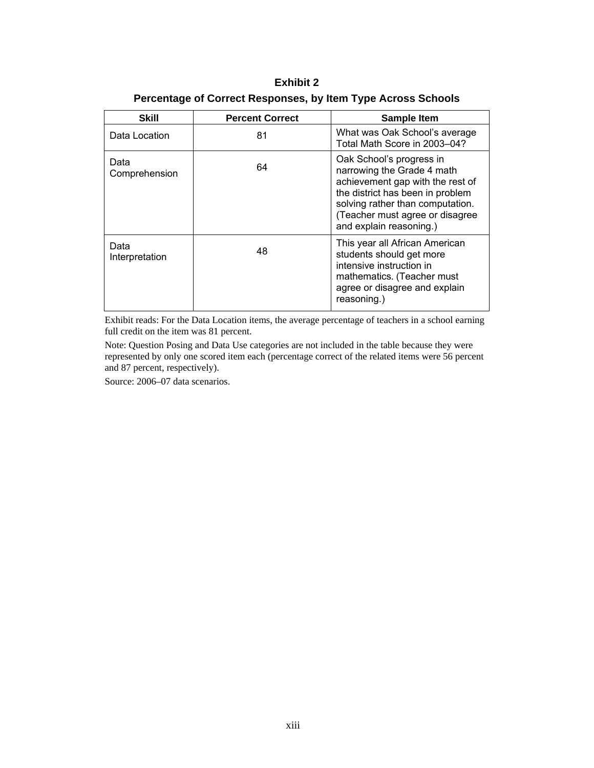**Exhibit 2**

**Percentage of Correct Responses, by Item Type Across Schools**

| Skill | Percent Correct | Sample Item |
|---|---|---|
| Data Location | 81 | What was Oak School's average Total Math Score in 2003–04? |
| Data Comprehension | 64 | Oak School's progress in narrowing the Grade 4 math achievement gap with the rest of the district has been in problem solving rather than computation. (Teacher must agree or disagree and explain reasoning.) |
| Data Interpretation | 48 | This year all African American students should get more intensive instruction in mathematics. (Teacher must agree or disagree and explain reasoning.) |

Exhibit reads: For the Data Location items, the average percentage of teachers in a school earning full credit on the item was 81 percent.

Note: Question Posing and Data Use categories are not included in the table because they were represented by only one scored item each (percentage correct of the related items were 56 percent and 87 percent, respectively).

Source: 2006–07 data scenarios.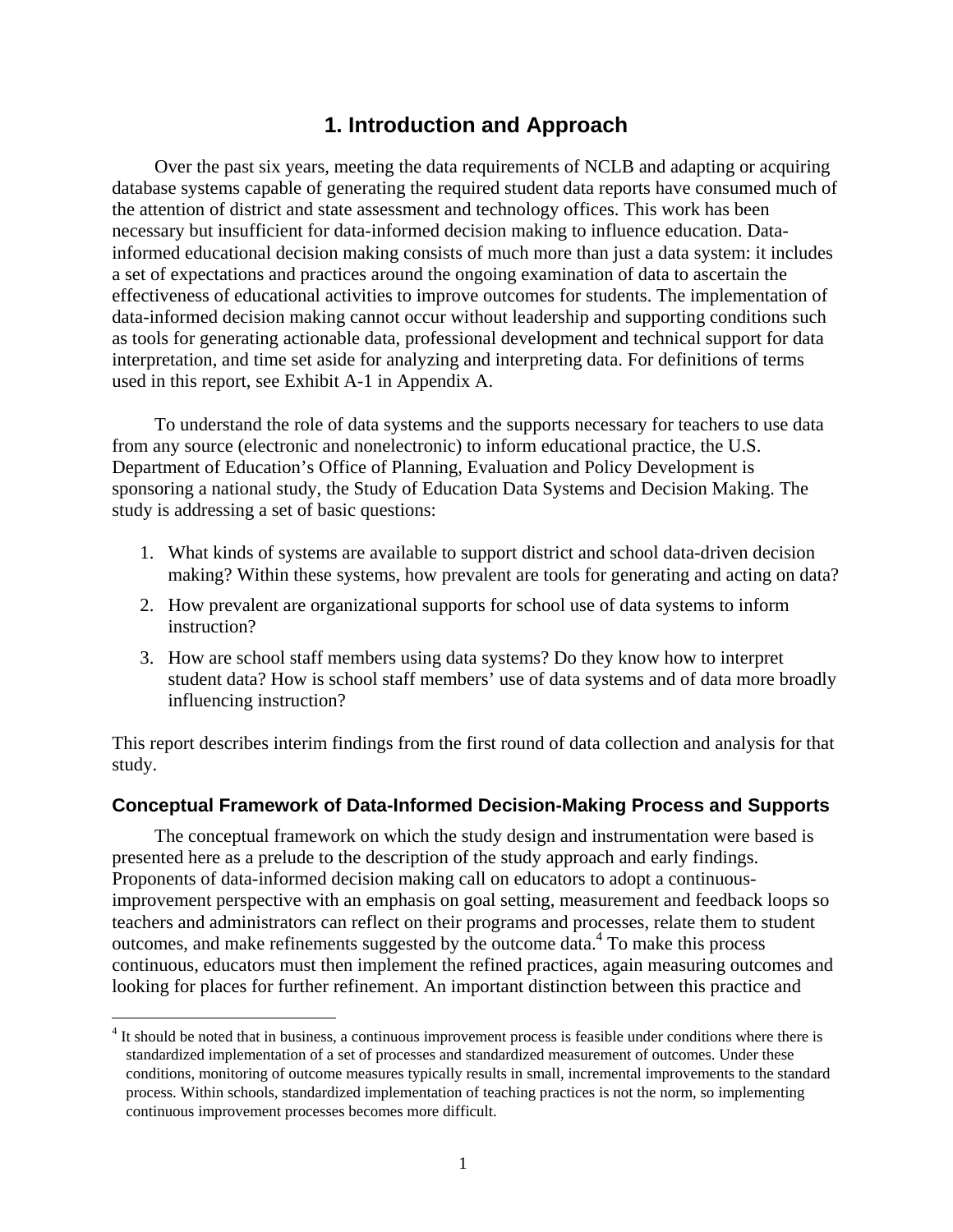# 1. Introduction and Approach

Over the past six years, meeting the data requirements of NCLB and adapting or acquiring database systems capable of generating the required student data reports have consumed much of the attention of district and state assessment and technology offices. This work has been necessary but insufficient for data-informed decision making to influence education. Data-informed educational decision making consists of much more than just a data system: it includes a set of expectations and practices around the ongoing examination of data to ascertain the effectiveness of educational activities to improve outcomes for students. The implementation of data-informed decision making cannot occur without leadership and supporting conditions such as tools for generating actionable data, professional development and technical support for data interpretation, and time set aside for analyzing and interpreting data. For definitions of terms used in this report, see Exhibit A-1 in Appendix A.

To understand the role of data systems and the supports necessary for teachers to use data from any source (electronic and nonelectronic) to inform educational practice, the U.S. Department of Education's Office of Planning, Evaluation and Policy Development is sponsoring a national study, the Study of Education Data Systems and Decision Making. The study is addressing a set of basic questions:

1. What kinds of systems are available to support district and school data-driven decision making? Within these systems, how prevalent are tools for generating and acting on data?
2. How prevalent are organizational supports for school use of data systems to inform instruction?
3. How are school staff members using data systems? Do they know how to interpret student data? How is school staff members' use of data systems and of data more broadly influencing instruction?

This report describes interim findings from the first round of data collection and analysis for that study.

## Conceptual Framework of Data-Informed Decision-Making Process and Supports

The conceptual framework on which the study design and instrumentation were based is presented here as a prelude to the description of the study approach and early findings. Proponents of data-informed decision making call on educators to adopt a continuous-improvement perspective with an emphasis on goal setting, measurement and feedback loops so teachers and administrators can reflect on their programs and processes, relate them to student outcomes, and make refinements suggested by the outcome data.[4] To make this process continuous, educators must then implement the refined practices, again measuring outcomes and looking for places for further refinement. An important distinction between this practice and

[4] It should be noted that in business, a continuous improvement process is feasible under conditions where there is standardized implementation of a set of processes and standardized measurement of outcomes. Under these conditions, monitoring of outcome measures typically results in small, incremental improvements to the standard process. Within schools, standardized implementation of teaching practices is not the norm, so implementing continuous improvement processes becomes more difficult.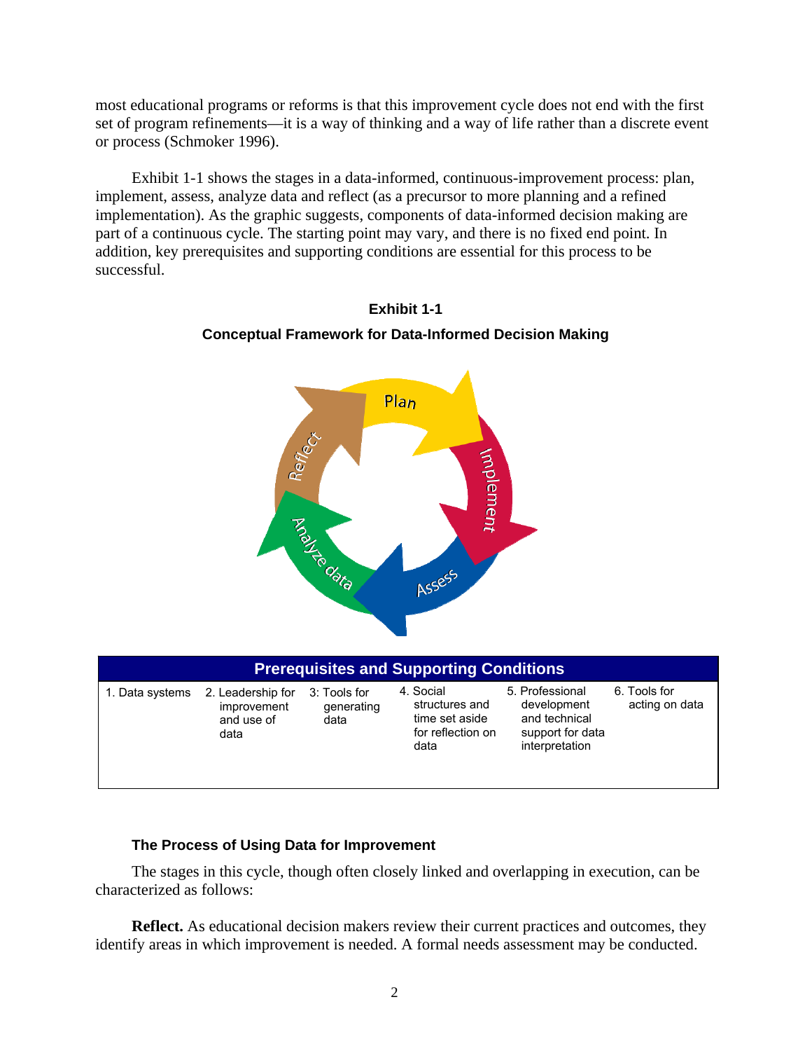most educational programs or reforms is that this improvement cycle does not end with the first set of program refinements—it is a way of thinking and a way of life rather than a discrete event or process (Schmoker 1996).

Exhibit 1-1 shows the stages in a data-informed, continuous-improvement process: plan, implement, assess, analyze data and reflect (as a precursor to more planning and a refined implementation). As the graphic suggests, components of data-informed decision making are part of a continuous cycle. The starting point may vary, and there is no fixed end point. In addition, key prerequisites and supporting conditions are essential for this process to be successful.

**Exhibit 1-1**

**Conceptual Framework for Data-Informed Decision Making**

Plan → Implement → Assess → Analyze data → Reflect

| Prerequisites and Supporting Conditions | | | | | |
|---|---|---|---|---|---|
| 1. Data systems | 2. Leadership for improvement and use of data | 3: Tools for generating data | 4. Social structures and time set aside for reflection on data | 5. Professional development and technical support for data interpretation | 6. Tools for acting on data |

### The Process of Using Data for Improvement

The stages in this cycle, though often closely linked and overlapping in execution, can be characterized as follows:

**Reflect.** As educational decision makers review their current practices and outcomes, they identify areas in which improvement is needed. A formal needs assessment may be conducted.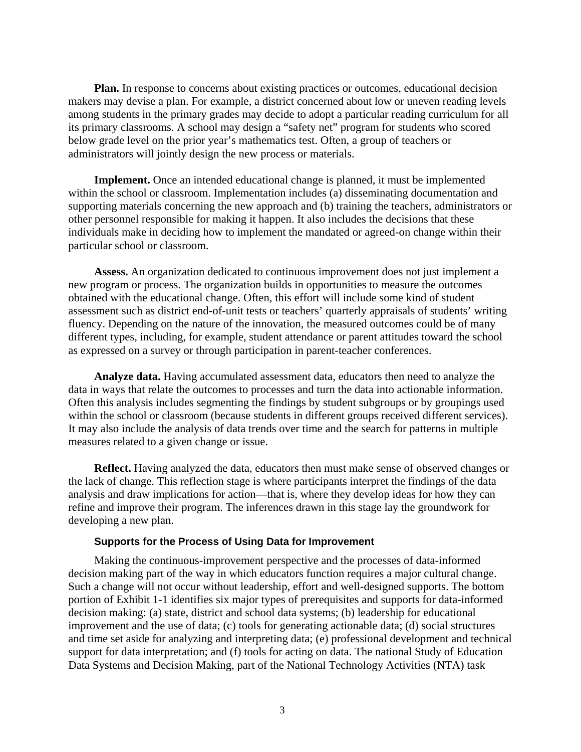**Plan.** In response to concerns about existing practices or outcomes, educational decision makers may devise a plan. For example, a district concerned about low or uneven reading levels among students in the primary grades may decide to adopt a particular reading curriculum for all its primary classrooms. A school may design a "safety net" program for students who scored below grade level on the prior year's mathematics test. Often, a group of teachers or administrators will jointly design the new process or materials.

**Implement.** Once an intended educational change is planned, it must be implemented within the school or classroom. Implementation includes (a) disseminating documentation and supporting materials concerning the new approach and (b) training the teachers, administrators or other personnel responsible for making it happen. It also includes the decisions that these individuals make in deciding how to implement the mandated or agreed-on change within their particular school or classroom.

**Assess.** An organization dedicated to continuous improvement does not just implement a new program or process. The organization builds in opportunities to measure the outcomes obtained with the educational change. Often, this effort will include some kind of student assessment such as district end-of-unit tests or teachers' quarterly appraisals of students' writing fluency. Depending on the nature of the innovation, the measured outcomes could be of many different types, including, for example, student attendance or parent attitudes toward the school as expressed on a survey or through participation in parent-teacher conferences.

**Analyze data.** Having accumulated assessment data, educators then need to analyze the data in ways that relate the outcomes to processes and turn the data into actionable information. Often this analysis includes segmenting the findings by student subgroups or by groupings used within the school or classroom (because students in different groups received different services). It may also include the analysis of data trends over time and the search for patterns in multiple measures related to a given change or issue.

**Reflect.** Having analyzed the data, educators then must make sense of observed changes or the lack of change. This reflection stage is where participants interpret the findings of the data analysis and draw implications for action—that is, where they develop ideas for how they can refine and improve their program. The inferences drawn in this stage lay the groundwork for developing a new plan.

### Supports for the Process of Using Data for Improvement

Making the continuous-improvement perspective and the processes of data-informed decision making part of the way in which educators function requires a major cultural change. Such a change will not occur without leadership, effort and well-designed supports. The bottom portion of Exhibit 1-1 identifies six major types of prerequisites and supports for data-informed decision making: (a) state, district and school data systems; (b) leadership for educational improvement and the use of data; (c) tools for generating actionable data; (d) social structures and time set aside for analyzing and interpreting data; (e) professional development and technical support for data interpretation; and (f) tools for acting on data. The national Study of Education Data Systems and Decision Making, part of the National Technology Activities (NTA) task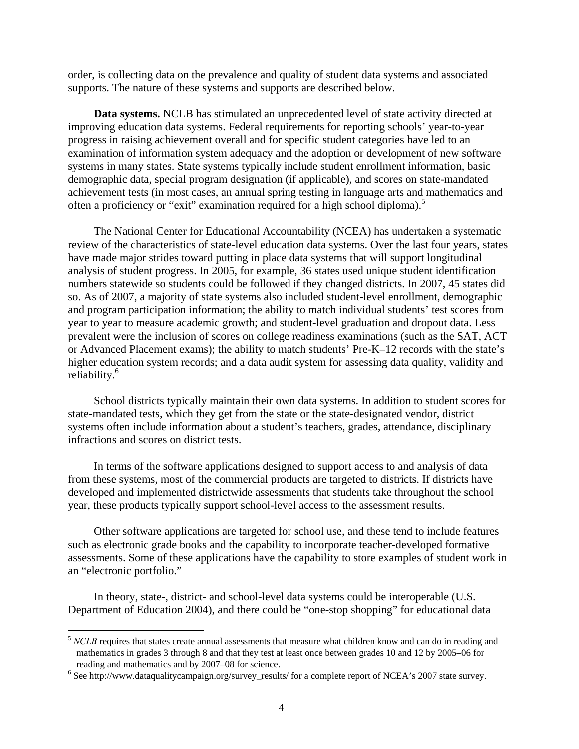order, is collecting data on the prevalence and quality of student data systems and associated supports. The nature of these systems and supports are described below.

**Data systems.** NCLB has stimulated an unprecedented level of state activity directed at improving education data systems. Federal requirements for reporting schools' year-to-year progress in raising achievement overall and for specific student categories have led to an examination of information system adequacy and the adoption or development of new software systems in many states. State systems typically include student enrollment information, basic demographic data, special program designation (if applicable), and scores on state-mandated achievement tests (in most cases, an annual spring testing in language arts and mathematics and often a proficiency or "exit" examination required for a high school diploma).[5]

The National Center for Educational Accountability (NCEA) has undertaken a systematic review of the characteristics of state-level education data systems. Over the last four years, states have made major strides toward putting in place data systems that will support longitudinal analysis of student progress. In 2005, for example, 36 states used unique student identification numbers statewide so students could be followed if they changed districts. In 2007, 45 states did so. As of 2007, a majority of state systems also included student-level enrollment, demographic and program participation information; the ability to match individual students' test scores from year to year to measure academic growth; and student-level graduation and dropout data. Less prevalent were the inclusion of scores on college readiness examinations (such as the SAT, ACT or Advanced Placement exams); the ability to match students' Pre-K–12 records with the state's higher education system records; and a data audit system for assessing data quality, validity and reliability.[6]

School districts typically maintain their own data systems. In addition to student scores for state-mandated tests, which they get from the state or the state-designated vendor, district systems often include information about a student's teachers, grades, attendance, disciplinary infractions and scores on district tests.

In terms of the software applications designed to support access to and analysis of data from these systems, most of the commercial products are targeted to districts. If districts have developed and implemented districtwide assessments that students take throughout the school year, these products typically support school-level access to the assessment results.

Other software applications are targeted for school use, and these tend to include features such as electronic grade books and the capability to incorporate teacher-developed formative assessments. Some of these applications have the capability to store examples of student work in an "electronic portfolio."

In theory, state-, district- and school-level data systems could be interoperable (U.S. Department of Education 2004), and there could be "one-stop shopping" for educational data

---

[5] *NCLB* requires that states create annual assessments that measure what children know and can do in reading and mathematics in grades 3 through 8 and that they test at least once between grades 10 and 12 by 2005–06 for reading and mathematics and by 2007–08 for science.

[6] See http://www.dataqualitycampaign.org/survey_results/ for a complete report of NCEA's 2007 state survey.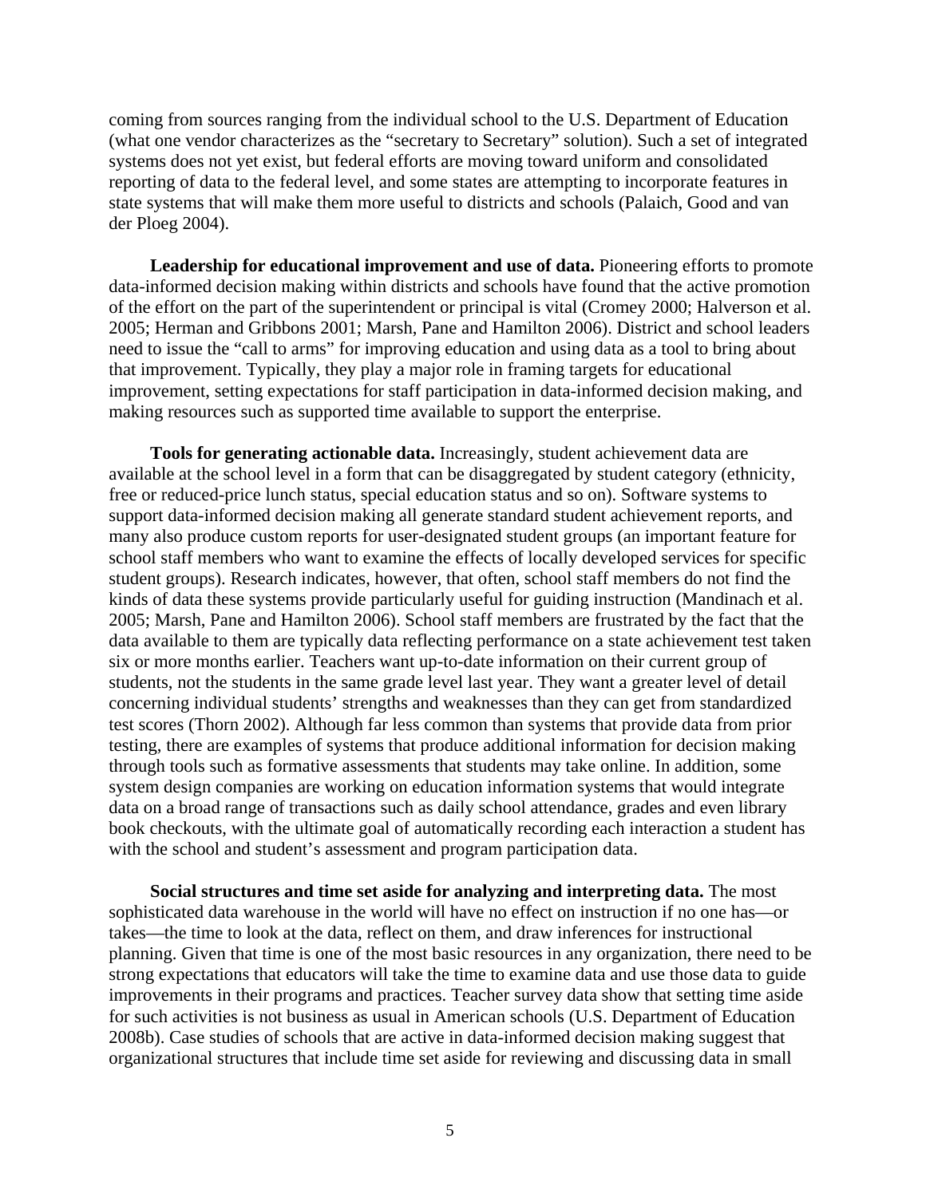coming from sources ranging from the individual school to the U.S. Department of Education (what one vendor characterizes as the "secretary to Secretary" solution). Such a set of integrated systems does not yet exist, but federal efforts are moving toward uniform and consolidated reporting of data to the federal level, and some states are attempting to incorporate features in state systems that will make them more useful to districts and schools (Palaich, Good and van der Ploeg 2004).

**Leadership for educational improvement and use of data.** Pioneering efforts to promote data-informed decision making within districts and schools have found that the active promotion of the effort on the part of the superintendent or principal is vital (Cromey 2000; Halverson et al. 2005; Herman and Gribbons 2001; Marsh, Pane and Hamilton 2006). District and school leaders need to issue the "call to arms" for improving education and using data as a tool to bring about that improvement. Typically, they play a major role in framing targets for educational improvement, setting expectations for staff participation in data-informed decision making, and making resources such as supported time available to support the enterprise.

**Tools for generating actionable data.** Increasingly, student achievement data are available at the school level in a form that can be disaggregated by student category (ethnicity, free or reduced-price lunch status, special education status and so on). Software systems to support data-informed decision making all generate standard student achievement reports, and many also produce custom reports for user-designated student groups (an important feature for school staff members who want to examine the effects of locally developed services for specific student groups). Research indicates, however, that often, school staff members do not find the kinds of data these systems provide particularly useful for guiding instruction (Mandinach et al. 2005; Marsh, Pane and Hamilton 2006). School staff members are frustrated by the fact that the data available to them are typically data reflecting performance on a state achievement test taken six or more months earlier. Teachers want up-to-date information on their current group of students, not the students in the same grade level last year. They want a greater level of detail concerning individual students' strengths and weaknesses than they can get from standardized test scores (Thorn 2002). Although far less common than systems that provide data from prior testing, there are examples of systems that produce additional information for decision making through tools such as formative assessments that students may take online. In addition, some system design companies are working on education information systems that would integrate data on a broad range of transactions such as daily school attendance, grades and even library book checkouts, with the ultimate goal of automatically recording each interaction a student has with the school and student's assessment and program participation data.

**Social structures and time set aside for analyzing and interpreting data.** The most sophisticated data warehouse in the world will have no effect on instruction if no one has—or takes—the time to look at the data, reflect on them, and draw inferences for instructional planning. Given that time is one of the most basic resources in any organization, there need to be strong expectations that educators will take the time to examine data and use those data to guide improvements in their programs and practices. Teacher survey data show that setting time aside for such activities is not business as usual in American schools (U.S. Department of Education 2008b). Case studies of schools that are active in data-informed decision making suggest that organizational structures that include time set aside for reviewing and discussing data in small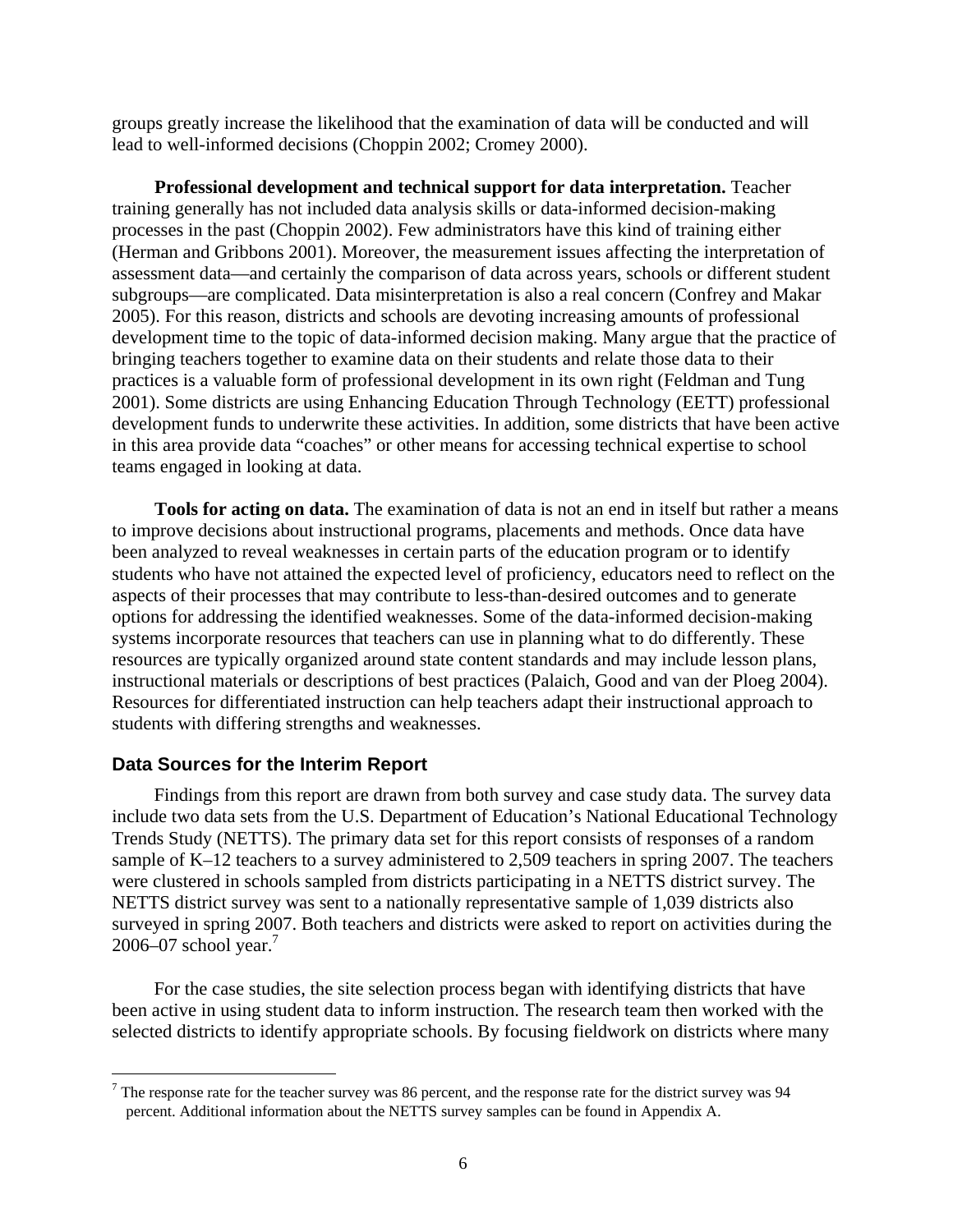groups greatly increase the likelihood that the examination of data will be conducted and will lead to well-informed decisions (Choppin 2002; Cromey 2000).

**Professional development and technical support for data interpretation.** Teacher training generally has not included data analysis skills or data-informed decision-making processes in the past (Choppin 2002). Few administrators have this kind of training either (Herman and Gribbons 2001). Moreover, the measurement issues affecting the interpretation of assessment data—and certainly the comparison of data across years, schools or different student subgroups—are complicated. Data misinterpretation is also a real concern (Confrey and Makar 2005). For this reason, districts and schools are devoting increasing amounts of professional development time to the topic of data-informed decision making. Many argue that the practice of bringing teachers together to examine data on their students and relate those data to their practices is a valuable form of professional development in its own right (Feldman and Tung 2001). Some districts are using Enhancing Education Through Technology (EETT) professional development funds to underwrite these activities. In addition, some districts that have been active in this area provide data "coaches" or other means for accessing technical expertise to school teams engaged in looking at data.

**Tools for acting on data.** The examination of data is not an end in itself but rather a means to improve decisions about instructional programs, placements and methods. Once data have been analyzed to reveal weaknesses in certain parts of the education program or to identify students who have not attained the expected level of proficiency, educators need to reflect on the aspects of their processes that may contribute to less-than-desired outcomes and to generate options for addressing the identified weaknesses. Some of the data-informed decision-making systems incorporate resources that teachers can use in planning what to do differently. These resources are typically organized around state content standards and may include lesson plans, instructional materials or descriptions of best practices (Palaich, Good and van der Ploeg 2004). Resources for differentiated instruction can help teachers adapt their instructional approach to students with differing strengths and weaknesses.

### Data Sources for the Interim Report

Findings from this report are drawn from both survey and case study data. The survey data include two data sets from the U.S. Department of Education's National Educational Technology Trends Study (NETTS). The primary data set for this report consists of responses of a random sample of K–12 teachers to a survey administered to 2,509 teachers in spring 2007. The teachers were clustered in schools sampled from districts participating in a NETTS district survey. The NETTS district survey was sent to a nationally representative sample of 1,039 districts also surveyed in spring 2007. Both teachers and districts were asked to report on activities during the 2006–07 school year.[7]

For the case studies, the site selection process began with identifying districts that have been active in using student data to inform instruction. The research team then worked with the selected districts to identify appropriate schools. By focusing fieldwork on districts where many

[7] The response rate for the teacher survey was 86 percent, and the response rate for the district survey was 94 percent. Additional information about the NETTS survey samples can be found in Appendix A.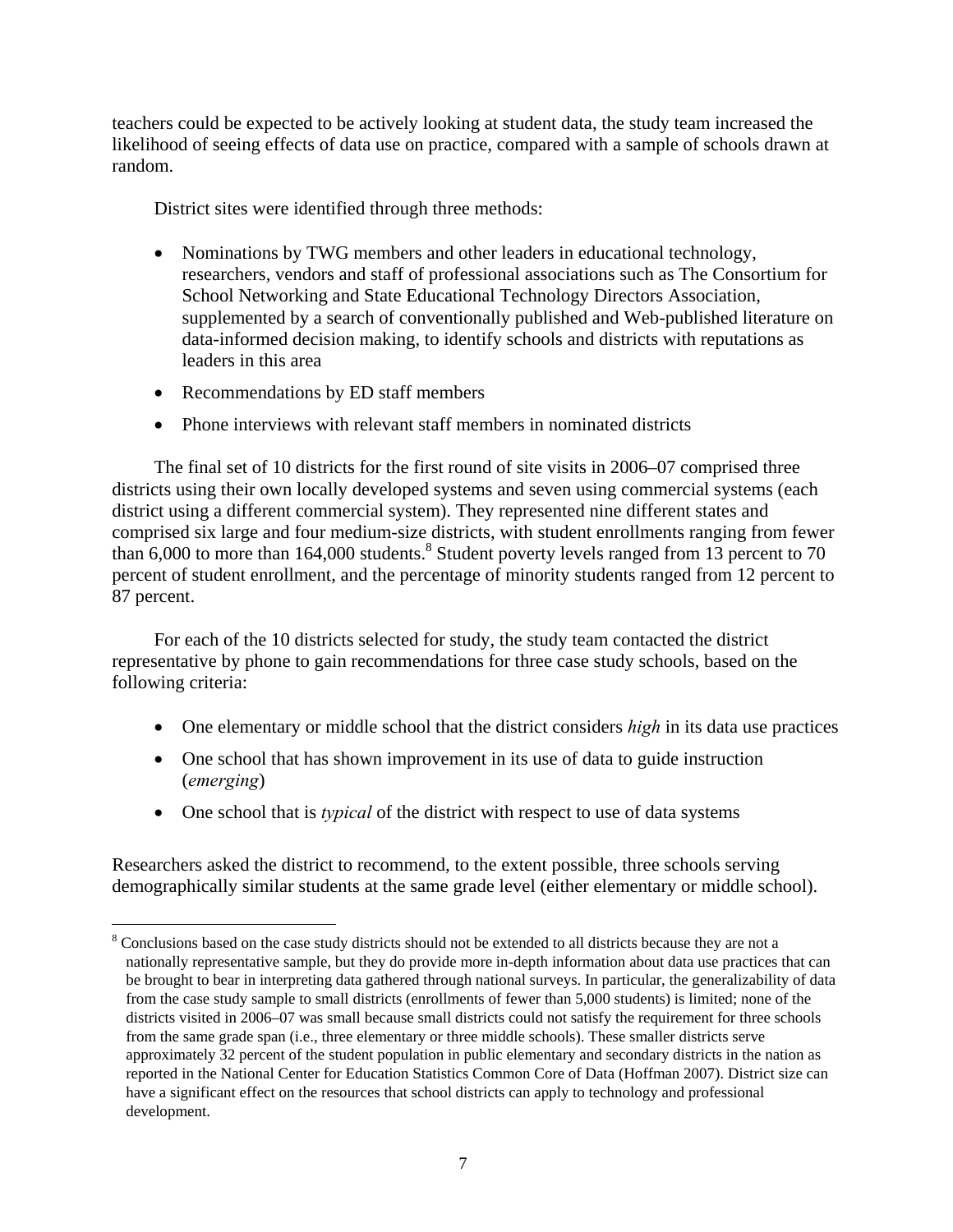teachers could be expected to be actively looking at student data, the study team increased the likelihood of seeing effects of data use on practice, compared with a sample of schools drawn at random.

District sites were identified through three methods:

- Nominations by TWG members and other leaders in educational technology, researchers, vendors and staff of professional associations such as The Consortium for School Networking and State Educational Technology Directors Association, supplemented by a search of conventionally published and Web-published literature on data-informed decision making, to identify schools and districts with reputations as leaders in this area
- Recommendations by ED staff members
- Phone interviews with relevant staff members in nominated districts

The final set of 10 districts for the first round of site visits in 2006–07 comprised three districts using their own locally developed systems and seven using commercial systems (each district using a different commercial system). They represented nine different states and comprised six large and four medium-size districts, with student enrollments ranging from fewer than 6,000 to more than 164,000 students.[8] Student poverty levels ranged from 13 percent to 70 percent of student enrollment, and the percentage of minority students ranged from 12 percent to 87 percent.

For each of the 10 districts selected for study, the study team contacted the district representative by phone to gain recommendations for three case study schools, based on the following criteria:

- One elementary or middle school that the district considers *high* in its data use practices
- One school that has shown improvement in its use of data to guide instruction (*emerging*)
- One school that is *typical* of the district with respect to use of data systems

Researchers asked the district to recommend, to the extent possible, three schools serving demographically similar students at the same grade level (either elementary or middle school).

[8] Conclusions based on the case study districts should not be extended to all districts because they are not a nationally representative sample, but they do provide more in-depth information about data use practices that can be brought to bear in interpreting data gathered through national surveys. In particular, the generalizability of data from the case study sample to small districts (enrollments of fewer than 5,000 students) is limited; none of the districts visited in 2006–07 was small because small districts could not satisfy the requirement for three schools from the same grade span (i.e., three elementary or three middle schools). These smaller districts serve approximately 32 percent of the student population in public elementary and secondary districts in the nation as reported in the National Center for Education Statistics Common Core of Data (Hoffman 2007). District size can have a significant effect on the resources that school districts can apply to technology and professional development.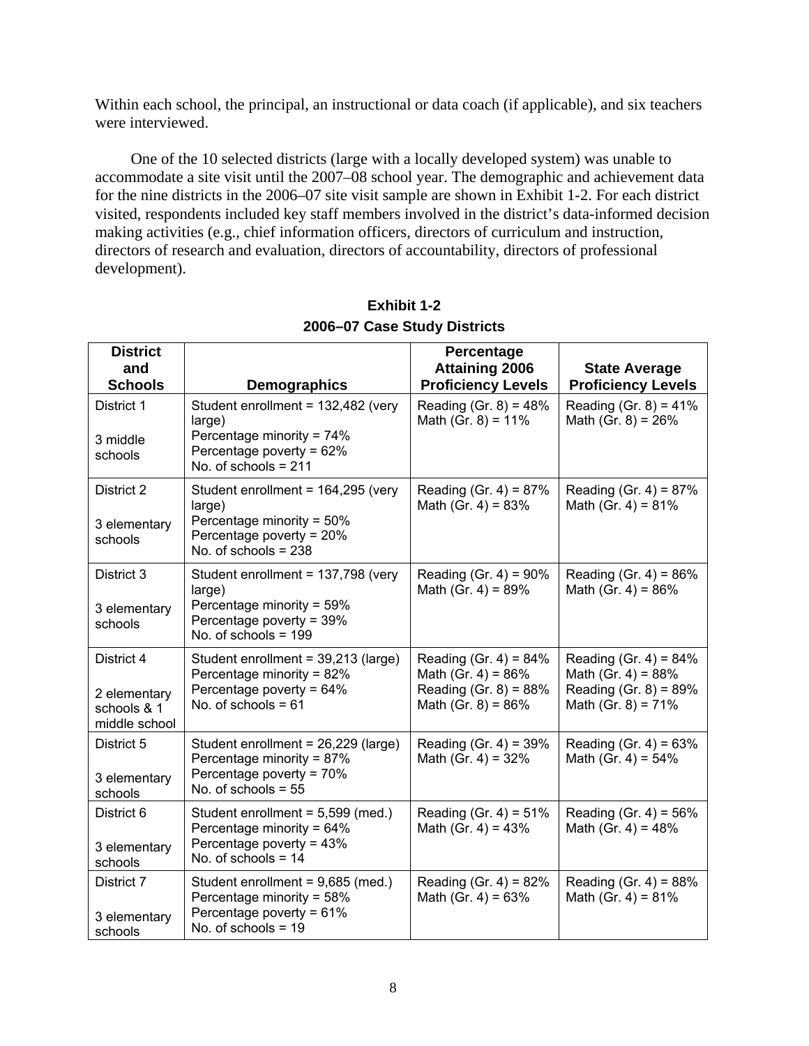Within each school, the principal, an instructional or data coach (if applicable), and six teachers were interviewed.

One of the 10 selected districts (large with a locally developed system) was unable to accommodate a site visit until the 2007–08 school year. The demographic and achievement data for the nine districts in the 2006–07 site visit sample are shown in Exhibit 1-2. For each district visited, respondents included key staff members involved in the district's data-informed decision making activities (e.g., chief information officers, directors of curriculum and instruction, directors of research and evaluation, directors of accountability, directors of professional development).

**Exhibit 1-2**
**2006–07 Case Study Districts**

| District and Schools | Demographics | Percentage Attaining 2006 Proficiency Levels | State Average Proficiency Levels |
|---|---|---|---|
| District 1<br><br>3 middle schools | Student enrollment = 132,482 (very large)<br>Percentage minority = 74%<br>Percentage poverty = 62%<br>No. of schools = 211 | Reading (Gr. 8) = 48%<br>Math (Gr. 8) = 11% | Reading (Gr. 8) = 41%<br>Math (Gr. 8) = 26% |
| District 2<br><br>3 elementary schools | Student enrollment = 164,295 (very large)<br>Percentage minority = 50%<br>Percentage poverty = 20%<br>No. of schools = 238 | Reading (Gr. 4) = 87%<br>Math (Gr. 4) = 83% | Reading (Gr. 4) = 87%<br>Math (Gr. 4) = 81% |
| District 3<br><br>3 elementary schools | Student enrollment = 137,798 (very large)<br>Percentage minority = 59%<br>Percentage poverty = 39%<br>No. of schools = 199 | Reading (Gr. 4) = 90%<br>Math (Gr. 4) = 89% | Reading (Gr. 4) = 86%<br>Math (Gr. 4) = 86% |
| District 4<br><br>2 elementary schools & 1 middle school | Student enrollment = 39,213 (large)<br>Percentage minority = 82%<br>Percentage poverty = 64%<br>No. of schools = 61 | Reading (Gr. 4) = 84%<br>Math (Gr. 4) = 86%<br>Reading (Gr. 8) = 88%<br>Math (Gr. 8) = 86% | Reading (Gr. 4) = 84%<br>Math (Gr. 4) = 88%<br>Reading (Gr. 8) = 89%<br>Math (Gr. 8) = 71% |
| District 5<br><br>3 elementary schools | Student enrollment = 26,229 (large)<br>Percentage minority = 87%<br>Percentage poverty = 70%<br>No. of schools = 55 | Reading (Gr. 4) = 39%<br>Math (Gr. 4) = 32% | Reading (Gr. 4) = 63%<br>Math (Gr. 4) = 54% |
| District 6<br><br>3 elementary schools | Student enrollment = 5,599 (med.)<br>Percentage minority = 64%<br>Percentage poverty = 43%<br>No. of schools = 14 | Reading (Gr. 4) = 51%<br>Math (Gr. 4) = 43% | Reading (Gr. 4) = 56%<br>Math (Gr. 4) = 48% |
| District 7<br><br>3 elementary schools | Student enrollment = 9,685 (med.)<br>Percentage minority = 58%<br>Percentage poverty = 61%<br>No. of schools = 19 | Reading (Gr. 4) = 82%<br>Math (Gr. 4) = 63% | Reading (Gr. 4) = 88%<br>Math (Gr. 4) = 81% |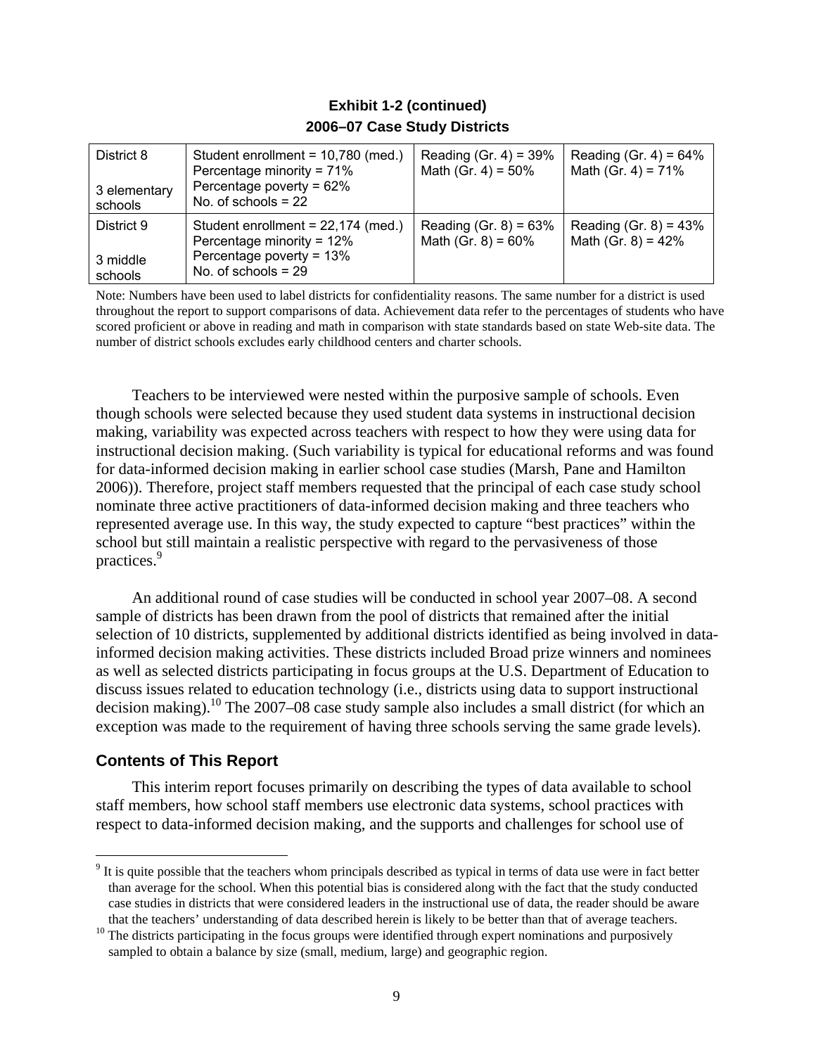**Exhibit 1-2 (continued)**
**2006–07 Case Study Districts**

| | | | |
|---|---|---|---|
| District 8<br><br>3 elementary schools | Student enrollment = 10,780 (med.)<br>Percentage minority = 71%<br>Percentage poverty = 62%<br>No. of schools = 22 | Reading (Gr. 4) = 39%<br>Math (Gr. 4) = 50% | Reading (Gr. 4) = 64%<br>Math (Gr. 4) = 71% |
| District 9<br><br>3 middle schools | Student enrollment = 22,174 (med.)<br>Percentage minority = 12%<br>Percentage poverty = 13%<br>No. of schools = 29 | Reading (Gr. 8) = 63%<br>Math (Gr. 8) = 60% | Reading (Gr. 8) = 43%<br>Math (Gr. 8) = 42% |

Note: Numbers have been used to label districts for confidentiality reasons. The same number for a district is used throughout the report to support comparisons of data. Achievement data refer to the percentages of students who have scored proficient or above in reading and math in comparison with state standards based on state Web-site data. The number of district schools excludes early childhood centers and charter schools.

Teachers to be interviewed were nested within the purposive sample of schools. Even though schools were selected because they used student data systems in instructional decision making, variability was expected across teachers with respect to how they were using data for instructional decision making. (Such variability is typical for educational reforms and was found for data-informed decision making in earlier school case studies (Marsh, Pane and Hamilton 2006)). Therefore, project staff members requested that the principal of each case study school nominate three active practitioners of data-informed decision making and three teachers who represented average use. In this way, the study expected to capture "best practices" within the school but still maintain a realistic perspective with regard to the pervasiveness of those practices.[9]

An additional round of case studies will be conducted in school year 2007–08. A second sample of districts has been drawn from the pool of districts that remained after the initial selection of 10 districts, supplemented by additional districts identified as being involved in data-informed decision making activities. These districts included Broad prize winners and nominees as well as selected districts participating in focus groups at the U.S. Department of Education to discuss issues related to education technology (i.e., districts using data to support instructional decision making).[10] The 2007–08 case study sample also includes a small district (for which an exception was made to the requirement of having three schools serving the same grade levels).

### Contents of This Report

This interim report focuses primarily on describing the types of data available to school staff members, how school staff members use electronic data systems, school practices with respect to data-informed decision making, and the supports and challenges for school use of

---

[9] It is quite possible that the teachers whom principals described as typical in terms of data use were in fact better than average for the school. When this potential bias is considered along with the fact that the study conducted case studies in districts that were considered leaders in the instructional use of data, the reader should be aware that the teachers' understanding of data described herein is likely to be better than that of average teachers.

[10] The districts participating in the focus groups were identified through expert nominations and purposively sampled to obtain a balance by size (small, medium, large) and geographic region.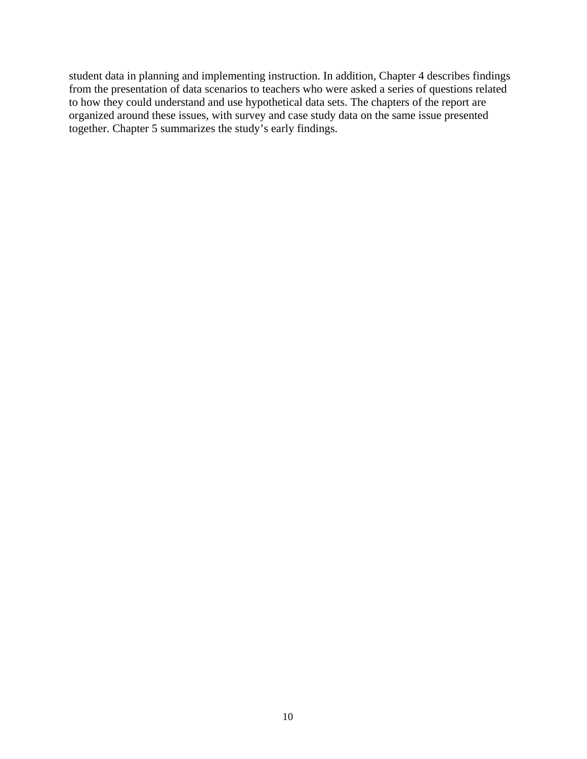student data in planning and implementing instruction. In addition, Chapter 4 describes findings from the presentation of data scenarios to teachers who were asked a series of questions related to how they could understand and use hypothetical data sets. The chapters of the report are organized around these issues, with survey and case study data on the same issue presented together. Chapter 5 summarizes the study's early findings.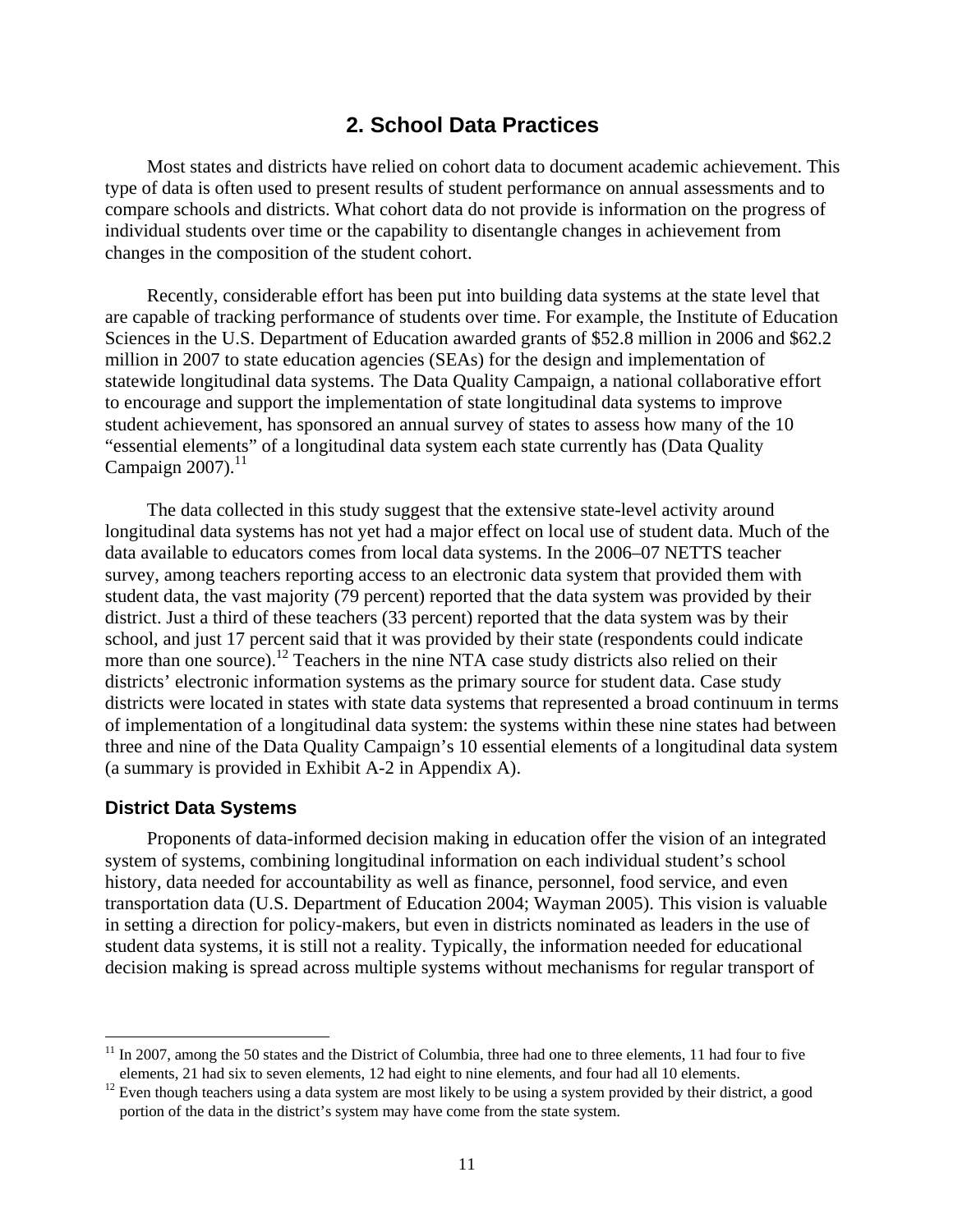## 2. School Data Practices

Most states and districts have relied on cohort data to document academic achievement. This type of data is often used to present results of student performance on annual assessments and to compare schools and districts. What cohort data do not provide is information on the progress of individual students over time or the capability to disentangle changes in achievement from changes in the composition of the student cohort.

Recently, considerable effort has been put into building data systems at the state level that are capable of tracking performance of students over time. For example, the Institute of Education Sciences in the U.S. Department of Education awarded grants of $52.8 million in 2006 and $62.2 million in 2007 to state education agencies (SEAs) for the design and implementation of statewide longitudinal data systems. The Data Quality Campaign, a national collaborative effort to encourage and support the implementation of state longitudinal data systems to improve student achievement, has sponsored an annual survey of states to assess how many of the 10 "essential elements" of a longitudinal data system each state currently has (Data Quality Campaign 2007).[11]

The data collected in this study suggest that the extensive state-level activity around longitudinal data systems has not yet had a major effect on local use of student data. Much of the data available to educators comes from local data systems. In the 2006–07 NETTS teacher survey, among teachers reporting access to an electronic data system that provided them with student data, the vast majority (79 percent) reported that the data system was provided by their district. Just a third of these teachers (33 percent) reported that the data system was by their school, and just 17 percent said that it was provided by their state (respondents could indicate more than one source).[12] Teachers in the nine NTA case study districts also relied on their districts' electronic information systems as the primary source for student data. Case study districts were located in states with state data systems that represented a broad continuum in terms of implementation of a longitudinal data system: the systems within these nine states had between three and nine of the Data Quality Campaign's 10 essential elements of a longitudinal data system (a summary is provided in Exhibit A-2 in Appendix A).

### District Data Systems

Proponents of data-informed decision making in education offer the vision of an integrated system of systems, combining longitudinal information on each individual student's school history, data needed for accountability as well as finance, personnel, food service, and even transportation data (U.S. Department of Education 2004; Wayman 2005). This vision is valuable in setting a direction for policy-makers, but even in districts nominated as leaders in the use of student data systems, it is still not a reality. Typically, the information needed for educational decision making is spread across multiple systems without mechanisms for regular transport of

---

[11] In 2007, among the 50 states and the District of Columbia, three had one to three elements, 11 had four to five elements, 21 had six to seven elements, 12 had eight to nine elements, and four had all 10 elements.

[12] Even though teachers using a data system are most likely to be using a system provided by their district, a good portion of the data in the district's system may have come from the state system.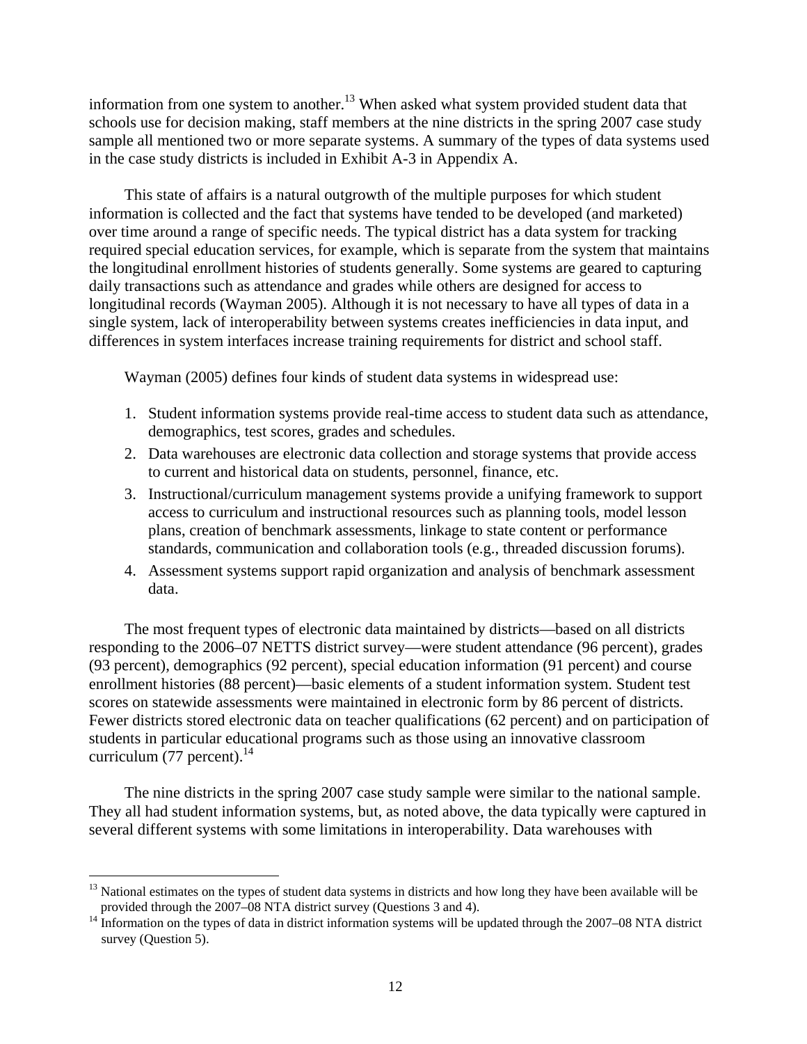information from one system to another.[13] When asked what system provided student data that schools use for decision making, staff members at the nine districts in the spring 2007 case study sample all mentioned two or more separate systems. A summary of the types of data systems used in the case study districts is included in Exhibit A-3 in Appendix A.

This state of affairs is a natural outgrowth of the multiple purposes for which student information is collected and the fact that systems have tended to be developed (and marketed) over time around a range of specific needs. The typical district has a data system for tracking required special education services, for example, which is separate from the system that maintains the longitudinal enrollment histories of students generally. Some systems are geared to capturing daily transactions such as attendance and grades while others are designed for access to longitudinal records (Wayman 2005). Although it is not necessary to have all types of data in a single system, lack of interoperability between systems creates inefficiencies in data input, and differences in system interfaces increase training requirements for district and school staff.

Wayman (2005) defines four kinds of student data systems in widespread use:

1. Student information systems provide real-time access to student data such as attendance, demographics, test scores, grades and schedules.
2. Data warehouses are electronic data collection and storage systems that provide access to current and historical data on students, personnel, finance, etc.
3. Instructional/curriculum management systems provide a unifying framework to support access to curriculum and instructional resources such as planning tools, model lesson plans, creation of benchmark assessments, linkage to state content or performance standards, communication and collaboration tools (e.g., threaded discussion forums).
4. Assessment systems support rapid organization and analysis of benchmark assessment data.

The most frequent types of electronic data maintained by districts—based on all districts responding to the 2006–07 NETTS district survey—were student attendance (96 percent), grades (93 percent), demographics (92 percent), special education information (91 percent) and course enrollment histories (88 percent)—basic elements of a student information system. Student test scores on statewide assessments were maintained in electronic form by 86 percent of districts. Fewer districts stored electronic data on teacher qualifications (62 percent) and on participation of students in particular educational programs such as those using an innovative classroom curriculum (77 percent).[14]

The nine districts in the spring 2007 case study sample were similar to the national sample. They all had student information systems, but, as noted above, the data typically were captured in several different systems with some limitations in interoperability. Data warehouses with

[13] National estimates on the types of student data systems in districts and how long they have been available will be provided through the 2007–08 NTA district survey (Questions 3 and 4).

[14] Information on the types of data in district information systems will be updated through the 2007–08 NTA district survey (Question 5).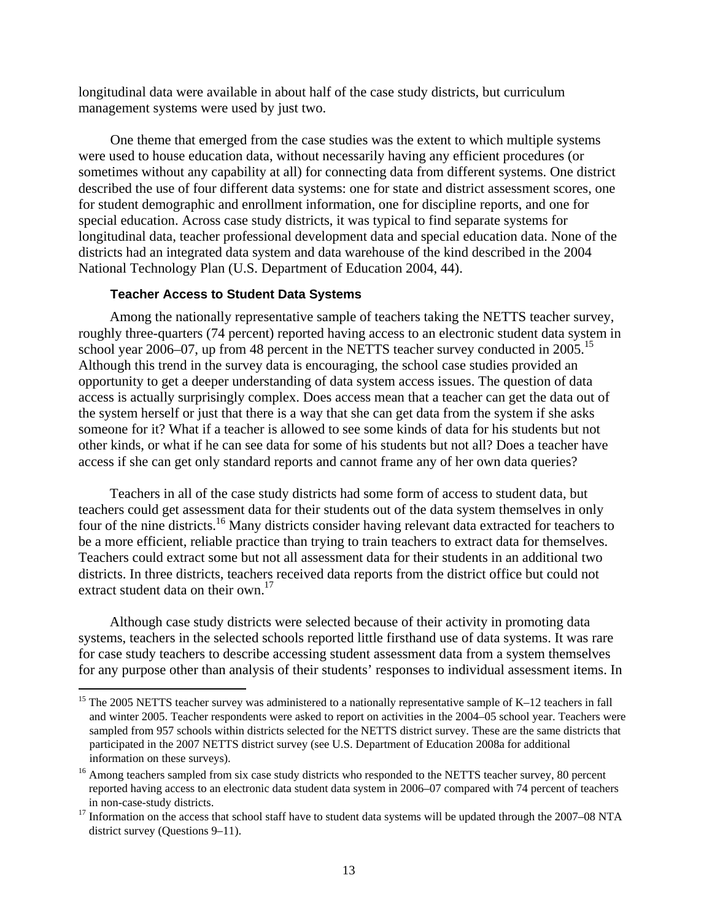longitudinal data were available in about half of the case study districts, but curriculum management systems were used by just two.

One theme that emerged from the case studies was the extent to which multiple systems were used to house education data, without necessarily having any efficient procedures (or sometimes without any capability at all) for connecting data from different systems. One district described the use of four different data systems: one for state and district assessment scores, one for student demographic and enrollment information, one for discipline reports, and one for special education. Across case study districts, it was typical to find separate systems for longitudinal data, teacher professional development data and special education data. None of the districts had an integrated data system and data warehouse of the kind described in the 2004 National Technology Plan (U.S. Department of Education 2004, 44).

#### Teacher Access to Student Data Systems

Among the nationally representative sample of teachers taking the NETTS teacher survey, roughly three-quarters (74 percent) reported having access to an electronic student data system in school year 2006–07, up from 48 percent in the NETTS teacher survey conducted in 2005.[15] Although this trend in the survey data is encouraging, the school case studies provided an opportunity to get a deeper understanding of data system access issues. The question of data access is actually surprisingly complex. Does access mean that a teacher can get the data out of the system herself or just that there is a way that she can get data from the system if she asks someone for it? What if a teacher is allowed to see some kinds of data for his students but not other kinds, or what if he can see data for some of his students but not all? Does a teacher have access if she can get only standard reports and cannot frame any of her own data queries?

Teachers in all of the case study districts had some form of access to student data, but teachers could get assessment data for their students out of the data system themselves in only four of the nine districts.[16] Many districts consider having relevant data extracted for teachers to be a more efficient, reliable practice than trying to train teachers to extract data for themselves. Teachers could extract some but not all assessment data for their students in an additional two districts. In three districts, teachers received data reports from the district office but could not extract student data on their own.[17]

Although case study districts were selected because of their activity in promoting data systems, teachers in the selected schools reported little firsthand use of data systems. It was rare for case study teachers to describe accessing student assessment data from a system themselves for any purpose other than analysis of their students' responses to individual assessment items. In

---

[15] The 2005 NETTS teacher survey was administered to a nationally representative sample of K–12 teachers in fall and winter 2005. Teacher respondents were asked to report on activities in the 2004–05 school year. Teachers were sampled from 957 schools within districts selected for the NETTS district survey. These are the same districts that participated in the 2007 NETTS district survey (see U.S. Department of Education 2008a for additional information on these surveys).

[16] Among teachers sampled from six case study districts who responded to the NETTS teacher survey, 80 percent reported having access to an electronic data student data system in 2006–07 compared with 74 percent of teachers in non-case-study districts.

[17] Information on the access that school staff have to student data systems will be updated through the 2007–08 NTA district survey (Questions 9–11).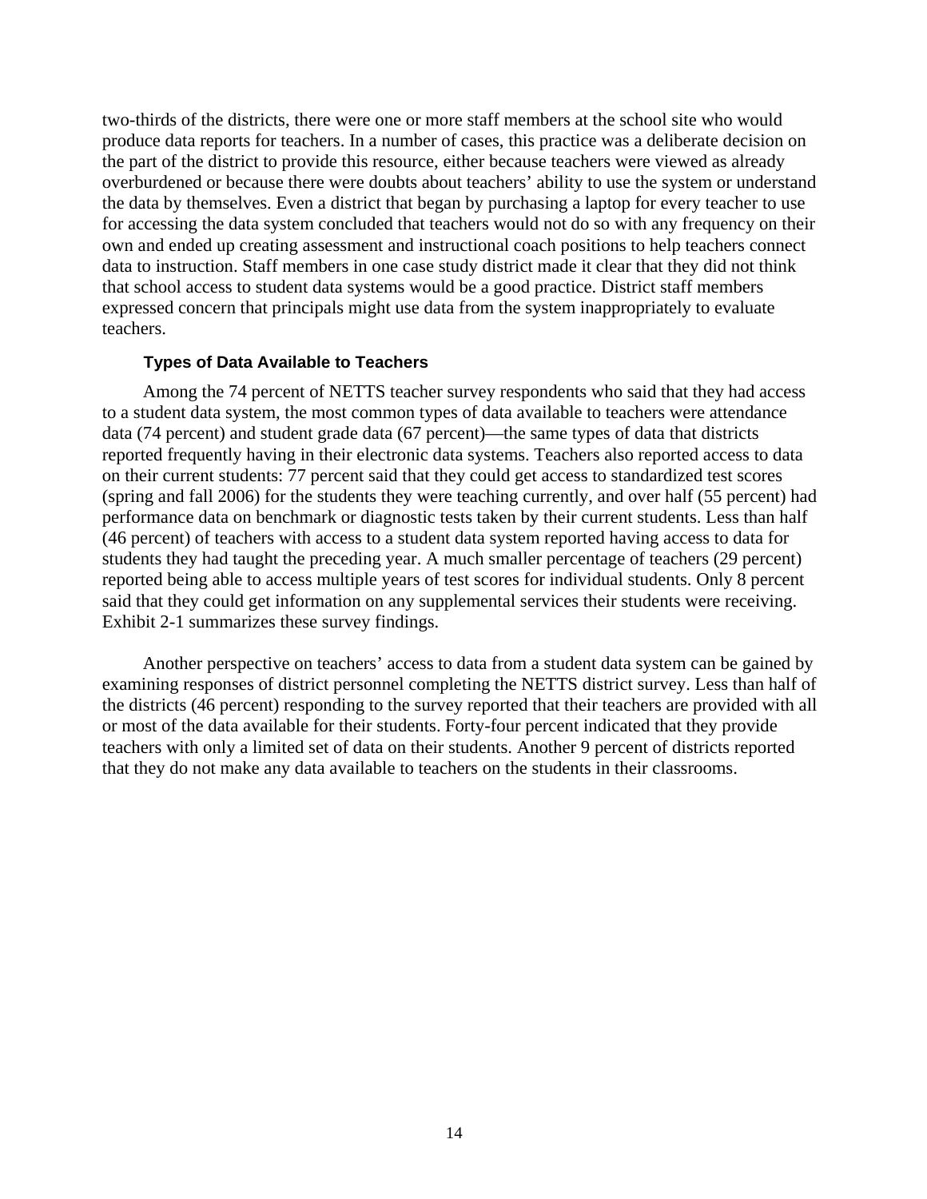two-thirds of the districts, there were one or more staff members at the school site who would produce data reports for teachers. In a number of cases, this practice was a deliberate decision on the part of the district to provide this resource, either because teachers were viewed as already overburdened or because there were doubts about teachers' ability to use the system or understand the data by themselves. Even a district that began by purchasing a laptop for every teacher to use for accessing the data system concluded that teachers would not do so with any frequency on their own and ended up creating assessment and instructional coach positions to help teachers connect data to instruction. Staff members in one case study district made it clear that they did not think that school access to student data systems would be a good practice. District staff members expressed concern that principals might use data from the system inappropriately to evaluate teachers.

### Types of Data Available to Teachers

Among the 74 percent of NETTS teacher survey respondents who said that they had access to a student data system, the most common types of data available to teachers were attendance data (74 percent) and student grade data (67 percent)—the same types of data that districts reported frequently having in their electronic data systems. Teachers also reported access to data on their current students: 77 percent said that they could get access to standardized test scores (spring and fall 2006) for the students they were teaching currently, and over half (55 percent) had performance data on benchmark or diagnostic tests taken by their current students. Less than half (46 percent) of teachers with access to a student data system reported having access to data for students they had taught the preceding year. A much smaller percentage of teachers (29 percent) reported being able to access multiple years of test scores for individual students. Only 8 percent said that they could get information on any supplemental services their students were receiving. Exhibit 2-1 summarizes these survey findings.

Another perspective on teachers' access to data from a student data system can be gained by examining responses of district personnel completing the NETTS district survey. Less than half of the districts (46 percent) responding to the survey reported that their teachers are provided with all or most of the data available for their students. Forty-four percent indicated that they provide teachers with only a limited set of data on their students. Another 9 percent of districts reported that they do not make any data available to teachers on the students in their classrooms.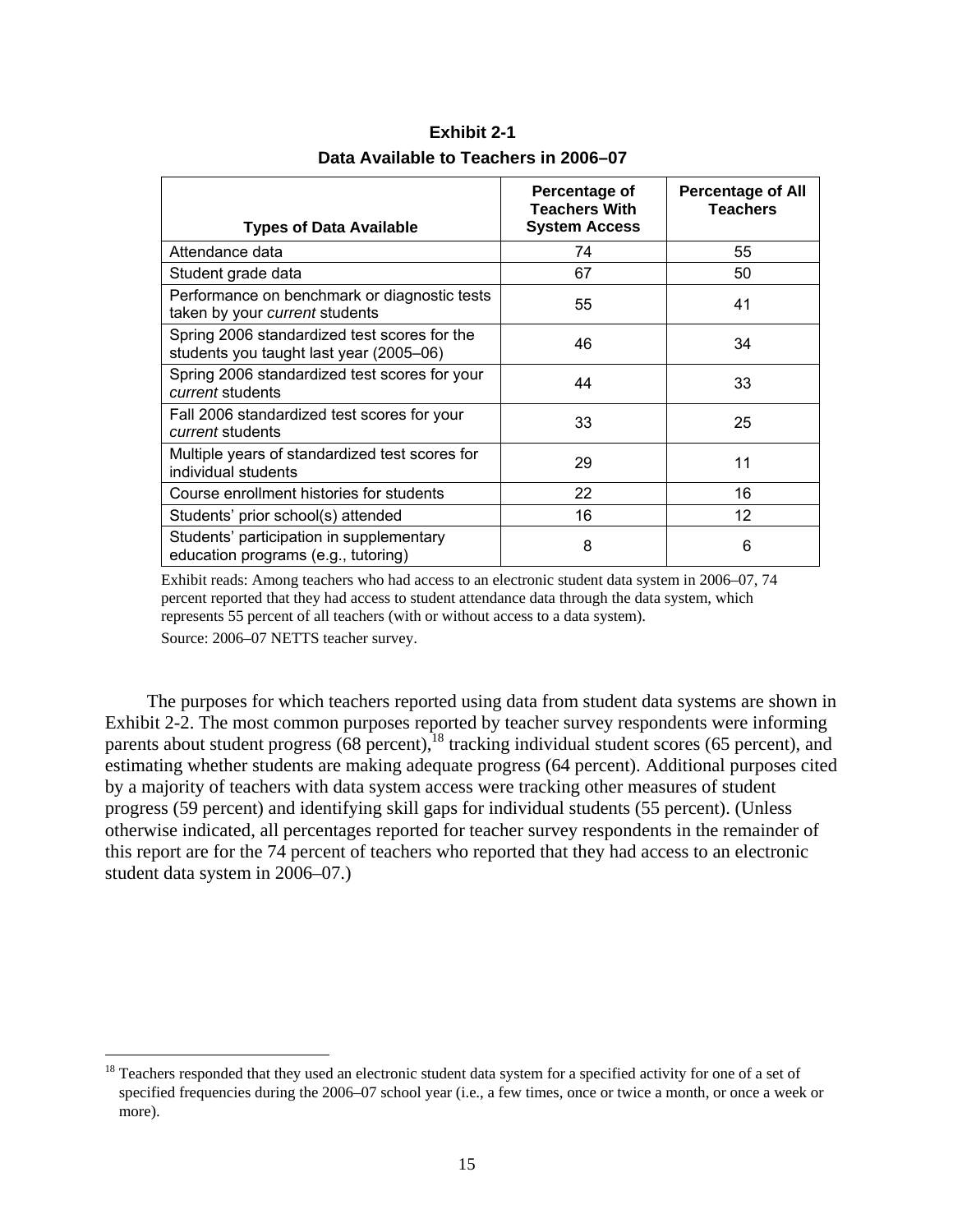**Exhibit 2-1**

**Data Available to Teachers in 2006–07**

| Types of Data Available | Percentage of Teachers With System Access | Percentage of All Teachers |
|---|---|---|
| Attendance data | 74 | 55 |
| Student grade data | 67 | 50 |
| Performance on benchmark or diagnostic tests taken by your *current* students | 55 | 41 |
| Spring 2006 standardized test scores for the students you taught last year (2005–06) | 46 | 34 |
| Spring 2006 standardized test scores for your *current* students | 44 | 33 |
| Fall 2006 standardized test scores for your *current* students | 33 | 25 |
| Multiple years of standardized test scores for individual students | 29 | 11 |
| Course enrollment histories for students | 22 | 16 |
| Students' prior school(s) attended | 16 | 12 |
| Students' participation in supplementary education programs (e.g., tutoring) | 8 | 6 |

Exhibit reads: Among teachers who had access to an electronic student data system in 2006–07, 74 percent reported that they had access to student attendance data through the data system, which represents 55 percent of all teachers (with or without access to a data system).

Source: 2006–07 NETTS teacher survey.

The purposes for which teachers reported using data from student data systems are shown in Exhibit 2-2. The most common purposes reported by teacher survey respondents were informing parents about student progress (68 percent),[18] tracking individual student scores (65 percent), and estimating whether students are making adequate progress (64 percent). Additional purposes cited by a majority of teachers with data system access were tracking other measures of student progress (59 percent) and identifying skill gaps for individual students (55 percent). (Unless otherwise indicated, all percentages reported for teacher survey respondents in the remainder of this report are for the 74 percent of teachers who reported that they had access to an electronic student data system in 2006–07.)

[18] Teachers responded that they used an electronic student data system for a specified activity for one of a set of specified frequencies during the 2006–07 school year (i.e., a few times, once or twice a month, or once a week or more).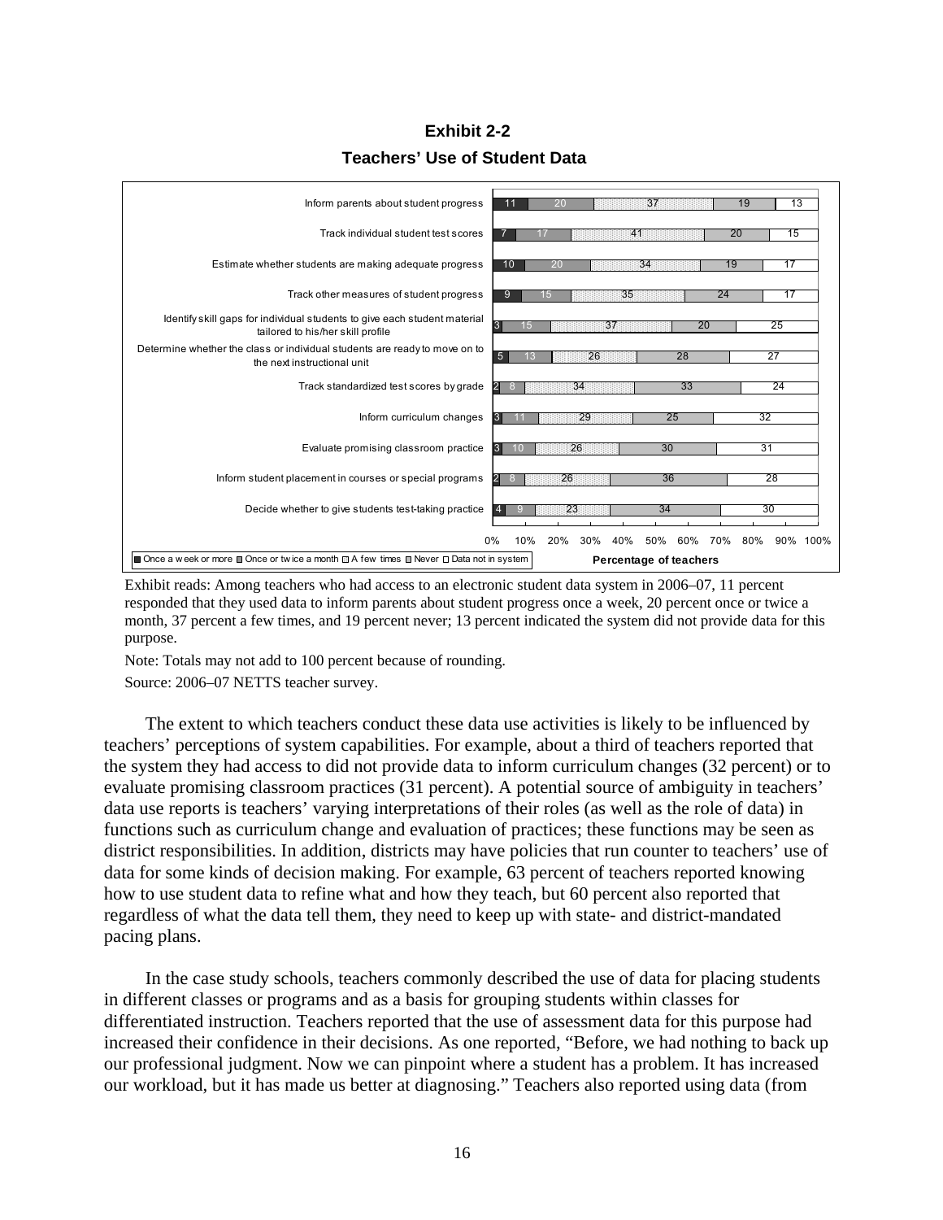**Exhibit 2-2**

**Teachers' Use of Student Data**

| Activity | Once a week or more | Once or twice a month | A few times | Never | Data not in system |
|---|---|---|---|---|---|
| Inform parents about student progress | 11 | 20 | 37 | 19 | 13 |
| Track individual student test scores | 7 | 17 | 41 | 20 | 15 |
| Estimate whether students are making adequate progress | 10 | 20 | 34 | 19 | 17 |
| Track other measures of student progress | 9 | 15 | 35 | 24 | 17 |
| Identify skill gaps for individual students to give each student material tailored to his/her skill profile | 3 | 15 | 37 | 20 | 25 |
| Determine whether the class or individual students are ready to move on to the next instructional unit | 5 | 13 | 26 | 28 | 27 |
| Track standardized test scores by grade | 2 | 8 | 34 | 33 | 24 |
| Inform curriculum changes | 3 | 11 | 29 | 25 | 32 |
| Evaluate promising classroom practice | 3 | 10 | 26 | 30 | 31 |
| Inform student placement in courses or special programs | 2 | 8 | 26 | 36 | 28 |
| Decide whether to give students test-taking practice | 4 | 9 | 23 | 34 | 30 |

Percentage of teachers

Exhibit reads: Among teachers who had access to an electronic student data system in 2006–07, 11 percent responded that they used data to inform parents about student progress once a week, 20 percent once or twice a month, 37 percent a few times, and 19 percent never; 13 percent indicated the system did not provide data for this purpose.

Note: Totals may not add to 100 percent because of rounding.

Source: 2006–07 NETTS teacher survey.

The extent to which teachers conduct these data use activities is likely to be influenced by teachers' perceptions of system capabilities. For example, about a third of teachers reported that the system they had access to did not provide data to inform curriculum changes (32 percent) or to evaluate promising classroom practices (31 percent). A potential source of ambiguity in teachers' data use reports is teachers' varying interpretations of their roles (as well as the role of data) in functions such as curriculum change and evaluation of practices; these functions may be seen as district responsibilities. In addition, districts may have policies that run counter to teachers' use of data for some kinds of decision making. For example, 63 percent of teachers reported knowing how to use student data to refine what and how they teach, but 60 percent also reported that regardless of what the data tell them, they need to keep up with state- and district-mandated pacing plans.

In the case study schools, teachers commonly described the use of data for placing students in different classes or programs and as a basis for grouping students within classes for differentiated instruction. Teachers reported that the use of assessment data for this purpose had increased their confidence in their decisions. As one reported, "Before, we had nothing to back up our professional judgment. Now we can pinpoint where a student has a problem. It has increased our workload, but it has made us better at diagnosing." Teachers also reported using data (from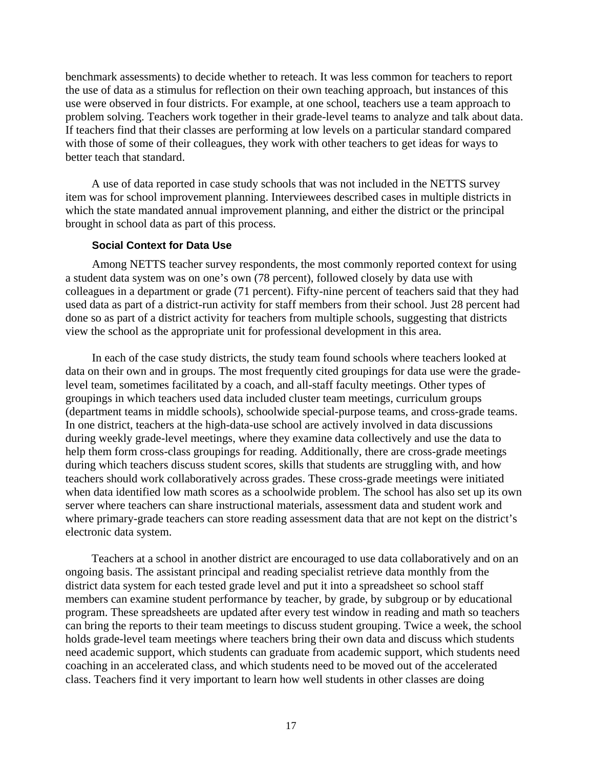benchmark assessments) to decide whether to reteach. It was less common for teachers to report the use of data as a stimulus for reflection on their own teaching approach, but instances of this use were observed in four districts. For example, at one school, teachers use a team approach to problem solving. Teachers work together in their grade-level teams to analyze and talk about data. If teachers find that their classes are performing at low levels on a particular standard compared with those of some of their colleagues, they work with other teachers to get ideas for ways to better teach that standard.

A use of data reported in case study schools that was not included in the NETTS survey item was for school improvement planning. Interviewees described cases in multiple districts in which the state mandated annual improvement planning, and either the district or the principal brought in school data as part of this process.

### Social Context for Data Use

Among NETTS teacher survey respondents, the most commonly reported context for using a student data system was on one's own (78 percent), followed closely by data use with colleagues in a department or grade (71 percent). Fifty-nine percent of teachers said that they had used data as part of a district-run activity for staff members from their school. Just 28 percent had done so as part of a district activity for teachers from multiple schools, suggesting that districts view the school as the appropriate unit for professional development in this area.

In each of the case study districts, the study team found schools where teachers looked at data on their own and in groups. The most frequently cited groupings for data use were the grade-level team, sometimes facilitated by a coach, and all-staff faculty meetings. Other types of groupings in which teachers used data included cluster team meetings, curriculum groups (department teams in middle schools), schoolwide special-purpose teams, and cross-grade teams. In one district, teachers at the high-data-use school are actively involved in data discussions during weekly grade-level meetings, where they examine data collectively and use the data to help them form cross-class groupings for reading. Additionally, there are cross-grade meetings during which teachers discuss student scores, skills that students are struggling with, and how teachers should work collaboratively across grades. These cross-grade meetings were initiated when data identified low math scores as a schoolwide problem. The school has also set up its own server where teachers can share instructional materials, assessment data and student work and where primary-grade teachers can store reading assessment data that are not kept on the district's electronic data system.

Teachers at a school in another district are encouraged to use data collaboratively and on an ongoing basis. The assistant principal and reading specialist retrieve data monthly from the district data system for each tested grade level and put it into a spreadsheet so school staff members can examine student performance by teacher, by grade, by subgroup or by educational program. These spreadsheets are updated after every test window in reading and math so teachers can bring the reports to their team meetings to discuss student grouping. Twice a week, the school holds grade-level team meetings where teachers bring their own data and discuss which students need academic support, which students can graduate from academic support, which students need coaching in an accelerated class, and which students need to be moved out of the accelerated class. Teachers find it very important to learn how well students in other classes are doing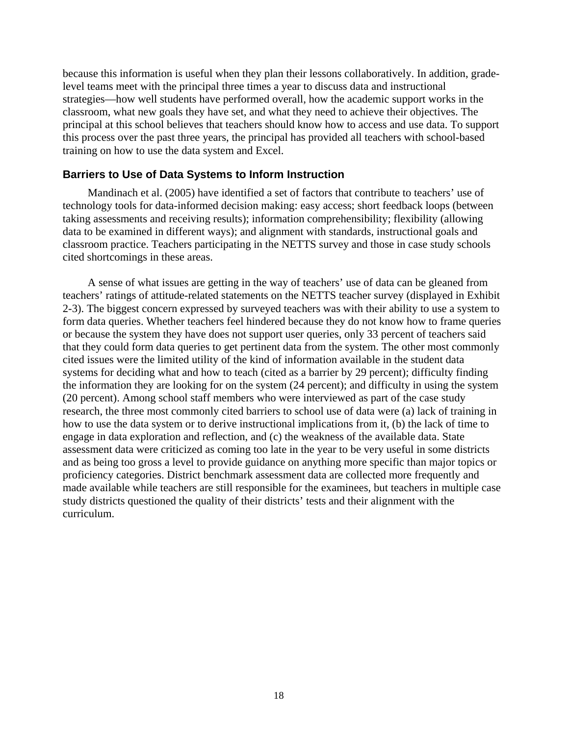because this information is useful when they plan their lessons collaboratively. In addition, grade-level teams meet with the principal three times a year to discuss data and instructional strategies—how well students have performed overall, how the academic support works in the classroom, what new goals they have set, and what they need to achieve their objectives. The principal at this school believes that teachers should know how to access and use data. To support this process over the past three years, the principal has provided all teachers with school-based training on how to use the data system and Excel.

### Barriers to Use of Data Systems to Inform Instruction

Mandinach et al. (2005) have identified a set of factors that contribute to teachers' use of technology tools for data-informed decision making: easy access; short feedback loops (between taking assessments and receiving results); information comprehensibility; flexibility (allowing data to be examined in different ways); and alignment with standards, instructional goals and classroom practice. Teachers participating in the NETTS survey and those in case study schools cited shortcomings in these areas.

A sense of what issues are getting in the way of teachers' use of data can be gleaned from teachers' ratings of attitude-related statements on the NETTS teacher survey (displayed in Exhibit 2-3). The biggest concern expressed by surveyed teachers was with their ability to use a system to form data queries. Whether teachers feel hindered because they do not know how to frame queries or because the system they have does not support user queries, only 33 percent of teachers said that they could form data queries to get pertinent data from the system. The other most commonly cited issues were the limited utility of the kind of information available in the student data systems for deciding what and how to teach (cited as a barrier by 29 percent); difficulty finding the information they are looking for on the system (24 percent); and difficulty in using the system (20 percent). Among school staff members who were interviewed as part of the case study research, the three most commonly cited barriers to school use of data were (a) lack of training in how to use the data system or to derive instructional implications from it, (b) the lack of time to engage in data exploration and reflection, and (c) the weakness of the available data. State assessment data were criticized as coming too late in the year to be very useful in some districts and as being too gross a level to provide guidance on anything more specific than major topics or proficiency categories. District benchmark assessment data are collected more frequently and made available while teachers are still responsible for the examinees, but teachers in multiple case study districts questioned the quality of their districts' tests and their alignment with the curriculum.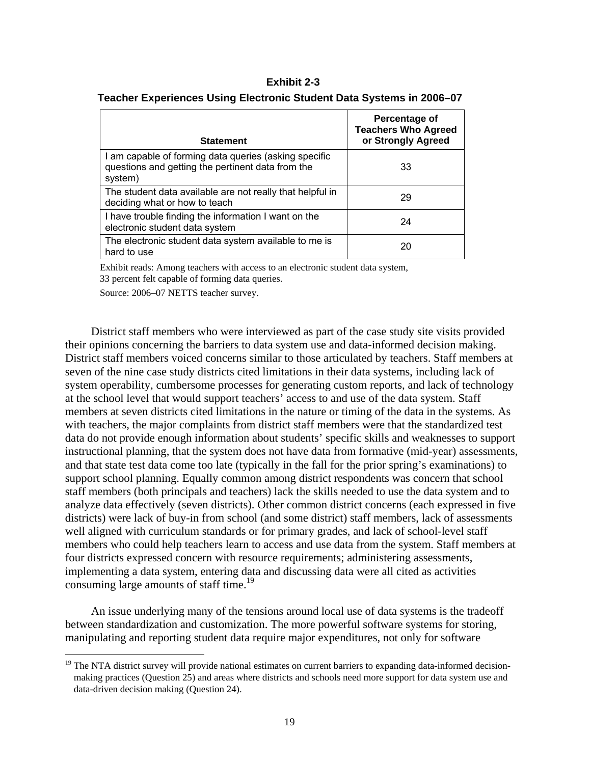**Exhibit 2-3**

**Teacher Experiences Using Electronic Student Data Systems in 2006–07**

| Statement | Percentage of Teachers Who Agreed or Strongly Agreed |
|---|---|
| I am capable of forming data queries (asking specific questions and getting the pertinent data from the system) | 33 |
| The student data available are not really that helpful in deciding what or how to teach | 29 |
| I have trouble finding the information I want on the electronic student data system | 24 |
| The electronic student data system available to me is hard to use | 20 |

Exhibit reads: Among teachers with access to an electronic student data system, 33 percent felt capable of forming data queries.

Source: 2006–07 NETTS teacher survey.

District staff members who were interviewed as part of the case study site visits provided their opinions concerning the barriers to data system use and data-informed decision making. District staff members voiced concerns similar to those articulated by teachers. Staff members at seven of the nine case study districts cited limitations in their data systems, including lack of system operability, cumbersome processes for generating custom reports, and lack of technology at the school level that would support teachers' access to and use of the data system. Staff members at seven districts cited limitations in the nature or timing of the data in the systems. As with teachers, the major complaints from district staff members were that the standardized test data do not provide enough information about students' specific skills and weaknesses to support instructional planning, that the system does not have data from formative (mid-year) assessments, and that state test data come too late (typically in the fall for the prior spring's examinations) to support school planning. Equally common among district respondents was concern that school staff members (both principals and teachers) lack the skills needed to use the data system and to analyze data effectively (seven districts). Other common district concerns (each expressed in five districts) were lack of buy-in from school (and some district) staff members, lack of assessments well aligned with curriculum standards or for primary grades, and lack of school-level staff members who could help teachers learn to access and use data from the system. Staff members at four districts expressed concern with resource requirements; administering assessments, implementing a data system, entering data and discussing data were all cited as activities consuming large amounts of staff time.[19]

An issue underlying many of the tensions around local use of data systems is the tradeoff between standardization and customization. The more powerful software systems for storing, manipulating and reporting student data require major expenditures, not only for software

[19] The NTA district survey will provide national estimates on current barriers to expanding data-informed decision-making practices (Question 25) and areas where districts and schools need more support for data system use and data-driven decision making (Question 24).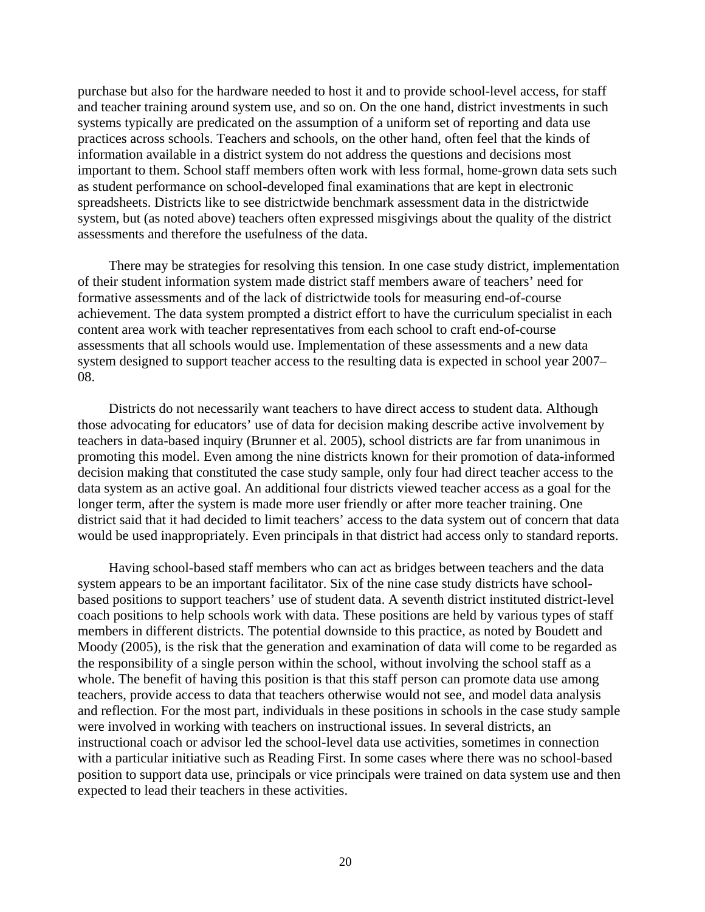purchase but also for the hardware needed to host it and to provide school-level access, for staff and teacher training around system use, and so on. On the one hand, district investments in such systems typically are predicated on the assumption of a uniform set of reporting and data use practices across schools. Teachers and schools, on the other hand, often feel that the kinds of information available in a district system do not address the questions and decisions most important to them. School staff members often work with less formal, home-grown data sets such as student performance on school-developed final examinations that are kept in electronic spreadsheets. Districts like to see districtwide benchmark assessment data in the districtwide system, but (as noted above) teachers often expressed misgivings about the quality of the district assessments and therefore the usefulness of the data.

There may be strategies for resolving this tension. In one case study district, implementation of their student information system made district staff members aware of teachers' need for formative assessments and of the lack of districtwide tools for measuring end-of-course achievement. The data system prompted a district effort to have the curriculum specialist in each content area work with teacher representatives from each school to craft end-of-course assessments that all schools would use. Implementation of these assessments and a new data system designed to support teacher access to the resulting data is expected in school year 2007–08.

Districts do not necessarily want teachers to have direct access to student data. Although those advocating for educators' use of data for decision making describe active involvement by teachers in data-based inquiry (Brunner et al. 2005), school districts are far from unanimous in promoting this model. Even among the nine districts known for their promotion of data-informed decision making that constituted the case study sample, only four had direct teacher access to the data system as an active goal. An additional four districts viewed teacher access as a goal for the longer term, after the system is made more user friendly or after more teacher training. One district said that it had decided to limit teachers' access to the data system out of concern that data would be used inappropriately. Even principals in that district had access only to standard reports.

Having school-based staff members who can act as bridges between teachers and the data system appears to be an important facilitator. Six of the nine case study districts have school-based positions to support teachers' use of student data. A seventh district instituted district-level coach positions to help schools work with data. These positions are held by various types of staff members in different districts. The potential downside to this practice, as noted by Boudett and Moody (2005), is the risk that the generation and examination of data will come to be regarded as the responsibility of a single person within the school, without involving the school staff as a whole. The benefit of having this position is that this staff person can promote data use among teachers, provide access to data that teachers otherwise would not see, and model data analysis and reflection. For the most part, individuals in these positions in schools in the case study sample were involved in working with teachers on instructional issues. In several districts, an instructional coach or advisor led the school-level data use activities, sometimes in connection with a particular initiative such as Reading First. In some cases where there was no school-based position to support data use, principals or vice principals were trained on data system use and then expected to lead their teachers in these activities.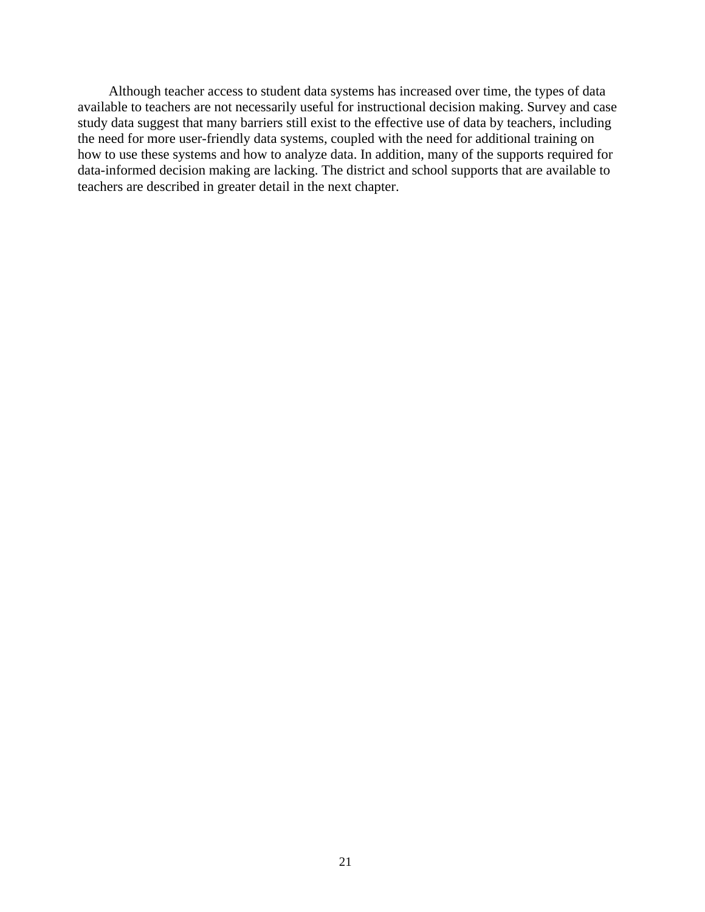Although teacher access to student data systems has increased over time, the types of data available to teachers are not necessarily useful for instructional decision making. Survey and case study data suggest that many barriers still exist to the effective use of data by teachers, including the need for more user-friendly data systems, coupled with the need for additional training on how to use these systems and how to analyze data. In addition, many of the supports required for data-informed decision making are lacking. The district and school supports that are available to teachers are described in greater detail in the next chapter.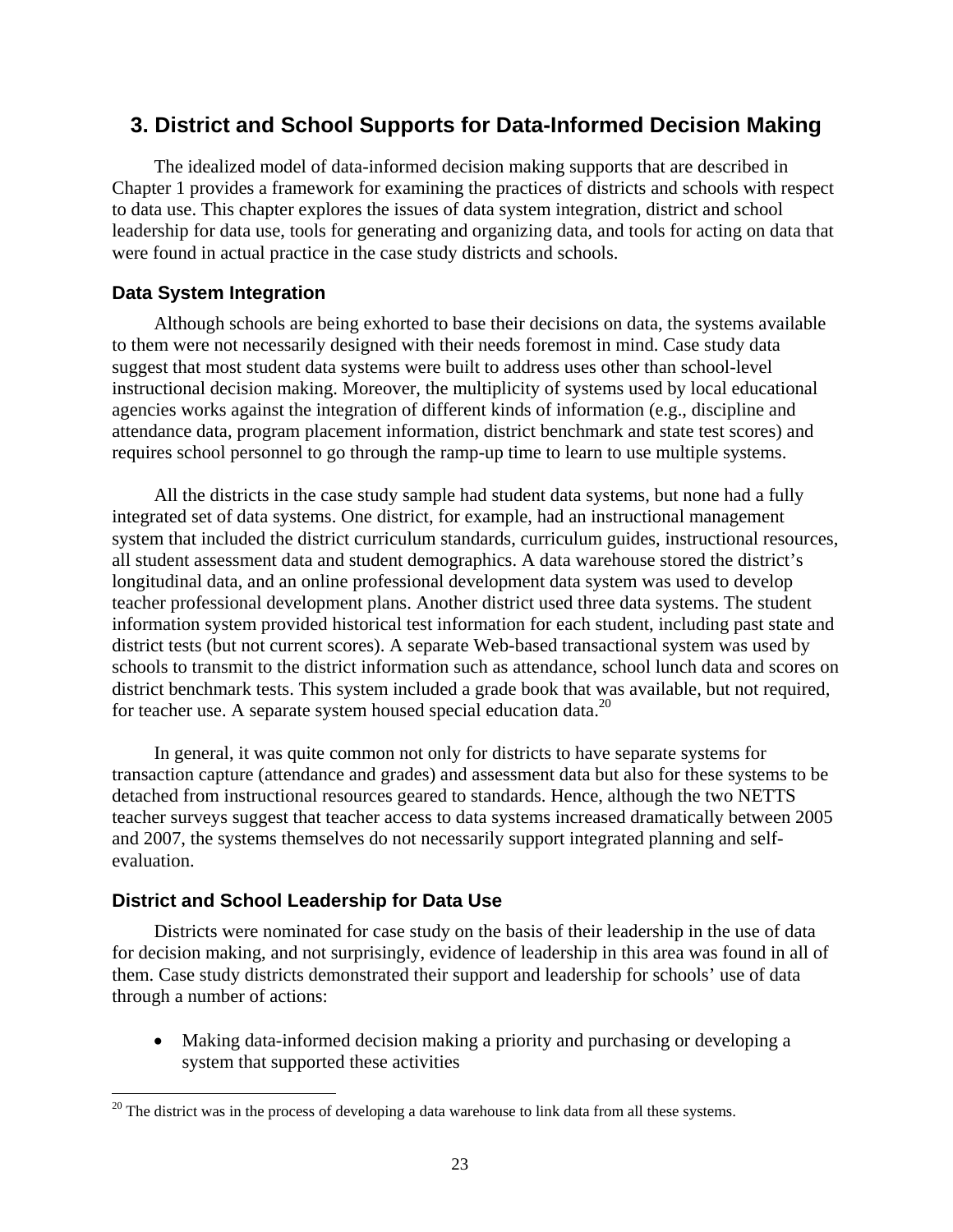## 3. District and School Supports for Data-Informed Decision Making

The idealized model of data-informed decision making supports that are described in Chapter 1 provides a framework for examining the practices of districts and schools with respect to data use. This chapter explores the issues of data system integration, district and school leadership for data use, tools for generating and organizing data, and tools for acting on data that were found in actual practice in the case study districts and schools.

### Data System Integration

Although schools are being exhorted to base their decisions on data, the systems available to them were not necessarily designed with their needs foremost in mind. Case study data suggest that most student data systems were built to address uses other than school-level instructional decision making. Moreover, the multiplicity of systems used by local educational agencies works against the integration of different kinds of information (e.g., discipline and attendance data, program placement information, district benchmark and state test scores) and requires school personnel to go through the ramp-up time to learn to use multiple systems.

All the districts in the case study sample had student data systems, but none had a fully integrated set of data systems. One district, for example, had an instructional management system that included the district curriculum standards, curriculum guides, instructional resources, all student assessment data and student demographics. A data warehouse stored the district's longitudinal data, and an online professional development data system was used to develop teacher professional development plans. Another district used three data systems. The student information system provided historical test information for each student, including past state and district tests (but not current scores). A separate Web-based transactional system was used by schools to transmit to the district information such as attendance, school lunch data and scores on district benchmark tests. This system included a grade book that was available, but not required, for teacher use. A separate system housed special education data.[20]

In general, it was quite common not only for districts to have separate systems for transaction capture (attendance and grades) and assessment data but also for these systems to be detached from instructional resources geared to standards. Hence, although the two NETTS teacher surveys suggest that teacher access to data systems increased dramatically between 2005 and 2007, the systems themselves do not necessarily support integrated planning and self-evaluation.

### District and School Leadership for Data Use

Districts were nominated for case study on the basis of their leadership in the use of data for decision making, and not surprisingly, evidence of leadership in this area was found in all of them. Case study districts demonstrated their support and leadership for schools' use of data through a number of actions:

- Making data-informed decision making a priority and purchasing or developing a system that supported these activities

[20] The district was in the process of developing a data warehouse to link data from all these systems.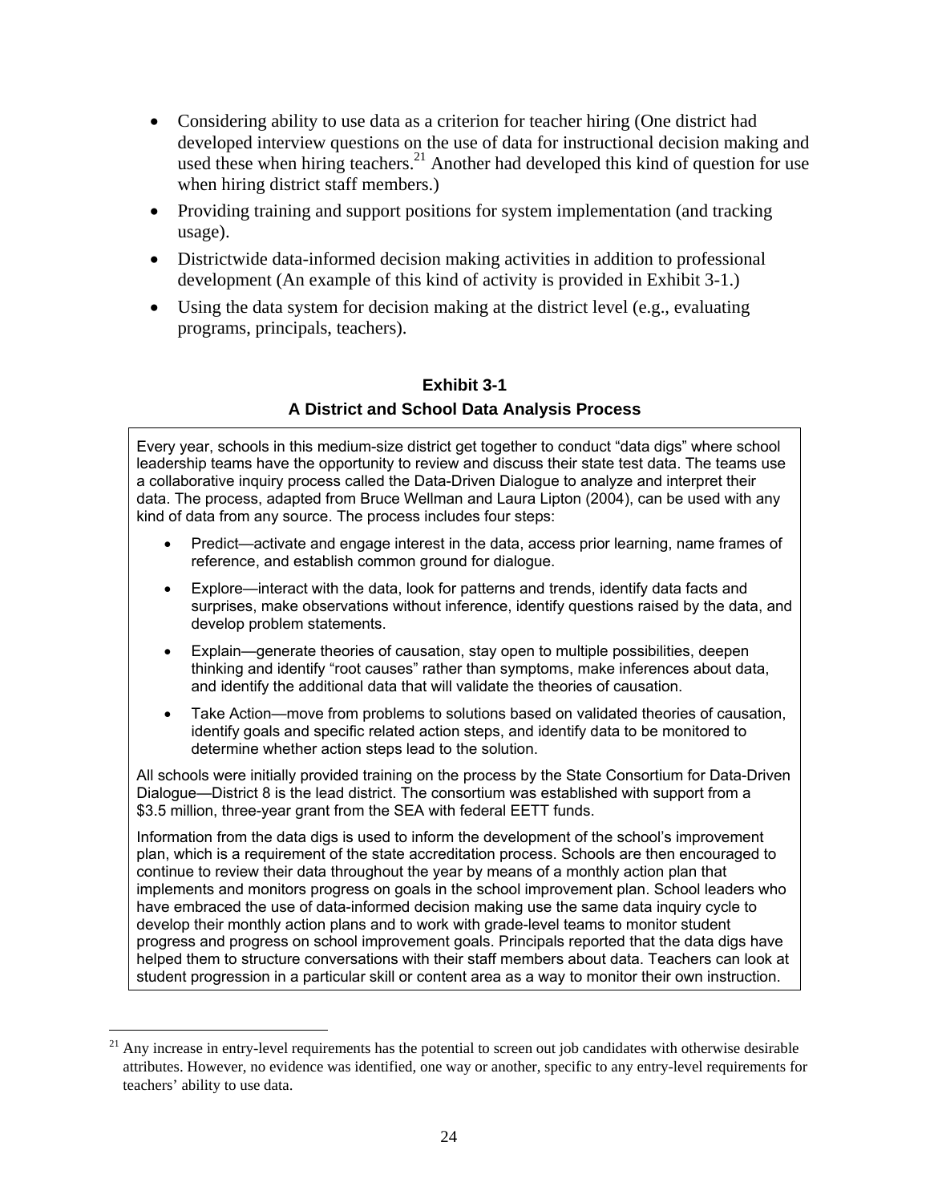- Considering ability to use data as a criterion for teacher hiring (One district had developed interview questions on the use of data for instructional decision making and used these when hiring teachers.[21] Another had developed this kind of question for use when hiring district staff members.)
- Providing training and support positions for system implementation (and tracking usage).
- Districtwide data-informed decision making activities in addition to professional development (An example of this kind of activity is provided in Exhibit 3-1.)
- Using the data system for decision making at the district level (e.g., evaluating programs, principals, teachers).

**Exhibit 3-1**

**A District and School Data Analysis Process**

Every year, schools in this medium-size district get together to conduct "data digs" where school leadership teams have the opportunity to review and discuss their state test data. The teams use a collaborative inquiry process called the Data-Driven Dialogue to analyze and interpret their data. The process, adapted from Bruce Wellman and Laura Lipton (2004), can be used with any kind of data from any source. The process includes four steps:

- Predict—activate and engage interest in the data, access prior learning, name frames of reference, and establish common ground for dialogue.
- Explore—interact with the data, look for patterns and trends, identify data facts and surprises, make observations without inference, identify questions raised by the data, and develop problem statements.
- Explain—generate theories of causation, stay open to multiple possibilities, deepen thinking and identify "root causes" rather than symptoms, make inferences about data, and identify the additional data that will validate the theories of causation.
- Take Action—move from problems to solutions based on validated theories of causation, identify goals and specific related action steps, and identify data to be monitored to determine whether action steps lead to the solution.

All schools were initially provided training on the process by the State Consortium for Data-Driven Dialogue—District 8 is the lead district. The consortium was established with support from a $3.5 million, three-year grant from the SEA with federal EETT funds.

Information from the data digs is used to inform the development of the school's improvement plan, which is a requirement of the state accreditation process. Schools are then encouraged to continue to review their data throughout the year by means of a monthly action plan that implements and monitors progress on goals in the school improvement plan. School leaders who have embraced the use of data-informed decision making use the same data inquiry cycle to develop their monthly action plans and to work with grade-level teams to monitor student progress and progress on school improvement goals. Principals reported that the data digs have helped them to structure conversations with their staff members about data. Teachers can look at student progression in a particular skill or content area as a way to monitor their own instruction.

[21] Any increase in entry-level requirements has the potential to screen out job candidates with otherwise desirable attributes. However, no evidence was identified, one way or another, specific to any entry-level requirements for teachers' ability to use data.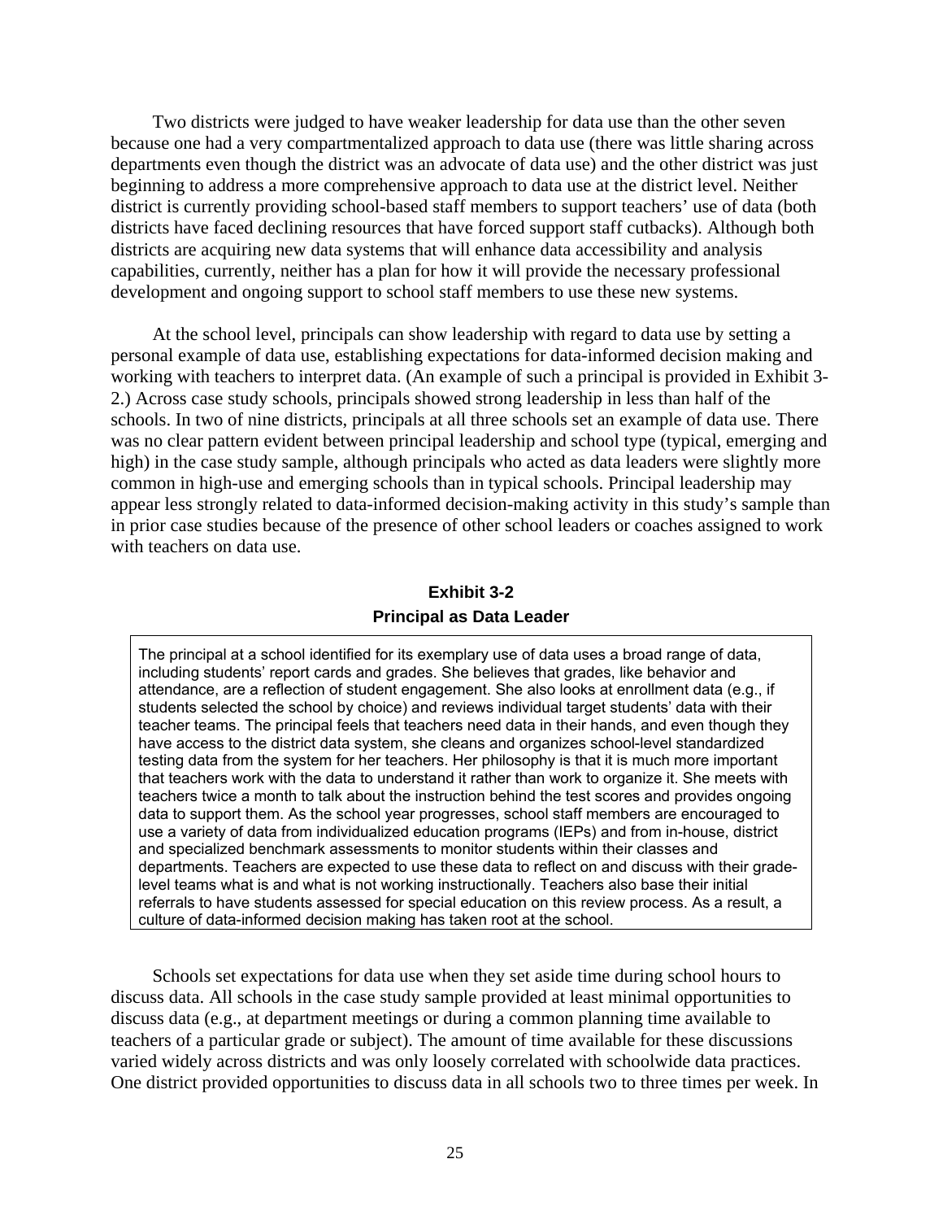Two districts were judged to have weaker leadership for data use than the other seven because one had a very compartmentalized approach to data use (there was little sharing across departments even though the district was an advocate of data use) and the other district was just beginning to address a more comprehensive approach to data use at the district level. Neither district is currently providing school-based staff members to support teachers' use of data (both districts have faced declining resources that have forced support staff cutbacks). Although both districts are acquiring new data systems that will enhance data accessibility and analysis capabilities, currently, neither has a plan for how it will provide the necessary professional development and ongoing support to school staff members to use these new systems.

At the school level, principals can show leadership with regard to data use by setting a personal example of data use, establishing expectations for data-informed decision making and working with teachers to interpret data. (An example of such a principal is provided in Exhibit 3-2.) Across case study schools, principals showed strong leadership in less than half of the schools. In two of nine districts, principals at all three schools set an example of data use. There was no clear pattern evident between principal leadership and school type (typical, emerging and high) in the case study sample, although principals who acted as data leaders were slightly more common in high-use and emerging schools than in typical schools. Principal leadership may appear less strongly related to data-informed decision-making activity in this study's sample than in prior case studies because of the presence of other school leaders or coaches assigned to work with teachers on data use.

**Exhibit 3-2**
**Principal as Data Leader**

> The principal at a school identified for its exemplary use of data uses a broad range of data, including students' report cards and grades. She believes that grades, like behavior and attendance, are a reflection of student engagement. She also looks at enrollment data (e.g., if students selected the school by choice) and reviews individual target students' data with their teacher teams. The principal feels that teachers need data in their hands, and even though they have access to the district data system, she cleans and organizes school-level standardized testing data from the system for her teachers. Her philosophy is that it is much more important that teachers work with the data to understand it rather than work to organize it. She meets with teachers twice a month to talk about the instruction behind the test scores and provides ongoing data to support them. As the school year progresses, school staff members are encouraged to use a variety of data from individualized education programs (IEPs) and from in-house, district and specialized benchmark assessments to monitor students within their classes and departments. Teachers are expected to use these data to reflect on and discuss with their grade-level teams what is and what is not working instructionally. Teachers also base their initial referrals to have students assessed for special education on this review process. As a result, a culture of data-informed decision making has taken root at the school.

Schools set expectations for data use when they set aside time during school hours to discuss data. All schools in the case study sample provided at least minimal opportunities to discuss data (e.g., at department meetings or during a common planning time available to teachers of a particular grade or subject). The amount of time available for these discussions varied widely across districts and was only loosely correlated with schoolwide data practices. One district provided opportunities to discuss data in all schools two to three times per week. In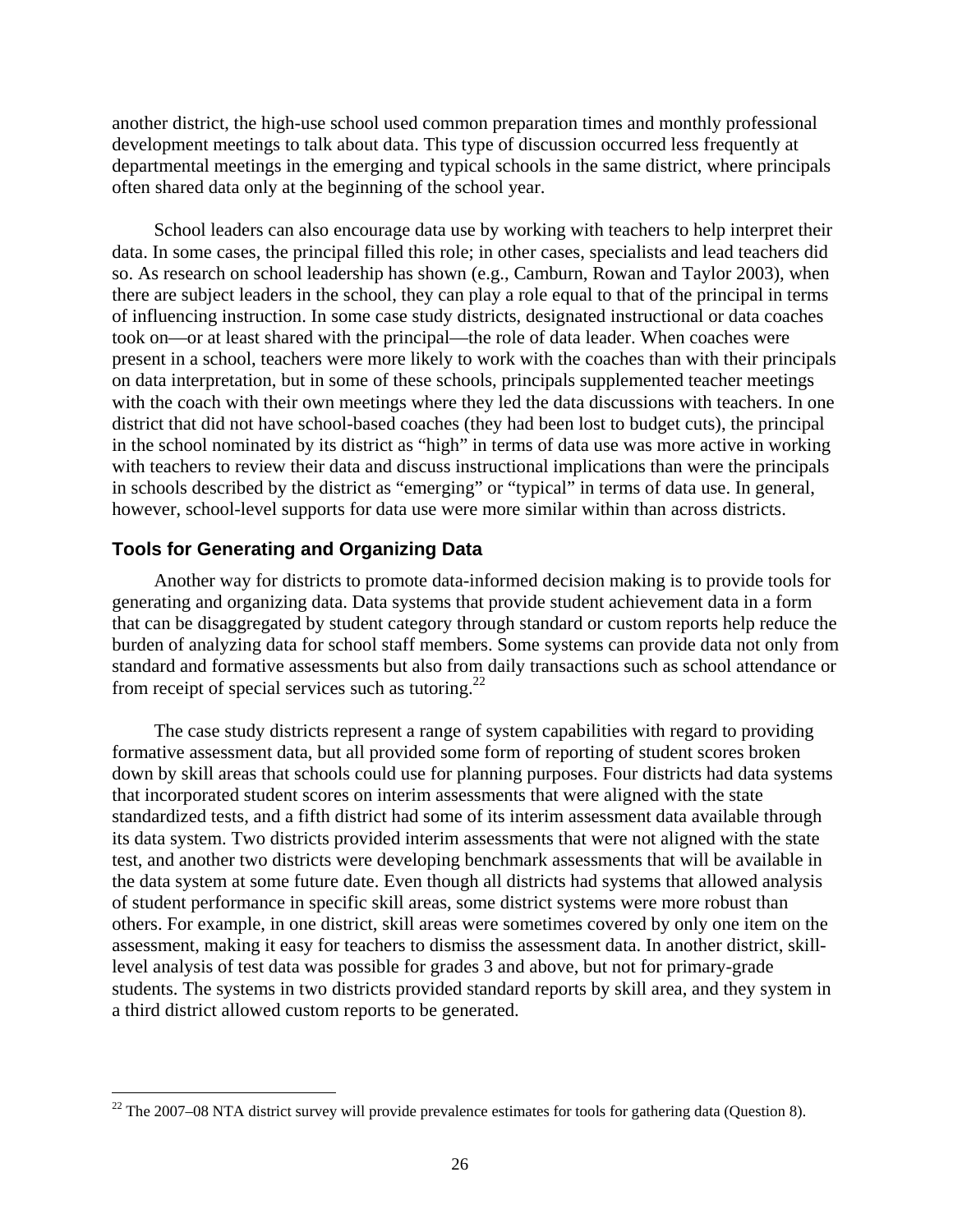another district, the high-use school used common preparation times and monthly professional development meetings to talk about data. This type of discussion occurred less frequently at departmental meetings in the emerging and typical schools in the same district, where principals often shared data only at the beginning of the school year.

School leaders can also encourage data use by working with teachers to help interpret their data. In some cases, the principal filled this role; in other cases, specialists and lead teachers did so. As research on school leadership has shown (e.g., Camburn, Rowan and Taylor 2003), when there are subject leaders in the school, they can play a role equal to that of the principal in terms of influencing instruction. In some case study districts, designated instructional or data coaches took on—or at least shared with the principal—the role of data leader. When coaches were present in a school, teachers were more likely to work with the coaches than with their principals on data interpretation, but in some of these schools, principals supplemented teacher meetings with the coach with their own meetings where they led the data discussions with teachers. In one district that did not have school-based coaches (they had been lost to budget cuts), the principal in the school nominated by its district as "high" in terms of data use was more active in working with teachers to review their data and discuss instructional implications than were the principals in schools described by the district as "emerging" or "typical" in terms of data use. In general, however, school-level supports for data use were more similar within than across districts.

### Tools for Generating and Organizing Data

Another way for districts to promote data-informed decision making is to provide tools for generating and organizing data. Data systems that provide student achievement data in a form that can be disaggregated by student category through standard or custom reports help reduce the burden of analyzing data for school staff members. Some systems can provide data not only from standard and formative assessments but also from daily transactions such as school attendance or from receipt of special services such as tutoring.[22]

The case study districts represent a range of system capabilities with regard to providing formative assessment data, but all provided some form of reporting of student scores broken down by skill areas that schools could use for planning purposes. Four districts had data systems that incorporated student scores on interim assessments that were aligned with the state standardized tests, and a fifth district had some of its interim assessment data available through its data system. Two districts provided interim assessments that were not aligned with the state test, and another two districts were developing benchmark assessments that will be available in the data system at some future date. Even though all districts had systems that allowed analysis of student performance in specific skill areas, some district systems were more robust than others. For example, in one district, skill areas were sometimes covered by only one item on the assessment, making it easy for teachers to dismiss the assessment data. In another district, skill-level analysis of test data was possible for grades 3 and above, but not for primary-grade students. The systems in two districts provided standard reports by skill area, and they system in a third district allowed custom reports to be generated.

[22] The 2007–08 NTA district survey will provide prevalence estimates for tools for gathering data (Question 8).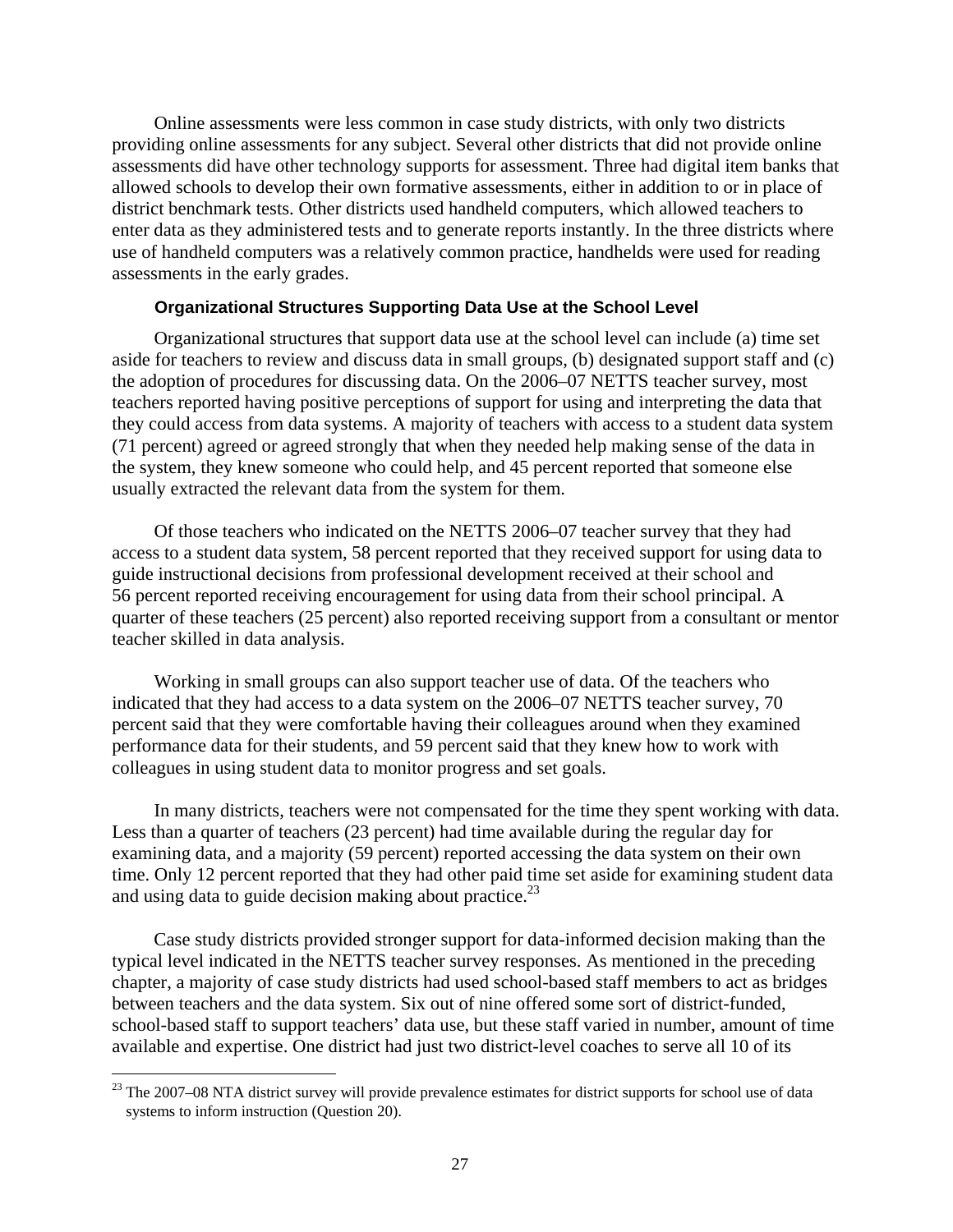Online assessments were less common in case study districts, with only two districts providing online assessments for any subject. Several other districts that did not provide online assessments did have other technology supports for assessment. Three had digital item banks that allowed schools to develop their own formative assessments, either in addition to or in place of district benchmark tests. Other districts used handheld computers, which allowed teachers to enter data as they administered tests and to generate reports instantly. In the three districts where use of handheld computers was a relatively common practice, handhelds were used for reading assessments in the early grades.

### Organizational Structures Supporting Data Use at the School Level

Organizational structures that support data use at the school level can include (a) time set aside for teachers to review and discuss data in small groups, (b) designated support staff and (c) the adoption of procedures for discussing data. On the 2006–07 NETTS teacher survey, most teachers reported having positive perceptions of support for using and interpreting the data that they could access from data systems. A majority of teachers with access to a student data system (71 percent) agreed or agreed strongly that when they needed help making sense of the data in the system, they knew someone who could help, and 45 percent reported that someone else usually extracted the relevant data from the system for them.

Of those teachers who indicated on the NETTS 2006–07 teacher survey that they had access to a student data system, 58 percent reported that they received support for using data to guide instructional decisions from professional development received at their school and 56 percent reported receiving encouragement for using data from their school principal. A quarter of these teachers (25 percent) also reported receiving support from a consultant or mentor teacher skilled in data analysis.

Working in small groups can also support teacher use of data. Of the teachers who indicated that they had access to a data system on the 2006–07 NETTS teacher survey, 70 percent said that they were comfortable having their colleagues around when they examined performance data for their students, and 59 percent said that they knew how to work with colleagues in using student data to monitor progress and set goals.

In many districts, teachers were not compensated for the time they spent working with data. Less than a quarter of teachers (23 percent) had time available during the regular day for examining data, and a majority (59 percent) reported accessing the data system on their own time. Only 12 percent reported that they had other paid time set aside for examining student data and using data to guide decision making about practice.[23]

Case study districts provided stronger support for data-informed decision making than the typical level indicated in the NETTS teacher survey responses. As mentioned in the preceding chapter, a majority of case study districts had used school-based staff members to act as bridges between teachers and the data system. Six out of nine offered some sort of district-funded, school-based staff to support teachers' data use, but these staff varied in number, amount of time available and expertise. One district had just two district-level coaches to serve all 10 of its

[23] The 2007–08 NTA district survey will provide prevalence estimates for district supports for school use of data systems to inform instruction (Question 20).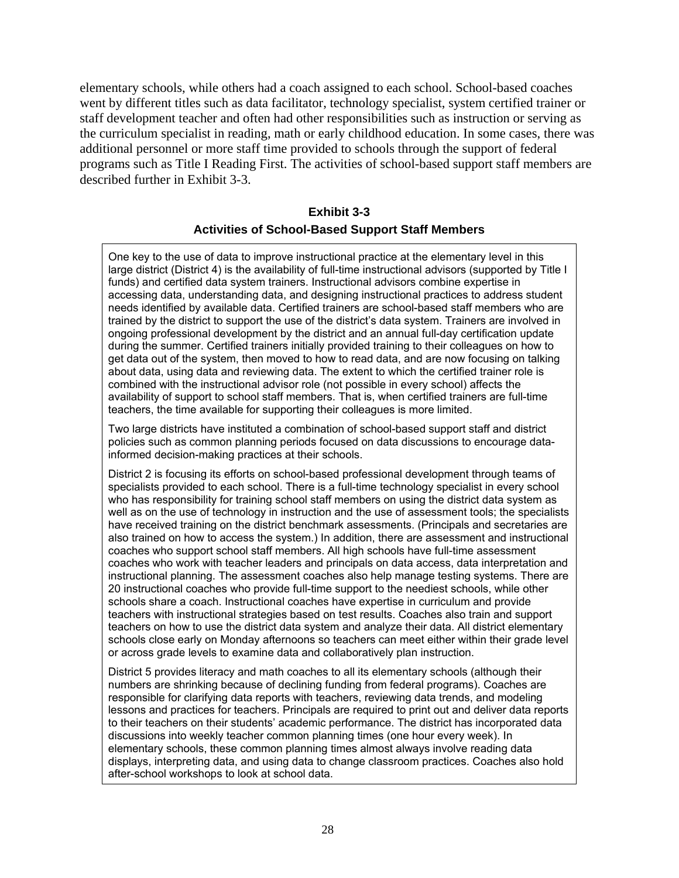elementary schools, while others had a coach assigned to each school. School-based coaches went by different titles such as data facilitator, technology specialist, system certified trainer or staff development teacher and often had other responsibilities such as instruction or serving as the curriculum specialist in reading, math or early childhood education. In some cases, there was additional personnel or more staff time provided to schools through the support of federal programs such as Title I Reading First. The activities of school-based support staff members are described further in Exhibit 3-3.

**Exhibit 3-3**

**Activities of School-Based Support Staff Members**

One key to the use of data to improve instructional practice at the elementary level in this large district (District 4) is the availability of full-time instructional advisors (supported by Title I funds) and certified data system trainers. Instructional advisors combine expertise in accessing data, understanding data, and designing instructional practices to address student needs identified by available data. Certified trainers are school-based staff members who are trained by the district to support the use of the district's data system. Trainers are involved in ongoing professional development by the district and an annual full-day certification update during the summer. Certified trainers initially provided training to their colleagues on how to get data out of the system, then moved to how to read data, and are now focusing on talking about data, using data and reviewing data. The extent to which the certified trainer role is combined with the instructional advisor role (not possible in every school) affects the availability of support to school staff members. That is, when certified trainers are full-time teachers, the time available for supporting their colleagues is more limited.

Two large districts have instituted a combination of school-based support staff and district policies such as common planning periods focused on data discussions to encourage data-informed decision-making practices at their schools.

District 2 is focusing its efforts on school-based professional development through teams of specialists provided to each school. There is a full-time technology specialist in every school who has responsibility for training school staff members on using the district data system as well as on the use of technology in instruction and the use of assessment tools; the specialists have received training on the district benchmark assessments. (Principals and secretaries are also trained on how to access the system.) In addition, there are assessment and instructional coaches who support school staff members. All high schools have full-time assessment coaches who work with teacher leaders and principals on data access, data interpretation and instructional planning. The assessment coaches also help manage testing systems. There are 20 instructional coaches who provide full-time support to the neediest schools, while other schools share a coach. Instructional coaches have expertise in curriculum and provide teachers with instructional strategies based on test results. Coaches also train and support teachers on how to use the district data system and analyze their data. All district elementary schools close early on Monday afternoons so teachers can meet either within their grade level or across grade levels to examine data and collaboratively plan instruction.

District 5 provides literacy and math coaches to all its elementary schools (although their numbers are shrinking because of declining funding from federal programs). Coaches are responsible for clarifying data reports with teachers, reviewing data trends, and modeling lessons and practices for teachers. Principals are required to print out and deliver data reports to their teachers on their students' academic performance. The district has incorporated data discussions into weekly teacher common planning times (one hour every week). In elementary schools, these common planning times almost always involve reading data displays, interpreting data, and using data to change classroom practices. Coaches also hold after-school workshops to look at school data.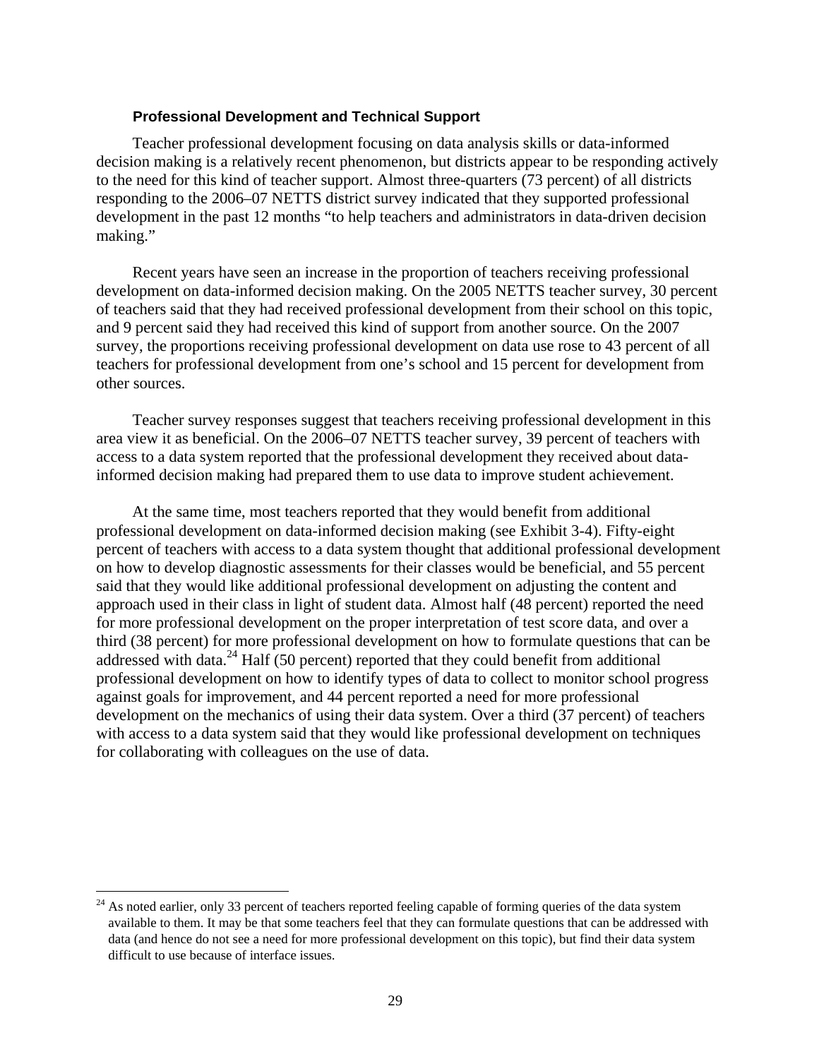### Professional Development and Technical Support

Teacher professional development focusing on data analysis skills or data-informed decision making is a relatively recent phenomenon, but districts appear to be responding actively to the need for this kind of teacher support. Almost three-quarters (73 percent) of all districts responding to the 2006–07 NETTS district survey indicated that they supported professional development in the past 12 months "to help teachers and administrators in data-driven decision making."

Recent years have seen an increase in the proportion of teachers receiving professional development on data-informed decision making. On the 2005 NETTS teacher survey, 30 percent of teachers said that they had received professional development from their school on this topic, and 9 percent said they had received this kind of support from another source. On the 2007 survey, the proportions receiving professional development on data use rose to 43 percent of all teachers for professional development from one's school and 15 percent for development from other sources.

Teacher survey responses suggest that teachers receiving professional development in this area view it as beneficial. On the 2006–07 NETTS teacher survey, 39 percent of teachers with access to a data system reported that the professional development they received about data-informed decision making had prepared them to use data to improve student achievement.

At the same time, most teachers reported that they would benefit from additional professional development on data-informed decision making (see Exhibit 3-4). Fifty-eight percent of teachers with access to a data system thought that additional professional development on how to develop diagnostic assessments for their classes would be beneficial, and 55 percent said that they would like additional professional development on adjusting the content and approach used in their class in light of student data. Almost half (48 percent) reported the need for more professional development on the proper interpretation of test score data, and over a third (38 percent) for more professional development on how to formulate questions that can be addressed with data.[24] Half (50 percent) reported that they could benefit from additional professional development on how to identify types of data to collect to monitor school progress against goals for improvement, and 44 percent reported a need for more professional development on the mechanics of using their data system. Over a third (37 percent) of teachers with access to a data system said that they would like professional development on techniques for collaborating with colleagues on the use of data.

[24] As noted earlier, only 33 percent of teachers reported feeling capable of forming queries of the data system available to them. It may be that some teachers feel that they can formulate questions that can be addressed with data (and hence do not see a need for more professional development on this topic), but find their data system difficult to use because of interface issues.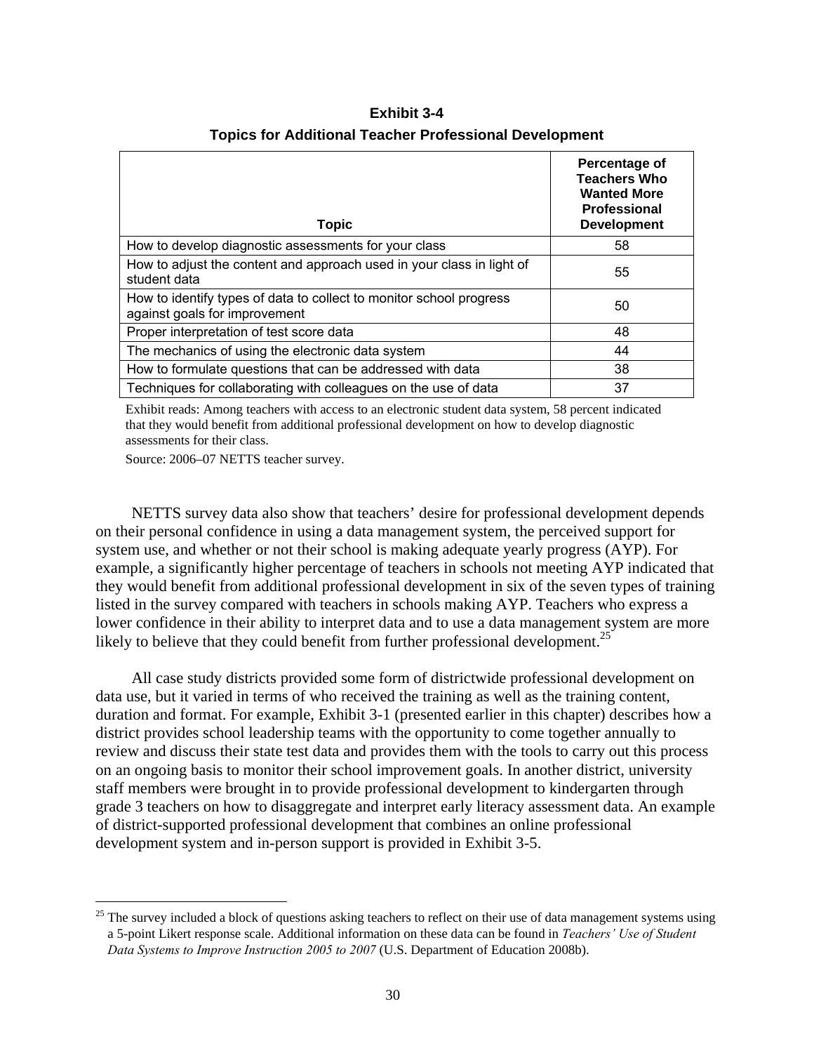**Exhibit 3-4**

**Topics for Additional Teacher Professional Development**

| Topic | Percentage of Teachers Who Wanted More Professional Development |
|---|---|
| How to develop diagnostic assessments for your class | 58 |
| How to adjust the content and approach used in your class in light of student data | 55 |
| How to identify types of data to collect to monitor school progress against goals for improvement | 50 |
| Proper interpretation of test score data | 48 |
| The mechanics of using the electronic data system | 44 |
| How to formulate questions that can be addressed with data | 38 |
| Techniques for collaborating with colleagues on the use of data | 37 |

Exhibit reads: Among teachers with access to an electronic student data system, 58 percent indicated that they would benefit from additional professional development on how to develop diagnostic assessments for their class.

Source: 2006–07 NETTS teacher survey.

NETTS survey data also show that teachers' desire for professional development depends on their personal confidence in using a data management system, the perceived support for system use, and whether or not their school is making adequate yearly progress (AYP). For example, a significantly higher percentage of teachers in schools not meeting AYP indicated that they would benefit from additional professional development in six of the seven types of training listed in the survey compared with teachers in schools making AYP. Teachers who express a lower confidence in their ability to interpret data and to use a data management system are more likely to believe that they could benefit from further professional development.[25]

All case study districts provided some form of districtwide professional development on data use, but it varied in terms of who received the training as well as the training content, duration and format. For example, Exhibit 3-1 (presented earlier in this chapter) describes how a district provides school leadership teams with the opportunity to come together annually to review and discuss their state test data and provides them with the tools to carry out this process on an ongoing basis to monitor their school improvement goals. In another district, university staff members were brought in to provide professional development to kindergarten through grade 3 teachers on how to disaggregate and interpret early literacy assessment data. An example of district-supported professional development that combines an online professional development system and in-person support is provided in Exhibit 3-5.

[25] The survey included a block of questions asking teachers to reflect on their use of data management systems using a 5-point Likert response scale. Additional information on these data can be found in *Teachers' Use of Student Data Systems to Improve Instruction 2005 to 2007* (U.S. Department of Education 2008b).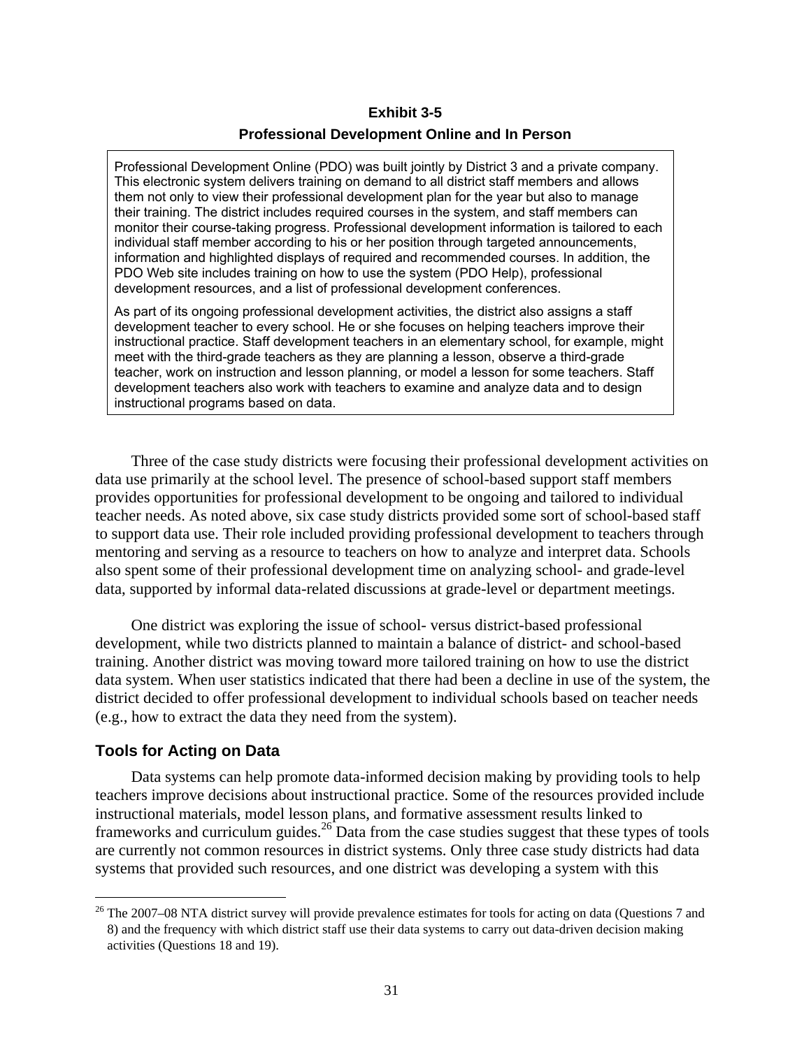**Exhibit 3-5**

**Professional Development Online and In Person**

> Professional Development Online (PDO) was built jointly by District 3 and a private company. This electronic system delivers training on demand to all district staff members and allows them not only to view their professional development plan for the year but also to manage their training. The district includes required courses in the system, and staff members can monitor their course-taking progress. Professional development information is tailored to each individual staff member according to his or her position through targeted announcements, information and highlighted displays of required and recommended courses. In addition, the PDO Web site includes training on how to use the system (PDO Help), professional development resources, and a list of professional development conferences.
>
> As part of its ongoing professional development activities, the district also assigns a staff development teacher to every school. He or she focuses on helping teachers improve their instructional practice. Staff development teachers in an elementary school, for example, might meet with the third-grade teachers as they are planning a lesson, observe a third-grade teacher, work on instruction and lesson planning, or model a lesson for some teachers. Staff development teachers also work with teachers to examine and analyze data and to design instructional programs based on data.

Three of the case study districts were focusing their professional development activities on data use primarily at the school level. The presence of school-based support staff members provides opportunities for professional development to be ongoing and tailored to individual teacher needs. As noted above, six case study districts provided some sort of school-based staff to support data use. Their role included providing professional development to teachers through mentoring and serving as a resource to teachers on how to analyze and interpret data. Schools also spent some of their professional development time on analyzing school- and grade-level data, supported by informal data-related discussions at grade-level or department meetings.

One district was exploring the issue of school- versus district-based professional development, while two districts planned to maintain a balance of district- and school-based training. Another district was moving toward more tailored training on how to use the district data system. When user statistics indicated that there had been a decline in use of the system, the district decided to offer professional development to individual schools based on teacher needs (e.g., how to extract the data they need from the system).

### Tools for Acting on Data

Data systems can help promote data-informed decision making by providing tools to help teachers improve decisions about instructional practice. Some of the resources provided include instructional materials, model lesson plans, and formative assessment results linked to frameworks and curriculum guides.[26] Data from the case studies suggest that these types of tools are currently not common resources in district systems. Only three case study districts had data systems that provided such resources, and one district was developing a system with this

[26] The 2007–08 NTA district survey will provide prevalence estimates for tools for acting on data (Questions 7 and 8) and the frequency with which district staff use their data systems to carry out data-driven decision making activities (Questions 18 and 19).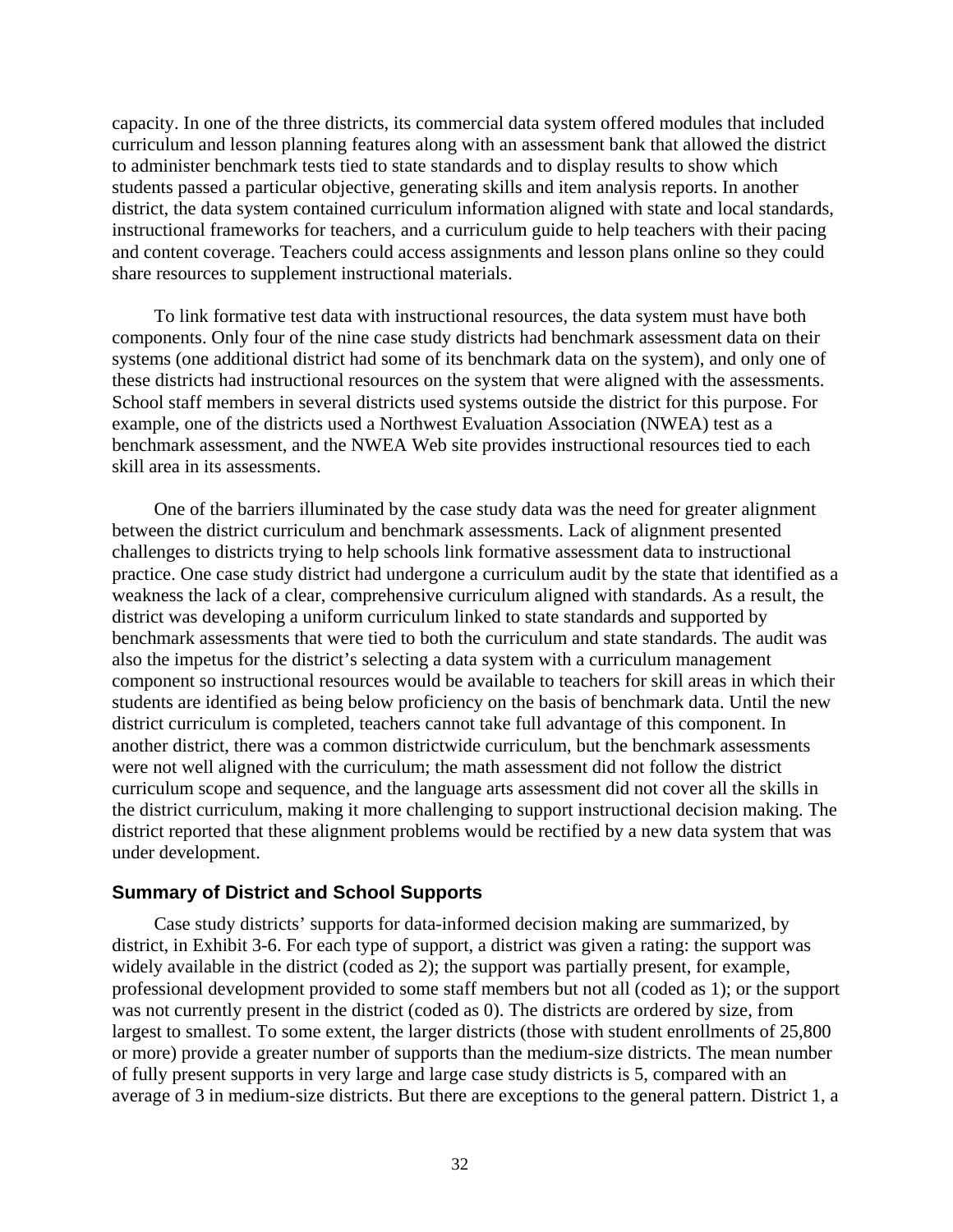capacity. In one of the three districts, its commercial data system offered modules that included curriculum and lesson planning features along with an assessment bank that allowed the district to administer benchmark tests tied to state standards and to display results to show which students passed a particular objective, generating skills and item analysis reports. In another district, the data system contained curriculum information aligned with state and local standards, instructional frameworks for teachers, and a curriculum guide to help teachers with their pacing and content coverage. Teachers could access assignments and lesson plans online so they could share resources to supplement instructional materials.

To link formative test data with instructional resources, the data system must have both components. Only four of the nine case study districts had benchmark assessment data on their systems (one additional district had some of its benchmark data on the system), and only one of these districts had instructional resources on the system that were aligned with the assessments. School staff members in several districts used systems outside the district for this purpose. For example, one of the districts used a Northwest Evaluation Association (NWEA) test as a benchmark assessment, and the NWEA Web site provides instructional resources tied to each skill area in its assessments.

One of the barriers illuminated by the case study data was the need for greater alignment between the district curriculum and benchmark assessments. Lack of alignment presented challenges to districts trying to help schools link formative assessment data to instructional practice. One case study district had undergone a curriculum audit by the state that identified as a weakness the lack of a clear, comprehensive curriculum aligned with standards. As a result, the district was developing a uniform curriculum linked to state standards and supported by benchmark assessments that were tied to both the curriculum and state standards. The audit was also the impetus for the district's selecting a data system with a curriculum management component so instructional resources would be available to teachers for skill areas in which their students are identified as being below proficiency on the basis of benchmark data. Until the new district curriculum is completed, teachers cannot take full advantage of this component. In another district, there was a common districtwide curriculum, but the benchmark assessments were not well aligned with the curriculum; the math assessment did not follow the district curriculum scope and sequence, and the language arts assessment did not cover all the skills in the district curriculum, making it more challenging to support instructional decision making. The district reported that these alignment problems would be rectified by a new data system that was under development.

### Summary of District and School Supports

Case study districts' supports for data-informed decision making are summarized, by district, in Exhibit 3-6. For each type of support, a district was given a rating: the support was widely available in the district (coded as 2); the support was partially present, for example, professional development provided to some staff members but not all (coded as 1); or the support was not currently present in the district (coded as 0). The districts are ordered by size, from largest to smallest. To some extent, the larger districts (those with student enrollments of 25,800 or more) provide a greater number of supports than the medium-size districts. The mean number of fully present supports in very large and large case study districts is 5, compared with an average of 3 in medium-size districts. But there are exceptions to the general pattern. District 1, a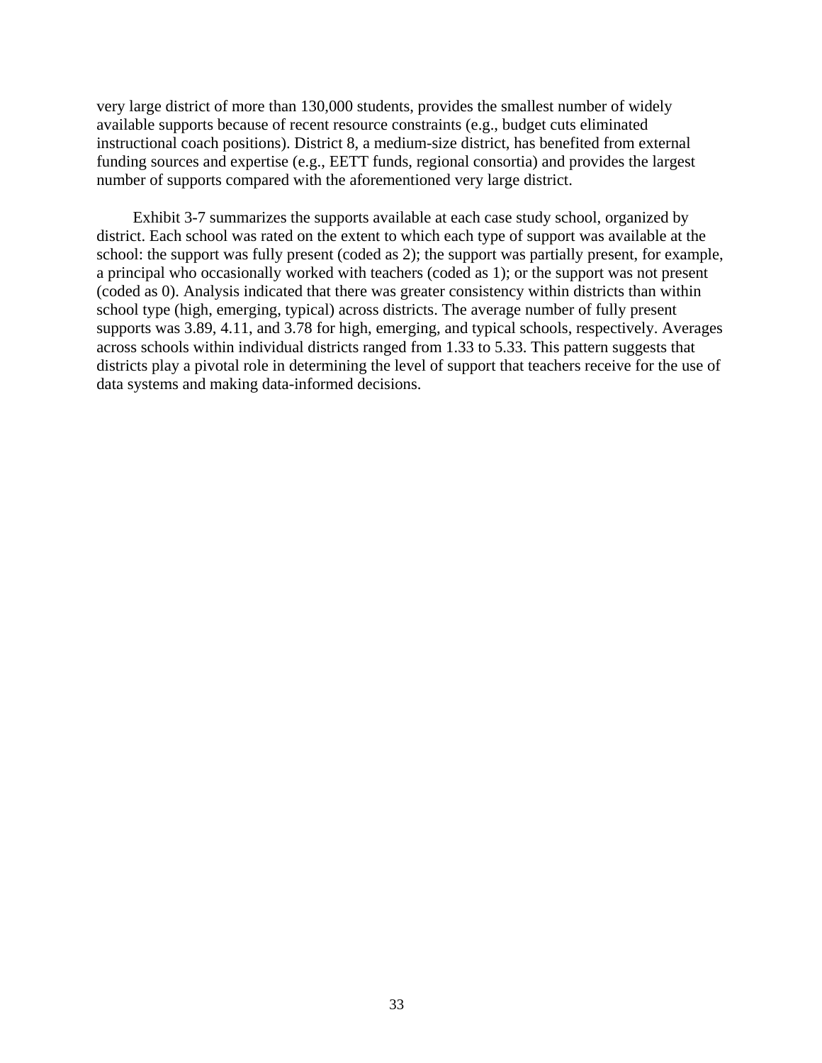very large district of more than 130,000 students, provides the smallest number of widely available supports because of recent resource constraints (e.g., budget cuts eliminated instructional coach positions). District 8, a medium-size district, has benefited from external funding sources and expertise (e.g., EETT funds, regional consortia) and provides the largest number of supports compared with the aforementioned very large district.

Exhibit 3-7 summarizes the supports available at each case study school, organized by district. Each school was rated on the extent to which each type of support was available at the school: the support was fully present (coded as 2); the support was partially present, for example, a principal who occasionally worked with teachers (coded as 1); or the support was not present (coded as 0). Analysis indicated that there was greater consistency within districts than within school type (high, emerging, typical) across districts. The average number of fully present supports was 3.89, 4.11, and 3.78 for high, emerging, and typical schools, respectively. Averages across schools within individual districts ranged from 1.33 to 5.33. This pattern suggests that districts play a pivotal role in determining the level of support that teachers receive for the use of data systems and making data-informed decisions.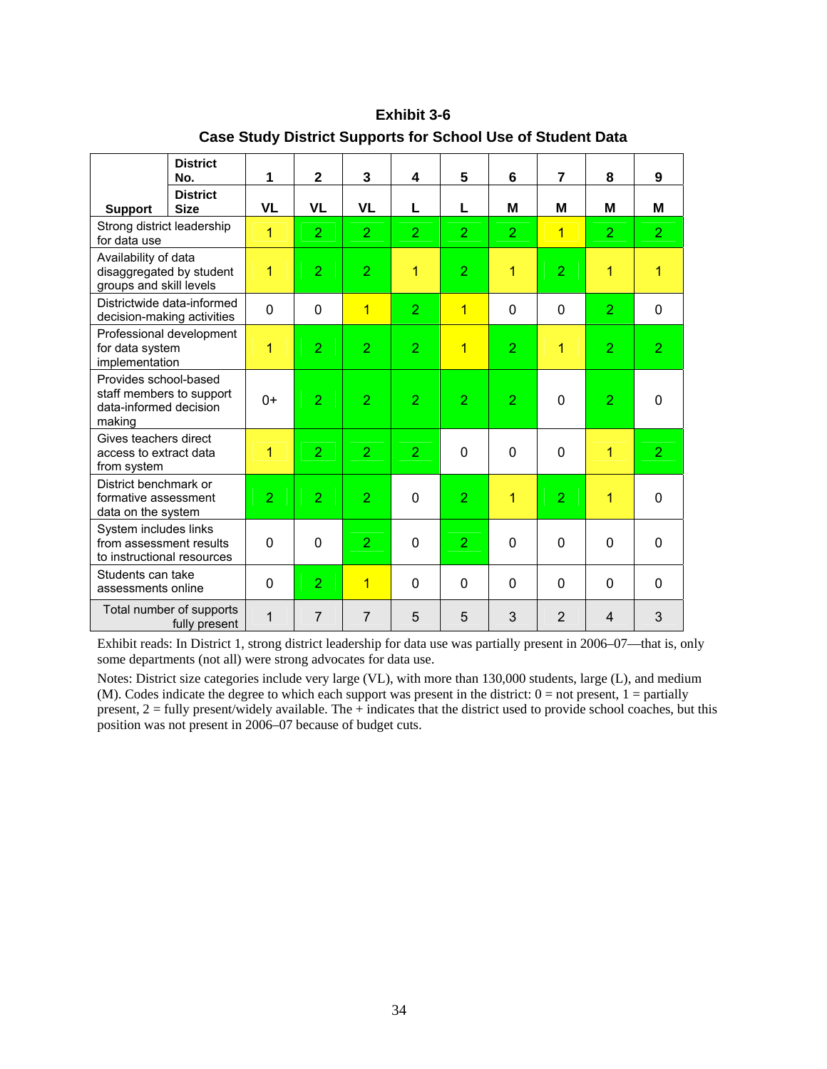**Exhibit 3-6**

**Case Study District Supports for School Use of Student Data**

| Support | District No. | 1 | 2 | 3 | 4 | 5 | 6 | 7 | 8 | 9 |
|---|---|---|---|---|---|---|---|---|---|---|
| | **District Size** | **VL** | **VL** | **VL** | **L** | **L** | **M** | **M** | **M** | **M** |
| Strong district leadership for data use | | 1 | 2 | 2 | 2 | 2 | 2 | 1 | 2 | 2 |
| Availability of data disaggregated by student groups and skill levels | | 1 | 2 | 2 | 1 | 2 | 1 | 2 | 1 | 1 |
| Districtwide data-informed decision-making activities | | 0 | 0 | 1 | 2 | 1 | 0 | 0 | 2 | 0 |
| Professional development for data system implementation | | 1 | 2 | 2 | 2 | 1 | 2 | 1 | 2 | 2 |
| Provides school-based staff members to support data-informed decision making | | 0+ | 2 | 2 | 2 | 2 | 2 | 0 | 2 | 0 |
| Gives teachers direct access to extract data from system | | 1 | 2 | 2 | 2 | 0 | 0 | 0 | 1 | 2 |
| District benchmark or formative assessment data on the system | | 2 | 2 | 2 | 0 | 2 | 1 | 2 | 1 | 0 |
| System includes links from assessment results to instructional resources | | 0 | 0 | 2 | 0 | 2 | 0 | 0 | 0 | 0 |
| Students can take assessments online | | 0 | 2 | 1 | 0 | 0 | 0 | 0 | 0 | 0 |
| Total number of supports fully present | | 1 | 7 | 7 | 5 | 5 | 3 | 2 | 4 | 3 |

Exhibit reads: In District 1, strong district leadership for data use was partially present in 2006–07—that is, only some departments (not all) were strong advocates for data use.

Notes: District size categories include very large (VL), with more than 130,000 students, large (L), and medium (M). Codes indicate the degree to which each support was present in the district: 0 = not present, 1 = partially present, 2 = fully present/widely available. The + indicates that the district used to provide school coaches, but this position was not present in 2006–07 because of budget cuts.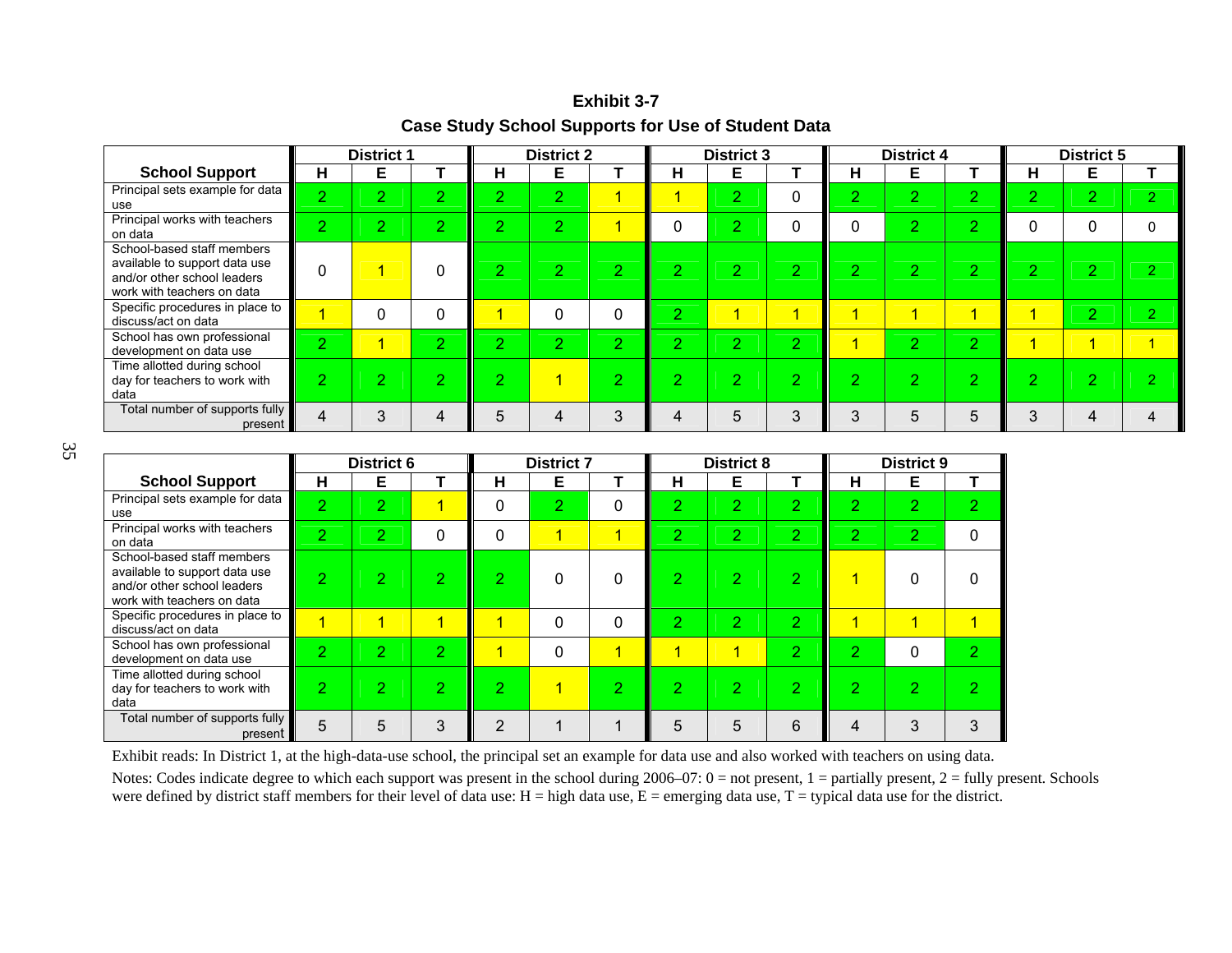**Exhibit 3-7**

**Case Study School Supports for Use of Student Data**

| School Support | District 1 | | | District 2 | | | District 3 | | | District 4 | | | District 5 | | |
|---|---|---|---|---|---|---|---|---|---|---|---|---|---|---|---|
| | H | E | T | H | E | T | H | E | T | H | E | T | H | E | T |
| Principal sets example for data use | 2 | 2 | 2 | 2 | 2 | 1 | 1 | 2 | 0 | 2 | 2 | 2 | 2 | 2 | 2 |
| Principal works with teachers on data | 2 | 2 | 2 | 2 | 2 | 1 | 0 | 2 | 0 | 0 | 2 | 2 | 0 | 0 | 0 |
| School-based staff members available to support data use and/or other school leaders work with teachers on data | 0 | 1 | 0 | 2 | 2 | 2 | 2 | 2 | 2 | 2 | 2 | 2 | 2 | 2 | 2 |
| Specific procedures in place to discuss/act on data | 1 | 0 | 0 | 1 | 0 | 0 | 2 | 1 | 1 | 1 | 1 | 1 | 1 | 2 | 2 |
| School has own professional development on data use | 2 | 1 | 2 | 2 | 2 | 2 | 2 | 2 | 2 | 1 | 2 | 2 | 1 | 1 | 1 |
| Time allotted during school day for teachers to work with data | 2 | 2 | 2 | 2 | 1 | 2 | 2 | 2 | 2 | 2 | 2 | 2 | 2 | 2 | 2 |
| Total number of supports fully present | 4 | 3 | 4 | 5 | 4 | 3 | 4 | 5 | 3 | 3 | 5 | 5 | 3 | 4 | 4 |

| School Support | District 6 | | | District 7 | | | District 8 | | | District 9 | | |
|---|---|---|---|---|---|---|---|---|---|---|---|---|
| | H | E | T | H | E | T | H | E | T | H | E | T |
| Principal sets example for data use | 2 | 2 | 1 | 0 | 2 | 0 | 2 | 2 | 2 | 2 | 2 | 2 |
| Principal works with teachers on data | 2 | 2 | 0 | 0 | 1 | 1 | 2 | 2 | 2 | 2 | 2 | 0 |
| School-based staff members available to support data use and/or other school leaders work with teachers on data | 2 | 2 | 2 | 2 | 0 | 0 | 2 | 2 | 2 | 1 | 0 | 0 |
| Specific procedures in place to discuss/act on data | 1 | 1 | 1 | 1 | 0 | 0 | 2 | 2 | 2 | 1 | 1 | 1 |
| School has own professional development on data use | 2 | 2 | 2 | 1 | 0 | 1 | 1 | 1 | 2 | 2 | 0 | 2 |
| Time allotted during school day for teachers to work with data | 2 | 2 | 2 | 2 | 1 | 2 | 2 | 2 | 2 | 2 | 2 | 2 |
| Total number of supports fully present | 5 | 5 | 3 | 2 | 1 | 1 | 5 | 5 | 6 | 4 | 3 | 3 |

Exhibit reads: In District 1, at the high-data-use school, the principal set an example for data use and also worked with teachers on using data.

Notes: Codes indicate degree to which each support was present in the school during 2006–07: 0 = not present, 1 = partially present, 2 = fully present. Schools were defined by district staff members for their level of data use: H = high data use, E = emerging data use, T = typical data use for the district.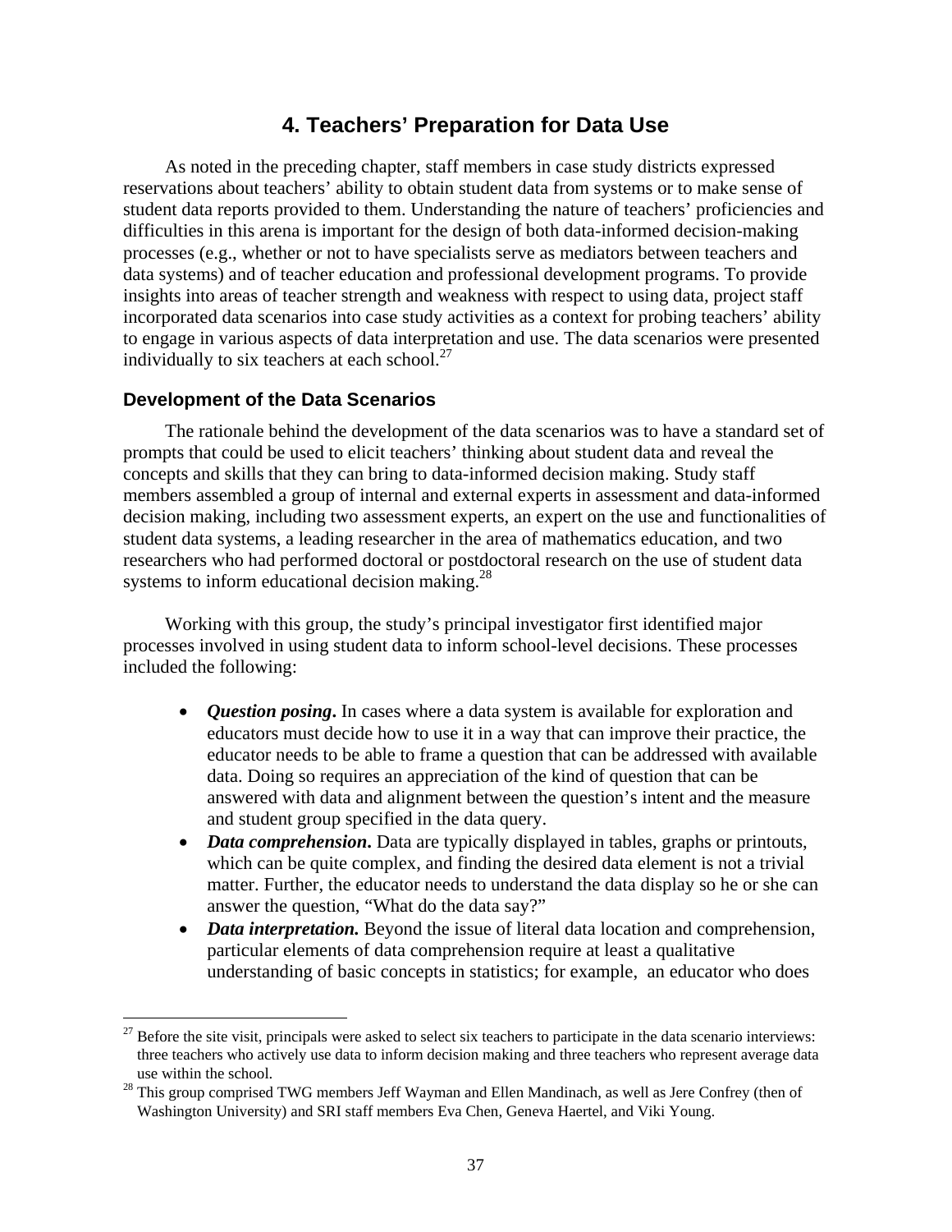# 4. Teachers' Preparation for Data Use

As noted in the preceding chapter, staff members in case study districts expressed reservations about teachers' ability to obtain student data from systems or to make sense of student data reports provided to them. Understanding the nature of teachers' proficiencies and difficulties in this arena is important for the design of both data-informed decision-making processes (e.g., whether or not to have specialists serve as mediators between teachers and data systems) and of teacher education and professional development programs. To provide insights into areas of teacher strength and weakness with respect to using data, project staff incorporated data scenarios into case study activities as a context for probing teachers' ability to engage in various aspects of data interpretation and use. The data scenarios were presented individually to six teachers at each school.[27]

## Development of the Data Scenarios

The rationale behind the development of the data scenarios was to have a standard set of prompts that could be used to elicit teachers' thinking about student data and reveal the concepts and skills that they can bring to data-informed decision making. Study staff members assembled a group of internal and external experts in assessment and data-informed decision making, including two assessment experts, an expert on the use and functionalities of student data systems, a leading researcher in the area of mathematics education, and two researchers who had performed doctoral or postdoctoral research on the use of student data systems to inform educational decision making.[28]

Working with this group, the study's principal investigator first identified major processes involved in using student data to inform school-level decisions. These processes included the following:

- ***Question posing***. In cases where a data system is available for exploration and educators must decide how to use it in a way that can improve their practice, the educator needs to be able to frame a question that can be addressed with available data. Doing so requires an appreciation of the kind of question that can be answered with data and alignment between the question's intent and the measure and student group specified in the data query.
- ***Data comprehension***. Data are typically displayed in tables, graphs or printouts, which can be quite complex, and finding the desired data element is not a trivial matter. Further, the educator needs to understand the data display so he or she can answer the question, "What do the data say?"
- ***Data interpretation.*** Beyond the issue of literal data location and comprehension, particular elements of data comprehension require at least a qualitative understanding of basic concepts in statistics; for example, an educator who does

[27] Before the site visit, principals were asked to select six teachers to participate in the data scenario interviews: three teachers who actively use data to inform decision making and three teachers who represent average data use within the school.

[28] This group comprised TWG members Jeff Wayman and Ellen Mandinach, as well as Jere Confrey (then of Washington University) and SRI staff members Eva Chen, Geneva Haertel, and Viki Young.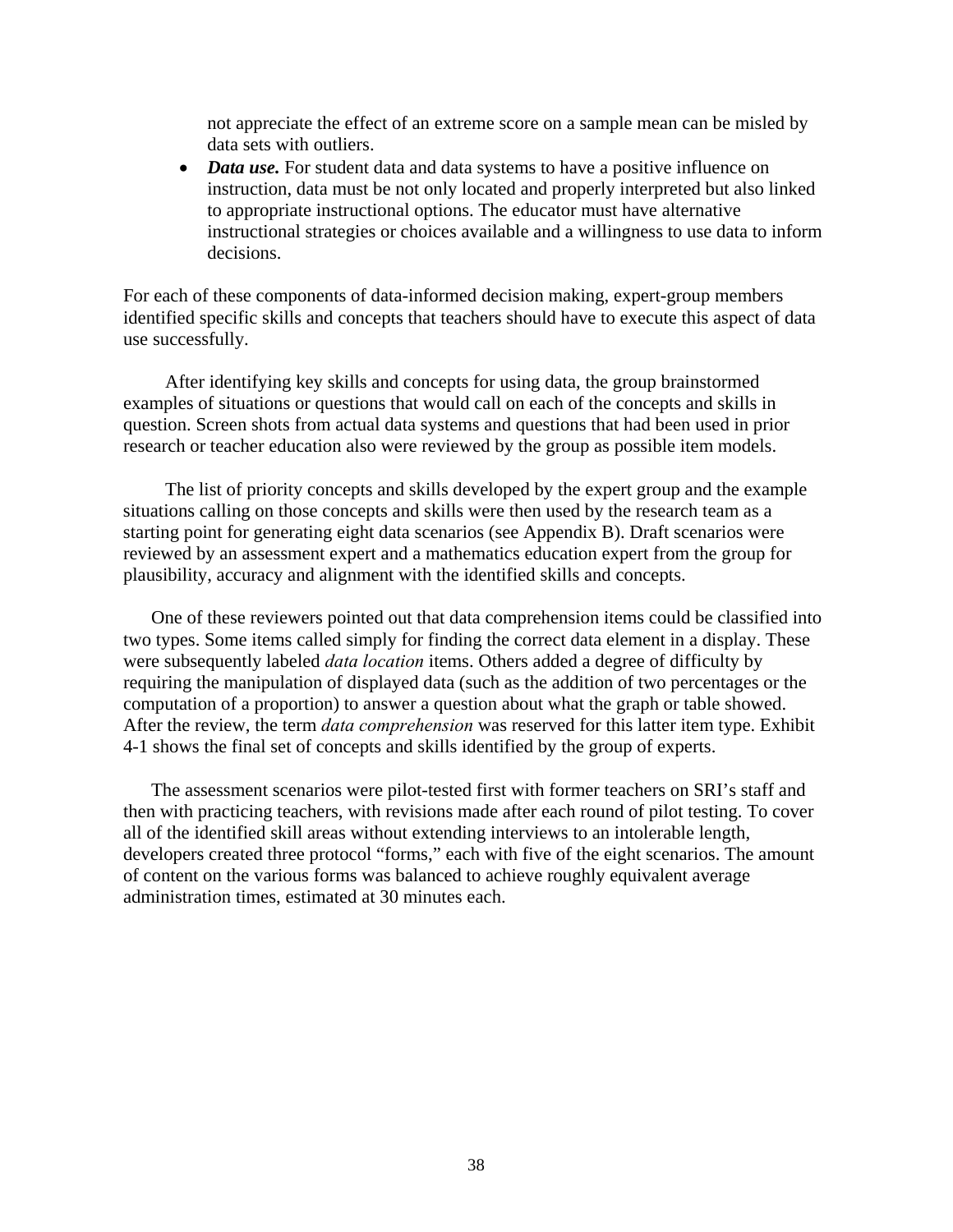not appreciate the effect of an extreme score on a sample mean can be misled by data sets with outliers.

- ***Data use.*** For student data and data systems to have a positive influence on instruction, data must be not only located and properly interpreted but also linked to appropriate instructional options. The educator must have alternative instructional strategies or choices available and a willingness to use data to inform decisions.

For each of these components of data-informed decision making, expert-group members identified specific skills and concepts that teachers should have to execute this aspect of data use successfully.

After identifying key skills and concepts for using data, the group brainstormed examples of situations or questions that would call on each of the concepts and skills in question. Screen shots from actual data systems and questions that had been used in prior research or teacher education also were reviewed by the group as possible item models.

The list of priority concepts and skills developed by the expert group and the example situations calling on those concepts and skills were then used by the research team as a starting point for generating eight data scenarios (see Appendix B). Draft scenarios were reviewed by an assessment expert and a mathematics education expert from the group for plausibility, accuracy and alignment with the identified skills and concepts.

One of these reviewers pointed out that data comprehension items could be classified into two types. Some items called simply for finding the correct data element in a display. These were subsequently labeled *data location* items. Others added a degree of difficulty by requiring the manipulation of displayed data (such as the addition of two percentages or the computation of a proportion) to answer a question about what the graph or table showed. After the review, the term *data comprehension* was reserved for this latter item type. Exhibit 4-1 shows the final set of concepts and skills identified by the group of experts.

The assessment scenarios were pilot-tested first with former teachers on SRI's staff and then with practicing teachers, with revisions made after each round of pilot testing. To cover all of the identified skill areas without extending interviews to an intolerable length, developers created three protocol "forms," each with five of the eight scenarios. The amount of content on the various forms was balanced to achieve roughly equivalent average administration times, estimated at 30 minutes each.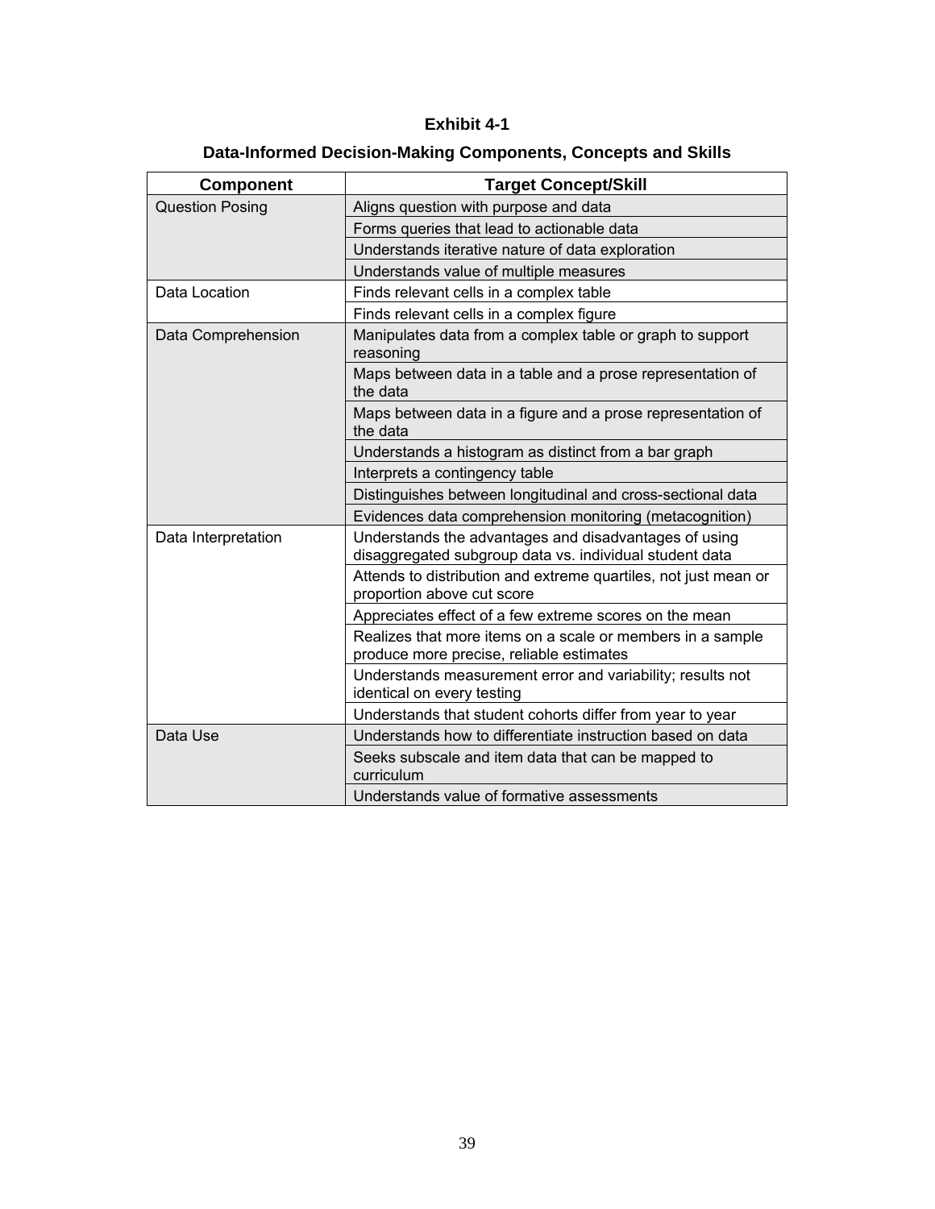**Exhibit 4-1**

**Data-Informed Decision-Making Components, Concepts and Skills**

| Component | Target Concept/Skill |
| --- | --- |
| Question Posing | Aligns question with purpose and data |
| | Forms queries that lead to actionable data |
| | Understands iterative nature of data exploration |
| | Understands value of multiple measures |
| Data Location | Finds relevant cells in a complex table |
| | Finds relevant cells in a complex figure |
| Data Comprehension | Manipulates data from a complex table or graph to support reasoning |
| | Maps between data in a table and a prose representation of the data |
| | Maps between data in a figure and a prose representation of the data |
| | Understands a histogram as distinct from a bar graph |
| | Interprets a contingency table |
| | Distinguishes between longitudinal and cross-sectional data |
| | Evidences data comprehension monitoring (metacognition) |
| Data Interpretation | Understands the advantages and disadvantages of using disaggregated subgroup data vs. individual student data |
| | Attends to distribution and extreme quartiles, not just mean or proportion above cut score |
| | Appreciates effect of a few extreme scores on the mean |
| | Realizes that more items on a scale or members in a sample produce more precise, reliable estimates |
| | Understands measurement error and variability; results not identical on every testing |
| | Understands that student cohorts differ from year to year |
| Data Use | Understands how to differentiate instruction based on data |
| | Seeks subscale and item data that can be mapped to curriculum |
| | Understands value of formative assessments |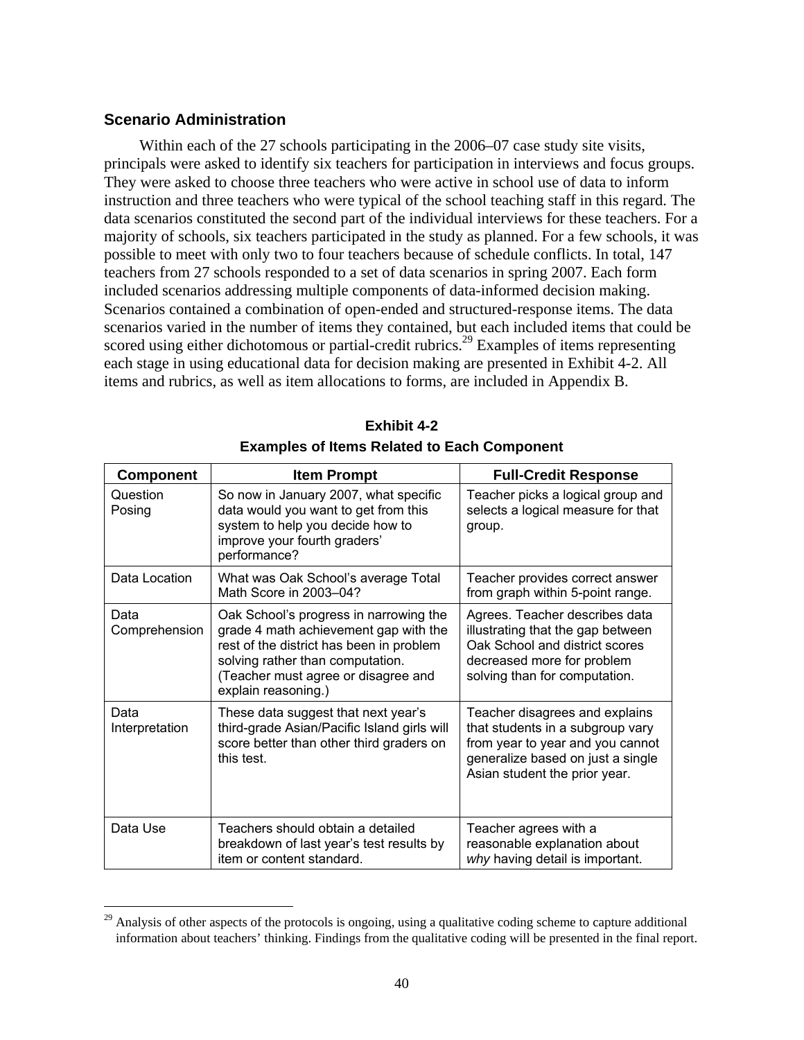### Scenario Administration

Within each of the 27 schools participating in the 2006–07 case study site visits, principals were asked to identify six teachers for participation in interviews and focus groups. They were asked to choose three teachers who were active in school use of data to inform instruction and three teachers who were typical of the school teaching staff in this regard. The data scenarios constituted the second part of the individual interviews for these teachers. For a majority of schools, six teachers participated in the study as planned. For a few schools, it was possible to meet with only two to four teachers because of schedule conflicts. In total, 147 teachers from 27 schools responded to a set of data scenarios in spring 2007. Each form included scenarios addressing multiple components of data-informed decision making. Scenarios contained a combination of open-ended and structured-response items. The data scenarios varied in the number of items they contained, but each included items that could be scored using either dichotomous or partial-credit rubrics.[29] Examples of items representing each stage in using educational data for decision making are presented in Exhibit 4-2. All items and rubrics, as well as item allocations to forms, are included in Appendix B.

**Exhibit 4-2**

**Examples of Items Related to Each Component**

| Component | Item Prompt | Full-Credit Response |
|---|---|---|
| Question Posing | So now in January 2007, what specific data would you want to get from this system to help you decide how to improve your fourth graders' performance? | Teacher picks a logical group and selects a logical measure for that group. |
| Data Location | What was Oak School's average Total Math Score in 2003–04? | Teacher provides correct answer from graph within 5-point range. |
| Data Comprehension | Oak School's progress in narrowing the grade 4 math achievement gap with the rest of the district has been in problem solving rather than computation. (Teacher must agree or disagree and explain reasoning.) | Agrees. Teacher describes data illustrating that the gap between Oak School and district scores decreased more for problem solving than for computation. |
| Data Interpretation | These data suggest that next year's third-grade Asian/Pacific Island girls will score better than other third graders on this test. | Teacher disagrees and explains that students in a subgroup vary from year to year and you cannot generalize based on just a single Asian student the prior year. |
| Data Use | Teachers should obtain a detailed breakdown of last year's test results by item or content standard. | Teacher agrees with a reasonable explanation about *why* having detail is important. |

[29] Analysis of other aspects of the protocols is ongoing, using a qualitative coding scheme to capture additional information about teachers' thinking. Findings from the qualitative coding will be presented in the final report.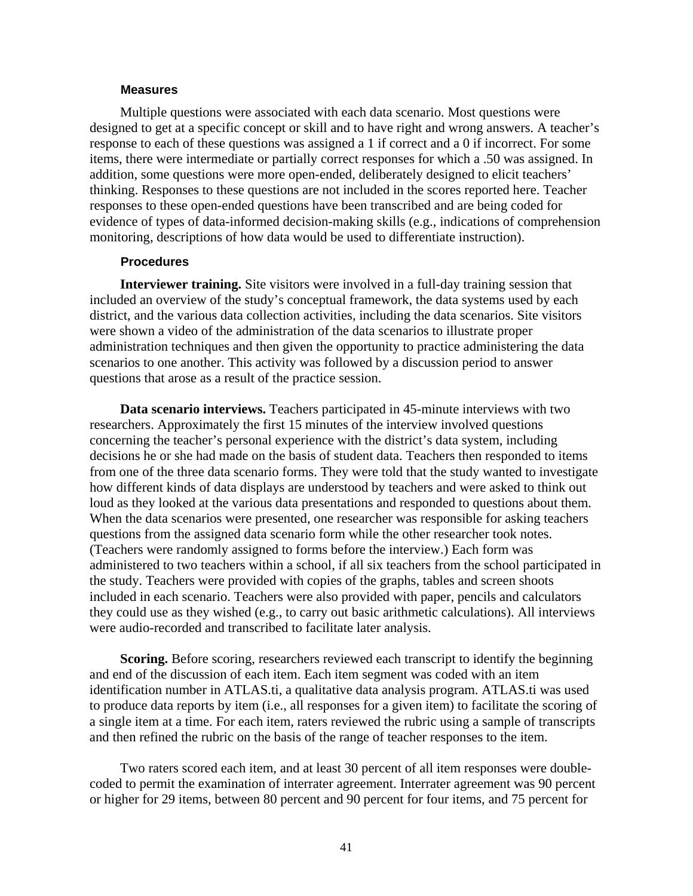### Measures

Multiple questions were associated with each data scenario. Most questions were designed to get at a specific concept or skill and to have right and wrong answers. A teacher's response to each of these questions was assigned a 1 if correct and a 0 if incorrect. For some items, there were intermediate or partially correct responses for which a .50 was assigned. In addition, some questions were more open-ended, deliberately designed to elicit teachers' thinking. Responses to these questions are not included in the scores reported here. Teacher responses to these open-ended questions have been transcribed and are being coded for evidence of types of data-informed decision-making skills (e.g., indications of comprehension monitoring, descriptions of how data would be used to differentiate instruction).

### Procedures

**Interviewer training.** Site visitors were involved in a full-day training session that included an overview of the study's conceptual framework, the data systems used by each district, and the various data collection activities, including the data scenarios. Site visitors were shown a video of the administration of the data scenarios to illustrate proper administration techniques and then given the opportunity to practice administering the data scenarios to one another. This activity was followed by a discussion period to answer questions that arose as a result of the practice session.

**Data scenario interviews.** Teachers participated in 45-minute interviews with two researchers. Approximately the first 15 minutes of the interview involved questions concerning the teacher's personal experience with the district's data system, including decisions he or she had made on the basis of student data. Teachers then responded to items from one of the three data scenario forms. They were told that the study wanted to investigate how different kinds of data displays are understood by teachers and were asked to think out loud as they looked at the various data presentations and responded to questions about them. When the data scenarios were presented, one researcher was responsible for asking teachers questions from the assigned data scenario form while the other researcher took notes. (Teachers were randomly assigned to forms before the interview.) Each form was administered to two teachers within a school, if all six teachers from the school participated in the study. Teachers were provided with copies of the graphs, tables and screen shoots included in each scenario. Teachers were also provided with paper, pencils and calculators they could use as they wished (e.g., to carry out basic arithmetic calculations). All interviews were audio-recorded and transcribed to facilitate later analysis.

**Scoring.** Before scoring, researchers reviewed each transcript to identify the beginning and end of the discussion of each item. Each item segment was coded with an item identification number in ATLAS.ti, a qualitative data analysis program. ATLAS.ti was used to produce data reports by item (i.e., all responses for a given item) to facilitate the scoring of a single item at a time. For each item, raters reviewed the rubric using a sample of transcripts and then refined the rubric on the basis of the range of teacher responses to the item.

Two raters scored each item, and at least 30 percent of all item responses were double-coded to permit the examination of interrater agreement. Interrater agreement was 90 percent or higher for 29 items, between 80 percent and 90 percent for four items, and 75 percent for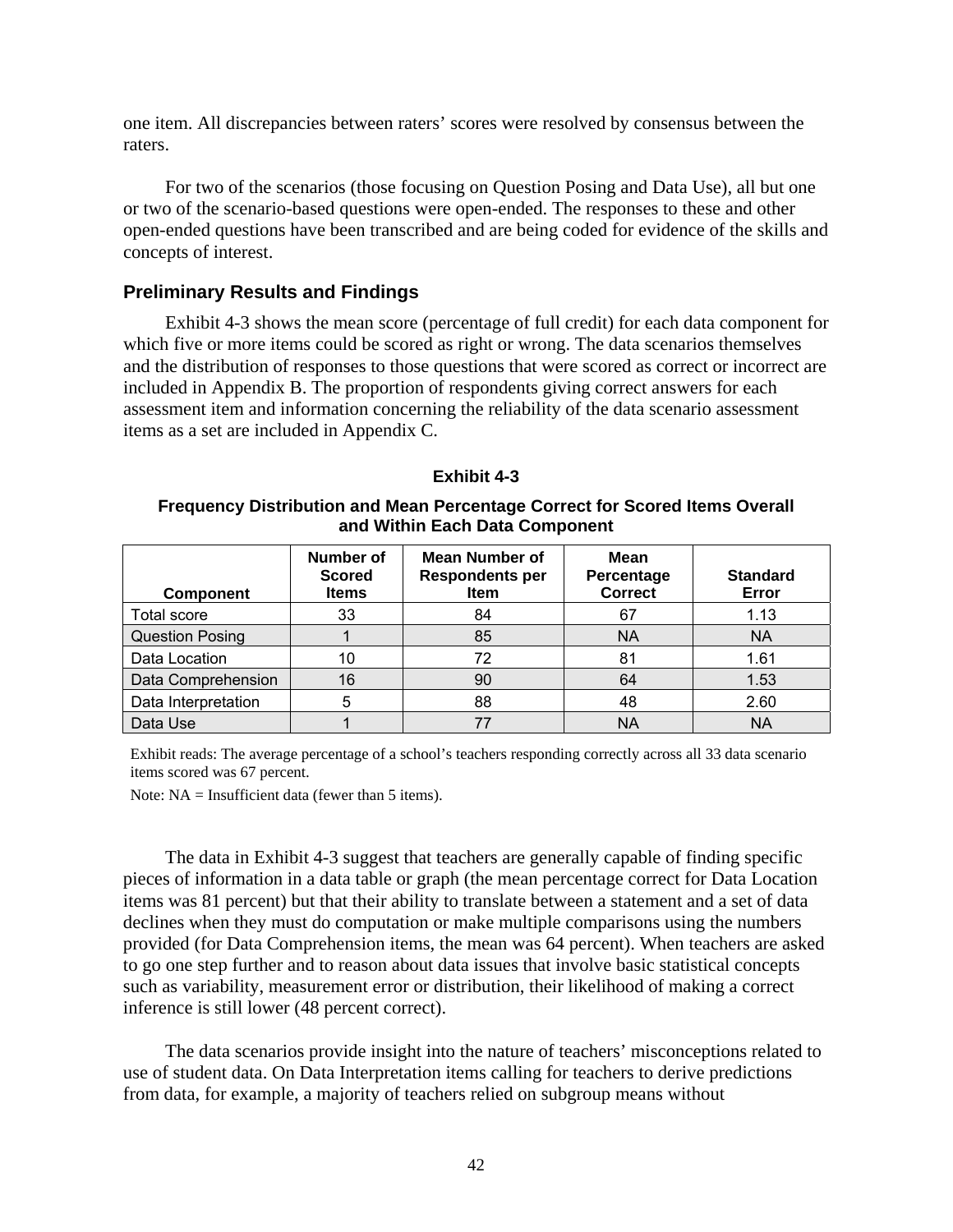one item. All discrepancies between raters' scores were resolved by consensus between the raters.

For two of the scenarios (those focusing on Question Posing and Data Use), all but one or two of the scenario-based questions were open-ended. The responses to these and other open-ended questions have been transcribed and are being coded for evidence of the skills and concepts of interest.

### Preliminary Results and Findings

Exhibit 4-3 shows the mean score (percentage of full credit) for each data component for which five or more items could be scored as right or wrong. The data scenarios themselves and the distribution of responses to those questions that were scored as correct or incorrect are included in Appendix B. The proportion of respondents giving correct answers for each assessment item and information concerning the reliability of the data scenario assessment items as a set are included in Appendix C.

**Exhibit 4-3**

**Frequency Distribution and Mean Percentage Correct for Scored Items Overall and Within Each Data Component**

| Component | Number of Scored Items | Mean Number of Respondents per Item | Mean Percentage Correct | Standard Error |
|---|---|---|---|---|
| Total score | 33 | 84 | 67 | 1.13 |
| Question Posing | 1 | 85 | NA | NA |
| Data Location | 10 | 72 | 81 | 1.61 |
| Data Comprehension | 16 | 90 | 64 | 1.53 |
| Data Interpretation | 5 | 88 | 48 | 2.60 |
| Data Use | 1 | 77 | NA | NA |

Exhibit reads: The average percentage of a school's teachers responding correctly across all 33 data scenario items scored was 67 percent.

Note: NA = Insufficient data (fewer than 5 items).

The data in Exhibit 4-3 suggest that teachers are generally capable of finding specific pieces of information in a data table or graph (the mean percentage correct for Data Location items was 81 percent) but that their ability to translate between a statement and a set of data declines when they must do computation or make multiple comparisons using the numbers provided (for Data Comprehension items, the mean was 64 percent). When teachers are asked to go one step further and to reason about data issues that involve basic statistical concepts such as variability, measurement error or distribution, their likelihood of making a correct inference is still lower (48 percent correct).

The data scenarios provide insight into the nature of teachers' misconceptions related to use of student data. On Data Interpretation items calling for teachers to derive predictions from data, for example, a majority of teachers relied on subgroup means without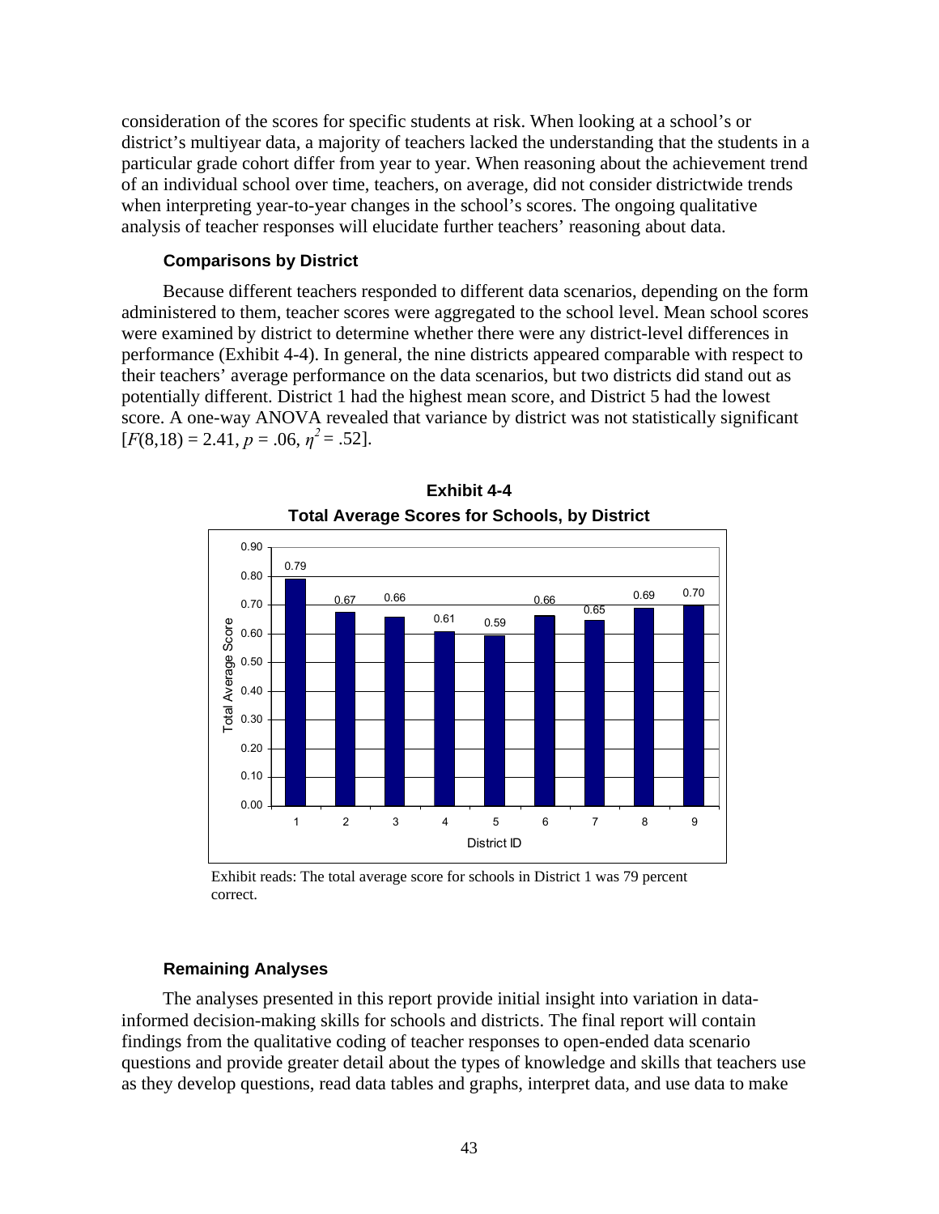consideration of the scores for specific students at risk. When looking at a school's or district's multiyear data, a majority of teachers lacked the understanding that the students in a particular grade cohort differ from year to year. When reasoning about the achievement trend of an individual school over time, teachers, on average, did not consider districtwide trends when interpreting year-to-year changes in the school's scores. The ongoing qualitative analysis of teacher responses will elucidate further teachers' reasoning about data.

### Comparisons by District

Because different teachers responded to different data scenarios, depending on the form administered to them, teacher scores were aggregated to the school level. Mean school scores were examined by district to determine whether there were any district-level differences in performance (Exhibit 4-4). In general, the nine districts appeared comparable with respect to their teachers' average performance on the data scenarios, but two districts did stand out as potentially different. District 1 had the highest mean score, and District 5 had the lowest score. A one-way ANOVA revealed that variance by district was not statistically significant [$F(8,18) = 2.41$, $p = .06$, $\eta^2 = .52$].

**Exhibit 4-4**
**Total Average Scores for Schools, by District**

| District ID | Total Average Score |
|---|---|
| 1 | 0.79 |
| 2 | 0.67 |
| 3 | 0.66 |
| 4 | 0.61 |
| 5 | 0.59 |
| 6 | 0.66 |
| 7 | 0.65 |
| 8 | 0.69 |
| 9 | 0.70 |

Exhibit reads: The total average score for schools in District 1 was 79 percent correct.

### Remaining Analyses

The analyses presented in this report provide initial insight into variation in data-informed decision-making skills for schools and districts. The final report will contain findings from the qualitative coding of teacher responses to open-ended data scenario questions and provide greater detail about the types of knowledge and skills that teachers use as they develop questions, read data tables and graphs, interpret data, and use data to make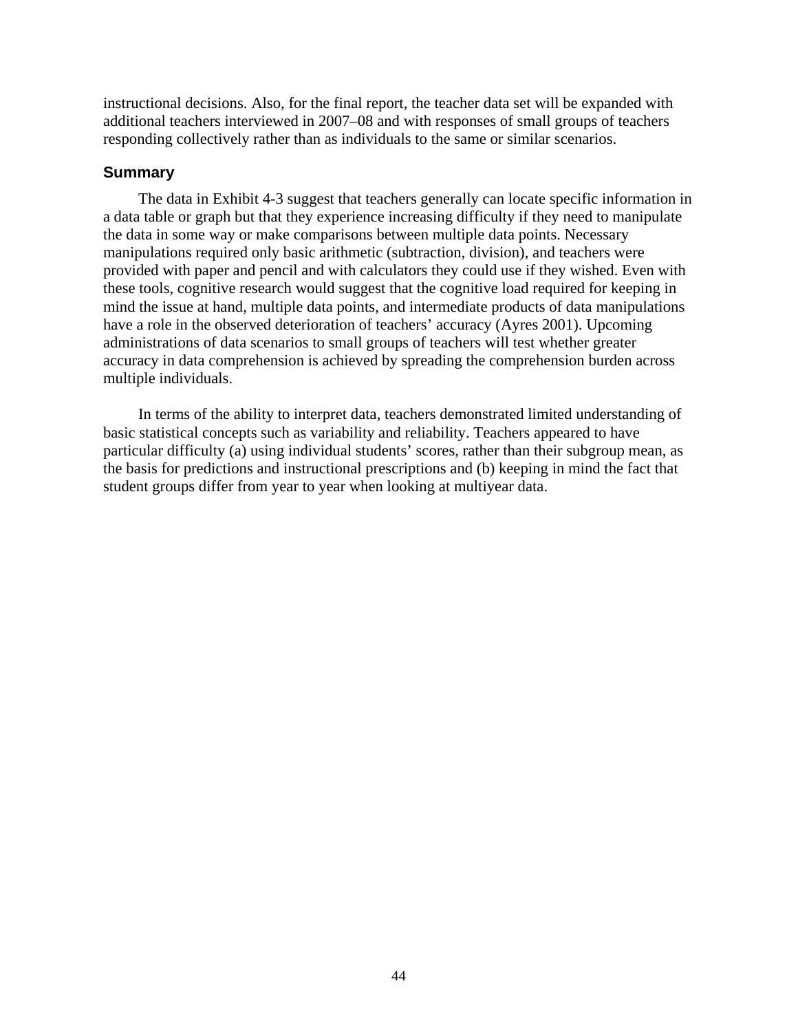instructional decisions. Also, for the final report, the teacher data set will be expanded with additional teachers interviewed in 2007–08 and with responses of small groups of teachers responding collectively rather than as individuals to the same or similar scenarios.

### Summary

The data in Exhibit 4-3 suggest that teachers generally can locate specific information in a data table or graph but that they experience increasing difficulty if they need to manipulate the data in some way or make comparisons between multiple data points. Necessary manipulations required only basic arithmetic (subtraction, division), and teachers were provided with paper and pencil and with calculators they could use if they wished. Even with these tools, cognitive research would suggest that the cognitive load required for keeping in mind the issue at hand, multiple data points, and intermediate products of data manipulations have a role in the observed deterioration of teachers' accuracy (Ayres 2001). Upcoming administrations of data scenarios to small groups of teachers will test whether greater accuracy in data comprehension is achieved by spreading the comprehension burden across multiple individuals.

In terms of the ability to interpret data, teachers demonstrated limited understanding of basic statistical concepts such as variability and reliability. Teachers appeared to have particular difficulty (a) using individual students' scores, rather than their subgroup mean, as the basis for predictions and instructional prescriptions and (b) keeping in mind the fact that student groups differ from year to year when looking at multiyear data.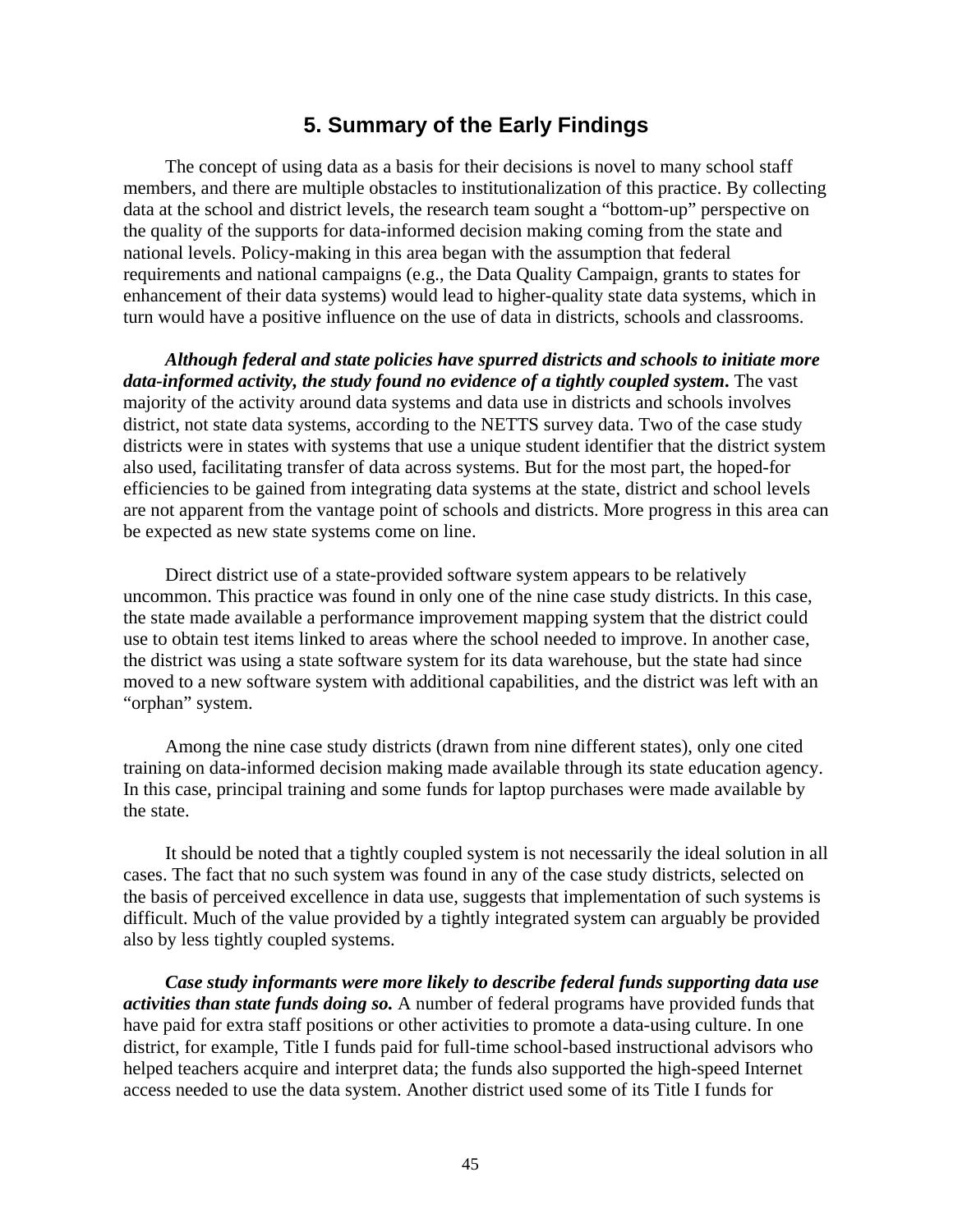## 5. Summary of the Early Findings

The concept of using data as a basis for their decisions is novel to many school staff members, and there are multiple obstacles to institutionalization of this practice. By collecting data at the school and district levels, the research team sought a "bottom-up" perspective on the quality of the supports for data-informed decision making coming from the state and national levels. Policy-making in this area began with the assumption that federal requirements and national campaigns (e.g., the Data Quality Campaign, grants to states for enhancement of their data systems) would lead to higher-quality state data systems, which in turn would have a positive influence on the use of data in districts, schools and classrooms.

***Although federal and state policies have spurred districts and schools to initiate more data-informed activity, the study found no evidence of a tightly coupled system.*** The vast majority of the activity around data systems and data use in districts and schools involves district, not state data systems, according to the NETTS survey data. Two of the case study districts were in states with systems that use a unique student identifier that the district system also used, facilitating transfer of data across systems. But for the most part, the hoped-for efficiencies to be gained from integrating data systems at the state, district and school levels are not apparent from the vantage point of schools and districts. More progress in this area can be expected as new state systems come on line.

Direct district use of a state-provided software system appears to be relatively uncommon. This practice was found in only one of the nine case study districts. In this case, the state made available a performance improvement mapping system that the district could use to obtain test items linked to areas where the school needed to improve. In another case, the district was using a state software system for its data warehouse, but the state had since moved to a new software system with additional capabilities, and the district was left with an "orphan" system.

Among the nine case study districts (drawn from nine different states), only one cited training on data-informed decision making made available through its state education agency. In this case, principal training and some funds for laptop purchases were made available by the state.

It should be noted that a tightly coupled system is not necessarily the ideal solution in all cases. The fact that no such system was found in any of the case study districts, selected on the basis of perceived excellence in data use, suggests that implementation of such systems is difficult. Much of the value provided by a tightly integrated system can arguably be provided also by less tightly coupled systems.

***Case study informants were more likely to describe federal funds supporting data use activities than state funds doing so.*** A number of federal programs have provided funds that have paid for extra staff positions or other activities to promote a data-using culture. In one district, for example, Title I funds paid for full-time school-based instructional advisors who helped teachers acquire and interpret data; the funds also supported the high-speed Internet access needed to use the data system. Another district used some of its Title I funds for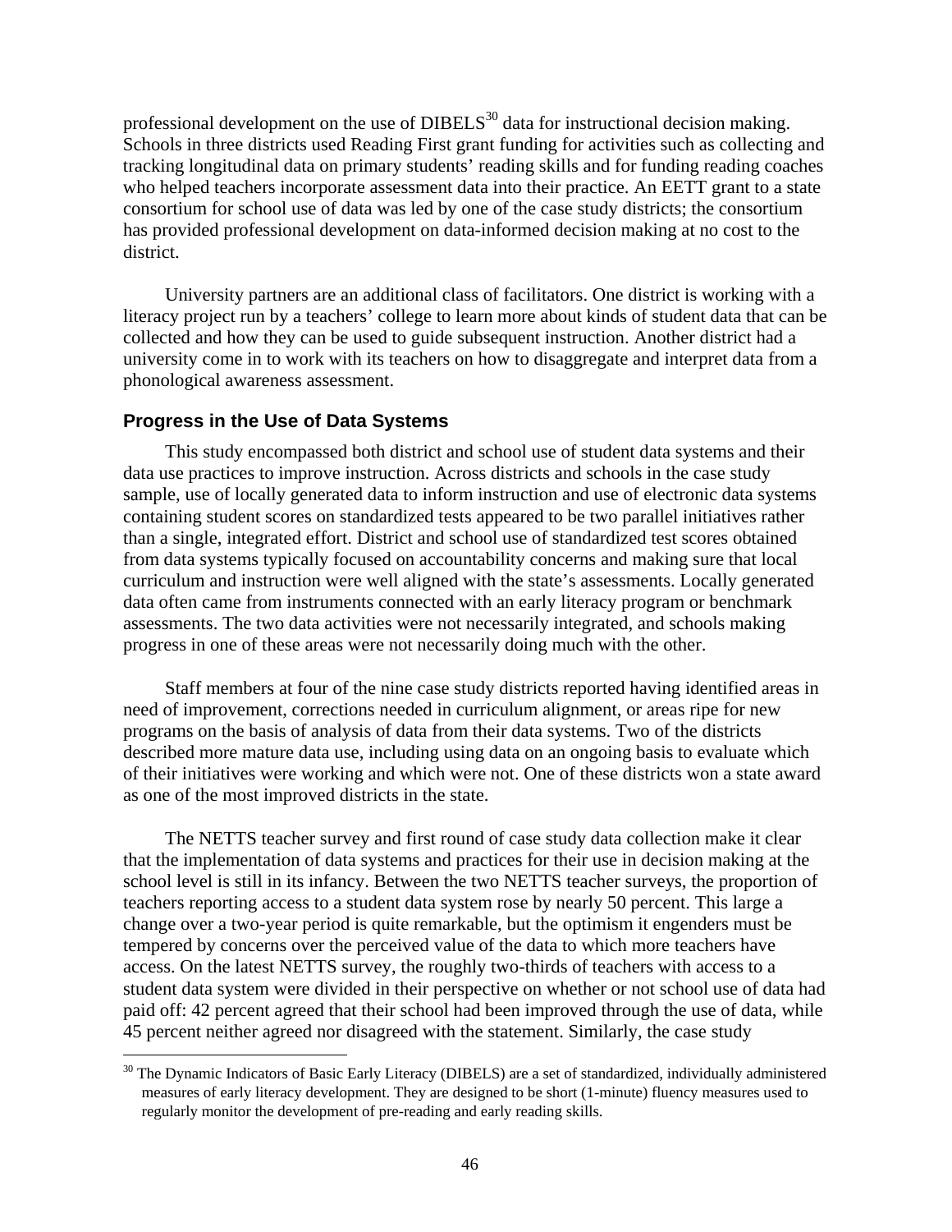professional development on the use of DIBELS[30] data for instructional decision making. Schools in three districts used Reading First grant funding for activities such as collecting and tracking longitudinal data on primary students' reading skills and for funding reading coaches who helped teachers incorporate assessment data into their practice. An EETT grant to a state consortium for school use of data was led by one of the case study districts; the consortium has provided professional development on data-informed decision making at no cost to the district.

University partners are an additional class of facilitators. One district is working with a literacy project run by a teachers' college to learn more about kinds of student data that can be collected and how they can be used to guide subsequent instruction. Another district had a university come in to work with its teachers on how to disaggregate and interpret data from a phonological awareness assessment.

### Progress in the Use of Data Systems

This study encompassed both district and school use of student data systems and their data use practices to improve instruction. Across districts and schools in the case study sample, use of locally generated data to inform instruction and use of electronic data systems containing student scores on standardized tests appeared to be two parallel initiatives rather than a single, integrated effort. District and school use of standardized test scores obtained from data systems typically focused on accountability concerns and making sure that local curriculum and instruction were well aligned with the state's assessments. Locally generated data often came from instruments connected with an early literacy program or benchmark assessments. The two data activities were not necessarily integrated, and schools making progress in one of these areas were not necessarily doing much with the other.

Staff members at four of the nine case study districts reported having identified areas in need of improvement, corrections needed in curriculum alignment, or areas ripe for new programs on the basis of analysis of data from their data systems. Two of the districts described more mature data use, including using data on an ongoing basis to evaluate which of their initiatives were working and which were not. One of these districts won a state award as one of the most improved districts in the state.

The NETTS teacher survey and first round of case study data collection make it clear that the implementation of data systems and practices for their use in decision making at the school level is still in its infancy. Between the two NETTS teacher surveys, the proportion of teachers reporting access to a student data system rose by nearly 50 percent. This large a change over a two-year period is quite remarkable, but the optimism it engenders must be tempered by concerns over the perceived value of the data to which more teachers have access. On the latest NETTS survey, the roughly two-thirds of teachers with access to a student data system were divided in their perspective on whether or not school use of data had paid off: 42 percent agreed that their school had been improved through the use of data, while 45 percent neither agreed nor disagreed with the statement. Similarly, the case study

[30] The Dynamic Indicators of Basic Early Literacy (DIBELS) are a set of standardized, individually administered measures of early literacy development. They are designed to be short (1-minute) fluency measures used to regularly monitor the development of pre-reading and early reading skills.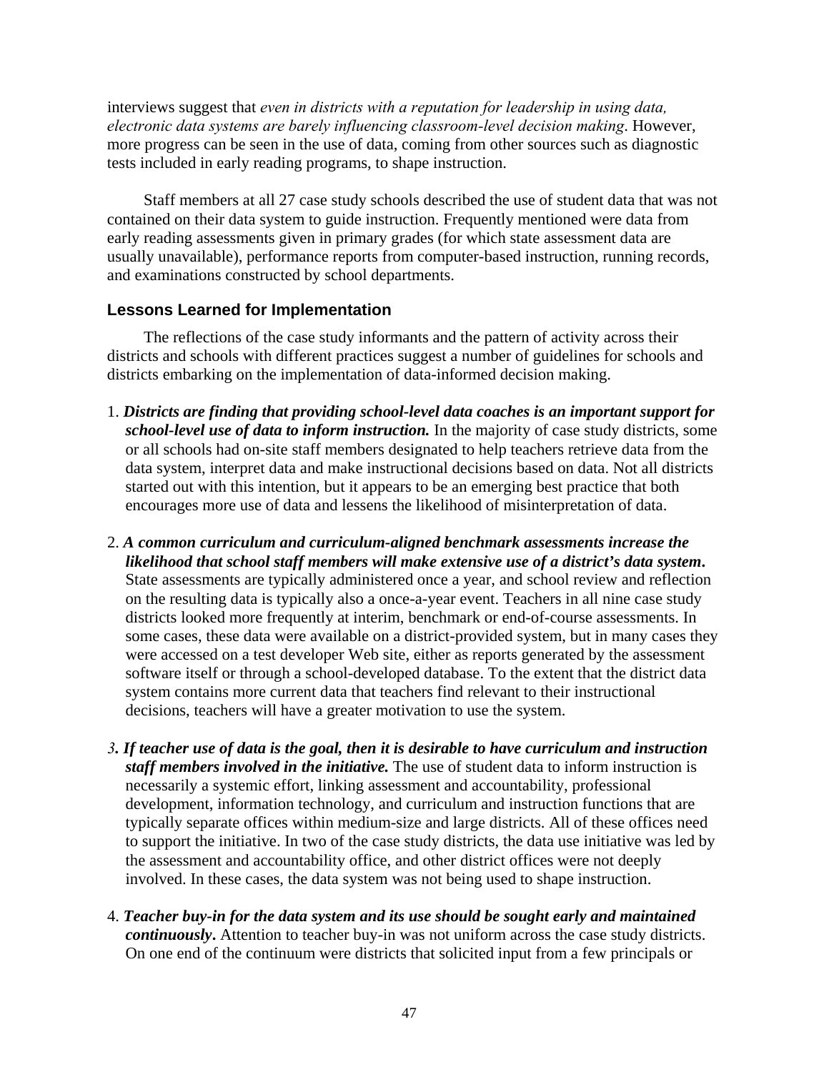interviews suggest that *even in districts with a reputation for leadership in using data, electronic data systems are barely influencing classroom-level decision making*. However, more progress can be seen in the use of data, coming from other sources such as diagnostic tests included in early reading programs, to shape instruction.

Staff members at all 27 case study schools described the use of student data that was not contained on their data system to guide instruction. Frequently mentioned were data from early reading assessments given in primary grades (for which state assessment data are usually unavailable), performance reports from computer-based instruction, running records, and examinations constructed by school departments.

### Lessons Learned for Implementation

The reflections of the case study informants and the pattern of activity across their districts and schools with different practices suggest a number of guidelines for schools and districts embarking on the implementation of data-informed decision making.

1. ***Districts are finding that providing school-level data coaches is an important support for school-level use of data to inform instruction.*** In the majority of case study districts, some or all schools had on-site staff members designated to help teachers retrieve data from the data system, interpret data and make instructional decisions based on data. Not all districts started out with this intention, but it appears to be an emerging best practice that both encourages more use of data and lessens the likelihood of misinterpretation of data.

2. ***A common curriculum and curriculum-aligned benchmark assessments increase the likelihood that school staff members will make extensive use of a district's data system.*** State assessments are typically administered once a year, and school review and reflection on the resulting data is typically also a once-a-year event. Teachers in all nine case study districts looked more frequently at interim, benchmark or end-of-course assessments. In some cases, these data were available on a district-provided system, but in many cases they were accessed on a test developer Web site, either as reports generated by the assessment software itself or through a school-developed database. To the extent that the district data system contains more current data that teachers find relevant to their instructional decisions, teachers will have a greater motivation to use the system.

3. ***If teacher use of data is the goal, then it is desirable to have curriculum and instruction staff members involved in the initiative.*** The use of student data to inform instruction is necessarily a systemic effort, linking assessment and accountability, professional development, information technology, and curriculum and instruction functions that are typically separate offices within medium-size and large districts. All of these offices need to support the initiative. In two of the case study districts, the data use initiative was led by the assessment and accountability office, and other district offices were not deeply involved. In these cases, the data system was not being used to shape instruction.

4. ***Teacher buy-in for the data system and its use should be sought early and maintained continuously.*** Attention to teacher buy-in was not uniform across the case study districts. On one end of the continuum were districts that solicited input from a few principals or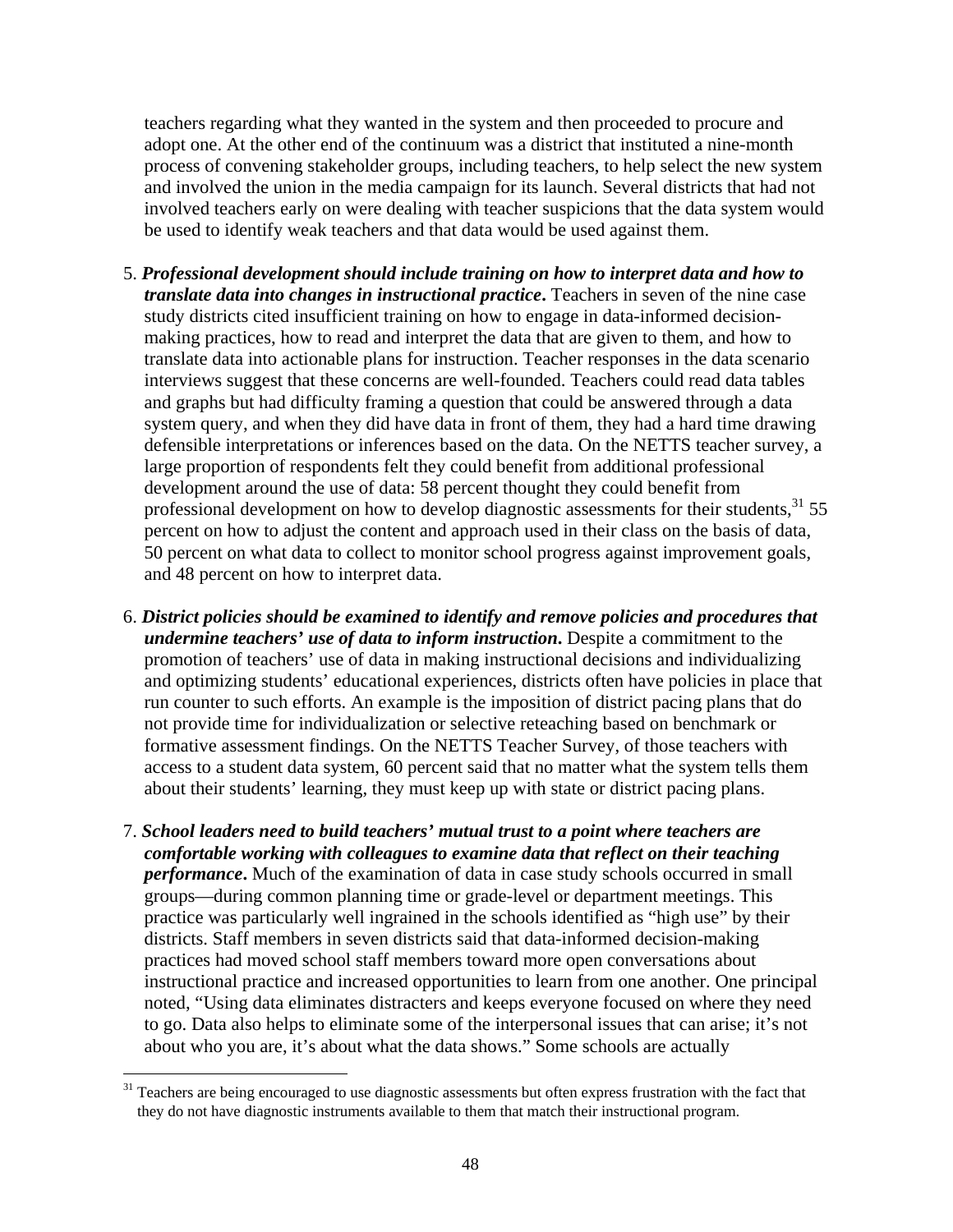teachers regarding what they wanted in the system and then proceeded to procure and adopt one. At the other end of the continuum was a district that instituted a nine-month process of convening stakeholder groups, including teachers, to help select the new system and involved the union in the media campaign for its launch. Several districts that had not involved teachers early on were dealing with teacher suspicions that the data system would be used to identify weak teachers and that data would be used against them.

5. ***Professional development should include training on how to interpret data and how to translate data into changes in instructional practice*.** Teachers in seven of the nine case study districts cited insufficient training on how to engage in data-informed decision-making practices, how to read and interpret the data that are given to them, and how to translate data into actionable plans for instruction. Teacher responses in the data scenario interviews suggest that these concerns are well-founded. Teachers could read data tables and graphs but had difficulty framing a question that could be answered through a data system query, and when they did have data in front of them, they had a hard time drawing defensible interpretations or inferences based on the data. On the NETTS teacher survey, a large proportion of respondents felt they could benefit from additional professional development around the use of data: 58 percent thought they could benefit from professional development on how to develop diagnostic assessments for their students,[31] 55 percent on how to adjust the content and approach used in their class on the basis of data, 50 percent on what data to collect to monitor school progress against improvement goals, and 48 percent on how to interpret data.

6. ***District policies should be examined to identify and remove policies and procedures that undermine teachers' use of data to inform instruction*.** Despite a commitment to the promotion of teachers' use of data in making instructional decisions and individualizing and optimizing students' educational experiences, districts often have policies in place that run counter to such efforts. An example is the imposition of district pacing plans that do not provide time for individualization or selective reteaching based on benchmark or formative assessment findings. On the NETTS Teacher Survey, of those teachers with access to a student data system, 60 percent said that no matter what the system tells them about their students' learning, they must keep up with state or district pacing plans.

7. ***School leaders need to build teachers' mutual trust to a point where teachers are comfortable working with colleagues to examine data that reflect on their teaching performance*.** Much of the examination of data in case study schools occurred in small groups—during common planning time or grade-level or department meetings. This practice was particularly well ingrained in the schools identified as "high use" by their districts. Staff members in seven districts said that data-informed decision-making practices had moved school staff members toward more open conversations about instructional practice and increased opportunities to learn from one another. One principal noted, "Using data eliminates distracters and keeps everyone focused on where they need to go. Data also helps to eliminate some of the interpersonal issues that can arise; it's not about who you are, it's about what the data shows." Some schools are actually

[31] Teachers are being encouraged to use diagnostic assessments but often express frustration with the fact that they do not have diagnostic instruments available to them that match their instructional program.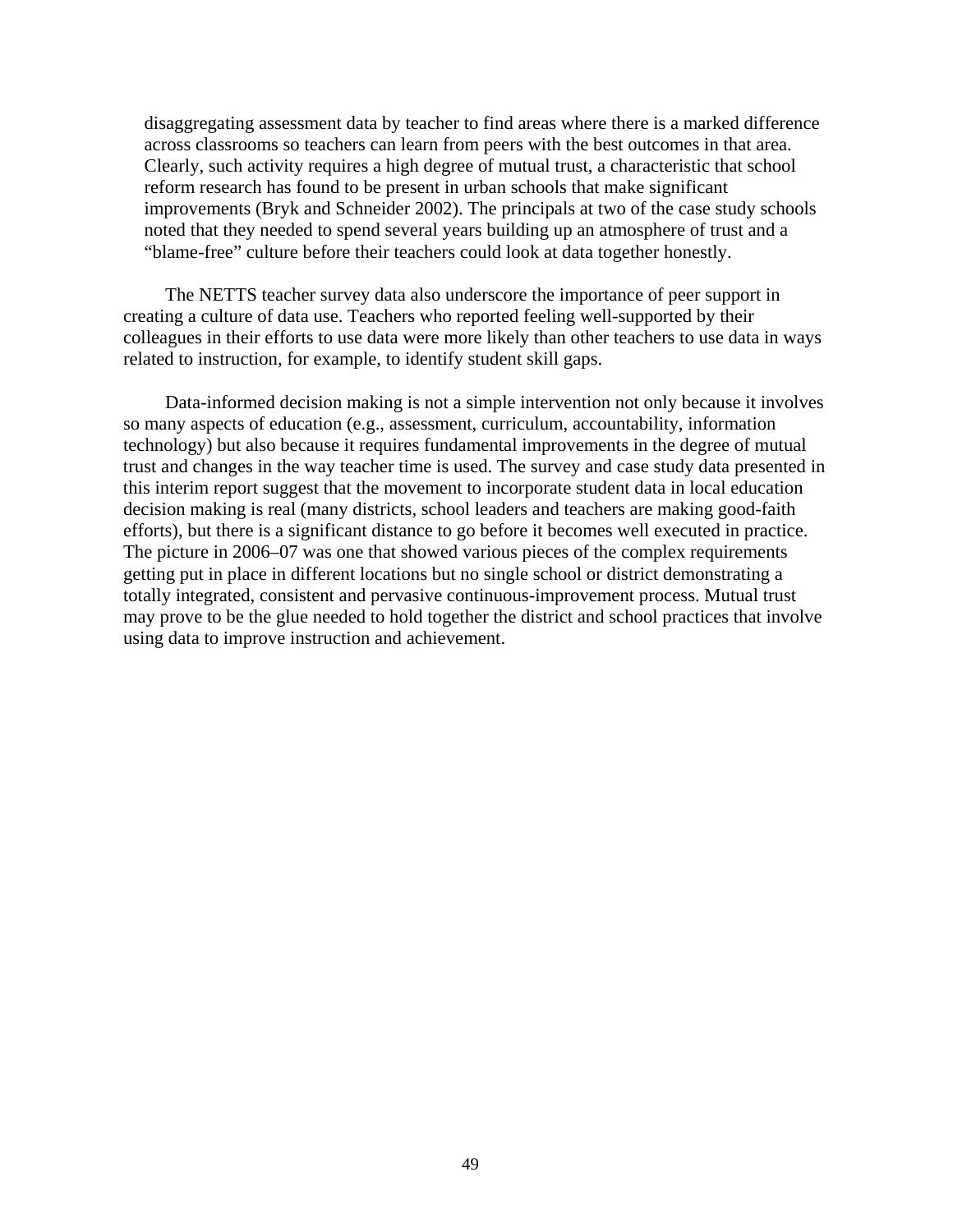disaggregating assessment data by teacher to find areas where there is a marked difference across classrooms so teachers can learn from peers with the best outcomes in that area. Clearly, such activity requires a high degree of mutual trust, a characteristic that school reform research has found to be present in urban schools that make significant improvements (Bryk and Schneider 2002). The principals at two of the case study schools noted that they needed to spend several years building up an atmosphere of trust and a "blame-free" culture before their teachers could look at data together honestly.

The NETTS teacher survey data also underscore the importance of peer support in creating a culture of data use. Teachers who reported feeling well-supported by their colleagues in their efforts to use data were more likely than other teachers to use data in ways related to instruction, for example, to identify student skill gaps.

Data-informed decision making is not a simple intervention not only because it involves so many aspects of education (e.g., assessment, curriculum, accountability, information technology) but also because it requires fundamental improvements in the degree of mutual trust and changes in the way teacher time is used. The survey and case study data presented in this interim report suggest that the movement to incorporate student data in local education decision making is real (many districts, school leaders and teachers are making good-faith efforts), but there is a significant distance to go before it becomes well executed in practice. The picture in 2006–07 was one that showed various pieces of the complex requirements getting put in place in different locations but no single school or district demonstrating a totally integrated, consistent and pervasive continuous-improvement process. Mutual trust may prove to be the glue needed to hold together the district and school practices that involve using data to improve instruction and achievement.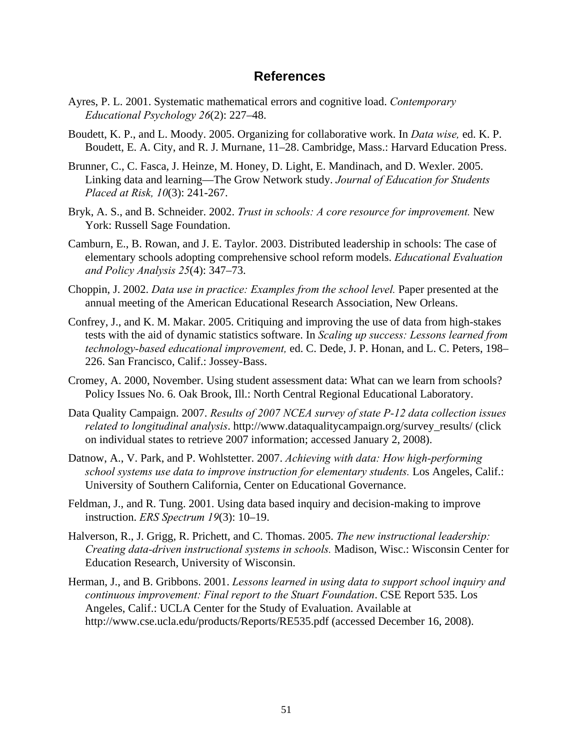## References

Ayres, P. L. 2001. Systematic mathematical errors and cognitive load. *Contemporary Educational Psychology 26*(2): 227–48.

Boudett, K. P., and L. Moody. 2005. Organizing for collaborative work. In *Data wise,* ed. K. P. Boudett, E. A. City, and R. J. Murnane, 11–28. Cambridge, Mass.: Harvard Education Press.

Brunner, C., C. Fasca, J. Heinze, M. Honey, D. Light, E. Mandinach, and D. Wexler. 2005. Linking data and learning—The Grow Network study. *Journal of Education for Students Placed at Risk, 10*(3): 241-267.

Bryk, A. S., and B. Schneider. 2002. *Trust in schools: A core resource for improvement.* New York: Russell Sage Foundation.

Camburn, E., B. Rowan, and J. E. Taylor. 2003. Distributed leadership in schools: The case of elementary schools adopting comprehensive school reform models. *Educational Evaluation and Policy Analysis 25*(4): 347–73.

Choppin, J. 2002. *Data use in practice: Examples from the school level.* Paper presented at the annual meeting of the American Educational Research Association, New Orleans.

Confrey, J., and K. M. Makar. 2005. Critiquing and improving the use of data from high-stakes tests with the aid of dynamic statistics software. In *Scaling up success: Lessons learned from technology-based educational improvement,* ed. C. Dede, J. P. Honan, and L. C. Peters, 198–226. San Francisco, Calif.: Jossey-Bass.

Cromey, A. 2000, November. Using student assessment data: What can we learn from schools? Policy Issues No. 6. Oak Brook, Ill.: North Central Regional Educational Laboratory.

Data Quality Campaign. 2007. *Results of 2007 NCEA survey of state P-12 data collection issues related to longitudinal analysis*. http://www.dataqualitycampaign.org/survey_results/ (click on individual states to retrieve 2007 information; accessed January 2, 2008).

Datnow, A., V. Park, and P. Wohlstetter. 2007. *Achieving with data: How high-performing school systems use data to improve instruction for elementary students.* Los Angeles, Calif.: University of Southern California, Center on Educational Governance.

Feldman, J., and R. Tung. 2001. Using data based inquiry and decision-making to improve instruction. *ERS Spectrum 19*(3): 10–19.

Halverson, R., J. Grigg, R. Prichett, and C. Thomas. 2005. *The new instructional leadership: Creating data-driven instructional systems in schools.* Madison, Wisc.: Wisconsin Center for Education Research, University of Wisconsin.

Herman, J., and B. Gribbons. 2001. *Lessons learned in using data to support school inquiry and continuous improvement: Final report to the Stuart Foundation*. CSE Report 535. Los Angeles, Calif.: UCLA Center for the Study of Evaluation. Available at http://www.cse.ucla.edu/products/Reports/RE535.pdf (accessed December 16, 2008).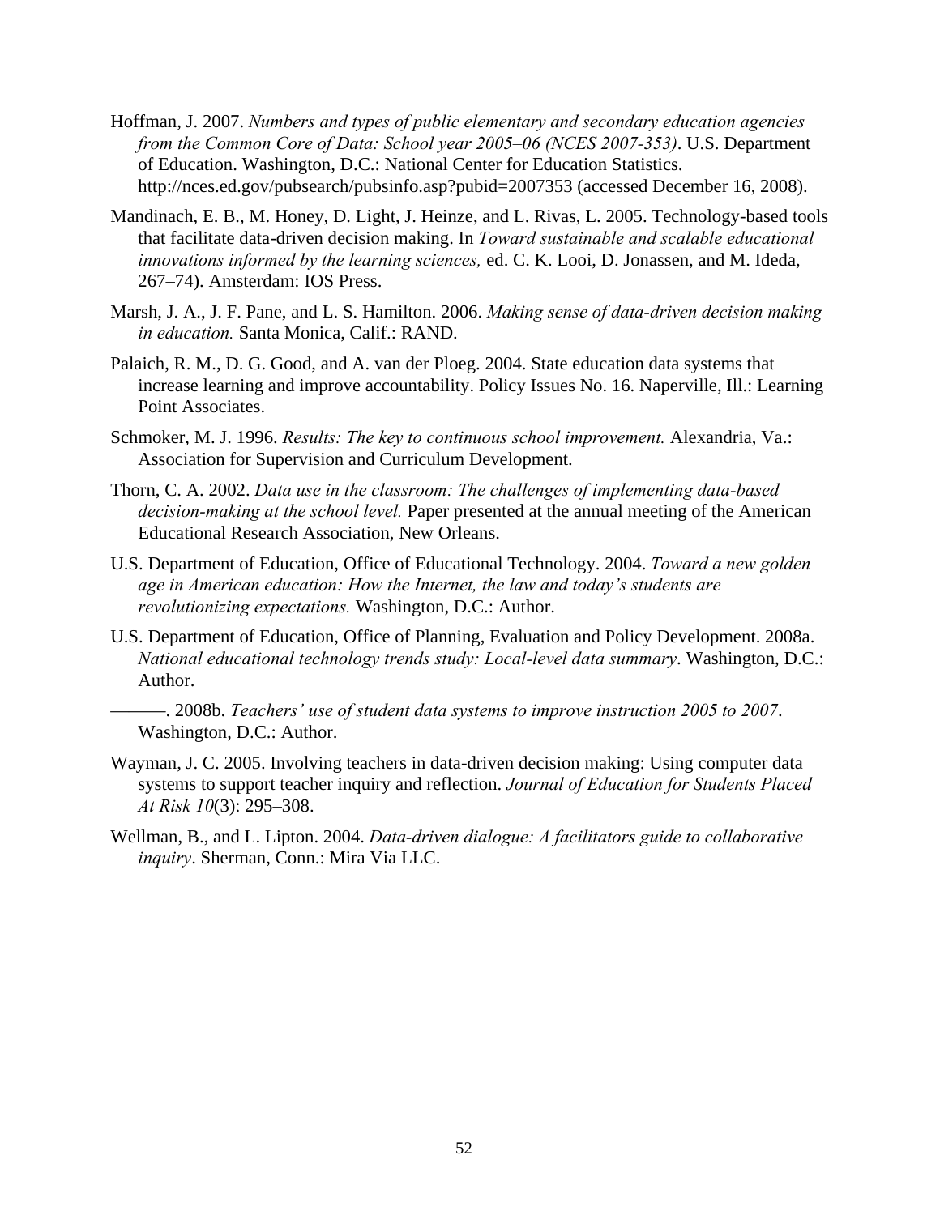Hoffman, J. 2007. *Numbers and types of public elementary and secondary education agencies from the Common Core of Data: School year 2005–06 (NCES 2007-353)*. U.S. Department of Education. Washington, D.C.: National Center for Education Statistics. http://nces.ed.gov/pubsearch/pubsinfo.asp?pubid=2007353 (accessed December 16, 2008).

Mandinach, E. B., M. Honey, D. Light, J. Heinze, and L. Rivas, L. 2005. Technology-based tools that facilitate data-driven decision making. In *Toward sustainable and scalable educational innovations informed by the learning sciences,* ed. C. K. Looi, D. Jonassen, and M. Ideda, 267–74). Amsterdam: IOS Press.

Marsh, J. A., J. F. Pane, and L. S. Hamilton. 2006. *Making sense of data-driven decision making in education.* Santa Monica, Calif.: RAND.

Palaich, R. M., D. G. Good, and A. van der Ploeg. 2004. State education data systems that increase learning and improve accountability. Policy Issues No. 16. Naperville, Ill.: Learning Point Associates.

Schmoker, M. J. 1996. *Results: The key to continuous school improvement.* Alexandria, Va.: Association for Supervision and Curriculum Development.

Thorn, C. A. 2002. *Data use in the classroom: The challenges of implementing data-based decision-making at the school level.* Paper presented at the annual meeting of the American Educational Research Association, New Orleans.

U.S. Department of Education, Office of Educational Technology. 2004. *Toward a new golden age in American education: How the Internet, the law and today's students are revolutionizing expectations.* Washington, D.C.: Author.

U.S. Department of Education, Office of Planning, Evaluation and Policy Development. 2008a. *National educational technology trends study: Local-level data summary*. Washington, D.C.: Author.

———. 2008b. *Teachers' use of student data systems to improve instruction 2005 to 2007*. Washington, D.C.: Author.

Wayman, J. C. 2005. Involving teachers in data-driven decision making: Using computer data systems to support teacher inquiry and reflection. *Journal of Education for Students Placed At Risk 10*(3): 295–308.

Wellman, B., and L. Lipton. 2004. *Data-driven dialogue: A facilitators guide to collaborative inquiry*. Sherman, Conn.: Mira Via LLC.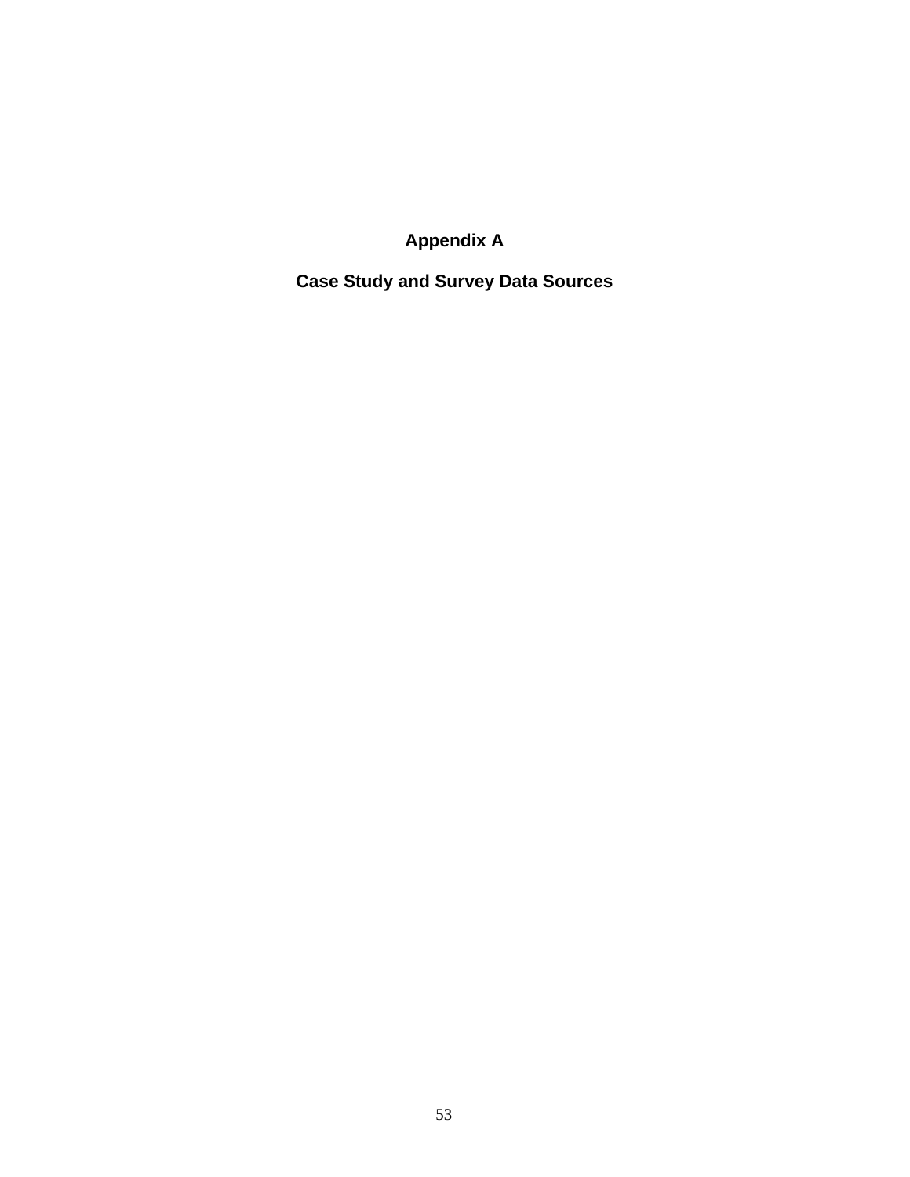# Appendix A

## Case Study and Survey Data Sources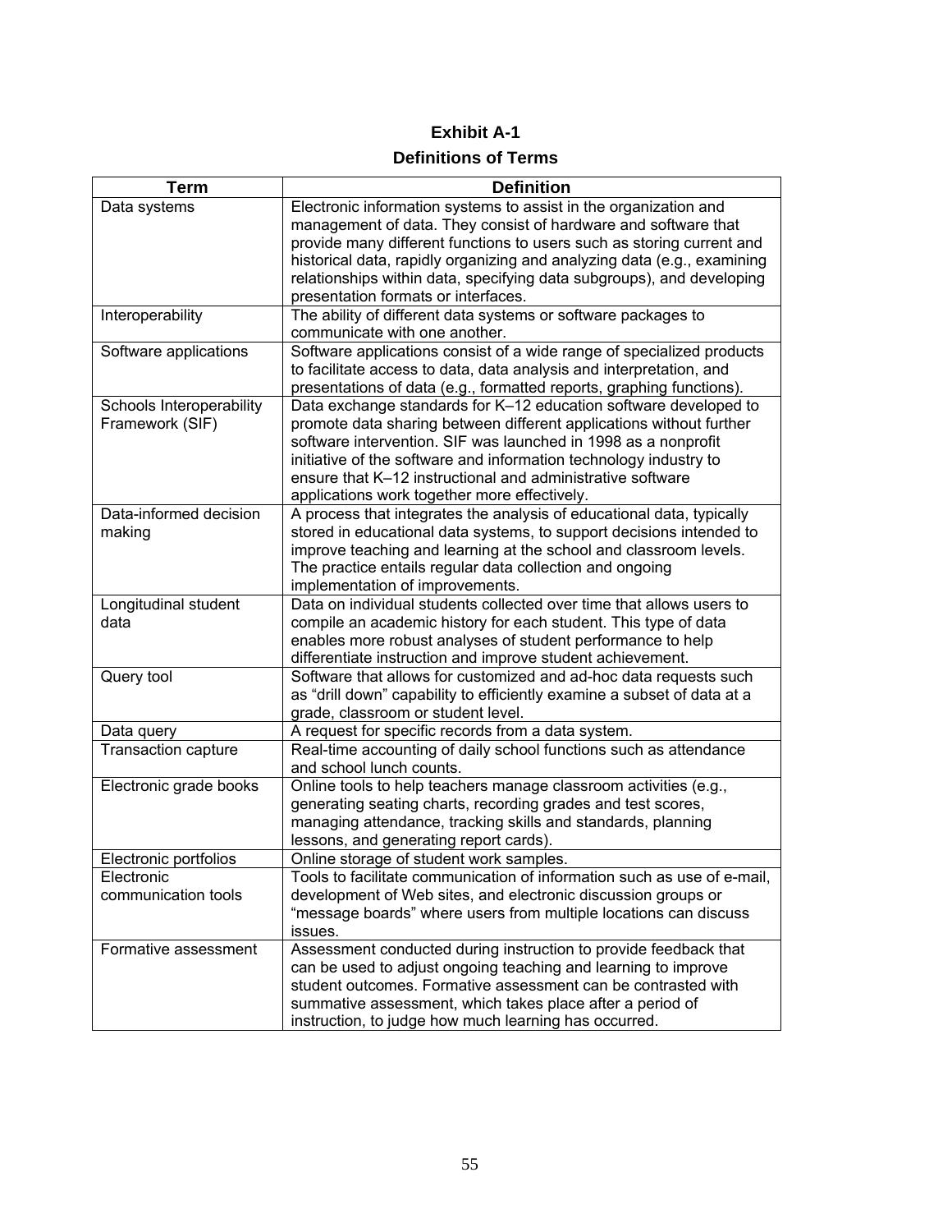**Exhibit A-1**

**Definitions of Terms**

| Term | Definition |
|---|---|
| Data systems | Electronic information systems to assist in the organization and management of data. They consist of hardware and software that provide many different functions to users such as storing current and historical data, rapidly organizing and analyzing data (e.g., examining relationships within data, specifying data subgroups), and developing presentation formats or interfaces. |
| Interoperability | The ability of different data systems or software packages to communicate with one another. |
| Software applications | Software applications consist of a wide range of specialized products to facilitate access to data, data analysis and interpretation, and presentations of data (e.g., formatted reports, graphing functions). |
| Schools Interoperability Framework (SIF) | Data exchange standards for K–12 education software developed to promote data sharing between different applications without further software intervention. SIF was launched in 1998 as a nonprofit initiative of the software and information technology industry to ensure that K–12 instructional and administrative software applications work together more effectively. |
| Data-informed decision making | A process that integrates the analysis of educational data, typically stored in educational data systems, to support decisions intended to improve teaching and learning at the school and classroom levels. The practice entails regular data collection and ongoing implementation of improvements. |
| Longitudinal student data | Data on individual students collected over time that allows users to compile an academic history for each student. This type of data enables more robust analyses of student performance to help differentiate instruction and improve student achievement. |
| Query tool | Software that allows for customized and ad-hoc data requests such as "drill down" capability to efficiently examine a subset of data at a grade, classroom or student level. |
| Data query | A request for specific records from a data system. |
| Transaction capture | Real-time accounting of daily school functions such as attendance and school lunch counts. |
| Electronic grade books | Online tools to help teachers manage classroom activities (e.g., generating seating charts, recording grades and test scores, managing attendance, tracking skills and standards, planning lessons, and generating report cards). |
| Electronic portfolios | Online storage of student work samples. |
| Electronic communication tools | Tools to facilitate communication of information such as use of e-mail, development of Web sites, and electronic discussion groups or "message boards" where users from multiple locations can discuss issues. |
| Formative assessment | Assessment conducted during instruction to provide feedback that can be used to adjust ongoing teaching and learning to improve student outcomes. Formative assessment can be contrasted with summative assessment, which takes place after a period of instruction, to judge how much learning has occurred. |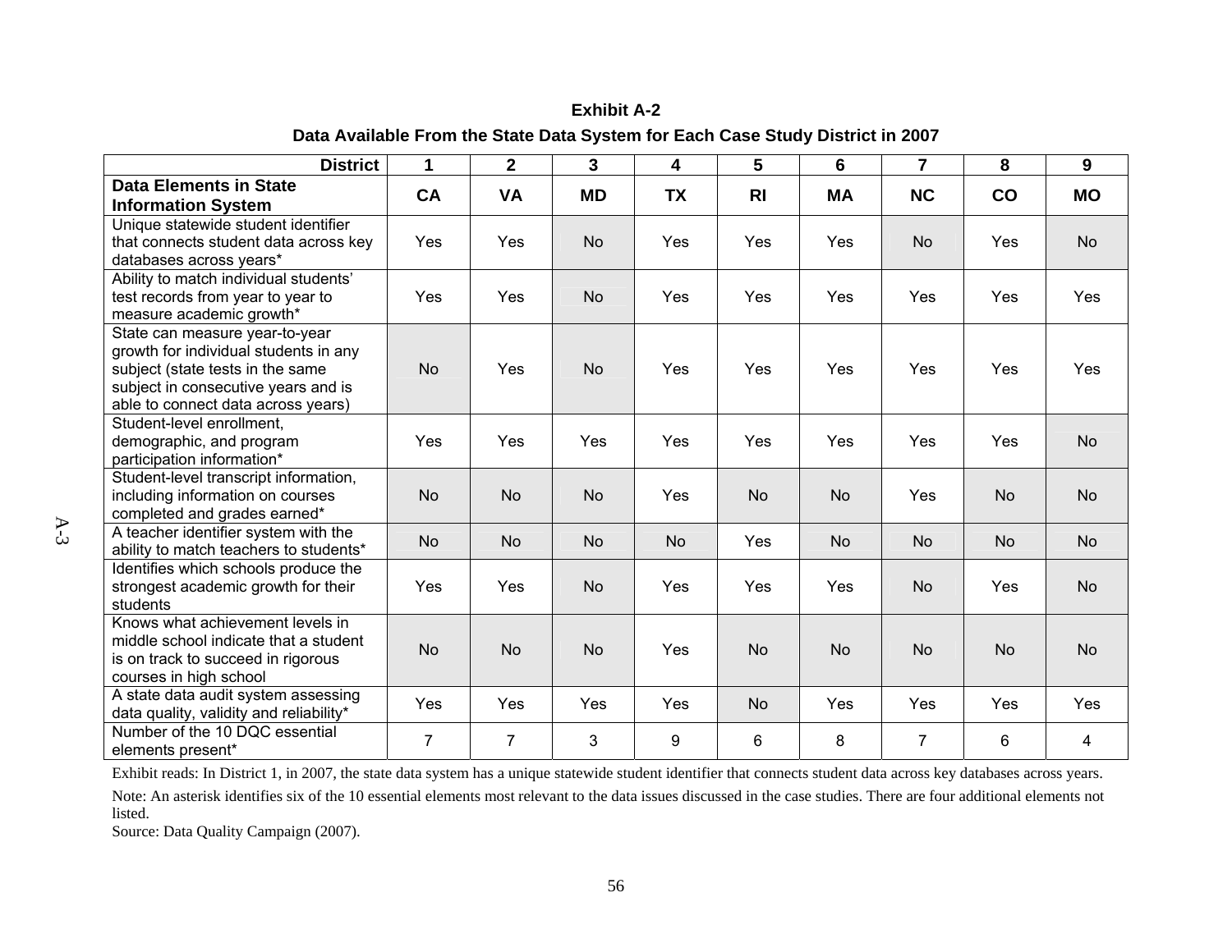**Exhibit A-2**

**Data Available From the State Data System for Each Case Study District in 2007**

| District | 1 | 2 | 3 | 4 | 5 | 6 | 7 | 8 | 9 |
|---|---|---|---|---|---|---|---|---|---|
| **Data Elements in State Information System** | **CA** | **VA** | **MD** | **TX** | **RI** | **MA** | **NC** | **CO** | **MO** |
| Unique statewide student identifier that connects student data across key databases across years* | Yes | Yes | No | Yes | Yes | Yes | No | Yes | No |
| Ability to match individual students' test records from year to year to measure academic growth* | Yes | Yes | No | Yes | Yes | Yes | Yes | Yes | Yes |
| State can measure year-to-year growth for individual students in any subject (state tests in the same subject in consecutive years and is able to connect data across years) | No | Yes | No | Yes | Yes | Yes | Yes | Yes | Yes |
| Student-level enrollment, demographic, and program participation information* | Yes | Yes | Yes | Yes | Yes | Yes | Yes | Yes | No |
| Student-level transcript information, including information on courses completed and grades earned* | No | No | No | Yes | No | No | Yes | No | No |
| A teacher identifier system with the ability to match teachers to students* | No | No | No | No | Yes | No | No | No | No |
| Identifies which schools produce the strongest academic growth for their students | Yes | Yes | No | Yes | Yes | Yes | No | Yes | No |
| Knows what achievement levels in middle school indicate that a student is on track to succeed in rigorous courses in high school | No | No | No | Yes | No | No | No | No | No |
| A state data audit system assessing data quality, validity and reliability* | Yes | Yes | Yes | Yes | No | Yes | Yes | Yes | Yes |
| Number of the 10 DQC essential elements present* | 7 | 7 | 3 | 9 | 6 | 8 | 7 | 6 | 4 |

Exhibit reads: In District 1, in 2007, the state data system has a unique statewide student identifier that connects student data across key databases across years.

Note: An asterisk identifies six of the 10 essential elements most relevant to the data issues discussed in the case studies. There are four additional elements not listed.

Source: Data Quality Campaign (2007).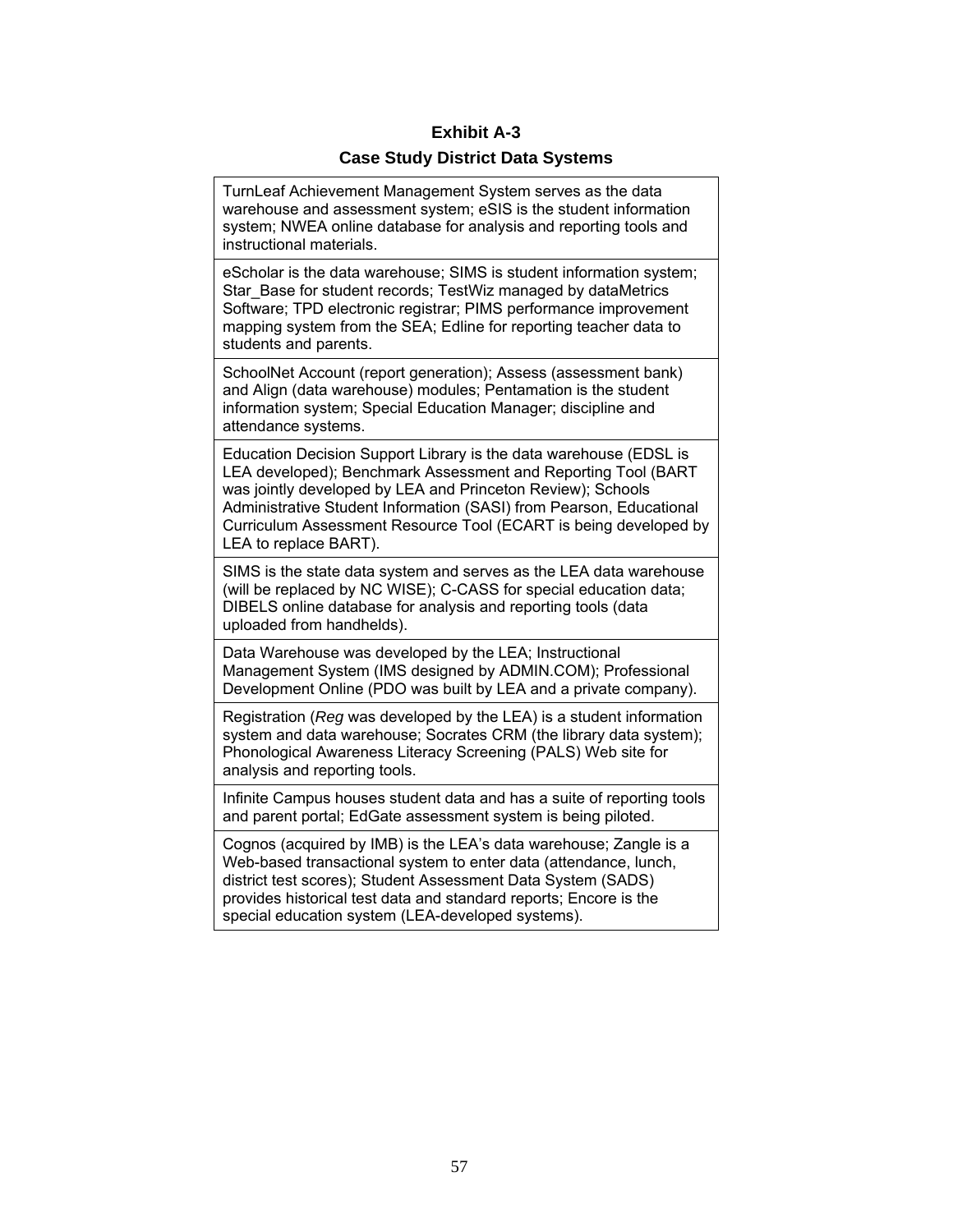**Exhibit A-3**

**Case Study District Data Systems**

| |
|---|
| TurnLeaf Achievement Management System serves as the data warehouse and assessment system; eSIS is the student information system; NWEA online database for analysis and reporting tools and instructional materials. |
| eScholar is the data warehouse; SIMS is student information system; Star_Base for student records; TestWiz managed by dataMetrics Software; TPD electronic registrar; PIMS performance improvement mapping system from the SEA; Edline for reporting teacher data to students and parents. |
| SchoolNet Account (report generation); Assess (assessment bank) and Align (data warehouse) modules; Pentamation is the student information system; Special Education Manager; discipline and attendance systems. |
| Education Decision Support Library is the data warehouse (EDSL is LEA developed); Benchmark Assessment and Reporting Tool (BART was jointly developed by LEA and Princeton Review); Schools Administrative Student Information (SASI) from Pearson, Educational Curriculum Assessment Resource Tool (ECART is being developed by LEA to replace BART). |
| SIMS is the state data system and serves as the LEA data warehouse (will be replaced by NC WISE); C-CASS for special education data; DIBELS online database for analysis and reporting tools (data uploaded from handhelds). |
| Data Warehouse was developed by the LEA; Instructional Management System (IMS designed by ADMIN.COM); Professional Development Online (PDO was built by LEA and a private company). |
| Registration (*Reg* was developed by the LEA) is a student information system and data warehouse; Socrates CRM (the library data system); Phonological Awareness Literacy Screening (PALS) Web site for analysis and reporting tools. |
| Infinite Campus houses student data and has a suite of reporting tools and parent portal; EdGate assessment system is being piloted. |
| Cognos (acquired by IMB) is the LEA's data warehouse; Zangle is a Web-based transactional system to enter data (attendance, lunch, district test scores); Student Assessment Data System (SADS) provides historical test data and standard reports; Encore is the special education system (LEA-developed systems). |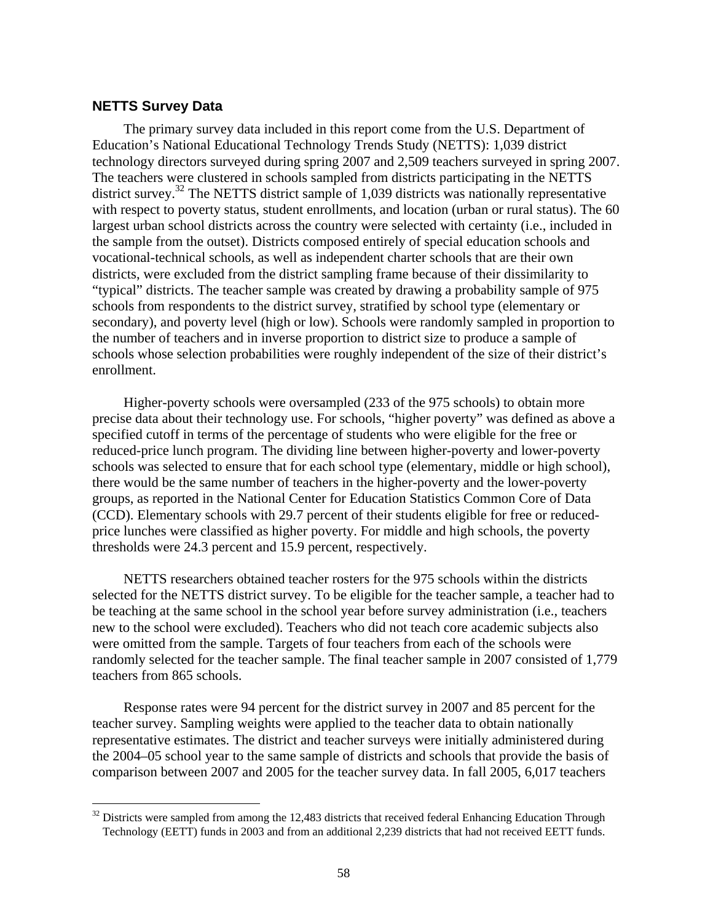## NETTS Survey Data

The primary survey data included in this report come from the U.S. Department of Education's National Educational Technology Trends Study (NETTS): 1,039 district technology directors surveyed during spring 2007 and 2,509 teachers surveyed in spring 2007. The teachers were clustered in schools sampled from districts participating in the NETTS district survey.[32] The NETTS district sample of 1,039 districts was nationally representative with respect to poverty status, student enrollments, and location (urban or rural status). The 60 largest urban school districts across the country were selected with certainty (i.e., included in the sample from the outset). Districts composed entirely of special education schools and vocational-technical schools, as well as independent charter schools that are their own districts, were excluded from the district sampling frame because of their dissimilarity to "typical" districts. The teacher sample was created by drawing a probability sample of 975 schools from respondents to the district survey, stratified by school type (elementary or secondary), and poverty level (high or low). Schools were randomly sampled in proportion to the number of teachers and in inverse proportion to district size to produce a sample of schools whose selection probabilities were roughly independent of the size of their district's enrollment.

Higher-poverty schools were oversampled (233 of the 975 schools) to obtain more precise data about their technology use. For schools, "higher poverty" was defined as above a specified cutoff in terms of the percentage of students who were eligible for the free or reduced-price lunch program. The dividing line between higher-poverty and lower-poverty schools was selected to ensure that for each school type (elementary, middle or high school), there would be the same number of teachers in the higher-poverty and the lower-poverty groups, as reported in the National Center for Education Statistics Common Core of Data (CCD). Elementary schools with 29.7 percent of their students eligible for free or reduced-price lunches were classified as higher poverty. For middle and high schools, the poverty thresholds were 24.3 percent and 15.9 percent, respectively.

NETTS researchers obtained teacher rosters for the 975 schools within the districts selected for the NETTS district survey. To be eligible for the teacher sample, a teacher had to be teaching at the same school in the school year before survey administration (i.e., teachers new to the school were excluded). Teachers who did not teach core academic subjects also were omitted from the sample. Targets of four teachers from each of the schools were randomly selected for the teacher sample. The final teacher sample in 2007 consisted of 1,779 teachers from 865 schools.

Response rates were 94 percent for the district survey in 2007 and 85 percent for the teacher survey. Sampling weights were applied to the teacher data to obtain nationally representative estimates. The district and teacher surveys were initially administered during the 2004–05 school year to the same sample of districts and schools that provide the basis of comparison between 2007 and 2005 for the teacher survey data. In fall 2005, 6,017 teachers

[32] Districts were sampled from among the 12,483 districts that received federal Enhancing Education Through Technology (EETT) funds in 2003 and from an additional 2,239 districts that had not received EETT funds.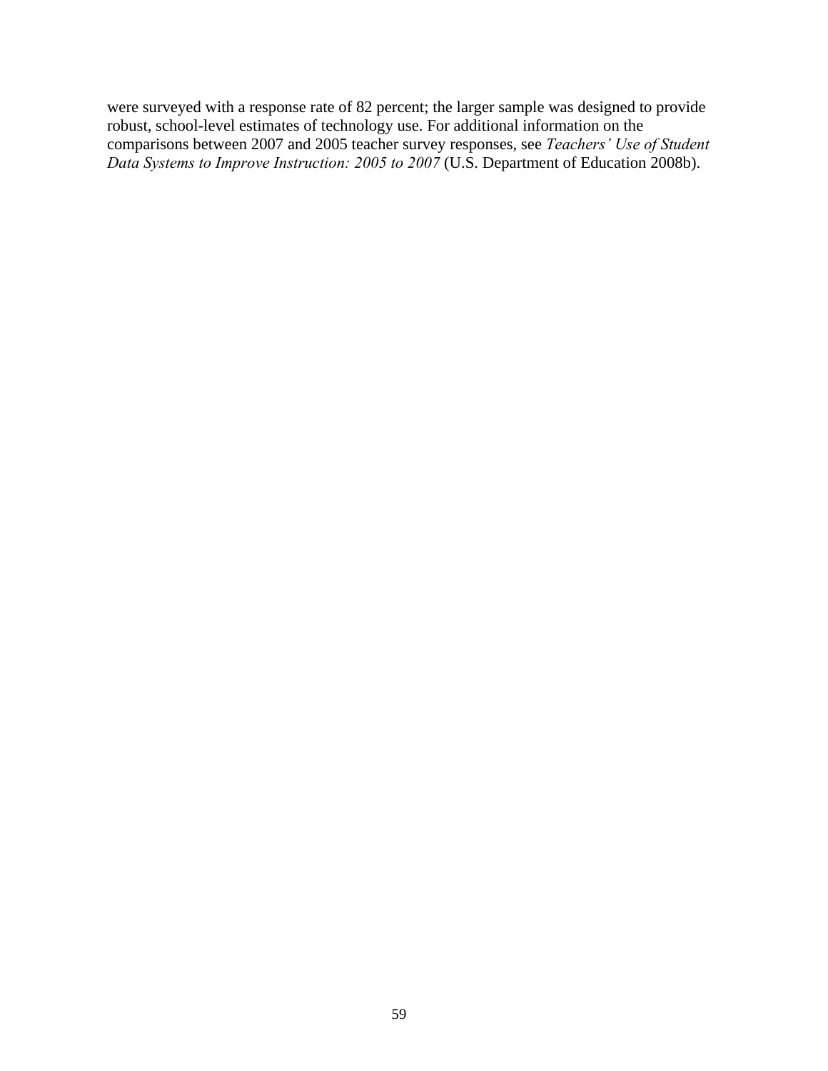were surveyed with a response rate of 82 percent; the larger sample was designed to provide robust, school-level estimates of technology use. For additional information on the comparisons between 2007 and 2005 teacher survey responses, see *Teachers' Use of Student Data Systems to Improve Instruction: 2005 to 2007* (U.S. Department of Education 2008b).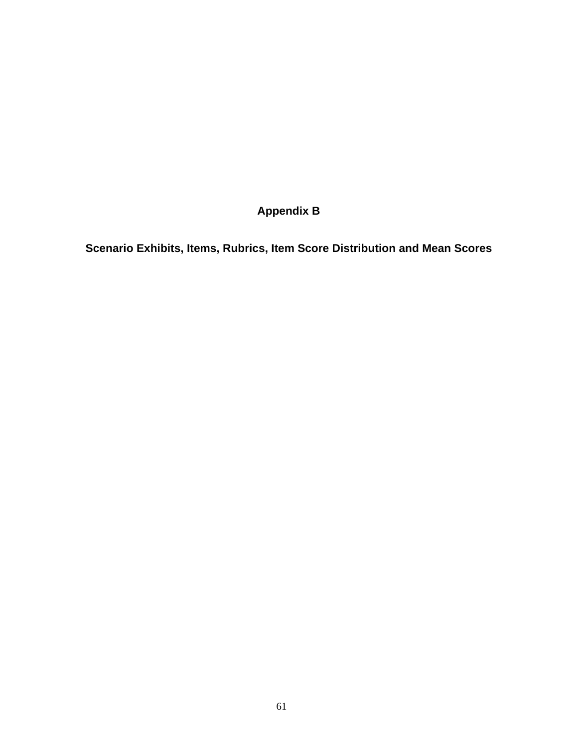# Appendix B

## Scenario Exhibits, Items, Rubrics, Item Score Distribution and Mean Scores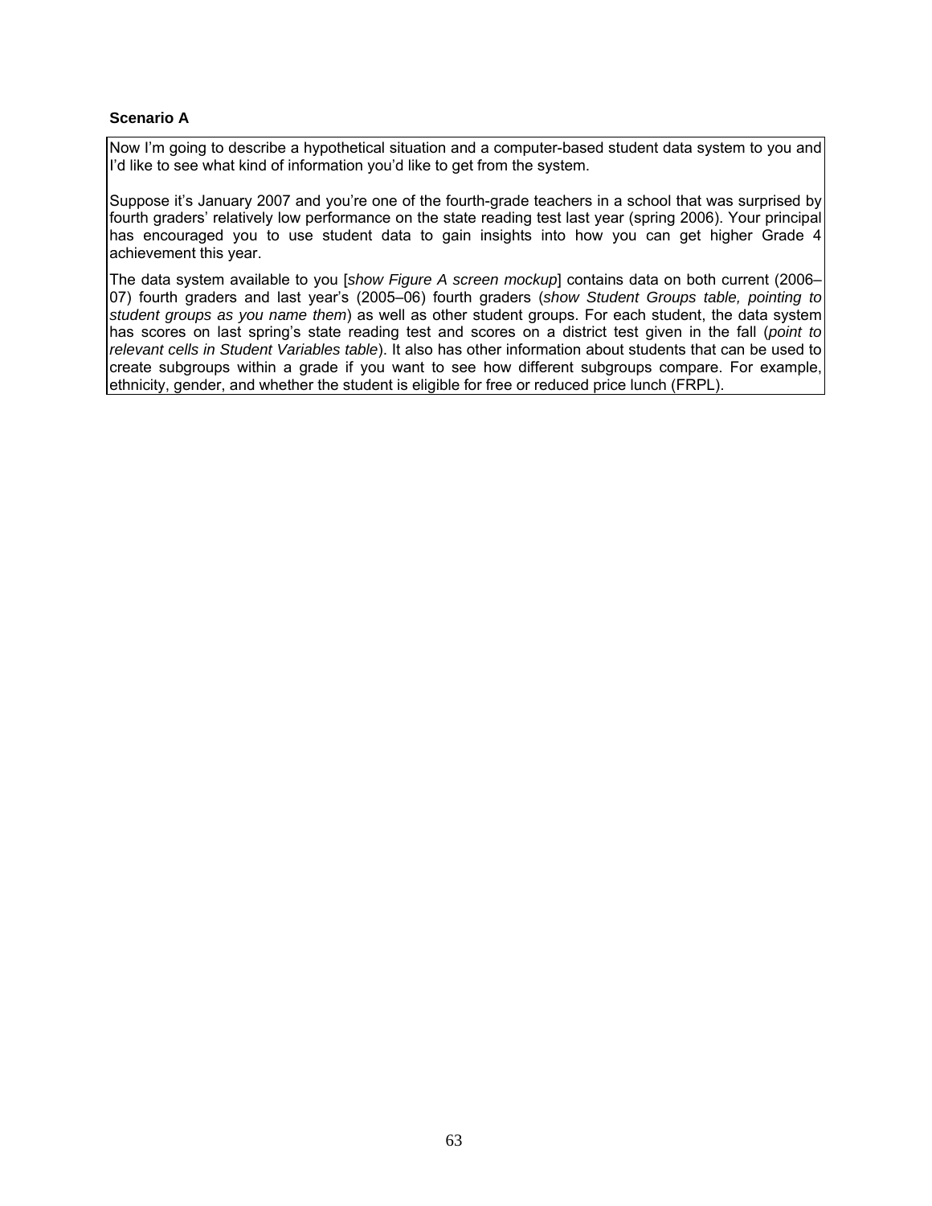**Scenario A**

Now I'm going to describe a hypothetical situation and a computer-based student data system to you and I'd like to see what kind of information you'd like to get from the system.

Suppose it's January 2007 and you're one of the fourth-grade teachers in a school that was surprised by fourth graders' relatively low performance on the state reading test last year (spring 2006). Your principal has encouraged you to use student data to gain insights into how you can get higher Grade 4 achievement this year.

The data system available to you [*show Figure A screen mockup*] contains data on both current (2006–07) fourth graders and last year's (2005–06) fourth graders (*show Student Groups table, pointing to student groups as you name them*) as well as other student groups. For each student, the data system has scores on last spring's state reading test and scores on a district test given in the fall (*point to relevant cells in Student Variables table*). It also has other information about students that can be used to create subgroups within a grade if you want to see how different subgroups compare. For example, ethnicity, gender, and whether the student is eligible for free or reduced price lunch (FRPL).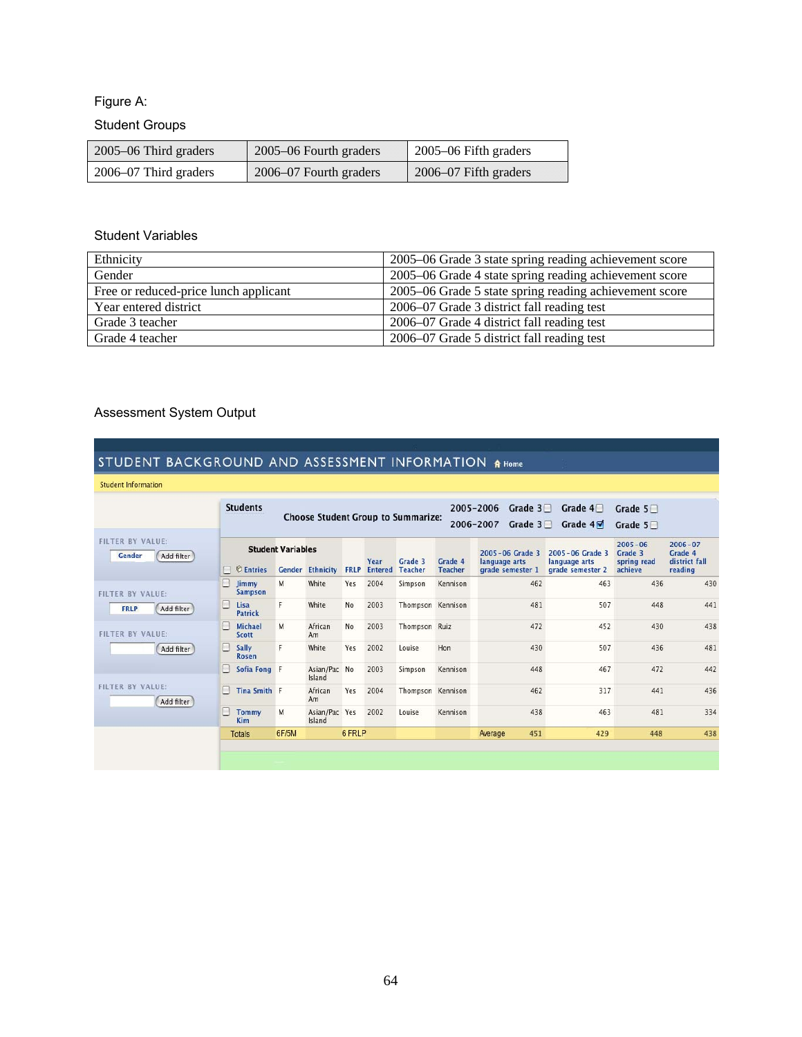Figure A:

Student Groups

| 2005–06 Third graders | 2005–06 Fourth graders | 2005–06 Fifth graders |
|---|---|---|
| 2006–07 Third graders | 2006–07 Fourth graders | 2006–07 Fifth graders |

Student Variables

| Ethnicity | 2005–06 Grade 3 state spring reading achievement score |
|---|---|
| Gender | 2005–06 Grade 4 state spring reading achievement score |
| Free or reduced-price lunch applicant | 2005–06 Grade 5 state spring reading achievement score |
| Year entered district | 2006–07 Grade 3 district fall reading test |
| Grade 3 teacher | 2006–07 Grade 4 district fall reading test |
| Grade 4 teacher | 2006–07 Grade 5 district fall reading test |

Assessment System Output

STUDENT BACKGROUND AND ASSESSMENT INFORMATION Home

Student Information

Students — Choose Student Group to Summarize: 2005–2006 Grade 3 ☐ Grade 4 ☐ Grade 5 ☐; 2006–2007 Grade 3 ☐ Grade 4 ☑ Grade 5 ☐

FILTER BY VALUE: Gender [Add filter]
FILTER BY VALUE: FRLP [Add filter]
FILTER BY VALUE: [Add filter]
FILTER BY VALUE: [Add filter]

| Entries | Gender | Ethnicity | FRLP | Year Entered | Grade 3 Teacher | Grade 4 Teacher | 2005–06 Grade 3 language arts grade semester 1 | 2005–06 Grade 3 language arts grade semester 2 | 2005–06 Grade 3 spring read achieve | 2006–07 Grade 4 district fall reading |
|---|---|---|---|---|---|---|---|---|---|---|
| Jimmy Sampson | M | White | Yes | 2004 | Simpson | Kennison | 462 | 463 | 436 | 430 |
| Lisa Patrick | F | White | No | 2003 | Thompson | Kennison | 481 | 507 | 448 | 441 |
| Michael Scott | M | African Am | No | 2003 | Thompson | Ruiz | 472 | 452 | 430 | 438 |
| Sally Rosen | F | White | Yes | 2002 | Louise | Hon | 430 | 507 | 436 | 481 |
| Sofia Fong | F | Asian/Pac Island | No | 2003 | Simpson | Kennison | 448 | 467 | 472 | 442 |
| Tina Smith | F | African Am | Yes | 2004 | Thompson | Kennison | 462 | 317 | 441 | 436 |
| Tommy Kim | M | Asian/Pac Island | Yes | 2002 | Louise | Kennison | 438 | 463 | 481 | 334 |
| Totals | 6F/5M | | 6 FRLP | | | Average | 451 | 429 | 448 | 438 |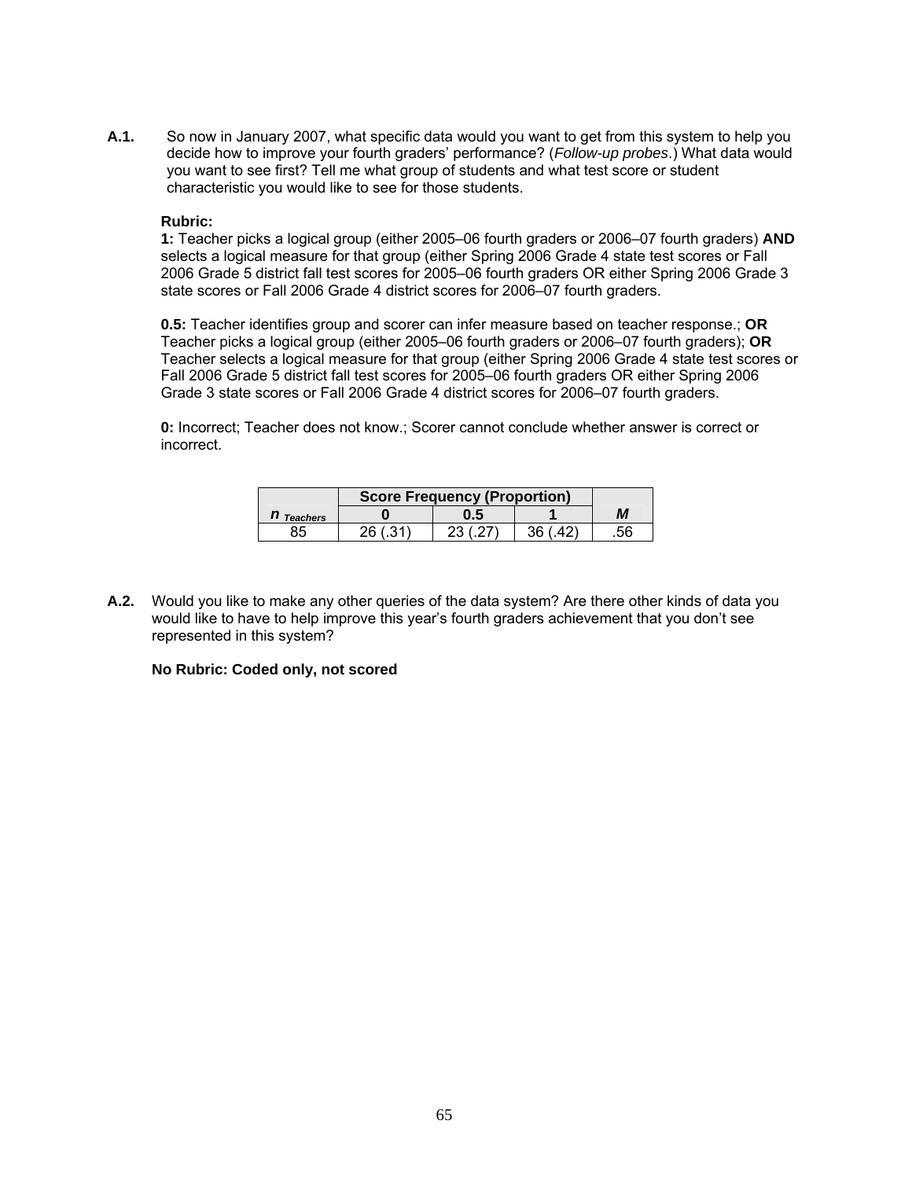**A.1.** So now in January 2007, what specific data would you want to get from this system to help you decide how to improve your fourth graders' performance? (*Follow-up probes*.) What data would you want to see first? Tell me what group of students and what test score or student characteristic you would like to see for those students.

**Rubric:**

**1:** Teacher picks a logical group (either 2005–06 fourth graders or 2006–07 fourth graders) **AND** selects a logical measure for that group (either Spring 2006 Grade 4 state test scores or Fall 2006 Grade 5 district fall test scores for 2005–06 fourth graders OR either Spring 2006 Grade 3 state scores or Fall 2006 Grade 4 district scores for 2006–07 fourth graders.

**0.5:** Teacher identifies group and scorer can infer measure based on teacher response.; **OR** Teacher picks a logical group (either 2005–06 fourth graders or 2006–07 fourth graders); **OR** Teacher selects a logical measure for that group (either Spring 2006 Grade 4 state test scores or Fall 2006 Grade 5 district fall test scores for 2005–06 fourth graders OR either Spring 2006 Grade 3 state scores or Fall 2006 Grade 4 district scores for 2006–07 fourth graders.

**0:** Incorrect; Teacher does not know.; Scorer cannot conclude whether answer is correct or incorrect.

| | Score Frequency (Proportion) | | | |
|---|---|---|---|---|
| $n_{Teachers}$ | 0 | 0.5 | 1 | *M* |
| 85 | 26 (.31) | 23 (.27) | 36 (.42) | .56 |

**A.2.** Would you like to make any other queries of the data system? Are there other kinds of data you would like to have to help improve this year's fourth graders achievement that you don't see represented in this system?

**No Rubric: Coded only, not scored**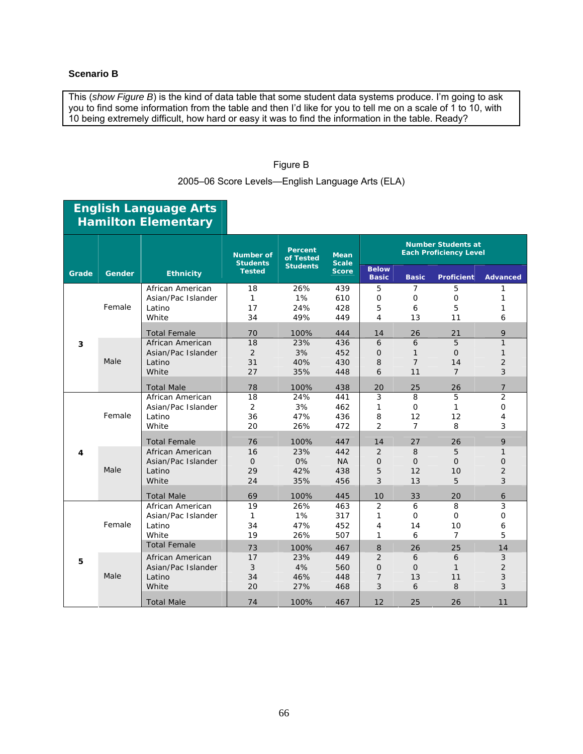**Scenario B**

This (*show Figure B*) is the kind of data table that some student data systems produce. I'm going to ask you to find some information from the table and then I'd like for you to tell me on a scale of 1 to 10, with 10 being extremely difficult, how hard or easy it was to find the information in the table. Ready?

Figure B

2005–06 Score Levels—English Language Arts (ELA)

**English Language Arts Hamilton Elementary**

| Grade | Gender | Ethnicity | Number of Students Tested | Percent of Tested Students | Mean Scale Score | Number Students at Each Proficiency Level | | | |
|---|---|---|---|---|---|---|---|---|---|
| | | | | | | Below Basic | Basic | Proficient | Advanced |
| 3 | Female | African American | 18 | 26% | 439 | 5 | 7 | 5 | 1 |
| | | Asian/Pac Islander | 1 | 1% | 610 | 0 | 0 | 0 | 1 |
| | | Latino | 17 | 24% | 428 | 5 | 6 | 5 | 1 |
| | | White | 34 | 49% | 449 | 4 | 13 | 11 | 6 |
| | | Total Female | 70 | 100% | 444 | 14 | 26 | 21 | 9 |
| | Male | African American | 18 | 23% | 436 | 6 | 6 | 5 | 1 |
| | | Asian/Pac Islander | 2 | 3% | 452 | 0 | 1 | 0 | 1 |
| | | Latino | 31 | 40% | 430 | 8 | 7 | 14 | 2 |
| | | White | 27 | 35% | 448 | 6 | 11 | 7 | 3 |
| | | Total Male | 78 | 100% | 438 | 20 | 25 | 26 | 7 |
| 4 | Female | African American | 18 | 24% | 441 | 3 | 8 | 5 | 2 |
| | | Asian/Pac Islander | 2 | 3% | 462 | 1 | 0 | 1 | 0 |
| | | Latino | 36 | 47% | 436 | 8 | 12 | 12 | 4 |
| | | White | 20 | 26% | 472 | 2 | 7 | 8 | 3 |
| | | Total Female | 76 | 100% | 447 | 14 | 27 | 26 | 9 |
| | Male | African American | 16 | 23% | 442 | 2 | 8 | 5 | 1 |
| | | Asian/Pac Islander | 0 | 0% | NA | 0 | 0 | 0 | 0 |
| | | Latino | 29 | 42% | 438 | 5 | 12 | 10 | 2 |
| | | White | 24 | 35% | 456 | 3 | 13 | 5 | 3 |
| | | Total Male | 69 | 100% | 445 | 10 | 33 | 20 | 6 |
| 5 | Female | African American | 19 | 26% | 463 | 2 | 6 | 8 | 3 |
| | | Asian/Pac Islander | 1 | 1% | 317 | 1 | 0 | 0 | 0 |
| | | Latino | 34 | 47% | 452 | 4 | 14 | 10 | 6 |
| | | White | 19 | 26% | 507 | 1 | 6 | 7 | 5 |
| | | Total Female | 73 | 100% | 467 | 8 | 26 | 25 | 14 |
| | Male | African American | 17 | 23% | 449 | 2 | 6 | 6 | 3 |
| | | Asian/Pac Islander | 3 | 4% | 560 | 0 | 0 | 1 | 2 |
| | | Latino | 34 | 46% | 448 | 7 | 13 | 11 | 3 |
| | | White | 20 | 27% | 468 | 3 | 6 | 8 | 3 |
| | | Total Male | 74 | 100% | 467 | 12 | 25 | 26 | 11 |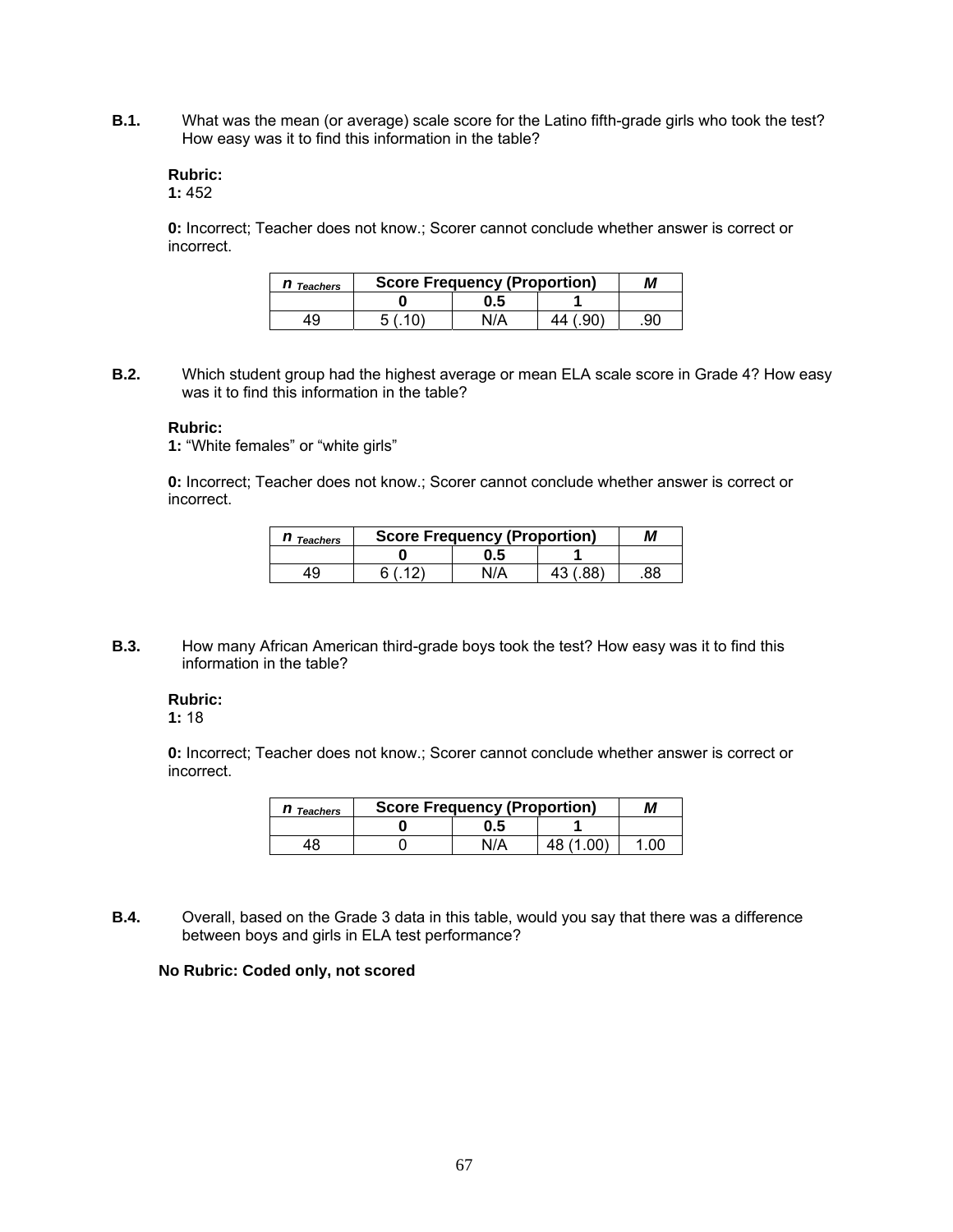**B.1.** What was the mean (or average) scale score for the Latino fifth-grade girls who took the test? How easy was it to find this information in the table?

**Rubric:**
**1:** 452

**0:** Incorrect; Teacher does not know.; Scorer cannot conclude whether answer is correct or incorrect.

| $n_{Teachers}$ | Score Frequency (Proportion) | | | *M* |
|---|---|---|---|---|
| | 0 | 0.5 | 1 | |
| 49 | 5 (.10) | N/A | 44 (.90) | .90 |

**B.2.** Which student group had the highest average or mean ELA scale score in Grade 4? How easy was it to find this information in the table?

**Rubric:**
**1:** "White females" or "white girls"

**0:** Incorrect; Teacher does not know.; Scorer cannot conclude whether answer is correct or incorrect.

| $n_{Teachers}$ | Score Frequency (Proportion) | | | *M* |
|---|---|---|---|---|
| | 0 | 0.5 | 1 | |
| 49 | 6 (.12) | N/A | 43 (.88) | .88 |

**B.3.** How many African American third-grade boys took the test? How easy was it to find this information in the table?

**Rubric:**
**1:** 18

**0:** Incorrect; Teacher does not know.; Scorer cannot conclude whether answer is correct or incorrect.

| $n_{Teachers}$ | Score Frequency (Proportion) | | | *M* |
|---|---|---|---|---|
| | 0 | 0.5 | 1 | |
| 48 | 0 | N/A | 48 (1.00) | 1.00 |

**B.4.** Overall, based on the Grade 3 data in this table, would you say that there was a difference between boys and girls in ELA test performance?

**No Rubric: Coded only, not scored**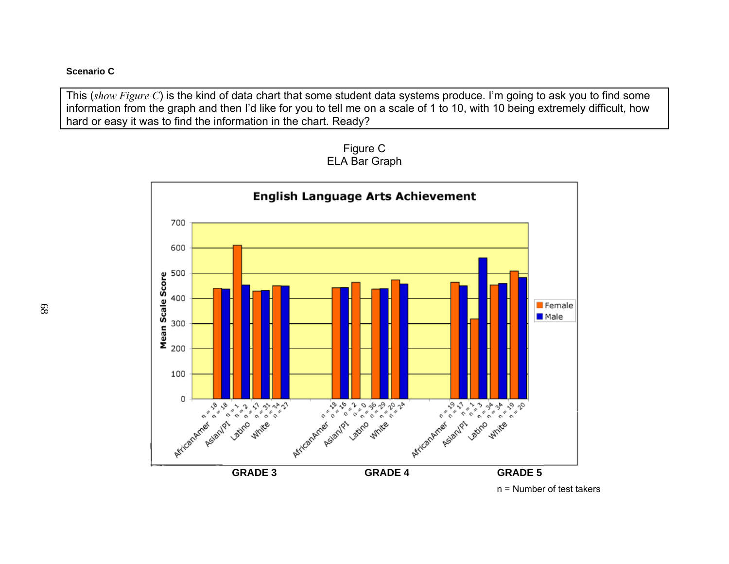**Scenario C**

This (*show Figure C*) is the kind of data chart that some student data systems produce. I'm going to ask you to find some information from the graph and then I'd like for you to tell me on a scale of 1 to 10, with 10 being extremely difficult, how hard or easy it was to find the information in the chart. Ready?

Figure C
ELA Bar Graph

**English Language Arts Achievement**

Mean Scale Score

| Grade | Group | Female n | Male n |
|---|---|---|---|
| GRADE 3 | AfricanAmer | n = 18 | n = 18 |
| GRADE 3 | Asian/PI | n = 1 | n = 2 |
| GRADE 3 | Latino | n = 17 | n = 31 |
| GRADE 3 | White | n = 34 | n = 27 |
| GRADE 4 | AfricanAmer | n = 18 | n = 16 |
| GRADE 4 | Asian/PI | n = 2 | n = 0 |
| GRADE 4 | Latino | n = 36 | n = 29 |
| GRADE 4 | White | n = 20 | n = 24 |
| GRADE 5 | AfricanAmer | n = 19 | n = 17 |
| GRADE 5 | Asian/PI | n = 1 | n = 3 |
| GRADE 5 | Latino | n = 34 | n = 34 |
| GRADE 5 | White | n = 19 | n = 20 |

Female / Male

n = Number of test takers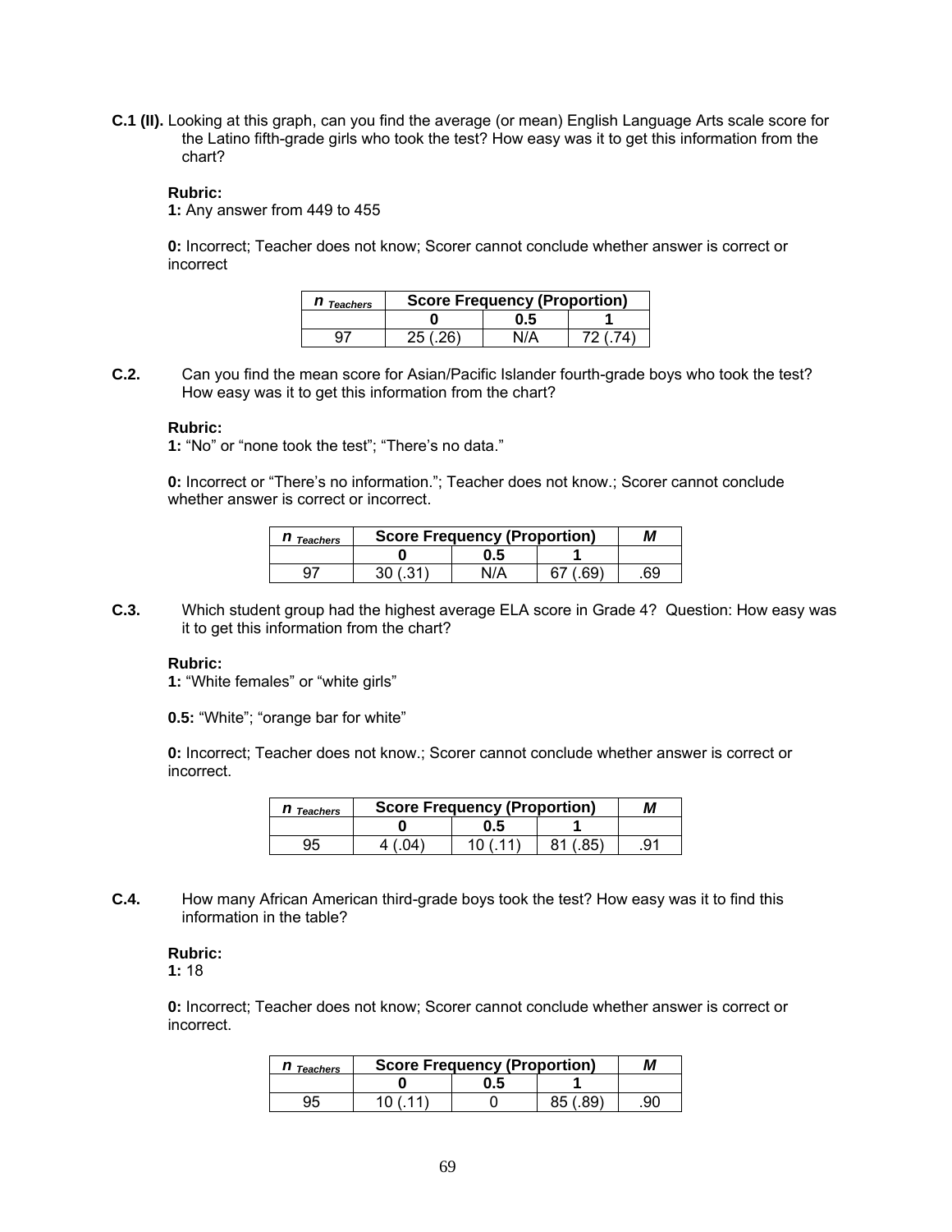**C.1 (II).** Looking at this graph, can you find the average (or mean) English Language Arts scale score for the Latino fifth-grade girls who took the test? How easy was it to get this information from the chart?

**Rubric:**
**1:** Any answer from 449 to 455

**0:** Incorrect; Teacher does not know; Scorer cannot conclude whether answer is correct or incorrect

| $n_{Teachers}$ | Score Frequency (Proportion) | | |
|---|---|---|---|
| | 0 | 0.5 | 1 |
| 97 | 25 (.26) | N/A | 72 (.74) |

**C.2.** Can you find the mean score for Asian/Pacific Islander fourth-grade boys who took the test? How easy was it to get this information from the chart?

**Rubric:**
**1:** "No" or "none took the test"; "There's no data."

**0:** Incorrect or "There's no information."; Teacher does not know.; Scorer cannot conclude whether answer is correct or incorrect.

| $n_{Teachers}$ | Score Frequency (Proportion) | | | *M* |
|---|---|---|---|---|
| | 0 | 0.5 | 1 | |
| 97 | 30 (.31) | N/A | 67 (.69) | .69 |

**C.3.** Which student group had the highest average ELA score in Grade 4? Question: How easy was it to get this information from the chart?

**Rubric:**
**1:** "White females" or "white girls"

**0.5:** "White"; "orange bar for white"

**0:** Incorrect; Teacher does not know.; Scorer cannot conclude whether answer is correct or incorrect.

| $n_{Teachers}$ | Score Frequency (Proportion) | | | *M* |
|---|---|---|---|---|
| | 0 | 0.5 | 1 | |
| 95 | 4 (.04) | 10 (.11) | 81 (.85) | .91 |

**C.4.** How many African American third-grade boys took the test? How easy was it to find this information in the table?

**Rubric:**
**1:** 18

**0:** Incorrect; Teacher does not know; Scorer cannot conclude whether answer is correct or incorrect.

| $n_{Teachers}$ | Score Frequency (Proportion) | | | *M* |
|---|---|---|---|---|
| | 0 | 0.5 | 1 | |
| 95 | 10 (.11) | 0 | 85 (.89) | .90 |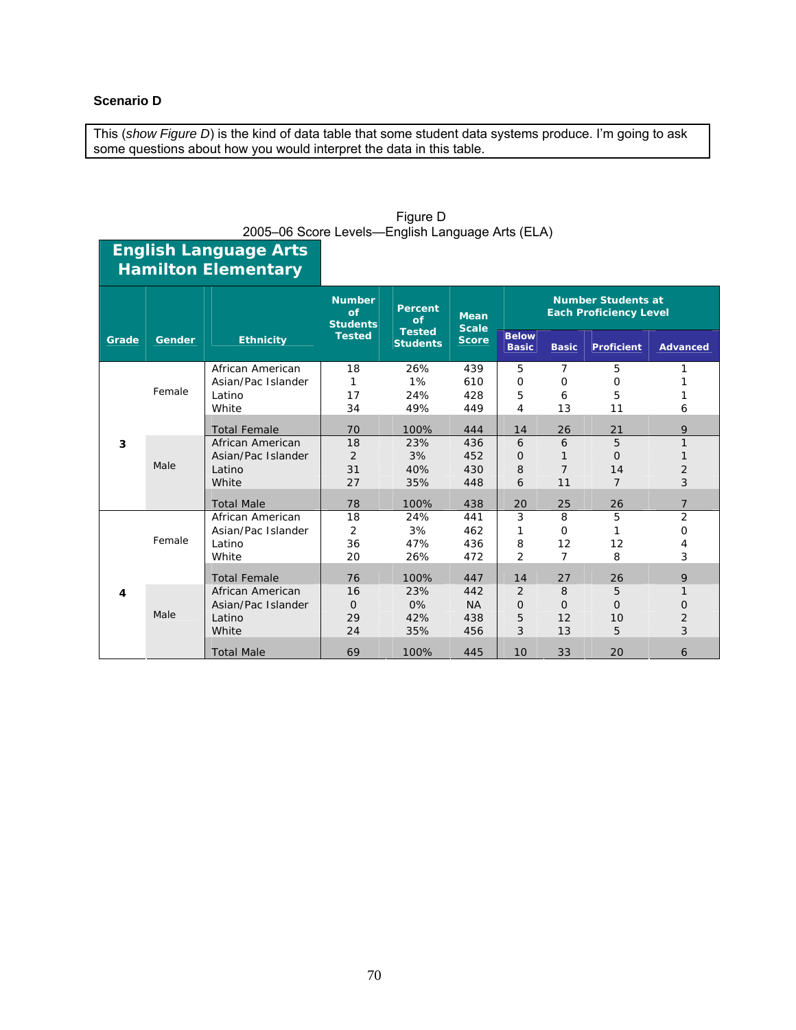**Scenario D**

This (*show Figure D*) is the kind of data table that some student data systems produce. I'm going to ask some questions about how you would interpret the data in this table.

Figure D
2005–06 Score Levels—English Language Arts (ELA)

**English Language Arts Hamilton Elementary**

| Grade | Gender | Ethnicity | Number of Students Tested | Percent of Tested Students | Mean Scale Score | Number Students at Each Proficiency Level | | | |
|---|---|---|---|---|---|---|---|---|---|
| | | | | | | Below Basic | Basic | Proficient | Advanced |
| 3 | Female | African American | 18 | 26% | 439 | 5 | 7 | 5 | 1 |
| | | Asian/Pac Islander | 1 | 1% | 610 | 0 | 0 | 0 | 1 |
| | | Latino | 17 | 24% | 428 | 5 | 6 | 5 | 1 |
| | | White | 34 | 49% | 449 | 4 | 13 | 11 | 6 |
| | | Total Female | 70 | 100% | 444 | 14 | 26 | 21 | 9 |
| | Male | African American | 18 | 23% | 436 | 6 | 6 | 5 | 1 |
| | | Asian/Pac Islander | 2 | 3% | 452 | 0 | 1 | 0 | 1 |
| | | Latino | 31 | 40% | 430 | 8 | 7 | 14 | 2 |
| | | White | 27 | 35% | 448 | 6 | 11 | 7 | 3 |
| | | Total Male | 78 | 100% | 438 | 20 | 25 | 26 | 7 |
| 4 | Female | African American | 18 | 24% | 441 | 3 | 8 | 5 | 2 |
| | | Asian/Pac Islander | 2 | 3% | 462 | 1 | 0 | 1 | 0 |
| | | Latino | 36 | 47% | 436 | 8 | 12 | 12 | 4 |
| | | White | 20 | 26% | 472 | 2 | 7 | 8 | 3 |
| | | Total Female | 76 | 100% | 447 | 14 | 27 | 26 | 9 |
| | Male | African American | 16 | 23% | 442 | 2 | 8 | 5 | 1 |
| | | Asian/Pac Islander | 0 | 0% | NA | 0 | 0 | 0 | 0 |
| | | Latino | 29 | 42% | 438 | 5 | 12 | 10 | 2 |
| | | White | 24 | 35% | 456 | 3 | 13 | 5 | 3 |
| | | Total Male | 69 | 100% | 445 | 10 | 33 | 20 | 6 |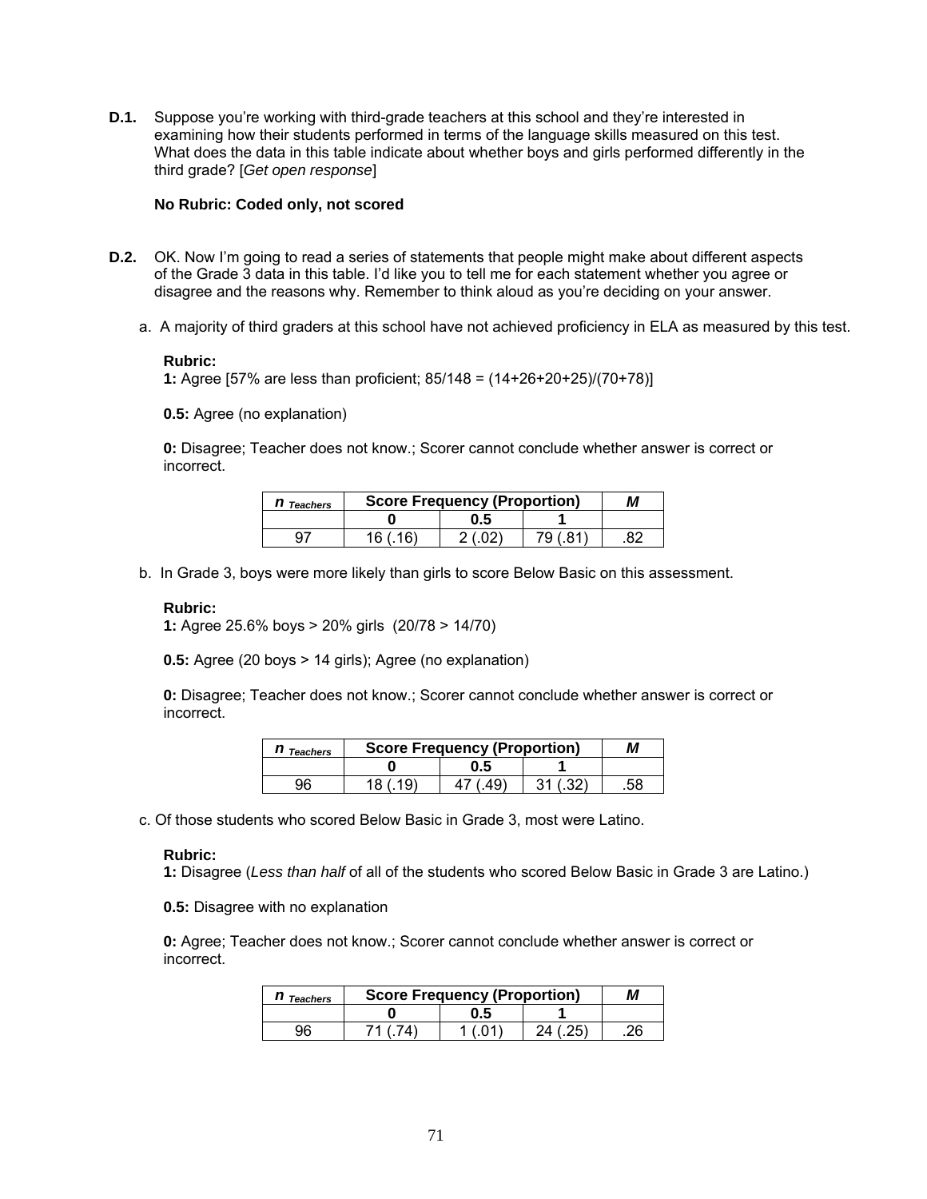**D.1.** Suppose you're working with third-grade teachers at this school and they're interested in examining how their students performed in terms of the language skills measured on this test. What does the data in this table indicate about whether boys and girls performed differently in the third grade? [*Get open response*]

**No Rubric: Coded only, not scored**

**D.2.** OK. Now I'm going to read a series of statements that people might make about different aspects of the Grade 3 data in this table. I'd like you to tell me for each statement whether you agree or disagree and the reasons why. Remember to think aloud as you're deciding on your answer.

a. A majority of third graders at this school have not achieved proficiency in ELA as measured by this test.

**Rubric:**
**1:** Agree [57% are less than proficient; 85/148 = (14+26+20+25)/(70+78)]

**0.5:** Agree (no explanation)

**0:** Disagree; Teacher does not know.; Scorer cannot conclude whether answer is correct or incorrect.

| $n_{Teachers}$ | Score Frequency (Proportion) | | | *M* |
|---|---|---|---|---|
| | **0** | **0.5** | **1** | |
| 97 | 16 (.16) | 2 (.02) | 79 (.81) | .82 |

b. In Grade 3, boys were more likely than girls to score Below Basic on this assessment.

**Rubric:**
**1:** Agree 25.6% boys > 20% girls (20/78 > 14/70)

**0.5:** Agree (20 boys > 14 girls); Agree (no explanation)

**0:** Disagree; Teacher does not know.; Scorer cannot conclude whether answer is correct or incorrect.

| $n_{Teachers}$ | Score Frequency (Proportion) | | | *M* |
|---|---|---|---|---|
| | **0** | **0.5** | **1** | |
| 96 | 18 (.19) | 47 (.49) | 31 (.32) | .58 |

c. Of those students who scored Below Basic in Grade 3, most were Latino.

**Rubric:**
**1:** Disagree (*Less than half* of all of the students who scored Below Basic in Grade 3 are Latino.)

**0.5:** Disagree with no explanation

**0:** Agree; Teacher does not know.; Scorer cannot conclude whether answer is correct or incorrect.

| $n_{Teachers}$ | Score Frequency (Proportion) | | | *M* |
|---|---|---|---|---|
| | **0** | **0.5** | **1** | |
| 96 | 71 (.74) | 1 (.01) | 24 (.25) | .26 |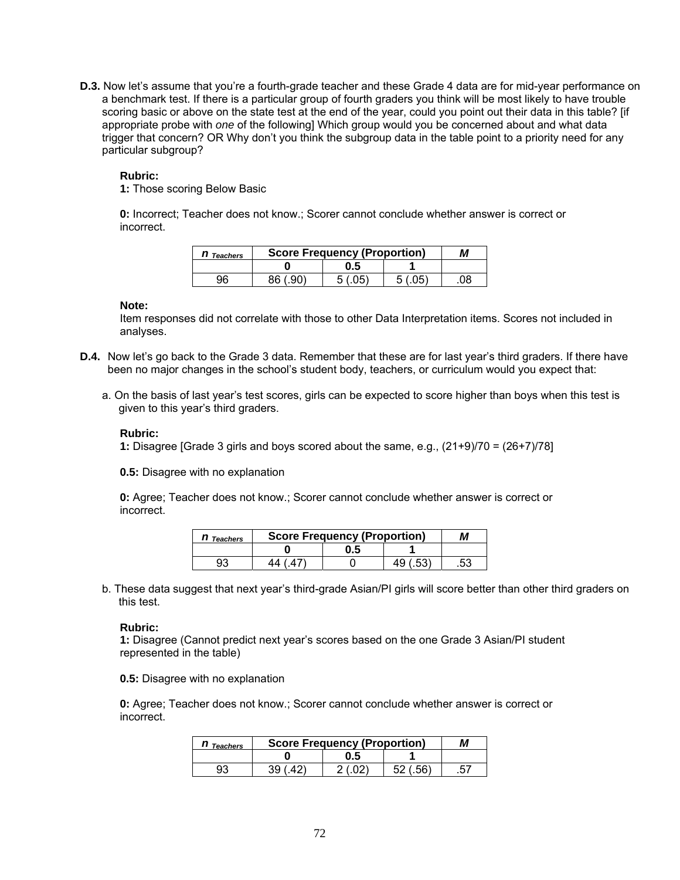**D.3.** Now let's assume that you're a fourth-grade teacher and these Grade 4 data are for mid-year performance on a benchmark test. If there is a particular group of fourth graders you think will be most likely to have trouble scoring basic or above on the state test at the end of the year, could you point out their data in this table? [if appropriate probe with *one* of the following] Which group would you be concerned about and what data trigger that concern? OR Why don't you think the subgroup data in the table point to a priority need for any particular subgroup?

**Rubric:**
**1:** Those scoring Below Basic

**0:** Incorrect; Teacher does not know.; Scorer cannot conclude whether answer is correct or incorrect.

| $n_{Teachers}$ | Score Frequency (Proportion) | | | *M* |
|---|---|---|---|---|
| | **0** | **0.5** | **1** | |
| 96 | 86 (.90) | 5 (.05) | 5 (.05) | .08 |

**Note:**
Item responses did not correlate with those to other Data Interpretation items. Scores not included in analyses.

**D.4.** Now let's go back to the Grade 3 data. Remember that these are for last year's third graders. If there have been no major changes in the school's student body, teachers, or curriculum would you expect that:

a. On the basis of last year's test scores, girls can be expected to score higher than boys when this test is given to this year's third graders.

**Rubric:**
**1:** Disagree [Grade 3 girls and boys scored about the same, e.g., (21+9)/70 = (26+7)/78]

**0.5:** Disagree with no explanation

**0:** Agree; Teacher does not know.; Scorer cannot conclude whether answer is correct or incorrect.

| $n_{Teachers}$ | Score Frequency (Proportion) | | | *M* |
|---|---|---|---|---|
| | **0** | **0.5** | **1** | |
| 93 | 44 (.47) | 0 | 49 (.53) | .53 |

b. These data suggest that next year's third-grade Asian/PI girls will score better than other third graders on this test.

**Rubric:**
**1:** Disagree (Cannot predict next year's scores based on the one Grade 3 Asian/PI student represented in the table)

**0.5:** Disagree with no explanation

**0:** Agree; Teacher does not know.; Scorer cannot conclude whether answer is correct or incorrect.

| $n_{Teachers}$ | Score Frequency (Proportion) | | | *M* |
|---|---|---|---|---|
| | **0** | **0.5** | **1** | |
| 93 | 39 (.42) | 2 (.02) | 52 (.56) | .57 |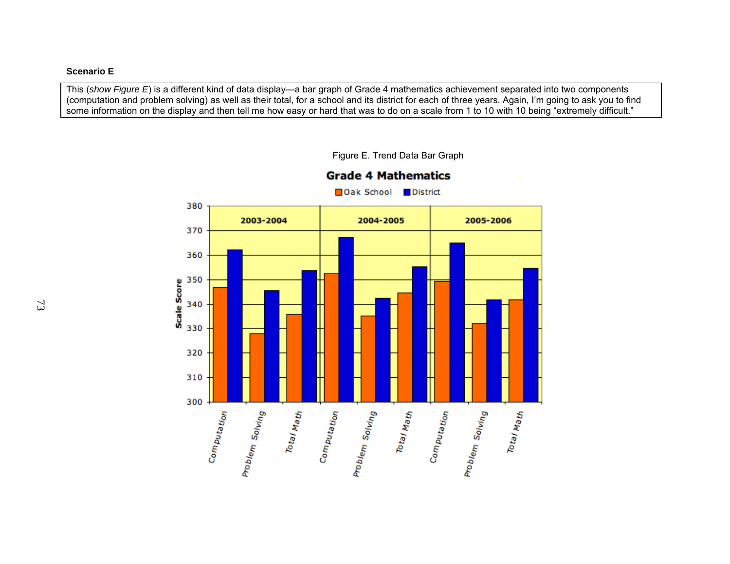**Scenario E**

This (*show Figure E*) is a different kind of data display—a bar graph of Grade 4 mathematics achievement separated into two components (computation and problem solving) as well as their total, for a school and its district for each of three years. Again, I'm going to ask you to find some information on the display and then tell me how easy or hard that was to do on a scale from 1 to 10 with 10 being "extremely difficult."

Figure E. Trend Data Bar Graph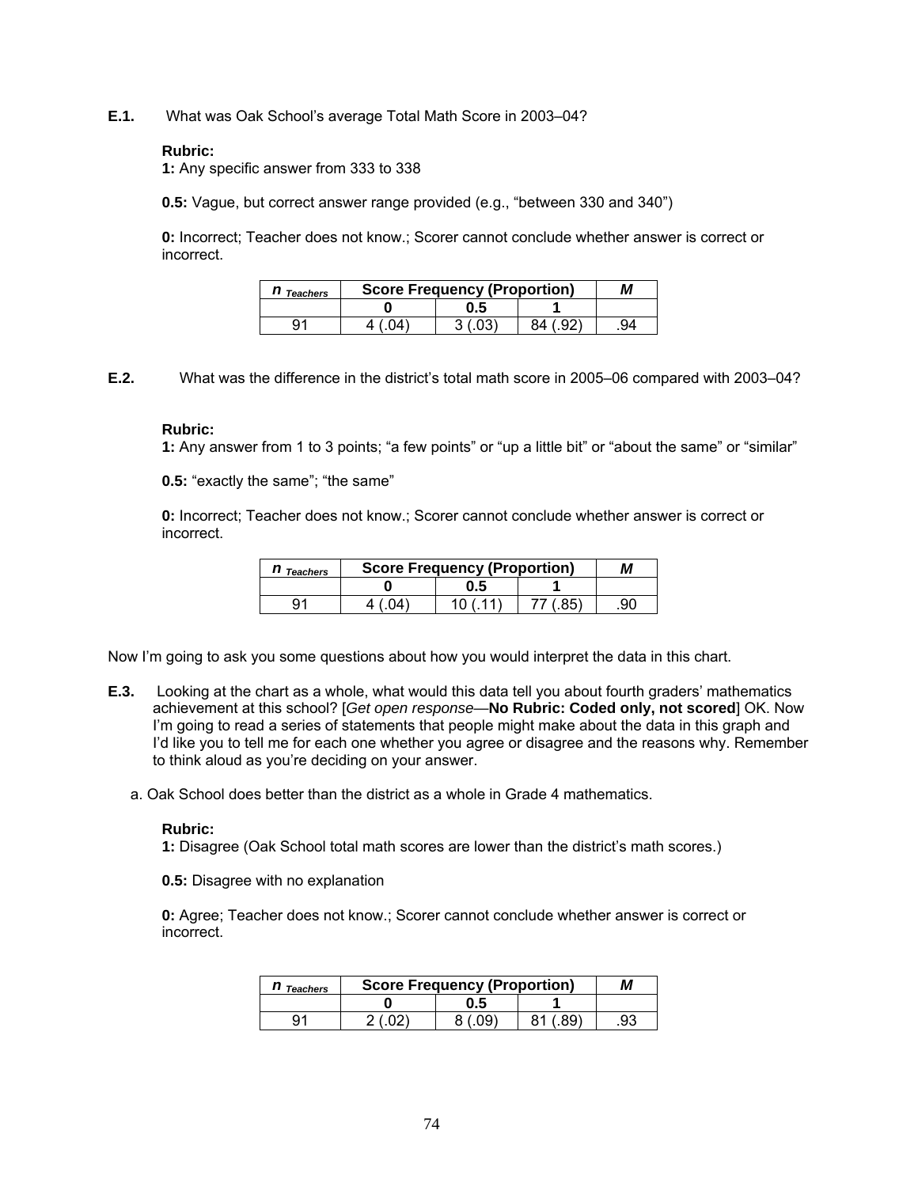**E.1.** What was Oak School's average Total Math Score in 2003–04?

**Rubric:**
**1:** Any specific answer from 333 to 338

**0.5:** Vague, but correct answer range provided (e.g., "between 330 and 340")

**0:** Incorrect; Teacher does not know.; Scorer cannot conclude whether answer is correct or incorrect.

| *n* Teachers | Score Frequency (Proportion) | | | *M* |
|---|---|---|---|---|
| | 0 | 0.5 | 1 | |
| 91 | 4 (.04) | 3 (.03) | 84 (.92) | .94 |

**E.2.** What was the difference in the district's total math score in 2005–06 compared with 2003–04?

**Rubric:**
**1:** Any answer from 1 to 3 points; "a few points" or "up a little bit" or "about the same" or "similar"

**0.5:** "exactly the same"; "the same"

**0:** Incorrect; Teacher does not know.; Scorer cannot conclude whether answer is correct or incorrect.

| *n* Teachers | Score Frequency (Proportion) | | | *M* |
|---|---|---|---|---|
| | 0 | 0.5 | 1 | |
| 91 | 4 (.04) | 10 (.11) | 77 (.85) | .90 |

Now I'm going to ask you some questions about how you would interpret the data in this chart.

**E.3.** Looking at the chart as a whole, what would this data tell you about fourth graders' mathematics achievement at this school? [*Get open response*—**No Rubric: Coded only, not scored**] OK. Now I'm going to read a series of statements that people might make about the data in this graph and I'd like you to tell me for each one whether you agree or disagree and the reasons why. Remember to think aloud as you're deciding on your answer.

a. Oak School does better than the district as a whole in Grade 4 mathematics.

**Rubric:**
**1:** Disagree (Oak School total math scores are lower than the district's math scores.)

**0.5:** Disagree with no explanation

**0:** Agree; Teacher does not know.; Scorer cannot conclude whether answer is correct or incorrect.

| *n* Teachers | Score Frequency (Proportion) | | | *M* |
|---|---|---|---|---|
| | 0 | 0.5 | 1 | |
| 91 | 2 (.02) | 8 (.09) | 81 (.89) | .93 |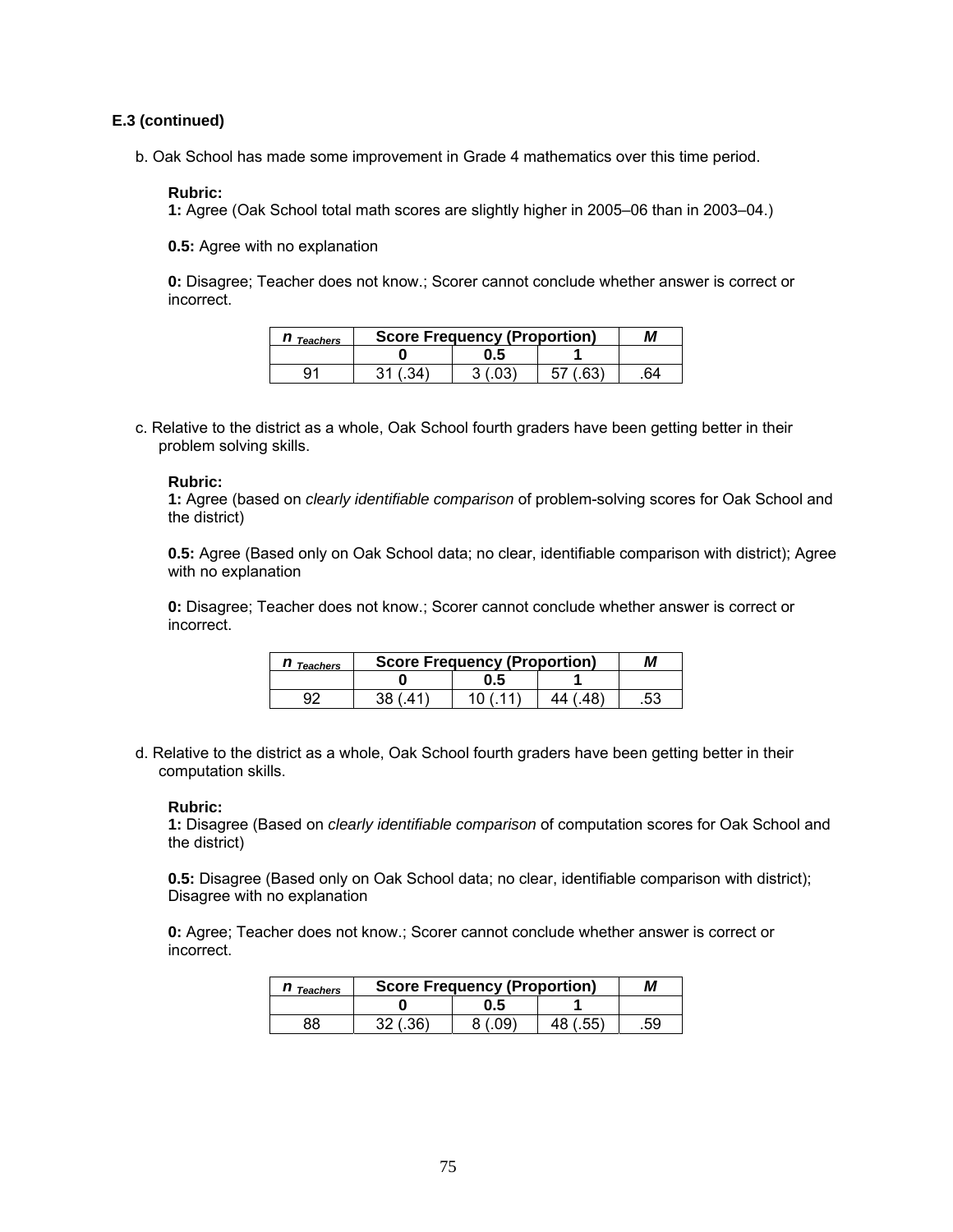**E.3 (continued)**

b. Oak School has made some improvement in Grade 4 mathematics over this time period.

**Rubric:**
**1:** Agree (Oak School total math scores are slightly higher in 2005–06 than in 2003–04.)

**0.5:** Agree with no explanation

**0:** Disagree; Teacher does not know.; Scorer cannot conclude whether answer is correct or incorrect.

| $n_{Teachers}$ | Score Frequency (Proportion) | | | *M* |
|---|---|---|---|---|
| | **0** | **0.5** | **1** | |
| 91 | 31 (.34) | 3 (.03) | 57 (.63) | .64 |

c. Relative to the district as a whole, Oak School fourth graders have been getting better in their problem solving skills.

**Rubric:**
**1:** Agree (based on *clearly identifiable comparison* of problem-solving scores for Oak School and the district)

**0.5:** Agree (Based only on Oak School data; no clear, identifiable comparison with district); Agree with no explanation

**0:** Disagree; Teacher does not know.; Scorer cannot conclude whether answer is correct or incorrect.

| $n_{Teachers}$ | Score Frequency (Proportion) | | | *M* |
|---|---|---|---|---|
| | **0** | **0.5** | **1** | |
| 92 | 38 (.41) | 10 (.11) | 44 (.48) | .53 |

d. Relative to the district as a whole, Oak School fourth graders have been getting better in their computation skills.

**Rubric:**
**1:** Disagree (Based on *clearly identifiable comparison* of computation scores for Oak School and the district)

**0.5:** Disagree (Based only on Oak School data; no clear, identifiable comparison with district); Disagree with no explanation

**0:** Agree; Teacher does not know.; Scorer cannot conclude whether answer is correct or incorrect.

| $n_{Teachers}$ | Score Frequency (Proportion) | | | *M* |
|---|---|---|---|---|
| | **0** | **0.5** | **1** | |
| 88 | 32 (.36) | 8 (.09) | 48 (.55) | .59 |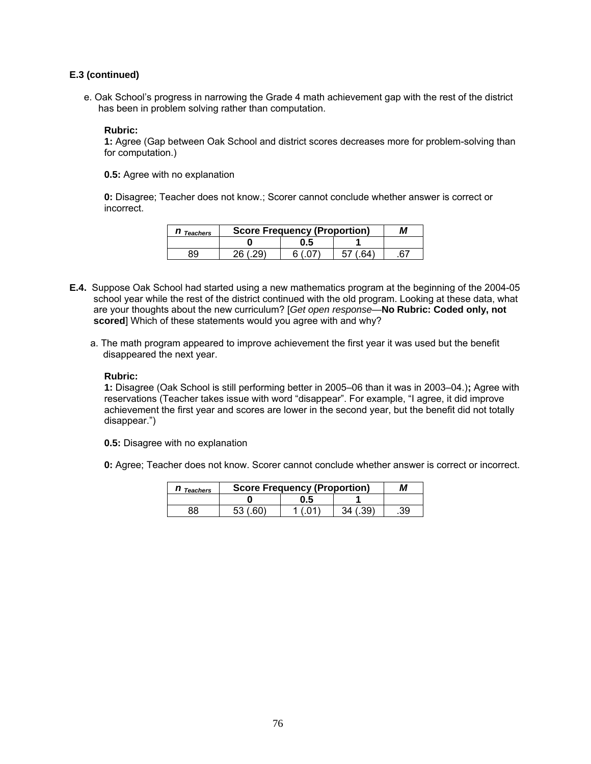**E.3 (continued)**

e. Oak School's progress in narrowing the Grade 4 math achievement gap with the rest of the district has been in problem solving rather than computation.

**Rubric:**
**1:** Agree (Gap between Oak School and district scores decreases more for problem-solving than for computation.)

**0.5:** Agree with no explanation

**0:** Disagree; Teacher does not know.; Scorer cannot conclude whether answer is correct or incorrect.

| *n* *Teachers* | Score Frequency (Proportion) | | | *M* |
|---|---|---|---|---|
| | **0** | **0.5** | **1** | |
| 89 | 26 (.29) | 6 (.07) | 57 (.64) | .67 |

**E.4.** Suppose Oak School had started using a new mathematics program at the beginning of the 2004-05 school year while the rest of the district continued with the old program. Looking at these data, what are your thoughts about the new curriculum? [*Get open response*—**No Rubric: Coded only, not scored**] Which of these statements would you agree with and why?

a. The math program appeared to improve achievement the first year it was used but the benefit disappeared the next year.

**Rubric:**
**1:** Disagree (Oak School is still performing better in 2005–06 than it was in 2003–04.)**;** Agree with reservations (Teacher takes issue with word "disappear". For example, "I agree, it did improve achievement the first year and scores are lower in the second year, but the benefit did not totally disappear.")

**0.5:** Disagree with no explanation

**0:** Agree; Teacher does not know. Scorer cannot conclude whether answer is correct or incorrect.

| *n* *Teachers* | Score Frequency (Proportion) | | | *M* |
|---|---|---|---|---|
| | **0** | **0.5** | **1** | |
| 88 | 53 (.60) | 1 (.01) | 34 (.39) | .39 |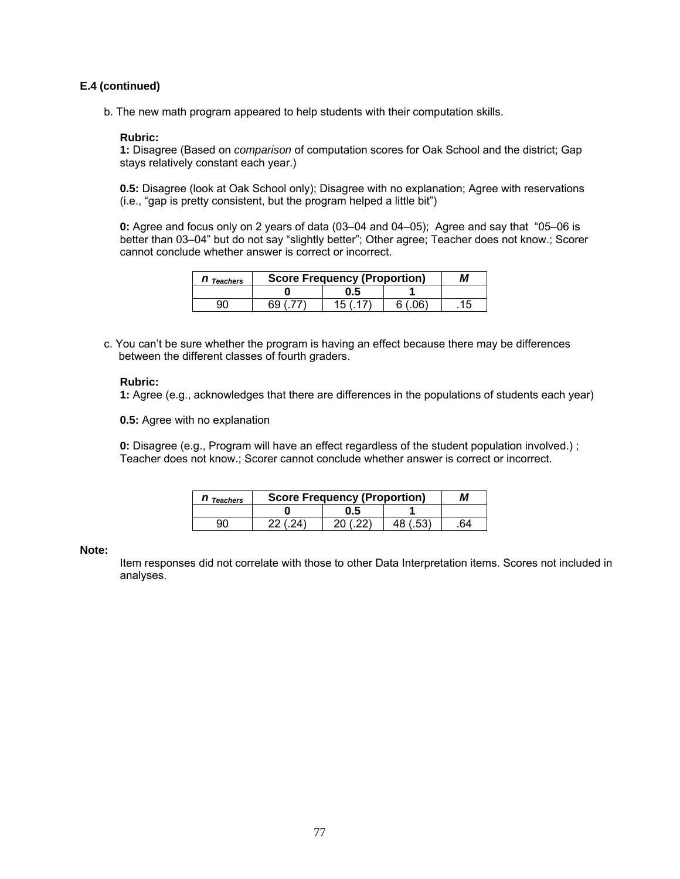**E.4 (continued)**

b. The new math program appeared to help students with their computation skills.

**Rubric:**
**1:** Disagree (Based on *comparison* of computation scores for Oak School and the district; Gap stays relatively constant each year.)

**0.5:** Disagree (look at Oak School only); Disagree with no explanation; Agree with reservations (i.e., “gap is pretty consistent, but the program helped a little bit”)

**0:** Agree and focus only on 2 years of data (03–04 and 04–05); Agree and say that “05–06 is better than 03–04” but do not say “slightly better”; Other agree; Teacher does not know.; Scorer cannot conclude whether answer is correct or incorrect.

| *n* Teachers | Score Frequency (Proportion) | | | *M* |
|---|---|---|---|---|
| | 0 | 0.5 | 1 | |
| 90 | 69 (.77) | 15 (.17) | 6 (.06) | .15 |

c. You can’t be sure whether the program is having an effect because there may be differences between the different classes of fourth graders.

**Rubric:**
**1:** Agree (e.g., acknowledges that there are differences in the populations of students each year)

**0.5:** Agree with no explanation

**0:** Disagree (e.g., Program will have an effect regardless of the student population involved.) ; Teacher does not know.; Scorer cannot conclude whether answer is correct or incorrect.

| *n* Teachers | Score Frequency (Proportion) | | | *M* |
|---|---|---|---|---|
| | 0 | 0.5 | 1 | |
| 90 | 22 (.24) | 20 (.22) | 48 (.53) | .64 |

**Note:**
Item responses did not correlate with those to other Data Interpretation items. Scores not included in analyses.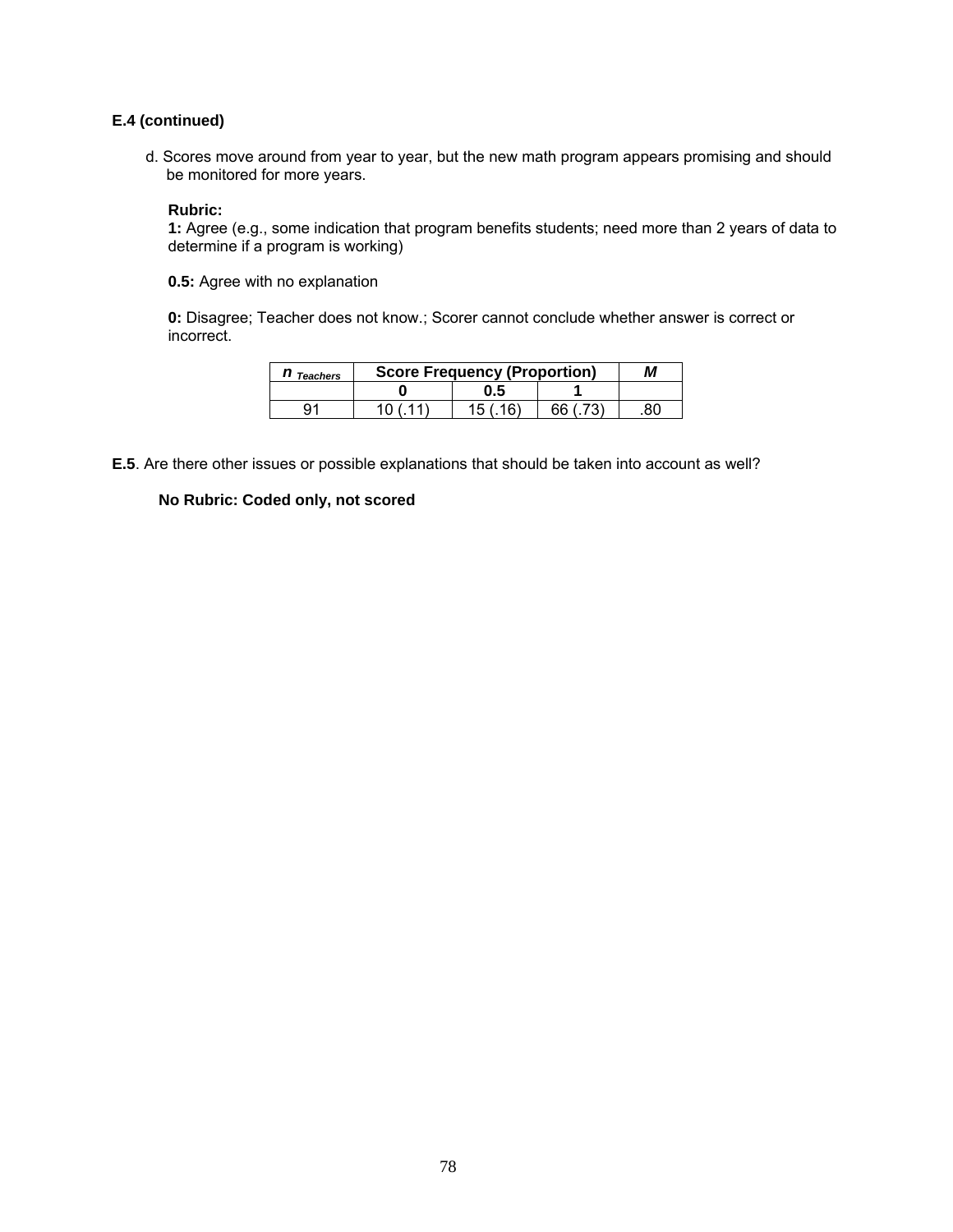**E.4 (continued)**

d. Scores move around from year to year, but the new math program appears promising and should be monitored for more years.

**Rubric:**
**1:** Agree (e.g., some indication that program benefits students; need more than 2 years of data to determine if a program is working)

**0.5:** Agree with no explanation

**0:** Disagree; Teacher does not know.; Scorer cannot conclude whether answer is correct or incorrect.

| ***n*** *Teachers* | **Score Frequency (Proportion)** | | | ***M*** |
|---|---|---|---|---|
| | **0** | **0.5** | **1** | |
| 91 | 10 (.11) | 15 (.16) | 66 (.73) | .80 |

**E.5**. Are there other issues or possible explanations that should be taken into account as well?

**No Rubric: Coded only, not scored**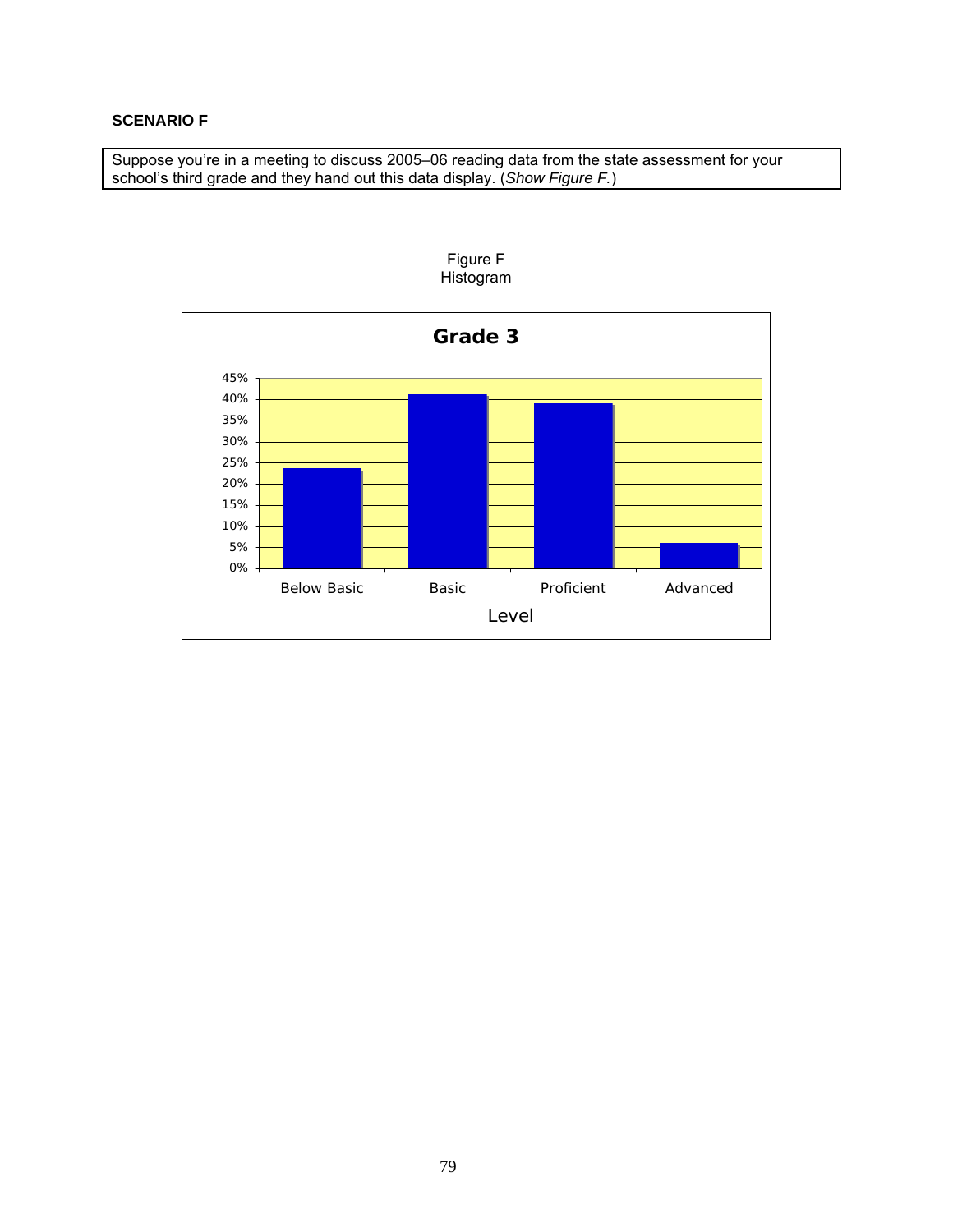**SCENARIO F**

Suppose you're in a meeting to discuss 2005–06 reading data from the state assessment for your school's third grade and they hand out this data display. (*Show Figure F.*)

Figure F
Histogram

**Grade 3**

45%
40%
35%
30%
25%
20%
15%
10%
5%
0%

Below Basic | Basic | Proficient | Advanced

Level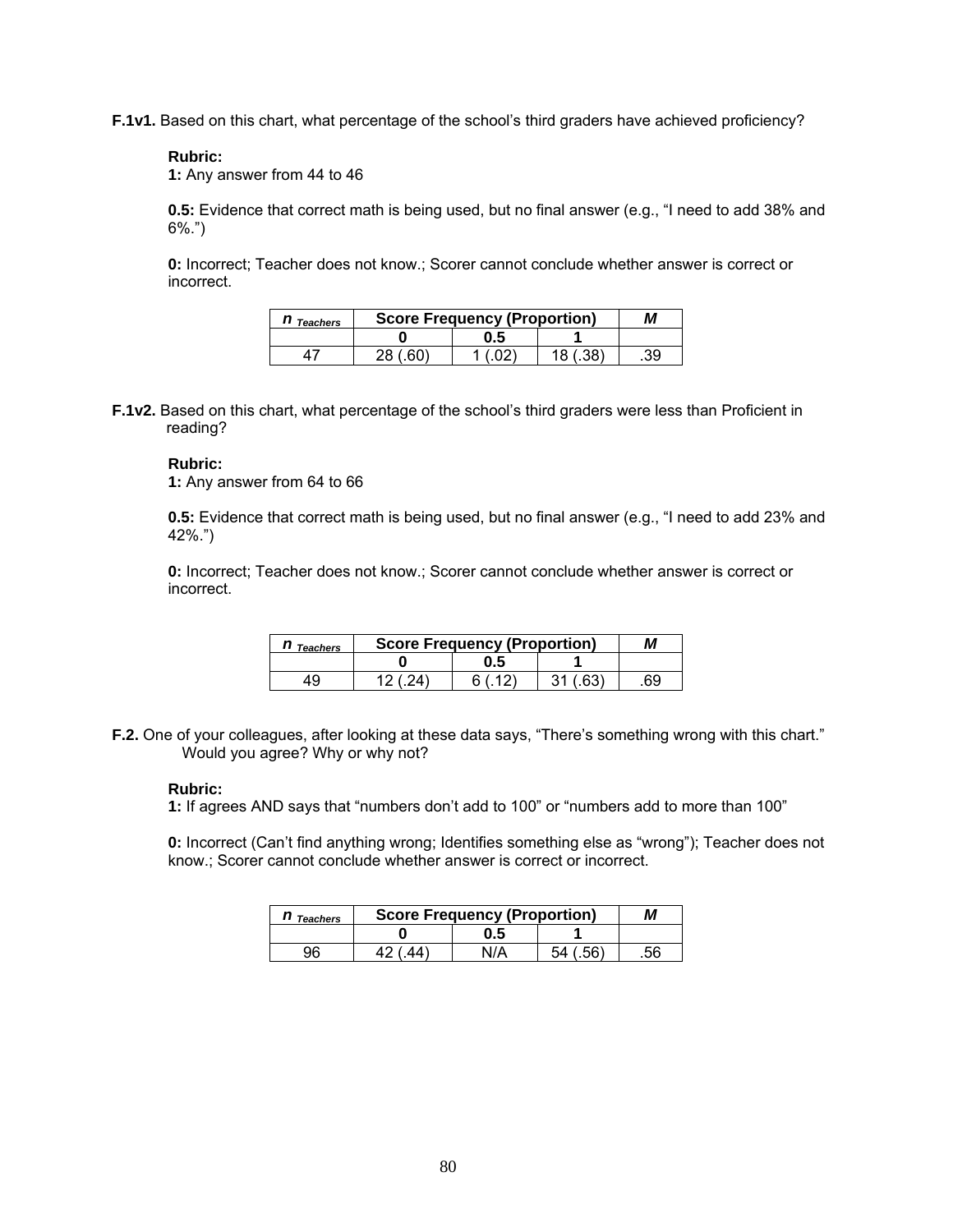**F.1v1.** Based on this chart, what percentage of the school's third graders have achieved proficiency?

**Rubric:**
**1:** Any answer from 44 to 46

**0.5:** Evidence that correct math is being used, but no final answer (e.g., "I need to add 38% and 6%.")

**0:** Incorrect; Teacher does not know.; Scorer cannot conclude whether answer is correct or incorrect.

| *n* Teachers | Score Frequency (Proportion) | | | *M* |
|---|---|---|---|---|
| | **0** | **0.5** | **1** | |
| 47 | 28 (.60) | 1 (.02) | 18 (.38) | .39 |

**F.1v2.** Based on this chart, what percentage of the school's third graders were less than Proficient in reading?

**Rubric:**
**1:** Any answer from 64 to 66

**0.5:** Evidence that correct math is being used, but no final answer (e.g., "I need to add 23% and 42%.")

**0:** Incorrect; Teacher does not know.; Scorer cannot conclude whether answer is correct or incorrect.

| *n* Teachers | Score Frequency (Proportion) | | | *M* |
|---|---|---|---|---|
| | **0** | **0.5** | **1** | |
| 49 | 12 (.24) | 6 (.12) | 31 (.63) | .69 |

**F.2.** One of your colleagues, after looking at these data says, "There's something wrong with this chart." Would you agree? Why or why not?

**Rubric:**
**1:** If agrees AND says that "numbers don't add to 100" or "numbers add to more than 100"

**0:** Incorrect (Can't find anything wrong; Identifies something else as "wrong"); Teacher does not know.; Scorer cannot conclude whether answer is correct or incorrect.

| *n* Teachers | Score Frequency (Proportion) | | | *M* |
|---|---|---|---|---|
| | **0** | **0.5** | **1** | |
| 96 | 42 (.44) | N/A | 54 (.56) | .56 |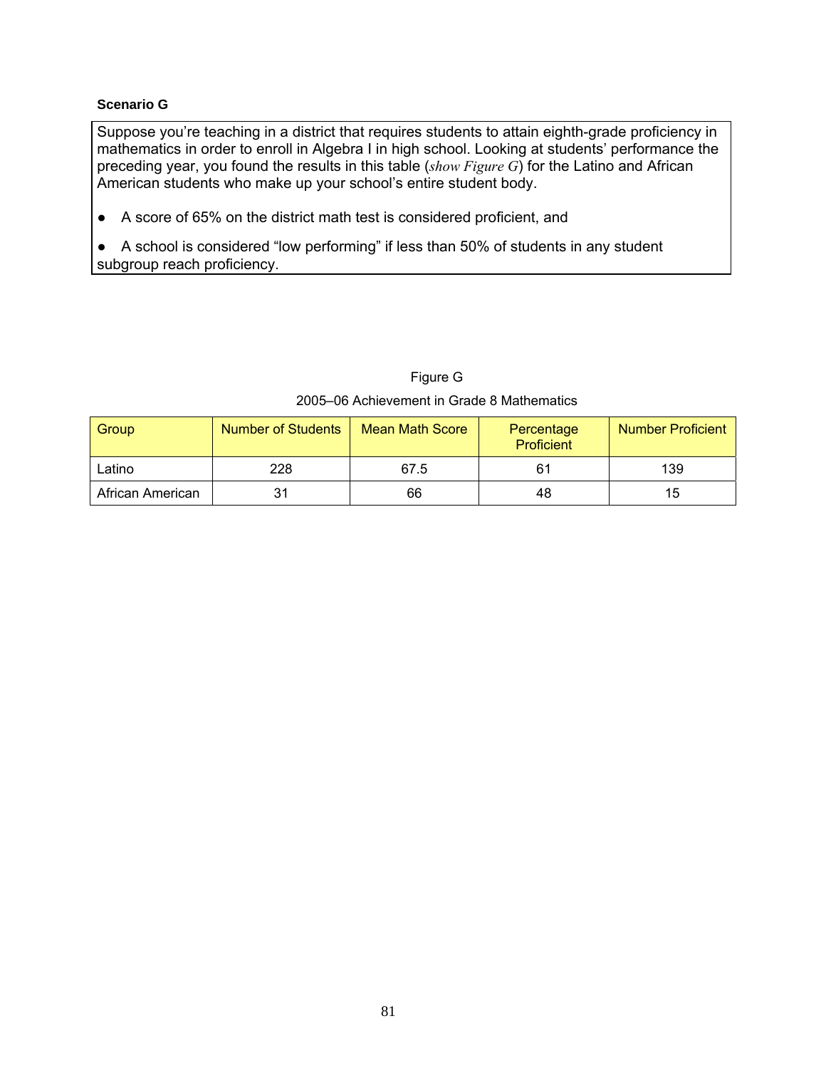**Scenario G**

Suppose you're teaching in a district that requires students to attain eighth-grade proficiency in mathematics in order to enroll in Algebra I in high school. Looking at students' performance the preceding year, you found the results in this table (*show Figure G*) for the Latino and African American students who make up your school's entire student body.

- A score of 65% on the district math test is considered proficient, and
- A school is considered "low performing" if less than 50% of students in any student subgroup reach proficiency.

Figure G

2005–06 Achievement in Grade 8 Mathematics

| Group | Number of Students | Mean Math Score | Percentage Proficient | Number Proficient |
|---|---|---|---|---|
| Latino | 228 | 67.5 | 61 | 139 |
| African American | 31 | 66 | 48 | 15 |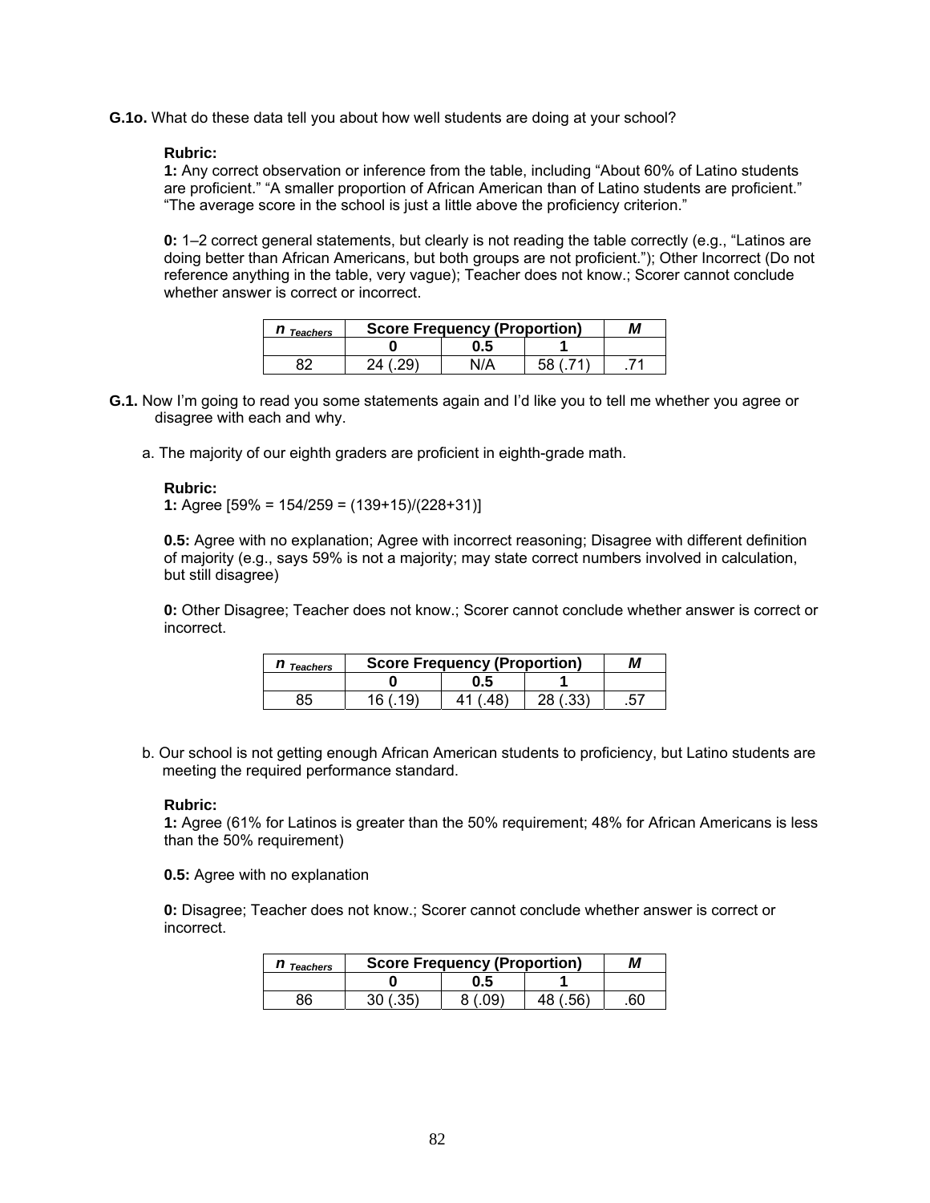**G.1o.** What do these data tell you about how well students are doing at your school?

**Rubric:**
**1:** Any correct observation or inference from the table, including "About 60% of Latino students are proficient." "A smaller proportion of African American than of Latino students are proficient." "The average score in the school is just a little above the proficiency criterion."

**0:** 1–2 correct general statements, but clearly is not reading the table correctly (e.g., "Latinos are doing better than African Americans, but both groups are not proficient."); Other Incorrect (Do not reference anything in the table, very vague); Teacher does not know.; Scorer cannot conclude whether answer is correct or incorrect.

| $n_{Teachers}$ | Score Frequency (Proportion) | | | *M* |
|---|---|---|---|---|
| | **0** | **0.5** | **1** | |
| 82 | 24 (.29) | N/A | 58 (.71) | .71 |

**G.1.** Now I'm going to read you some statements again and I'd like you to tell me whether you agree or disagree with each and why.

a. The majority of our eighth graders are proficient in eighth-grade math.

**Rubric:**
**1:** Agree [59% = 154/259 = (139+15)/(228+31)]

**0.5:** Agree with no explanation; Agree with incorrect reasoning; Disagree with different definition of majority (e.g., says 59% is not a majority; may state correct numbers involved in calculation, but still disagree)

**0:** Other Disagree; Teacher does not know.; Scorer cannot conclude whether answer is correct or incorrect.

| $n_{Teachers}$ | Score Frequency (Proportion) | | | *M* |
|---|---|---|---|---|
| | **0** | **0.5** | **1** | |
| 85 | 16 (.19) | 41 (.48) | 28 (.33) | .57 |

b. Our school is not getting enough African American students to proficiency, but Latino students are meeting the required performance standard.

**Rubric:**
**1:** Agree (61% for Latinos is greater than the 50% requirement; 48% for African Americans is less than the 50% requirement)

**0.5:** Agree with no explanation

**0:** Disagree; Teacher does not know.; Scorer cannot conclude whether answer is correct or incorrect.

| $n_{Teachers}$ | Score Frequency (Proportion) | | | *M* |
|---|---|---|---|---|
| | **0** | **0.5** | **1** | |
| 86 | 30 (.35) | 8 (.09) | 48 (.56) | .60 |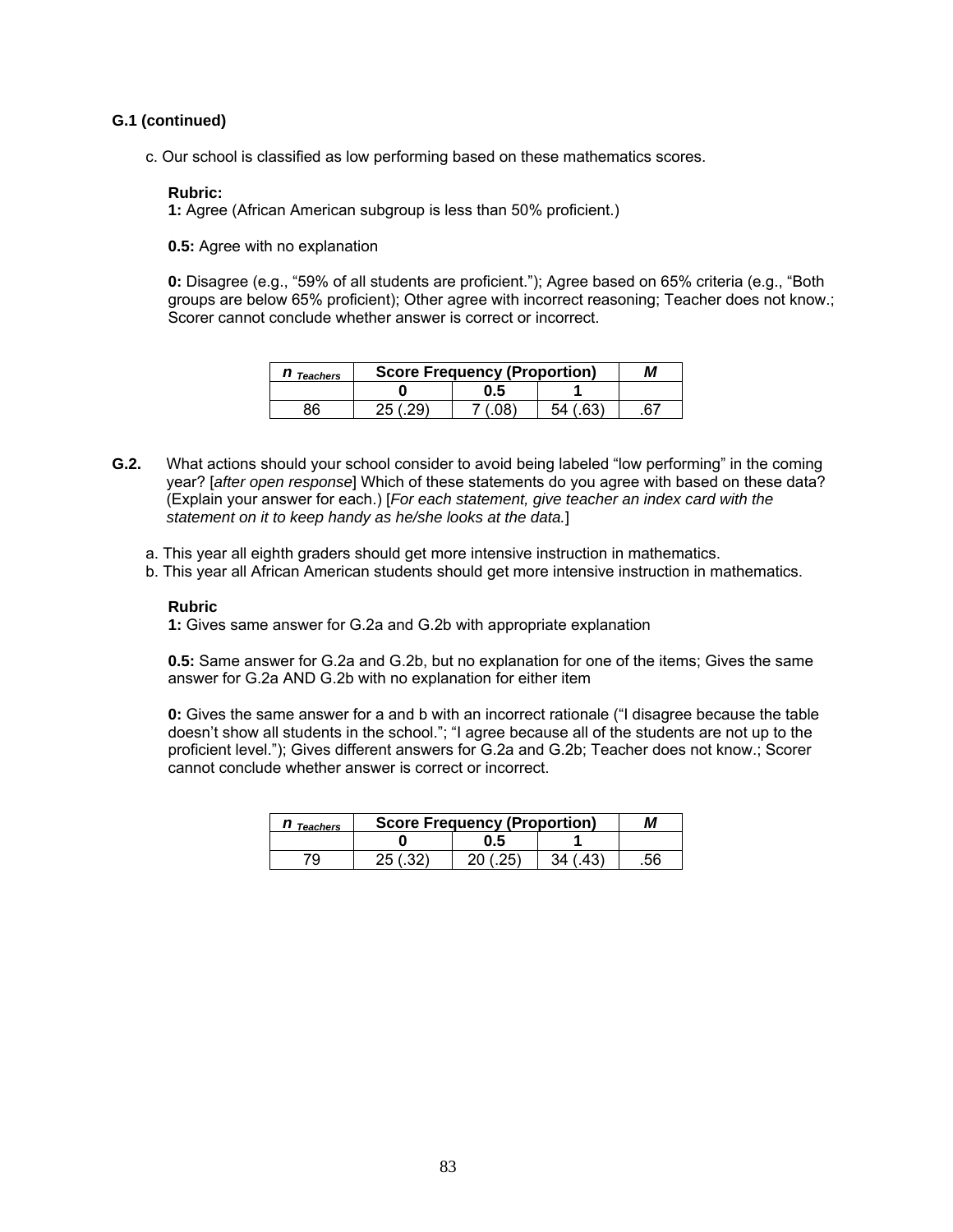**G.1 (continued)**

c. Our school is classified as low performing based on these mathematics scores.

**Rubric:**
**1:** Agree (African American subgroup is less than 50% proficient.)

**0.5:** Agree with no explanation

**0:** Disagree (e.g., "59% of all students are proficient."); Agree based on 65% criteria (e.g., "Both groups are below 65% proficient); Other agree with incorrect reasoning; Teacher does not know.; Scorer cannot conclude whether answer is correct or incorrect.

| $n_{Teachers}$ | Score Frequency (Proportion) | | | *M* |
|---|---|---|---|---|
| | **0** | **0.5** | **1** | |
| 86 | 25 (.29) | 7 (.08) | 54 (.63) | .67 |

**G.2.** What actions should your school consider to avoid being labeled "low performing" in the coming year? [*after open response*] Which of these statements do you agree with based on these data? (Explain your answer for each.) [*For each statement, give teacher an index card with the statement on it to keep handy as he/she looks at the data.*]

a. This year all eighth graders should get more intensive instruction in mathematics.
b. This year all African American students should get more intensive instruction in mathematics.

**Rubric**
**1:** Gives same answer for G.2a and G.2b with appropriate explanation

**0.5:** Same answer for G.2a and G.2b, but no explanation for one of the items; Gives the same answer for G.2a AND G.2b with no explanation for either item

**0:** Gives the same answer for a and b with an incorrect rationale ("I disagree because the table doesn't show all students in the school."; "I agree because all of the students are not up to the proficient level."); Gives different answers for G.2a and G.2b; Teacher does not know.; Scorer cannot conclude whether answer is correct or incorrect.

| $n_{Teachers}$ | Score Frequency (Proportion) | | | *M* |
|---|---|---|---|---|
| | **0** | **0.5** | **1** | |
| 79 | 25 (.32) | 20 (.25) | 34 (.43) | .56 |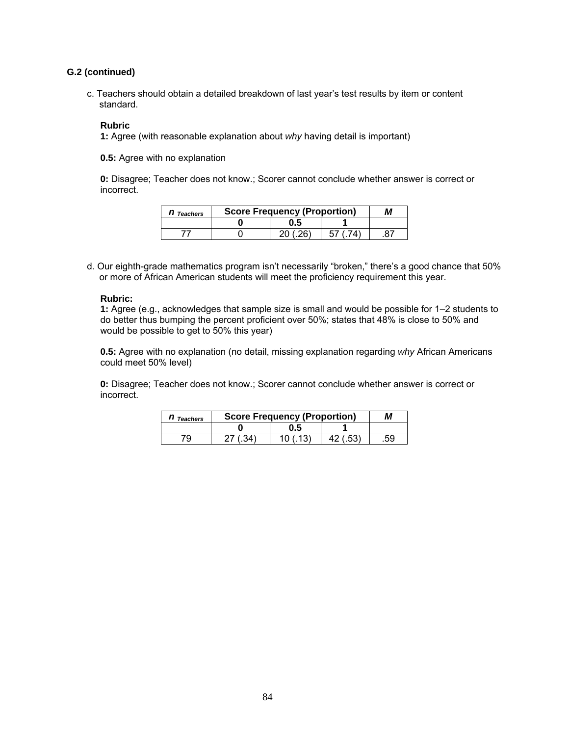**G.2 (continued)**

c. Teachers should obtain a detailed breakdown of last year's test results by item or content standard.

**Rubric**

**1:** Agree (with reasonable explanation about *why* having detail is important)

**0.5:** Agree with no explanation

**0:** Disagree; Teacher does not know.; Scorer cannot conclude whether answer is correct or incorrect.

| $n_{Teachers}$ | Score Frequency (Proportion) | | | *M* |
|---|---|---|---|---|
| | **0** | **0.5** | **1** | |
| 77 | 0 | 20 (.26) | 57 (.74) | .87 |

d. Our eighth-grade mathematics program isn't necessarily "broken," there's a good chance that 50% or more of African American students will meet the proficiency requirement this year.

**Rubric:**

**1:** Agree (e.g., acknowledges that sample size is small and would be possible for 1–2 students to do better thus bumping the percent proficient over 50%; states that 48% is close to 50% and would be possible to get to 50% this year)

**0.5:** Agree with no explanation (no detail, missing explanation regarding *why* African Americans could meet 50% level)

**0:** Disagree; Teacher does not know.; Scorer cannot conclude whether answer is correct or incorrect.

| $n_{Teachers}$ | Score Frequency (Proportion) | | | *M* |
|---|---|---|---|---|
| | **0** | **0.5** | **1** | |
| 79 | 27 (.34) | 10 (.13) | 42 (.53) | .59 |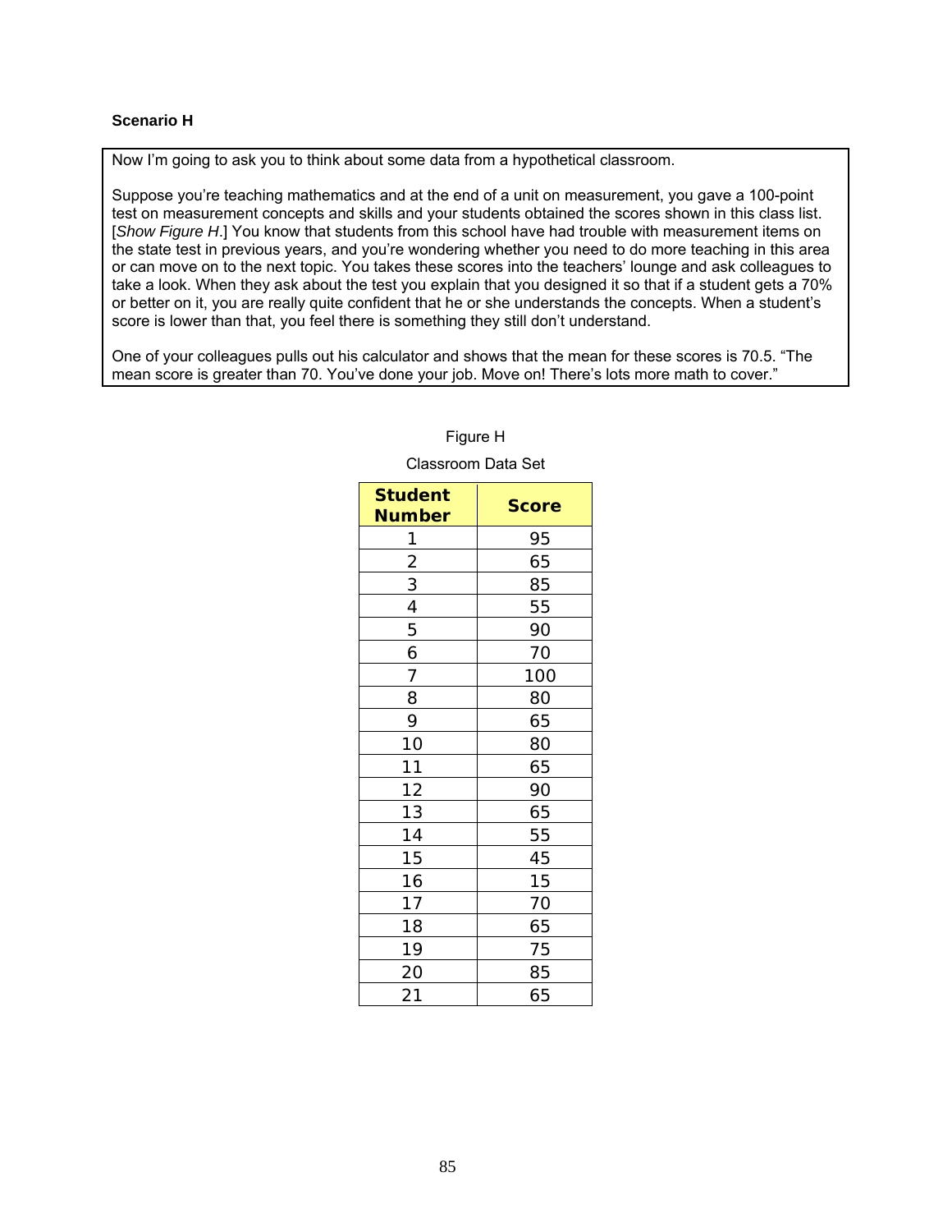**Scenario H**

Now I'm going to ask you to think about some data from a hypothetical classroom.

Suppose you're teaching mathematics and at the end of a unit on measurement, you gave a 100-point test on measurement concepts and skills and your students obtained the scores shown in this class list. [*Show Figure H*.] You know that students from this school have had trouble with measurement items on the state test in previous years, and you're wondering whether you need to do more teaching in this area or can move on to the next topic. You takes these scores into the teachers' lounge and ask colleagues to take a look. When they ask about the test you explain that you designed it so that if a student gets a 70% or better on it, you are really quite confident that he or she understands the concepts. When a student's score is lower than that, you feel there is something they still don't understand.

One of your colleagues pulls out his calculator and shows that the mean for these scores is 70.5. "The mean score is greater than 70. You've done your job. Move on! There's lots more math to cover."

Figure H

Classroom Data Set

| Student Number | Score |
|---|---|
| 1 | 95 |
| 2 | 65 |
| 3 | 85 |
| 4 | 55 |
| 5 | 90 |
| 6 | 70 |
| 7 | 100 |
| 8 | 80 |
| 9 | 65 |
| 10 | 80 |
| 11 | 65 |
| 12 | 90 |
| 13 | 65 |
| 14 | 55 |
| 15 | 45 |
| 16 | 15 |
| 17 | 70 |
| 18 | 65 |
| 19 | 75 |
| 20 | 85 |
| 21 | 65 |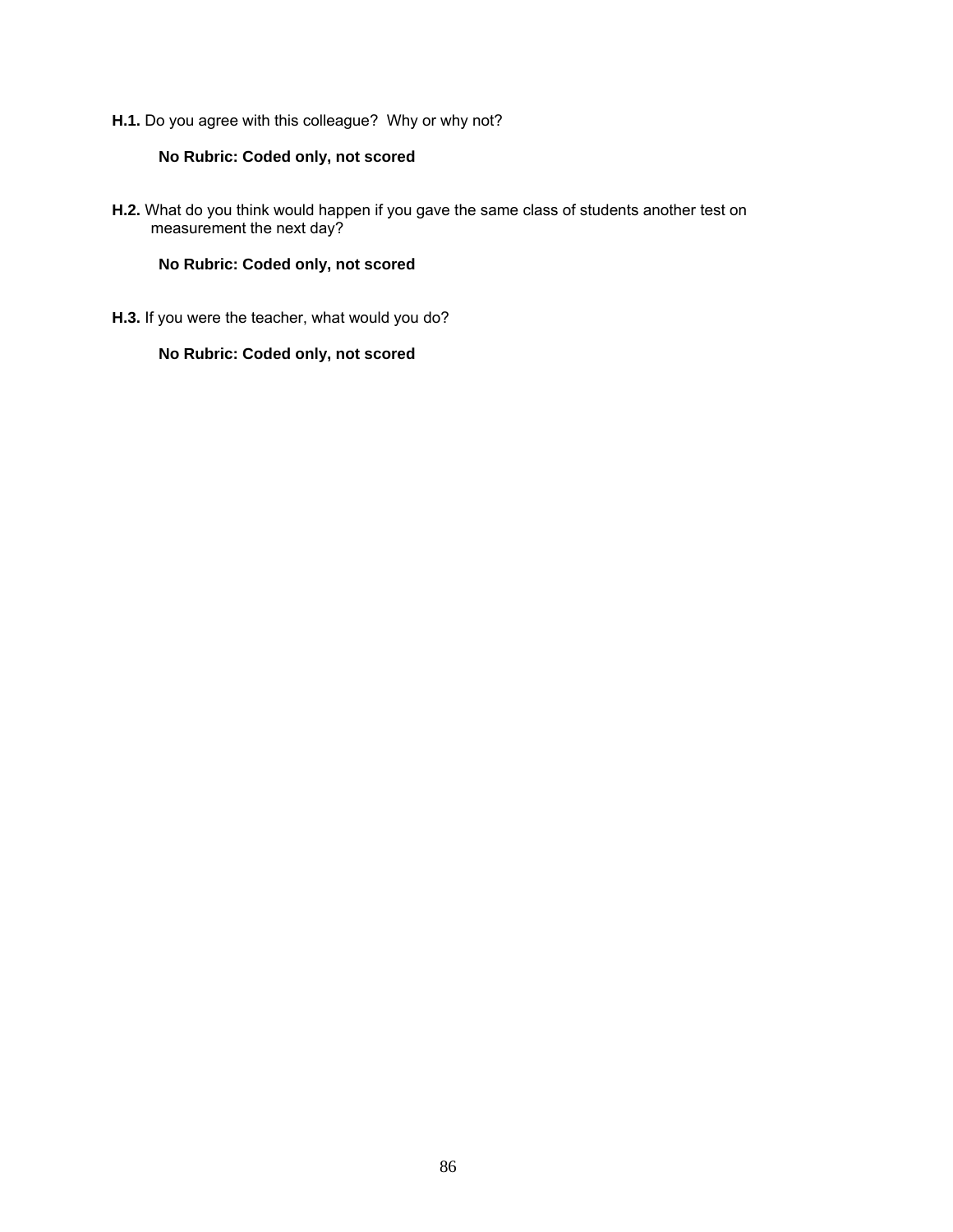**H.1.** Do you agree with this colleague? Why or why not?

**No Rubric: Coded only, not scored**

**H.2.** What do you think would happen if you gave the same class of students another test on measurement the next day?

**No Rubric: Coded only, not scored**

**H.3.** If you were the teacher, what would you do?

**No Rubric: Coded only, not scored**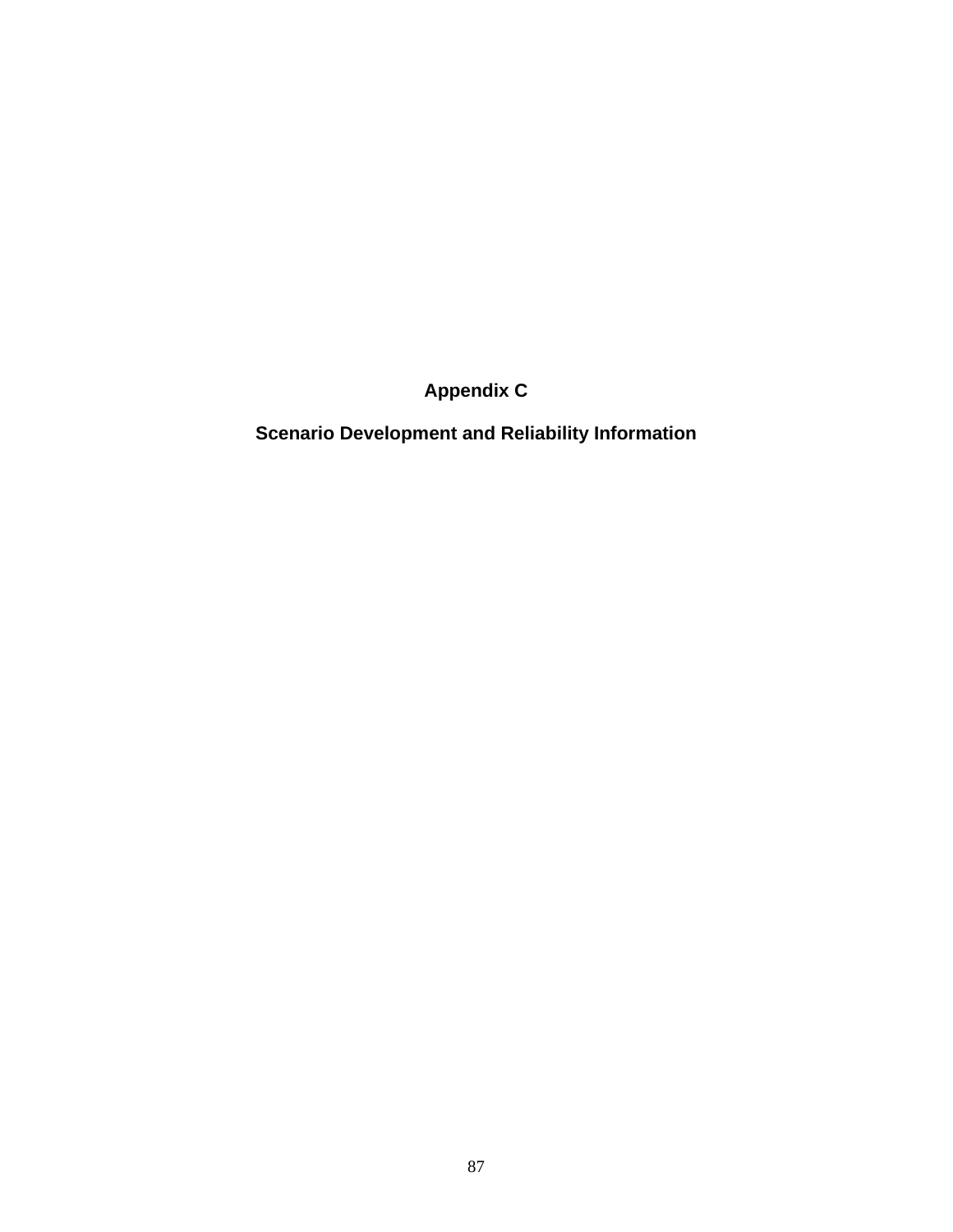# Appendix C

## Scenario Development and Reliability Information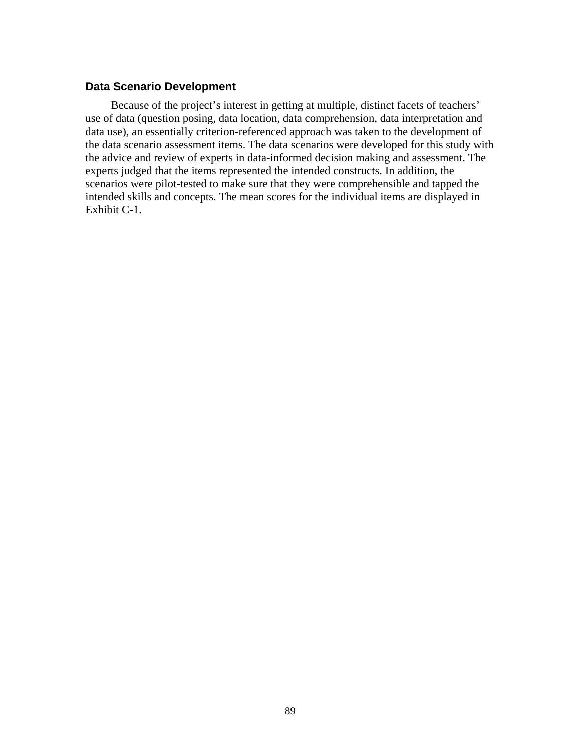### Data Scenario Development

Because of the project's interest in getting at multiple, distinct facets of teachers' use of data (question posing, data location, data comprehension, data interpretation and data use), an essentially criterion-referenced approach was taken to the development of the data scenario assessment items. The data scenarios were developed for this study with the advice and review of experts in data-informed decision making and assessment. The experts judged that the items represented the intended constructs. In addition, the scenarios were pilot-tested to make sure that they were comprehensible and tapped the intended skills and concepts. The mean scores for the individual items are displayed in Exhibit C-1.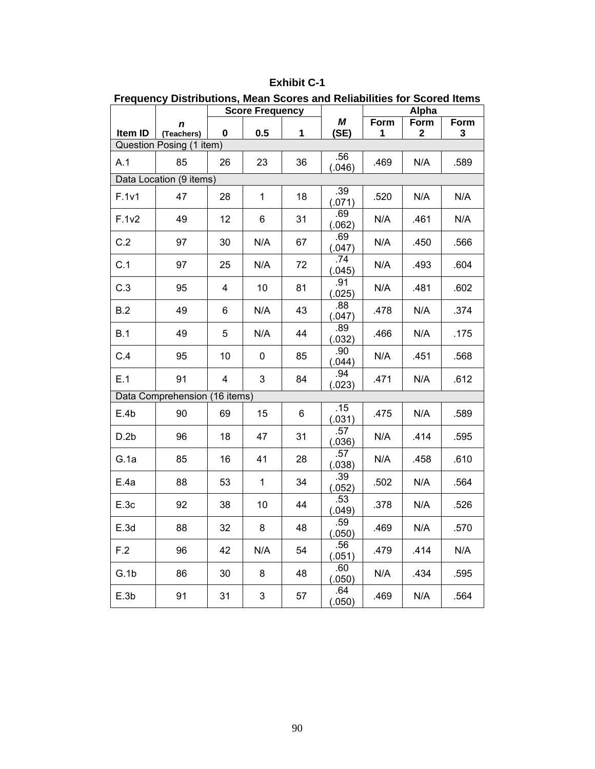**Exhibit C-1**

**Frequency Distributions, Mean Scores and Reliabilities for Scored Items**

| Item ID | *n* (Teachers) | Score Frequency | | | *M* (SE) | Alpha | | |
|---|---|---|---|---|---|---|---|---|
| | | 0 | 0.5 | 1 | | Form 1 | Form 2 | Form 3 |
| Question Posing (1 item) | | | | | | | | |
| A.1 | 85 | 26 | 23 | 36 | .56 (.046) | .469 | N/A | .589 |
| Data Location (9 items) | | | | | | | | |
| F.1v1 | 47 | 28 | 1 | 18 | .39 (.071) | .520 | N/A | N/A |
| F.1v2 | 49 | 12 | 6 | 31 | .69 (.062) | N/A | .461 | N/A |
| C.2 | 97 | 30 | N/A | 67 | .69 (.047) | N/A | .450 | .566 |
| C.1 | 97 | 25 | N/A | 72 | .74 (.045) | N/A | .493 | .604 |
| C.3 | 95 | 4 | 10 | 81 | .91 (.025) | N/A | .481 | .602 |
| B.2 | 49 | 6 | N/A | 43 | .88 (.047) | .478 | N/A | .374 |
| B.1 | 49 | 5 | N/A | 44 | .89 (.032) | .466 | N/A | .175 |
| C.4 | 95 | 10 | 0 | 85 | .90 (.044) | N/A | .451 | .568 |
| E.1 | 91 | 4 | 3 | 84 | .94 (.023) | .471 | N/A | .612 |
| Data Comprehension (16 items) | | | | | | | | |
| E.4b | 90 | 69 | 15 | 6 | .15 (.031) | .475 | N/A | .589 |
| D.2b | 96 | 18 | 47 | 31 | .57 (.036) | N/A | .414 | .595 |
| G.1a | 85 | 16 | 41 | 28 | .57 (.038) | N/A | .458 | .610 |
| E.4a | 88 | 53 | 1 | 34 | .39 (.052) | .502 | N/A | .564 |
| E.3c | 92 | 38 | 10 | 44 | .53 (.049) | .378 | N/A | .526 |
| E.3d | 88 | 32 | 8 | 48 | .59 (.050) | .469 | N/A | .570 |
| F.2 | 96 | 42 | N/A | 54 | .56 (.051) | .479 | .414 | N/A |
| G.1b | 86 | 30 | 8 | 48 | .60 (.050) | N/A | .434 | .595 |
| E.3b | 91 | 31 | 3 | 57 | .64 (.050) | .469 | N/A | .564 |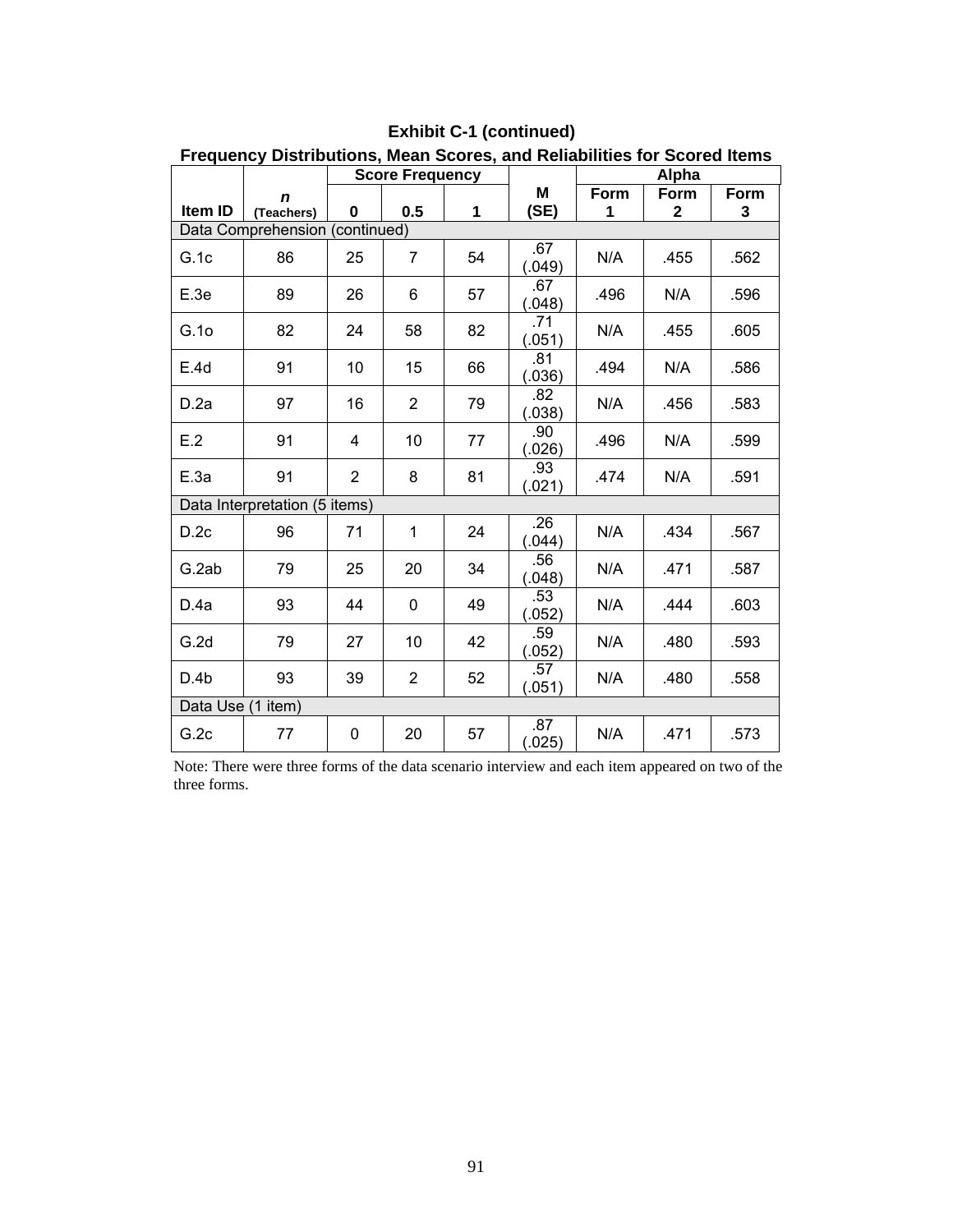**Exhibit C-1 (continued)**

**Frequency Distributions, Mean Scores, and Reliabilities for Scored Items**

| Item ID | *n* (Teachers) | Score Frequency | | | M (SE) | Alpha | | |
|---|---|---|---|---|---|---|---|---|
| | | 0 | 0.5 | 1 | | Form 1 | Form 2 | Form 3 |
| Data Comprehension (continued) | | | | | | | | |
| G.1c | 86 | 25 | 7 | 54 | .67 (.049) | N/A | .455 | .562 |
| E.3e | 89 | 26 | 6 | 57 | .67 (.048) | .496 | N/A | .596 |
| G.1o | 82 | 24 | 58 | 82 | .71 (.051) | N/A | .455 | .605 |
| E.4d | 91 | 10 | 15 | 66 | .81 (.036) | .494 | N/A | .586 |
| D.2a | 97 | 16 | 2 | 79 | .82 (.038) | N/A | .456 | .583 |
| E.2 | 91 | 4 | 10 | 77 | .90 (.026) | .496 | N/A | .599 |
| E.3a | 91 | 2 | 8 | 81 | .93 (.021) | .474 | N/A | .591 |
| Data Interpretation (5 items) | | | | | | | | |
| D.2c | 96 | 71 | 1 | 24 | .26 (.044) | N/A | .434 | .567 |
| G.2ab | 79 | 25 | 20 | 34 | .56 (.048) | N/A | .471 | .587 |
| D.4a | 93 | 44 | 0 | 49 | .53 (.052) | N/A | .444 | .603 |
| G.2d | 79 | 27 | 10 | 42 | .59 (.052) | N/A | .480 | .593 |
| D.4b | 93 | 39 | 2 | 52 | .57 (.051) | N/A | .480 | .558 |
| Data Use (1 item) | | | | | | | | |
| G.2c | 77 | 0 | 20 | 57 | .87 (.025) | N/A | .471 | .573 |

Note: There were three forms of the data scenario interview and each item appeared on two of the three forms.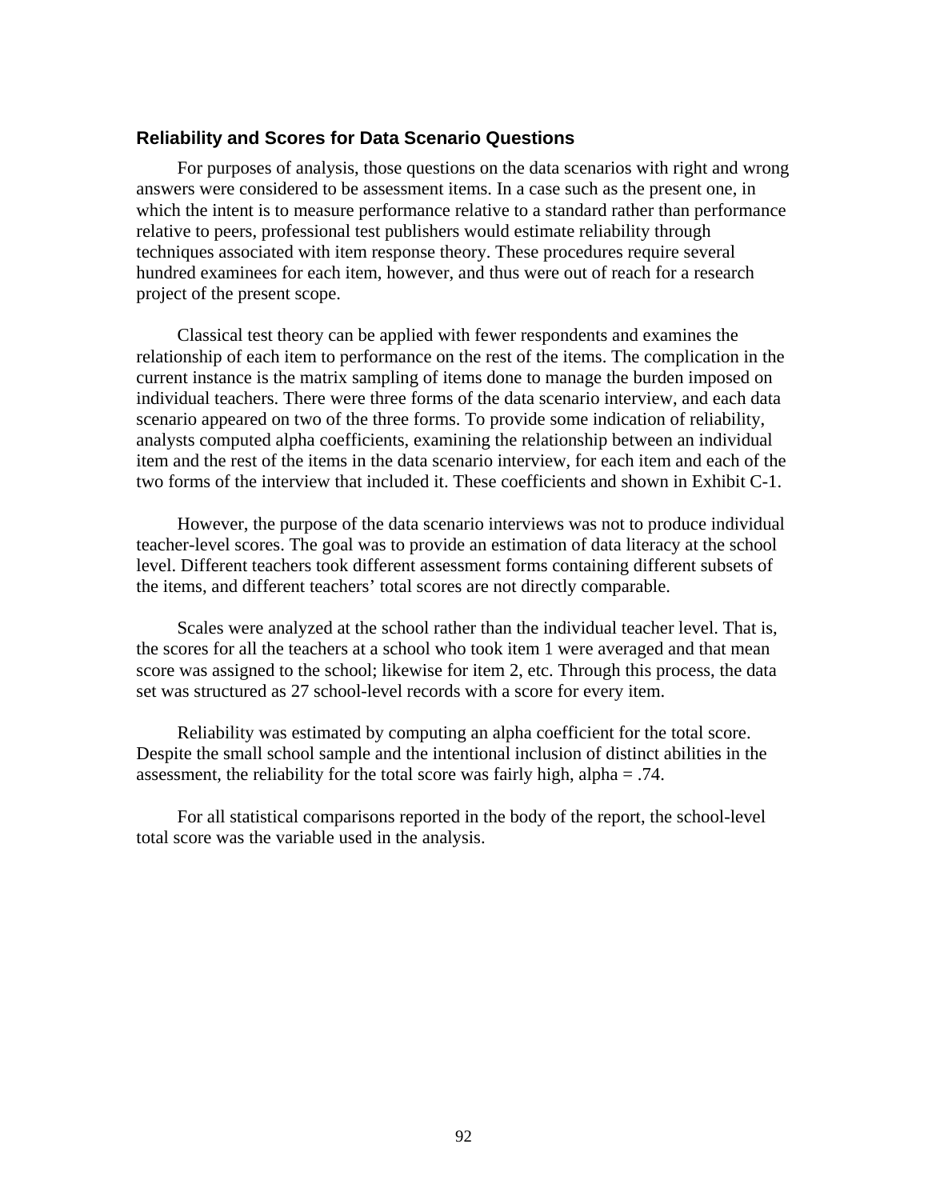### Reliability and Scores for Data Scenario Questions

For purposes of analysis, those questions on the data scenarios with right and wrong answers were considered to be assessment items. In a case such as the present one, in which the intent is to measure performance relative to a standard rather than performance relative to peers, professional test publishers would estimate reliability through techniques associated with item response theory. These procedures require several hundred examinees for each item, however, and thus were out of reach for a research project of the present scope.

Classical test theory can be applied with fewer respondents and examines the relationship of each item to performance on the rest of the items. The complication in the current instance is the matrix sampling of items done to manage the burden imposed on individual teachers. There were three forms of the data scenario interview, and each data scenario appeared on two of the three forms. To provide some indication of reliability, analysts computed alpha coefficients, examining the relationship between an individual item and the rest of the items in the data scenario interview, for each item and each of the two forms of the interview that included it. These coefficients and shown in Exhibit C-1.

However, the purpose of the data scenario interviews was not to produce individual teacher-level scores. The goal was to provide an estimation of data literacy at the school level. Different teachers took different assessment forms containing different subsets of the items, and different teachers' total scores are not directly comparable.

Scales were analyzed at the school rather than the individual teacher level. That is, the scores for all the teachers at a school who took item 1 were averaged and that mean score was assigned to the school; likewise for item 2, etc. Through this process, the data set was structured as 27 school-level records with a score for every item.

Reliability was estimated by computing an alpha coefficient for the total score. Despite the small school sample and the intentional inclusion of distinct abilities in the assessment, the reliability for the total score was fairly high, alpha = .74.

For all statistical comparisons reported in the body of the report, the school-level total score was the variable used in the analysis.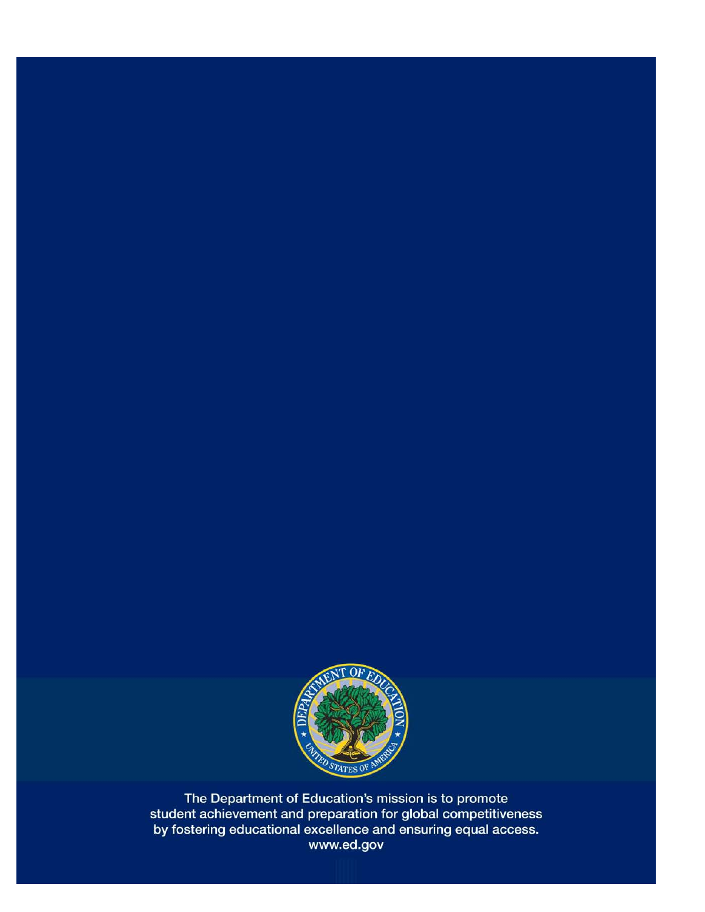The Department of Education's mission is to promote student achievement and preparation for global competitiveness by fostering educational excellence and ensuring equal access.

www.ed.gov